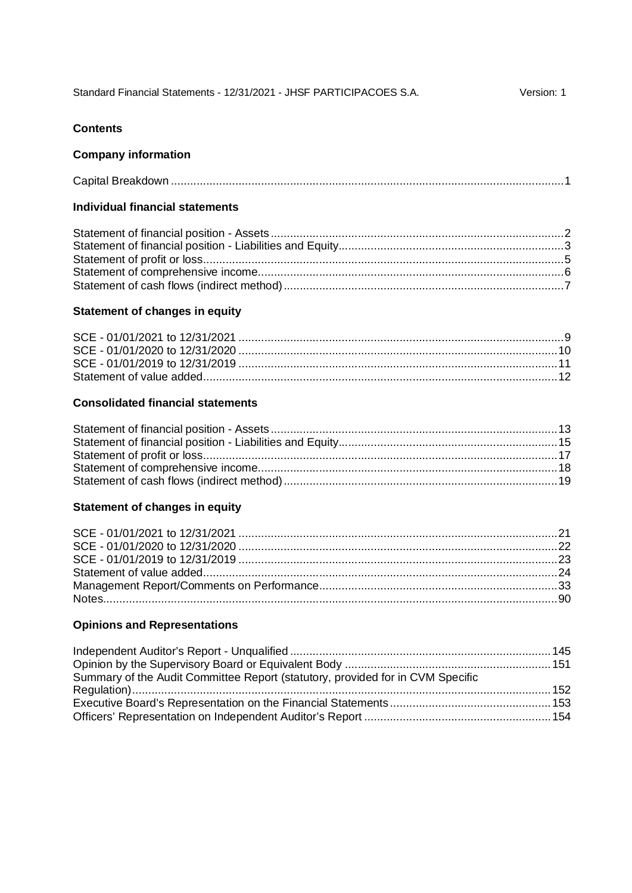## Contents

### Company information

| | |
|---|---|
| Capital Breakdown | 1 |

### Individual financial statements

| | |
|---|---|
| Statement of financial position - Assets | 2 |
| Statement of financial position - Liabilities and Equity | 3 |
| Statement of profit or loss | 5 |
| Statement of comprehensive income | 6 |
| Statement of cash flows (indirect method) | 7 |

### Statement of changes in equity

| | |
|---|---|
| SCE - 01/01/2021 to 12/31/2021 | 9 |
| SCE - 01/01/2020 to 12/31/2020 | 10 |
| SCE - 01/01/2019 to 12/31/2019 | 11 |
| Statement of value added | 12 |

### Consolidated financial statements

| | |
|---|---|
| Statement of financial position - Assets | 13 |
| Statement of financial position - Liabilities and Equity | 15 |
| Statement of profit or loss | 17 |
| Statement of comprehensive income | 18 |
| Statement of cash flows (indirect method) | 19 |

### Statement of changes in equity

| | |
|---|---|
| SCE - 01/01/2021 to 12/31/2021 | 21 |
| SCE - 01/01/2020 to 12/31/2020 | 22 |
| SCE - 01/01/2019 to 12/31/2019 | 23 |
| Statement of value added | 24 |
| Management Report/Comments on Performance | 33 |
| Notes | 90 |

### Opinions and Representations

| | |
|---|---|
| Independent Auditor's Report - Unqualified | 145 |
| Opinion by the Supervisory Board or Equivalent Body | 151 |
| Summary of the Audit Committee Report (statutory, provided for in CVM Specific Regulation) | 152 |
| Executive Board's Representation on the Financial Statements | 153 |
| Officers' Representation on Independent Auditor's Report | 154 |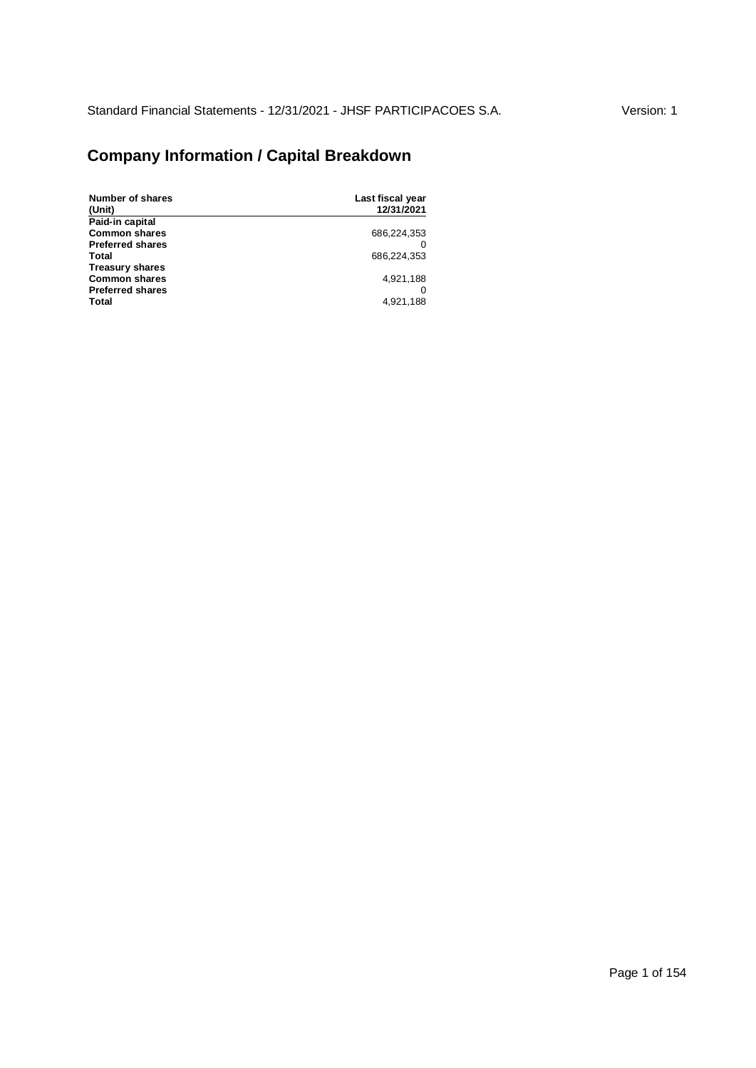## Company Information / Capital Breakdown

| Number of shares (Unit) | Last fiscal year 12/31/2021 |
|---|---|
| **Paid-in capital** | |
| **Common shares** | 686,224,353 |
| **Preferred shares** | 0 |
| **Total** | 686,224,353 |
| **Treasury shares** | |
| **Common shares** | 4,921,188 |
| **Preferred shares** | 0 |
| **Total** | 4,921,188 |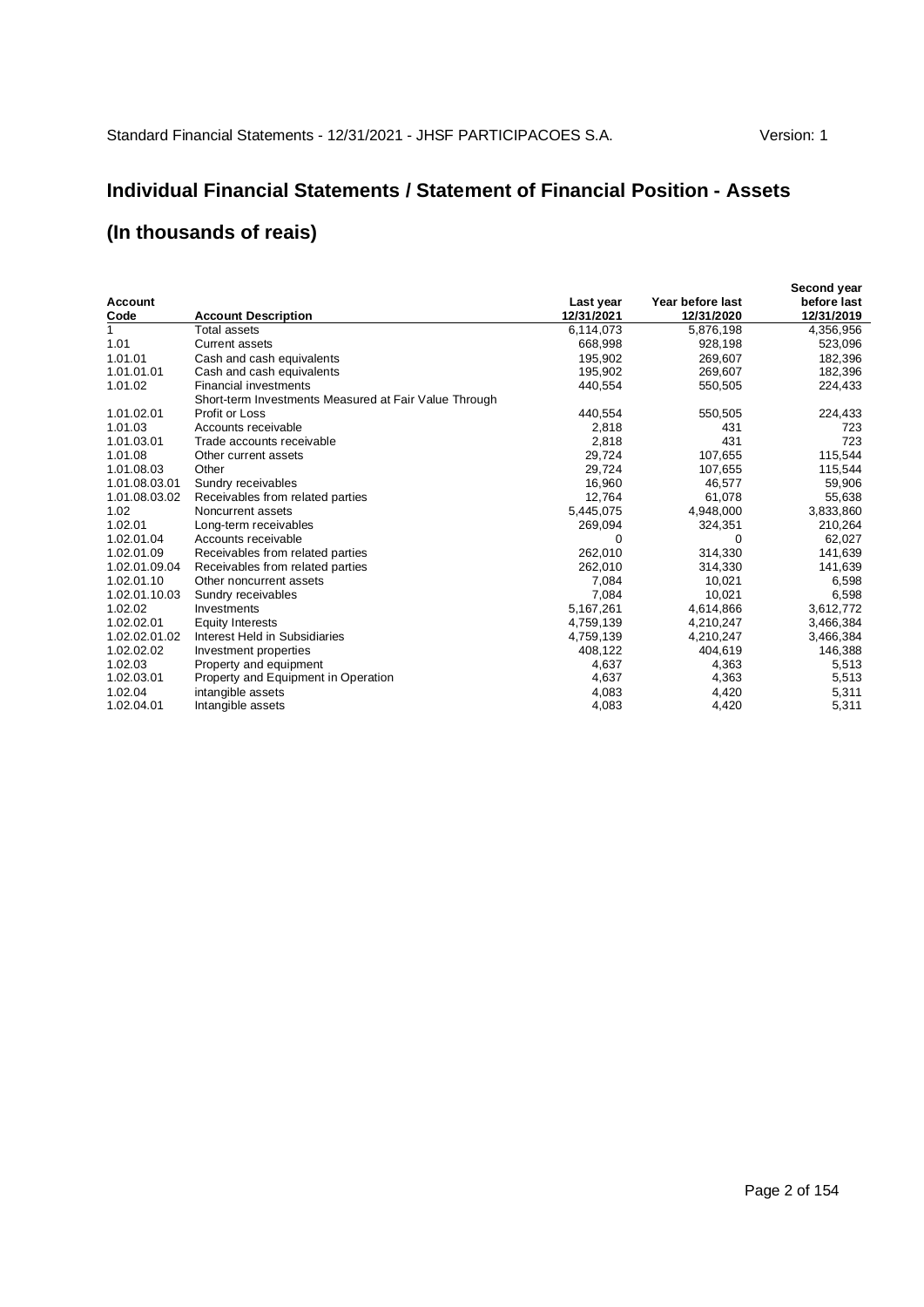Standard Financial Statements - 12/31/2021 - JHSF PARTICIPACOES S.A. Version: 1

# Individual Financial Statements / Statement of Financial Position - Assets

# (In thousands of reais)

| Account Code | Account Description | Last year 12/31/2021 | Year before last 12/31/2020 | Second year before last 12/31/2019 |
|---|---|---|---|---|
| 1 | Total assets | 6,114,073 | 5,876,198 | 4,356,956 |
| 1.01 | Current assets | 668,998 | 928,198 | 523,096 |
| 1.01.01 | Cash and cash equivalents | 195,902 | 269,607 | 182,396 |
| 1.01.01.01 | Cash and cash equivalents | 195,902 | 269,607 | 182,396 |
| 1.01.02 | Financial investments | 440,554 | 550,505 | 224,433 |
| 1.01.02.01 | Short-term Investments Measured at Fair Value Through Profit or Loss | 440,554 | 550,505 | 224,433 |
| 1.01.03 | Accounts receivable | 2,818 | 431 | 723 |
| 1.01.03.01 | Trade accounts receivable | 2,818 | 431 | 723 |
| 1.01.08 | Other current assets | 29,724 | 107,655 | 115,544 |
| 1.01.08.03 | Other | 29,724 | 107,655 | 115,544 |
| 1.01.08.03.01 | Sundry receivables | 16,960 | 46,577 | 59,906 |
| 1.01.08.03.02 | Receivables from related parties | 12,764 | 61,078 | 55,638 |
| 1.02 | Noncurrent assets | 5,445,075 | 4,948,000 | 3,833,860 |
| 1.02.01 | Long-term receivables | 269,094 | 324,351 | 210,264 |
| 1.02.01.04 | Accounts receivable | 0 | 0 | 62,027 |
| 1.02.01.09 | Receivables from related parties | 262,010 | 314,330 | 141,639 |
| 1.02.01.09.04 | Receivables from related parties | 262,010 | 314,330 | 141,639 |
| 1.02.01.10 | Other noncurrent assets | 7,084 | 10,021 | 6,598 |
| 1.02.01.10.03 | Sundry receivables | 7,084 | 10,021 | 6,598 |
| 1.02.02 | Investments | 5,167,261 | 4,614,866 | 3,612,772 |
| 1.02.02.01 | Equity Interests | 4,759,139 | 4,210,247 | 3,466,384 |
| 1.02.02.01.02 | Interest Held in Subsidiaries | 4,759,139 | 4,210,247 | 3,466,384 |
| 1.02.02.02 | Investment properties | 408,122 | 404,619 | 146,388 |
| 1.02.03 | Property and equipment | 4,637 | 4,363 | 5,513 |
| 1.02.03.01 | Property and Equipment in Operation | 4,637 | 4,363 | 5,513 |
| 1.02.04 | intangible assets | 4,083 | 4,420 | 5,311 |
| 1.02.04.01 | Intangible assets | 4,083 | 4,420 | 5,311 |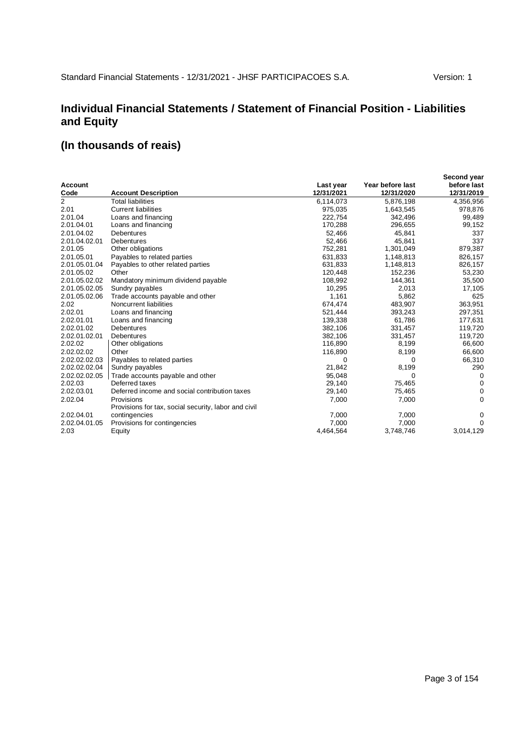# Individual Financial Statements / Statement of Financial Position - Liabilities and Equity

## (In thousands of reais)

| Account Code | Account Description | Last year 12/31/2021 | Year before last 12/31/2020 | Second year before last 12/31/2019 |
|---|---|---|---|---|
| 2 | Total liabilities | 6,114,073 | 5,876,198 | 4,356,956 |
| 2.01 | Current liabilities | 975,035 | 1,643,545 | 978,876 |
| 2.01.04 | Loans and financing | 222,754 | 342,496 | 99,489 |
| 2.01.04.01 | Loans and financing | 170,288 | 296,655 | 99,152 |
| 2.01.04.02 | Debentures | 52,466 | 45,841 | 337 |
| 2.01.04.02.01 | Debentures | 52,466 | 45,841 | 337 |
| 2.01.05 | Other obligations | 752,281 | 1,301,049 | 879,387 |
| 2.01.05.01 | Payables to related parties | 631,833 | 1,148,813 | 826,157 |
| 2.01.05.01.04 | Payables to other related parties | 631,833 | 1,148,813 | 826,157 |
| 2.01.05.02 | Other | 120,448 | 152,236 | 53,230 |
| 2.01.05.02.02 | Mandatory minimum dividend payable | 108,992 | 144,361 | 35,500 |
| 2.01.05.02.05 | Sundry payables | 10,295 | 2,013 | 17,105 |
| 2.01.05.02.06 | Trade accounts payable and other | 1,161 | 5,862 | 625 |
| 2.02 | Noncurrent liabilities | 674,474 | 483,907 | 363,951 |
| 2.02.01 | Loans and financing | 521,444 | 393,243 | 297,351 |
| 2.02.01.01 | Loans and financing | 139,338 | 61,786 | 177,631 |
| 2.02.01.02 | Debentures | 382,106 | 331,457 | 119,720 |
| 2.02.01.02.01 | Debentures | 382,106 | 331,457 | 119,720 |
| 2.02.02 | Other obligations | 116,890 | 8,199 | 66,600 |
| 2.02.02.02 | Other | 116,890 | 8,199 | 66,600 |
| 2.02.02.02.03 | Payables to related parties | 0 | 0 | 66,310 |
| 2.02.02.02.04 | Sundry payables | 21,842 | 8,199 | 290 |
| 2.02.02.02.05 | Trade accounts payable and other | 95,048 | 0 | 0 |
| 2.02.03 | Deferred taxes | 29,140 | 75,465 | 0 |
| 2.02.03.01 | Deferred income and social contribution taxes | 29,140 | 75,465 | 0 |
| 2.02.04 | Provisions | 7,000 | 7,000 | 0 |
| 2.02.04.01 | Provisions for tax, social security, labor and civil contingencies | 7,000 | 7,000 | 0 |
| 2.02.04.01.05 | Provisions for contingencies | 7,000 | 7,000 | 0 |
| 2.03 | Equity | 4,464,564 | 3,748,746 | 3,014,129 |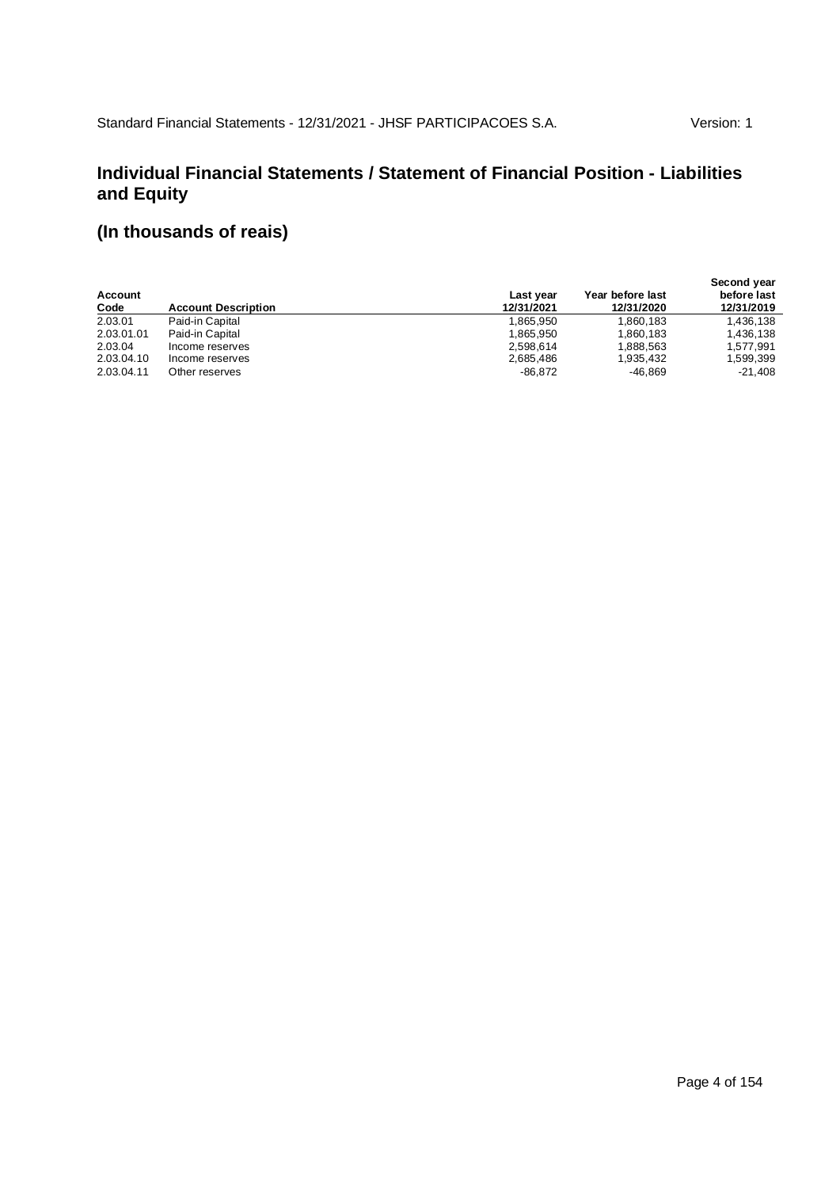## Individual Financial Statements / Statement of Financial Position - Liabilities and Equity

## (In thousands of reais)

| Account Code | Account Description | Last year 12/31/2021 | Year before last 12/31/2020 | Second year before last 12/31/2019 |
|---|---|---|---|---|
| 2.03.01 | Paid-in Capital | 1,865,950 | 1,860,183 | 1,436,138 |
| 2.03.01.01 | Paid-in Capital | 1,865,950 | 1,860,183 | 1,436,138 |
| 2.03.04 | Income reserves | 2,598,614 | 1,888,563 | 1,577,991 |
| 2.03.04.10 | Income reserves | 2,685,486 | 1,935,432 | 1,599,399 |
| 2.03.04.11 | Other reserves | -86,872 | -46,869 | -21,408 |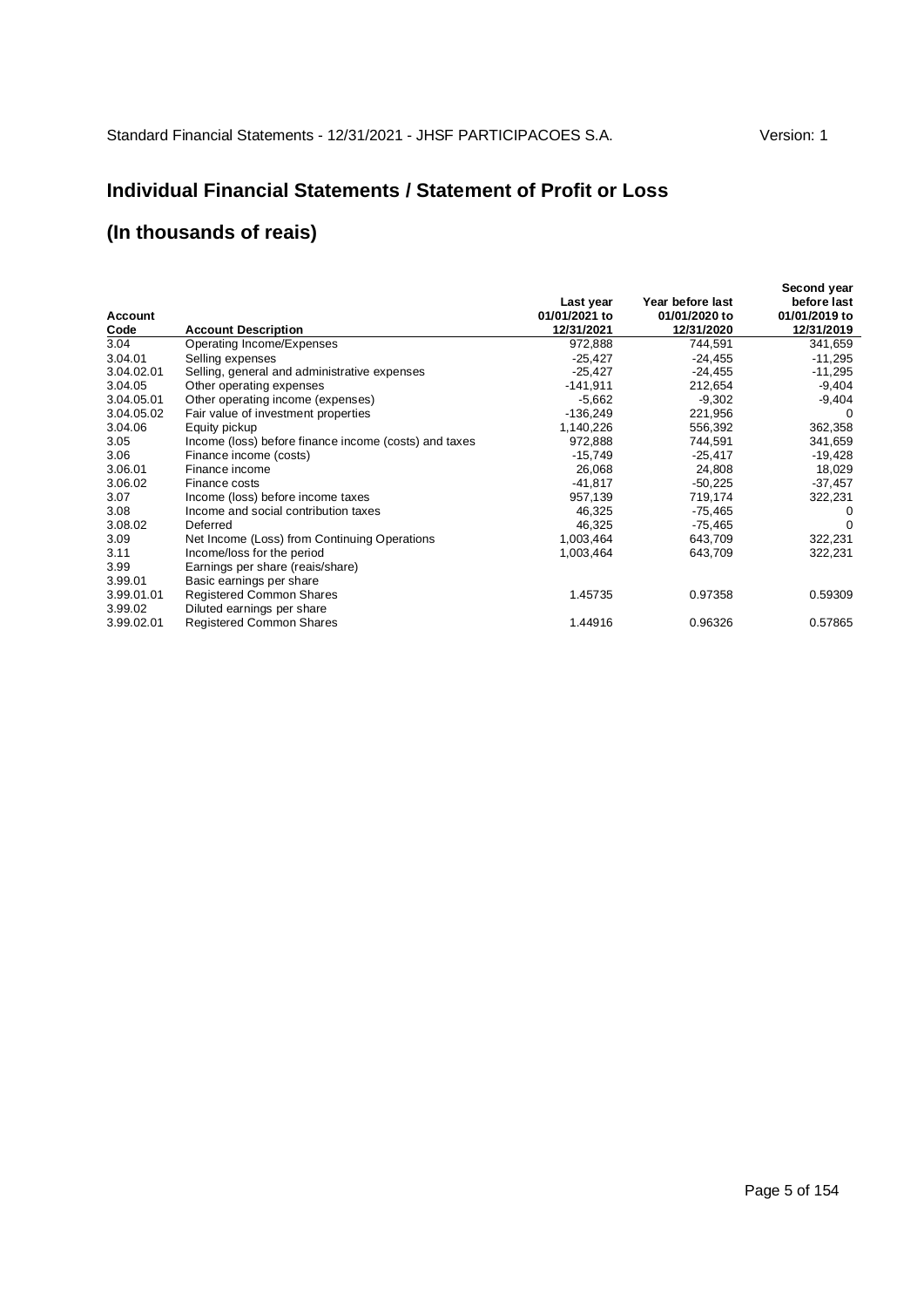Standard Financial Statements - 12/31/2021 - JHSF PARTICIPACOES S.A. Version: 1

## Individual Financial Statements / Statement of Profit or Loss

## (In thousands of reais)

| Account Code | Account Description | Last year 01/01/2021 to 12/31/2021 | Year before last 01/01/2020 to 12/31/2020 | Second year before last 01/01/2019 to 12/31/2019 |
|---|---|---|---|---|
| 3.04 | Operating Income/Expenses | 972,888 | 744,591 | 341,659 |
| 3.04.01 | Selling expenses | -25,427 | -24,455 | -11,295 |
| 3.04.02.01 | Selling, general and administrative expenses | -25,427 | -24,455 | -11,295 |
| 3.04.05 | Other operating expenses | -141,911 | 212,654 | -9,404 |
| 3.04.05.01 | Other operating income (expenses) | -5,662 | -9,302 | -9,404 |
| 3.04.05.02 | Fair value of investment properties | -136,249 | 221,956 | 0 |
| 3.04.06 | Equity pickup | 1,140,226 | 556,392 | 362,358 |
| 3.05 | Income (loss) before finance income (costs) and taxes | 972,888 | 744,591 | 341,659 |
| 3.06 | Finance income (costs) | -15,749 | -25,417 | -19,428 |
| 3.06.01 | Finance income | 26,068 | 24,808 | 18,029 |
| 3.06.02 | Finance costs | -41,817 | -50,225 | -37,457 |
| 3.07 | Income (loss) before income taxes | 957,139 | 719,174 | 322,231 |
| 3.08 | Income and social contribution taxes | 46,325 | -75,465 | 0 |
| 3.08.02 | Deferred | 46,325 | -75,465 | 0 |
| 3.09 | Net Income (Loss) from Continuing Operations | 1,003,464 | 643,709 | 322,231 |
| 3.11 | Income/loss for the period | 1,003,464 | 643,709 | 322,231 |
| 3.99 | Earnings per share (reais/share) | | | |
| 3.99.01 | Basic earnings per share | | | |
| 3.99.01.01 | Registered Common Shares | 1.45735 | 0.97358 | 0.59309 |
| 3.99.02 | Diluted earnings per share | | | |
| 3.99.02.01 | Registered Common Shares | 1.44916 | 0.96326 | 0.57865 |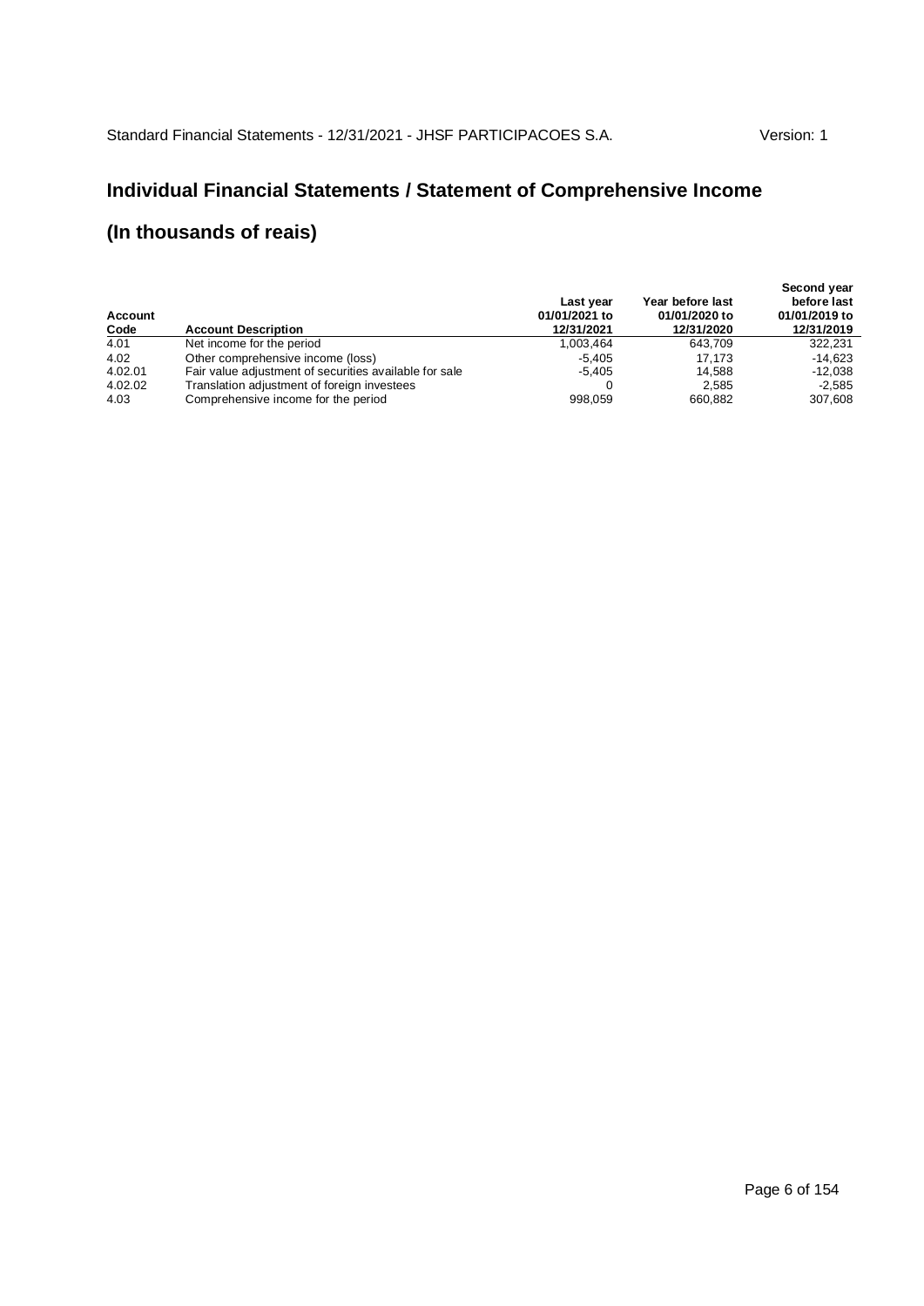# Individual Financial Statements / Statement of Comprehensive Income

## (In thousands of reais)

| Account Code | Account Description | Last year 01/01/2021 to 12/31/2021 | Year before last 01/01/2020 to 12/31/2020 | Second year before last 01/01/2019 to 12/31/2019 |
|---|---|---|---|---|
| 4.01 | Net income for the period | 1,003,464 | 643,709 | 322,231 |
| 4.02 | Other comprehensive income (loss) | -5,405 | 17,173 | -14,623 |
| 4.02.01 | Fair value adjustment of securities available for sale | -5,405 | 14,588 | -12,038 |
| 4.02.02 | Translation adjustment of foreign investees | 0 | 2,585 | -2,585 |
| 4.03 | Comprehensive income for the period | 998,059 | 660,882 | 307,608 |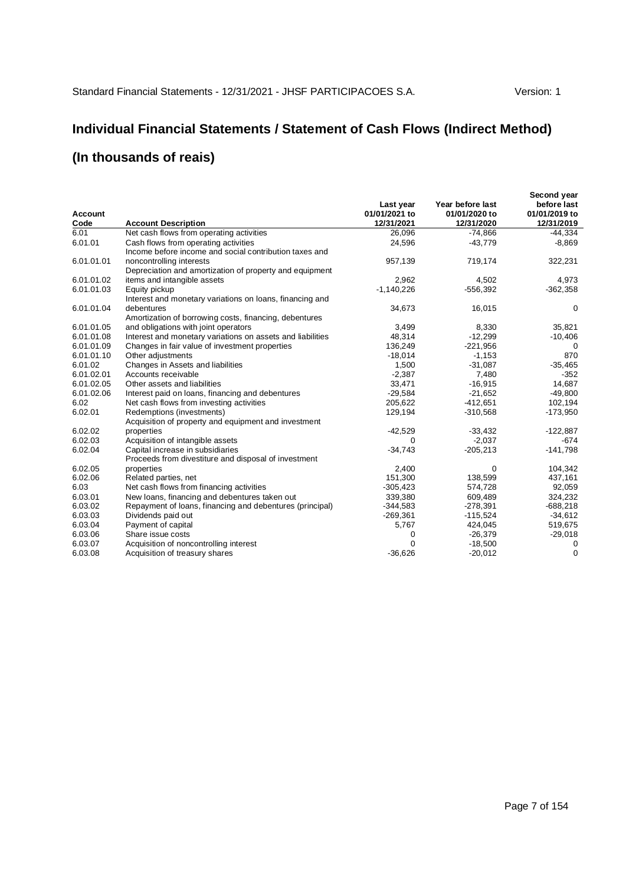Standard Financial Statements - 12/31/2021 - JHSF PARTICIPACOES S.A. Version: 1

# Individual Financial Statements / Statement of Cash Flows (Indirect Method)

# (In thousands of reais)

| Account Code | Account Description | Last year 01/01/2021 to 12/31/2021 | Year before last 01/01/2020 to 12/31/2020 | Second year before last 01/01/2019 to 12/31/2019 |
|---|---|---|---|---|
| 6.01 | Net cash flows from operating activities | 26,096 | -74,866 | -44,334 |
| 6.01.01 | Cash flows from operating activities | 24,596 | -43,779 | -8,869 |
| 6.01.01.01 | Income before income and social contribution taxes and noncontrolling interests | 957,139 | 719,174 | 322,231 |
| 6.01.01.02 | Depreciation and amortization of property and equipment items and intangible assets | 2,962 | 4,502 | 4,973 |
| 6.01.01.03 | Equity pickup | -1,140,226 | -556,392 | -362,358 |
| 6.01.01.04 | Interest and monetary variations on loans, financing and debentures | 34,673 | 16,015 | 0 |
| 6.01.01.05 | Amortization of borrowing costs, financing, debentures and obligations with joint operators | 3,499 | 8,330 | 35,821 |
| 6.01.01.08 | Interest and monetary variations on assets and liabilities | 48,314 | -12,299 | -10,406 |
| 6.01.01.09 | Changes in fair value of investment properties | 136,249 | -221,956 | 0 |
| 6.01.01.10 | Other adjustments | -18,014 | -1,153 | 870 |
| 6.01.02 | Changes in Assets and liabilities | 1,500 | -31,087 | -35,465 |
| 6.01.02.01 | Accounts receivable | -2,387 | 7,480 | -352 |
| 6.01.02.05 | Other assets and liabilities | 33,471 | -16,915 | 14,687 |
| 6.01.02.06 | Interest paid on loans, financing and debentures | -29,584 | -21,652 | -49,800 |
| 6.02 | Net cash flows from investing activities | 205,622 | -412,651 | 102,194 |
| 6.02.01 | Redemptions (investments) | 129,194 | -310,568 | -173,950 |
| 6.02.02 | Acquisition of property and equipment and investment properties | -42,529 | -33,432 | -122,887 |
| 6.02.03 | Acquisition of intangible assets | 0 | -2,037 | -674 |
| 6.02.04 | Capital increase in subsidiaries | -34,743 | -205,213 | -141,798 |
| 6.02.05 | Proceeds from divestiture and disposal of investment properties | 2,400 | 0 | 104,342 |
| 6.02.06 | Related parties, net | 151,300 | 138,599 | 437,161 |
| 6.03 | Net cash flows from financing activities | -305,423 | 574,728 | 92,059 |
| 6.03.01 | New loans, financing and debentures taken out | 339,380 | 609,489 | 324,232 |
| 6.03.02 | Repayment of loans, financing and debentures (principal) | -344,583 | -278,391 | -688,218 |
| 6.03.03 | Dividends paid out | -269,361 | -115,524 | -34,612 |
| 6.03.04 | Payment of capital | 5,767 | 424,045 | 519,675 |
| 6.03.06 | Share issue costs | 0 | -26,379 | -29,018 |
| 6.03.07 | Acquisition of noncontrolling interest | 0 | -18,500 | 0 |
| 6.03.08 | Acquisition of treasury shares | -36,626 | -20,012 | 0 |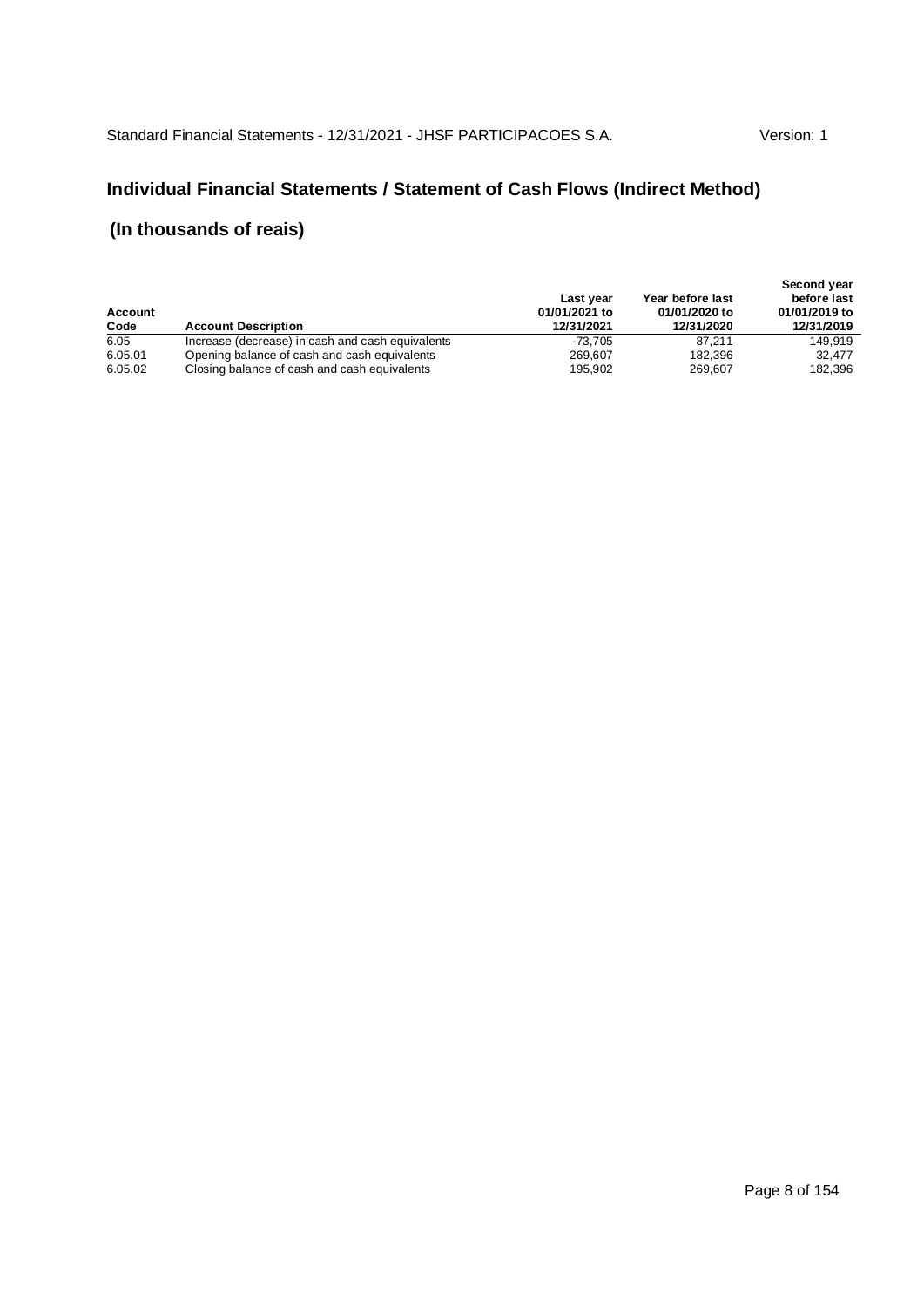## Individual Financial Statements / Statement of Cash Flows (Indirect Method)

### (In thousands of reais)

| Account Code | Account Description | Last year 01/01/2021 to 12/31/2021 | Year before last 01/01/2020 to 12/31/2020 | Second year before last 01/01/2019 to 12/31/2019 |
|---|---|---|---|---|
| 6.05 | Increase (decrease) in cash and cash equivalents | -73,705 | 87,211 | 149,919 |
| 6.05.01 | Opening balance of cash and cash equivalents | 269,607 | 182,396 | 32,477 |
| 6.05.02 | Closing balance of cash and cash equivalents | 195,902 | 269,607 | 182,396 |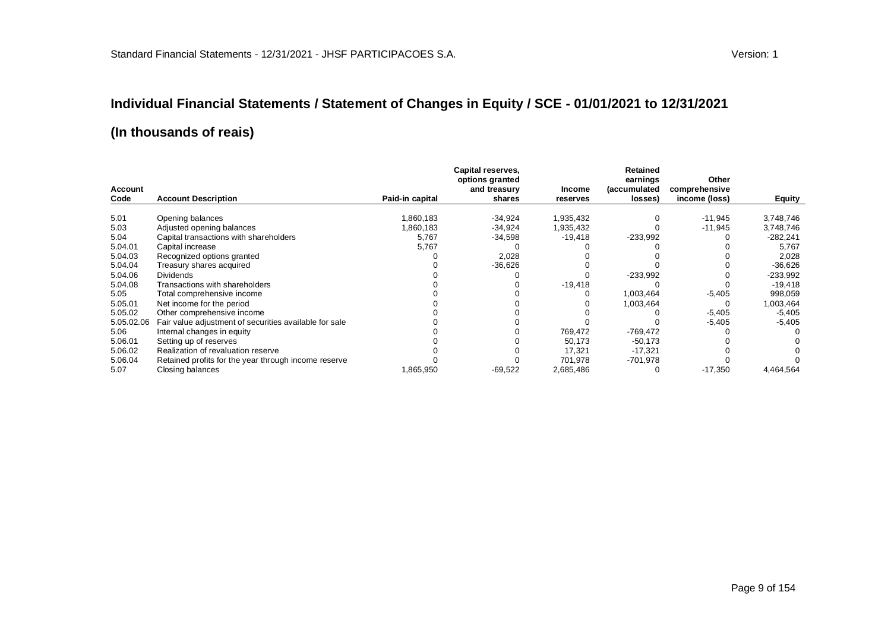## Individual Financial Statements / Statement of Changes in Equity / SCE - 01/01/2021 to 12/31/2021

## (In thousands of reais)

| Account Code | Account Description | Paid-in capital | Capital reserves, options granted and treasury shares | Income reserves | Retained earnings (accumulated losses) | Other comprehensive income (loss) | Equity |
|---|---|---|---|---|---|---|---|
| 5.01 | Opening balances | 1,860,183 | -34,924 | 1,935,432 | 0 | -11,945 | 3,748,746 |
| 5.03 | Adjusted opening balances | 1,860,183 | -34,924 | 1,935,432 | 0 | -11,945 | 3,748,746 |
| 5.04 | Capital transactions with shareholders | 5,767 | -34,598 | -19,418 | -233,992 | 0 | -282,241 |
| 5.04.01 | Capital increase | 5,767 | 0 | 0 | 0 | 0 | 5,767 |
| 5.04.03 | Recognized options granted | 0 | 2,028 | 0 | 0 | 0 | 2,028 |
| 5.04.04 | Treasury shares acquired | 0 | -36,626 | 0 | 0 | 0 | -36,626 |
| 5.04.06 | Dividends | 0 | 0 | 0 | -233,992 | 0 | -233,992 |
| 5.04.08 | Transactions with shareholders | 0 | 0 | -19,418 | 0 | 0 | -19,418 |
| 5.05 | Total comprehensive income | 0 | 0 | 0 | 1,003,464 | -5,405 | 998,059 |
| 5.05.01 | Net income for the period | 0 | 0 | 0 | 1,003,464 | 0 | 1,003,464 |
| 5.05.02 | Other comprehensive income | 0 | 0 | 0 | 0 | -5,405 | -5,405 |
| 5.05.02.06 | Fair value adjustment of securities available for sale | 0 | 0 | 0 | 0 | -5,405 | -5,405 |
| 5.06 | Internal changes in equity | 0 | 0 | 769,472 | -769,472 | 0 | 0 |
| 5.06.01 | Setting up of reserves | 0 | 0 | 50,173 | -50,173 | 0 | 0 |
| 5.06.02 | Realization of revaluation reserve | 0 | 0 | 17,321 | -17,321 | 0 | 0 |
| 5.06.04 | Retained profits for the year through income reserve | 0 | 0 | 701,978 | -701,978 | 0 | 0 |
| 5.07 | Closing balances | 1,865,950 | -69,522 | 2,685,486 | 0 | -17,350 | 4,464,564 |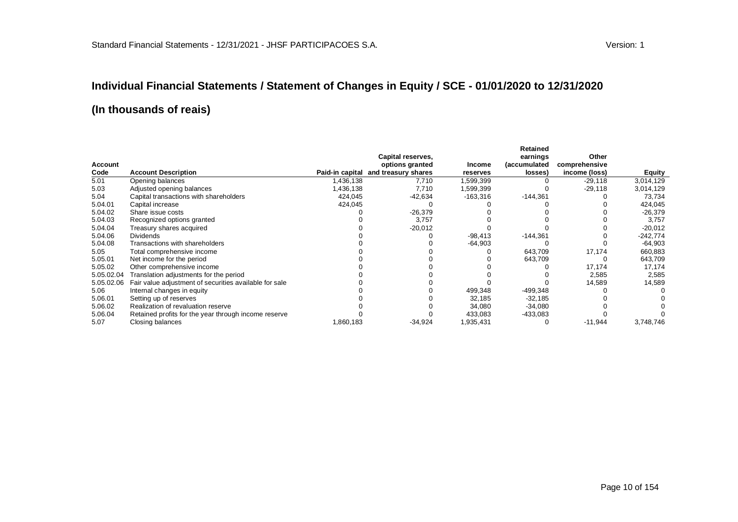## Individual Financial Statements / Statement of Changes in Equity / SCE - 01/01/2020 to 12/31/2020

## (In thousands of reais)

| Account Code | Account Description | Paid-in capital | Capital reserves, options granted and treasury shares | Income reserves | Retained earnings (accumulated losses) | Other comprehensive income (loss) | Equity |
|---|---|---|---|---|---|---|---|
| 5.01 | Opening balances | 1,436,138 | 7,710 | 1,599,399 | 0 | -29,118 | 3,014,129 |
| 5.03 | Adjusted opening balances | 1,436,138 | 7,710 | 1,599,399 | 0 | -29,118 | 3,014,129 |
| 5.04 | Capital transactions with shareholders | 424,045 | -42,634 | -163,316 | -144,361 | 0 | 73,734 |
| 5.04.01 | Capital increase | 424,045 | 0 | 0 | 0 | 0 | 424,045 |
| 5.04.02 | Share issue costs | 0 | -26,379 | 0 | 0 | 0 | -26,379 |
| 5.04.03 | Recognized options granted | 0 | 3,757 | 0 | 0 | 0 | 3,757 |
| 5.04.04 | Treasury shares acquired | 0 | -20,012 | 0 | 0 | 0 | -20,012 |
| 5.04.06 | Dividends | 0 | 0 | -98,413 | -144,361 | 0 | -242,774 |
| 5.04.08 | Transactions with shareholders | 0 | 0 | -64,903 | 0 | 0 | -64,903 |
| 5.05 | Total comprehensive income | 0 | 0 | 0 | 643,709 | 17,174 | 660,883 |
| 5.05.01 | Net income for the period | 0 | 0 | 0 | 643,709 | 0 | 643,709 |
| 5.05.02 | Other comprehensive income | 0 | 0 | 0 | 0 | 17,174 | 17,174 |
| 5.05.02.04 | Translation adjustments for the period | 0 | 0 | 0 | 0 | 2,585 | 2,585 |
| 5.05.02.06 | Fair value adjustment of securities available for sale | 0 | 0 | 0 | 0 | 14,589 | 14,589 |
| 5.06 | Internal changes in equity | 0 | 0 | 499,348 | -499,348 | 0 | 0 |
| 5.06.01 | Setting up of reserves | 0 | 0 | 32,185 | -32,185 | 0 | 0 |
| 5.06.02 | Realization of revaluation reserve | 0 | 0 | 34,080 | -34,080 | 0 | 0 |
| 5.06.04 | Retained profits for the year through income reserve | 0 | 0 | 433,083 | -433,083 | 0 | 0 |
| 5.07 | Closing balances | 1,860,183 | -34,924 | 1,935,431 | 0 | -11,944 | 3,748,746 |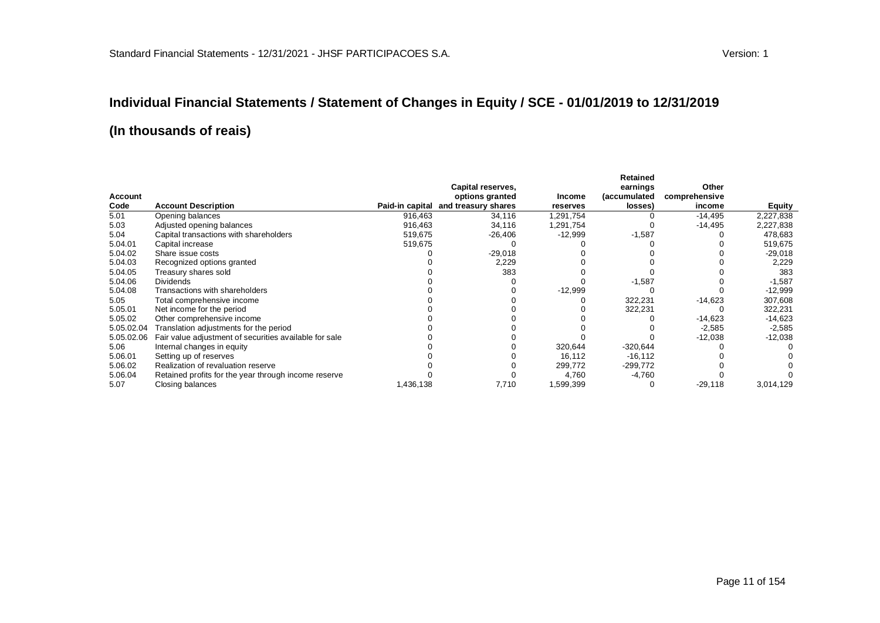# Individual Financial Statements / Statement of Changes in Equity / SCE - 01/01/2019 to 12/31/2019

## (In thousands of reais)

| Account Code | Account Description | Paid-in capital | Capital reserves, options granted and treasury shares | Income reserves | Retained earnings (accumulated losses) | Other comprehensive income | Equity |
|---|---|---|---|---|---|---|---|
| 5.01 | Opening balances | 916,463 | 34,116 | 1,291,754 | 0 | -14,495 | 2,227,838 |
| 5.03 | Adjusted opening balances | 916,463 | 34,116 | 1,291,754 | 0 | -14,495 | 2,227,838 |
| 5.04 | Capital transactions with shareholders | 519,675 | -26,406 | -12,999 | -1,587 | 0 | 478,683 |
| 5.04.01 | Capital increase | 519,675 | 0 | 0 | 0 | 0 | 519,675 |
| 5.04.02 | Share issue costs | 0 | -29,018 | 0 | 0 | 0 | -29,018 |
| 5.04.03 | Recognized options granted | 0 | 2,229 | 0 | 0 | 0 | 2,229 |
| 5.04.05 | Treasury shares sold | 0 | 383 | 0 | 0 | 0 | 383 |
| 5.04.06 | Dividends | 0 | 0 | 0 | -1,587 | 0 | -1,587 |
| 5.04.08 | Transactions with shareholders | 0 | 0 | -12,999 | 0 | 0 | -12,999 |
| 5.05 | Total comprehensive income | 0 | 0 | 0 | 322,231 | -14,623 | 307,608 |
| 5.05.01 | Net income for the period | 0 | 0 | 0 | 322,231 | 0 | 322,231 |
| 5.05.02 | Other comprehensive income | 0 | 0 | 0 | 0 | -14,623 | -14,623 |
| 5.05.02.04 | Translation adjustments for the period | 0 | 0 | 0 | 0 | -2,585 | -2,585 |
| 5.05.02.06 | Fair value adjustment of securities available for sale | 0 | 0 | 0 | 0 | -12,038 | -12,038 |
| 5.06 | Internal changes in equity | 0 | 0 | 320,644 | -320,644 | 0 | 0 |
| 5.06.01 | Setting up of reserves | 0 | 0 | 16,112 | -16,112 | 0 | 0 |
| 5.06.02 | Realization of revaluation reserve | 0 | 0 | 299,772 | -299,772 | 0 | 0 |
| 5.06.04 | Retained profits for the year through income reserve | 0 | 0 | 4,760 | -4,760 | 0 | 0 |
| 5.07 | Closing balances | 1,436,138 | 7,710 | 1,599,399 | 0 | -29,118 | 3,014,129 |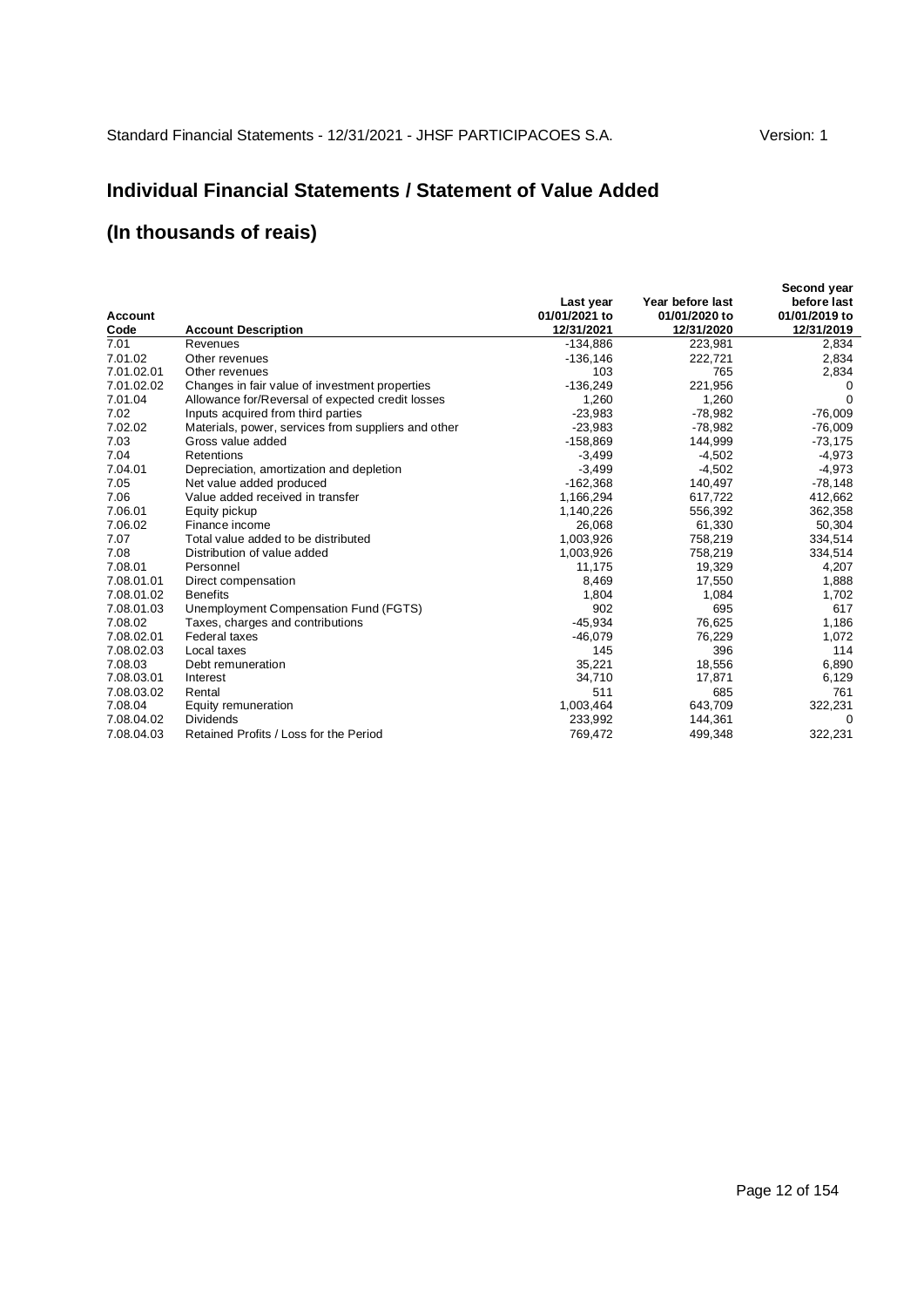## Individual Financial Statements / Statement of Value Added

## (In thousands of reais)

| Account Code | Account Description | Last year 01/01/2021 to 12/31/2021 | Year before last 01/01/2020 to 12/31/2020 | Second year before last 01/01/2019 to 12/31/2019 |
|---|---|---|---|---|
| 7.01 | Revenues | -134,886 | 223,981 | 2,834 |
| 7.01.02 | Other revenues | -136,146 | 222,721 | 2,834 |
| 7.01.02.01 | Other revenues | 103 | 765 | 2,834 |
| 7.01.02.02 | Changes in fair value of investment properties | -136,249 | 221,956 | 0 |
| 7.01.04 | Allowance for/Reversal of expected credit losses | 1,260 | 1,260 | 0 |
| 7.02 | Inputs acquired from third parties | -23,983 | -78,982 | -76,009 |
| 7.02.02 | Materials, power, services from suppliers and other | -23,983 | -78,982 | -76,009 |
| 7.03 | Gross value added | -158,869 | 144,999 | -73,175 |
| 7.04 | Retentions | -3,499 | -4,502 | -4,973 |
| 7.04.01 | Depreciation, amortization and depletion | -3,499 | -4,502 | -4,973 |
| 7.05 | Net value added produced | -162,368 | 140,497 | -78,148 |
| 7.06 | Value added received in transfer | 1,166,294 | 617,722 | 412,662 |
| 7.06.01 | Equity pickup | 1,140,226 | 556,392 | 362,358 |
| 7.06.02 | Finance income | 26,068 | 61,330 | 50,304 |
| 7.07 | Total value added to be distributed | 1,003,926 | 758,219 | 334,514 |
| 7.08 | Distribution of value added | 1,003,926 | 758,219 | 334,514 |
| 7.08.01 | Personnel | 11,175 | 19,329 | 4,207 |
| 7.08.01.01 | Direct compensation | 8,469 | 17,550 | 1,888 |
| 7.08.01.02 | Benefits | 1,804 | 1,084 | 1,702 |
| 7.08.01.03 | Unemployment Compensation Fund (FGTS) | 902 | 695 | 617 |
| 7.08.02 | Taxes, charges and contributions | -45,934 | 76,625 | 1,186 |
| 7.08.02.01 | Federal taxes | -46,079 | 76,229 | 1,072 |
| 7.08.02.03 | Local taxes | 145 | 396 | 114 |
| 7.08.03 | Debt remuneration | 35,221 | 18,556 | 6,890 |
| 7.08.03.01 | Interest | 34,710 | 17,871 | 6,129 |
| 7.08.03.02 | Rental | 511 | 685 | 761 |
| 7.08.04 | Equity remuneration | 1,003,464 | 643,709 | 322,231 |
| 7.08.04.02 | Dividends | 233,992 | 144,361 | 0 |
| 7.08.04.03 | Retained Profits / Loss for the Period | 769,472 | 499,348 | 322,231 |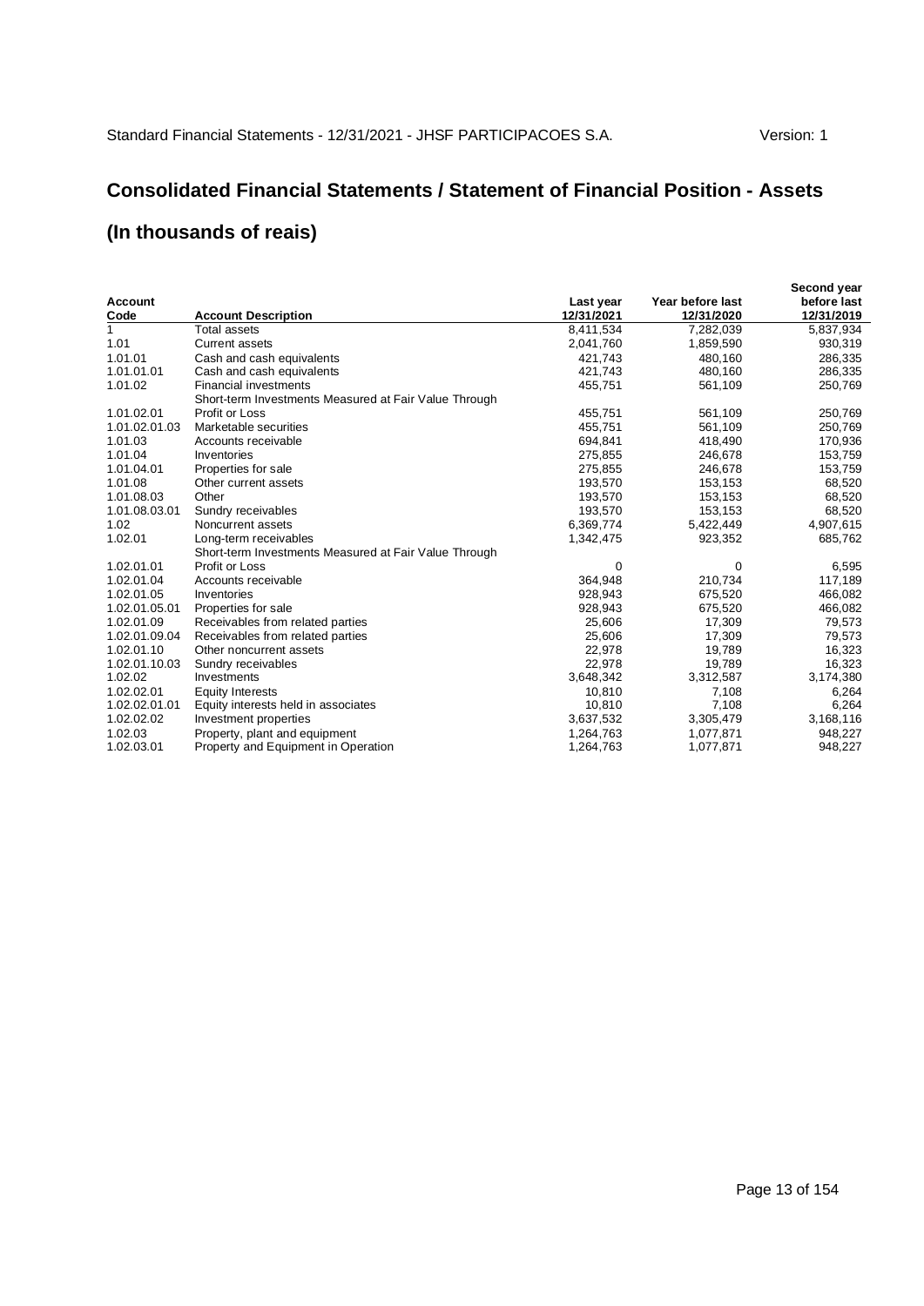# Consolidated Financial Statements / Statement of Financial Position - Assets

## (In thousands of reais)

| Account Code | Account Description | Last year 12/31/2021 | Year before last 12/31/2020 | Second year before last 12/31/2019 |
|---|---|---|---|---|
| 1 | Total assets | 8,411,534 | 7,282,039 | 5,837,934 |
| 1.01 | Current assets | 2,041,760 | 1,859,590 | 930,319 |
| 1.01.01 | Cash and cash equivalents | 421,743 | 480,160 | 286,335 |
| 1.01.01.01 | Cash and cash equivalents | 421,743 | 480,160 | 286,335 |
| 1.01.02 | Financial investments | 455,751 | 561,109 | 250,769 |
| 1.01.02.01 | Short-term Investments Measured at Fair Value Through Profit or Loss | 455,751 | 561,109 | 250,769 |
| 1.01.02.01.03 | Marketable securities | 455,751 | 561,109 | 250,769 |
| 1.01.03 | Accounts receivable | 694,841 | 418,490 | 170,936 |
| 1.01.04 | Inventories | 275,855 | 246,678 | 153,759 |
| 1.01.04.01 | Properties for sale | 275,855 | 246,678 | 153,759 |
| 1.01.08 | Other current assets | 193,570 | 153,153 | 68,520 |
| 1.01.08.03 | Other | 193,570 | 153,153 | 68,520 |
| 1.01.08.03.01 | Sundry receivables | 193,570 | 153,153 | 68,520 |
| 1.02 | Noncurrent assets | 6,369,774 | 5,422,449 | 4,907,615 |
| 1.02.01 | Long-term receivables | 1,342,475 | 923,352 | 685,762 |
| 1.02.01.01 | Short-term Investments Measured at Fair Value Through Profit or Loss | 0 | 0 | 6,595 |
| 1.02.01.04 | Accounts receivable | 364,948 | 210,734 | 117,189 |
| 1.02.01.05 | Inventories | 928,943 | 675,520 | 466,082 |
| 1.02.01.05.01 | Properties for sale | 928,943 | 675,520 | 466,082 |
| 1.02.01.09 | Receivables from related parties | 25,606 | 17,309 | 79,573 |
| 1.02.01.09.04 | Receivables from related parties | 25,606 | 17,309 | 79,573 |
| 1.02.01.10 | Other noncurrent assets | 22,978 | 19,789 | 16,323 |
| 1.02.01.10.03 | Sundry receivables | 22,978 | 19,789 | 16,323 |
| 1.02.02 | Investments | 3,648,342 | 3,312,587 | 3,174,380 |
| 1.02.02.01 | Equity Interests | 10,810 | 7,108 | 6,264 |
| 1.02.02.01.01 | Equity interests held in associates | 10,810 | 7,108 | 6,264 |
| 1.02.02.02 | Investment properties | 3,637,532 | 3,305,479 | 3,168,116 |
| 1.02.03 | Property, plant and equipment | 1,264,763 | 1,077,871 | 948,227 |
| 1.02.03.01 | Property and Equipment in Operation | 1,264,763 | 1,077,871 | 948,227 |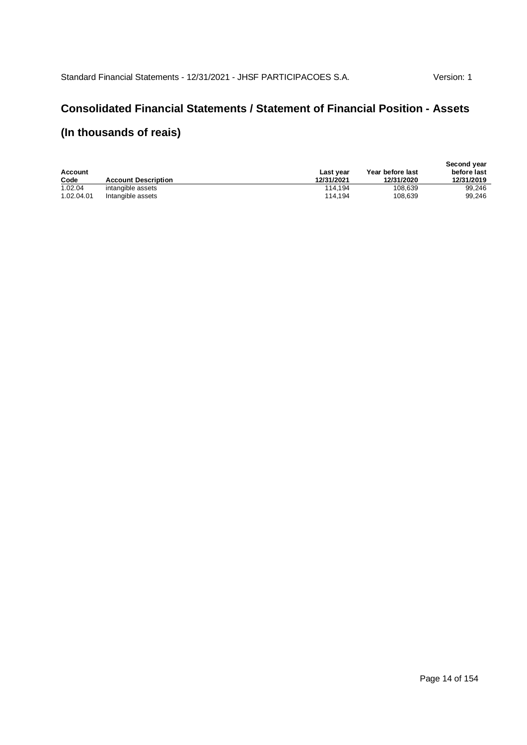## Consolidated Financial Statements / Statement of Financial Position - Assets

## (In thousands of reais)

| Account Code | Account Description | Last year 12/31/2021 | Year before last 12/31/2020 | Second year before last 12/31/2019 |
|---|---|---|---|---|
| 1.02.04 | intangible assets | 114,194 | 108,639 | 99,246 |
| 1.02.04.01 | Intangible assets | 114,194 | 108,639 | 99,246 |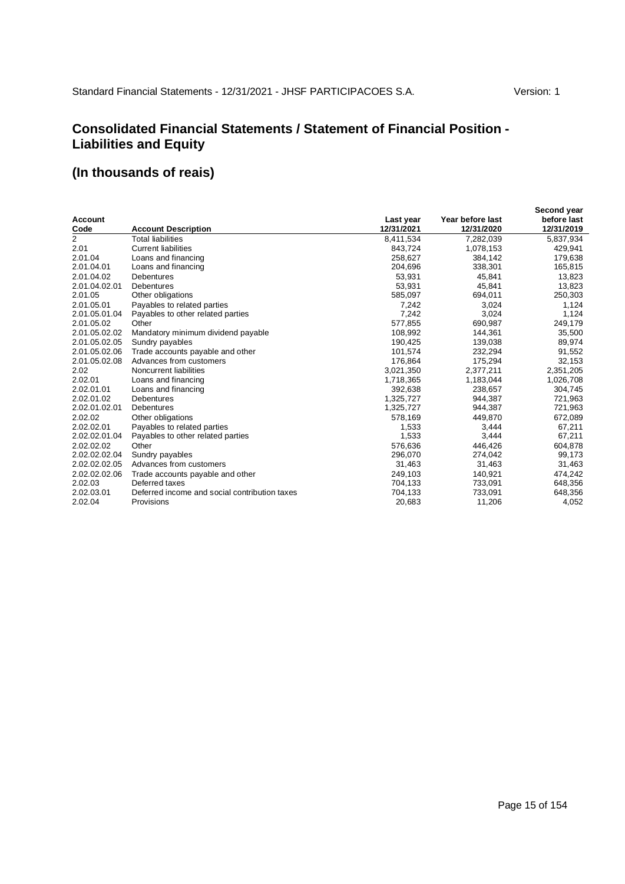# Consolidated Financial Statements / Statement of Financial Position - Liabilities and Equity

## (In thousands of reais)

| Account Code | Account Description | Last year 12/31/2021 | Year before last 12/31/2020 | Second year before last 12/31/2019 |
|---|---|---|---|---|
| 2 | Total liabilities | 8,411,534 | 7,282,039 | 5,837,934 |
| 2.01 | Current liabilities | 843,724 | 1,078,153 | 429,941 |
| 2.01.04 | Loans and financing | 258,627 | 384,142 | 179,638 |
| 2.01.04.01 | Loans and financing | 204,696 | 338,301 | 165,815 |
| 2.01.04.02 | Debentures | 53,931 | 45,841 | 13,823 |
| 2.01.04.02.01 | Debentures | 53,931 | 45,841 | 13,823 |
| 2.01.05 | Other obligations | 585,097 | 694,011 | 250,303 |
| 2.01.05.01 | Payables to related parties | 7,242 | 3,024 | 1,124 |
| 2.01.05.01.04 | Payables to other related parties | 7,242 | 3,024 | 1,124 |
| 2.01.05.02 | Other | 577,855 | 690,987 | 249,179 |
| 2.01.05.02.02 | Mandatory minimum dividend payable | 108,992 | 144,361 | 35,500 |
| 2.01.05.02.05 | Sundry payables | 190,425 | 139,038 | 89,974 |
| 2.01.05.02.06 | Trade accounts payable and other | 101,574 | 232,294 | 91,552 |
| 2.01.05.02.08 | Advances from customers | 176,864 | 175,294 | 32,153 |
| 2.02 | Noncurrent liabilities | 3,021,350 | 2,377,211 | 2,351,205 |
| 2.02.01 | Loans and financing | 1,718,365 | 1,183,044 | 1,026,708 |
| 2.02.01.01 | Loans and financing | 392,638 | 238,657 | 304,745 |
| 2.02.01.02 | Debentures | 1,325,727 | 944,387 | 721,963 |
| 2.02.01.02.01 | Debentures | 1,325,727 | 944,387 | 721,963 |
| 2.02.02 | Other obligations | 578,169 | 449,870 | 672,089 |
| 2.02.02.01 | Payables to related parties | 1,533 | 3,444 | 67,211 |
| 2.02.02.01.04 | Payables to other related parties | 1,533 | 3,444 | 67,211 |
| 2.02.02.02 | Other | 576,636 | 446,426 | 604,878 |
| 2.02.02.02.04 | Sundry payables | 296,070 | 274,042 | 99,173 |
| 2.02.02.02.05 | Advances from customers | 31,463 | 31,463 | 31,463 |
| 2.02.02.02.06 | Trade accounts payable and other | 249,103 | 140,921 | 474,242 |
| 2.02.03 | Deferred taxes | 704,133 | 733,091 | 648,356 |
| 2.02.03.01 | Deferred income and social contribution taxes | 704,133 | 733,091 | 648,356 |
| 2.02.04 | Provisions | 20,683 | 11,206 | 4,052 |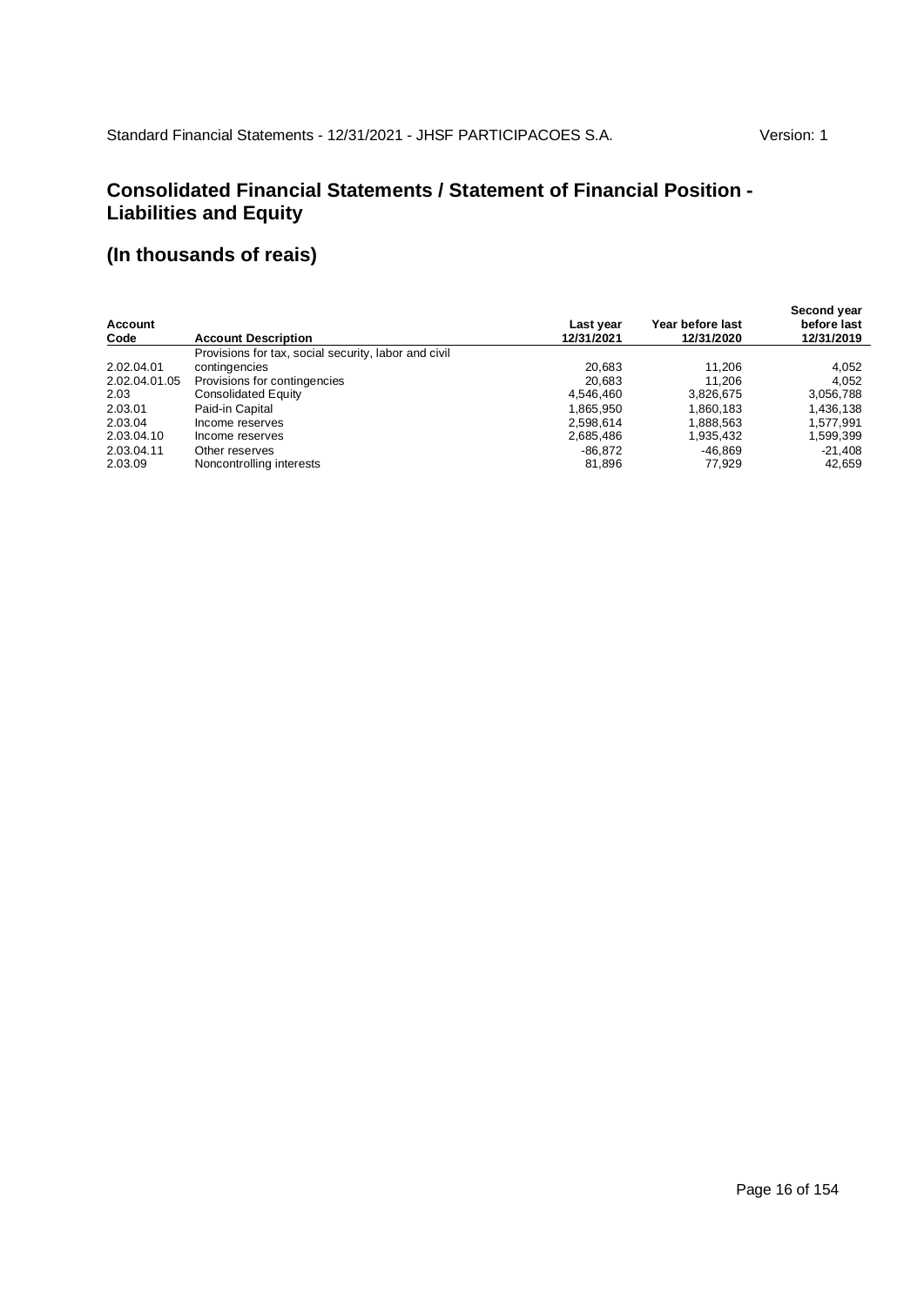## Consolidated Financial Statements / Statement of Financial Position - Liabilities and Equity

## (In thousands of reais)

| Account Code | Account Description | Last year 12/31/2021 | Year before last 12/31/2020 | Second year before last 12/31/2019 |
|---|---|---|---|---|
| 2.02.04.01 | Provisions for tax, social security, labor and civil contingencies | 20,683 | 11,206 | 4,052 |
| 2.02.04.01.05 | Provisions for contingencies | 20,683 | 11,206 | 4,052 |
| 2.03 | Consolidated Equity | 4,546,460 | 3,826,675 | 3,056,788 |
| 2.03.01 | Paid-in Capital | 1,865,950 | 1,860,183 | 1,436,138 |
| 2.03.04 | Income reserves | 2,598,614 | 1,888,563 | 1,577,991 |
| 2.03.04.10 | Income reserves | 2,685,486 | 1,935,432 | 1,599,399 |
| 2.03.04.11 | Other reserves | -86,872 | -46,869 | -21,408 |
| 2.03.09 | Noncontrolling interests | 81,896 | 77,929 | 42,659 |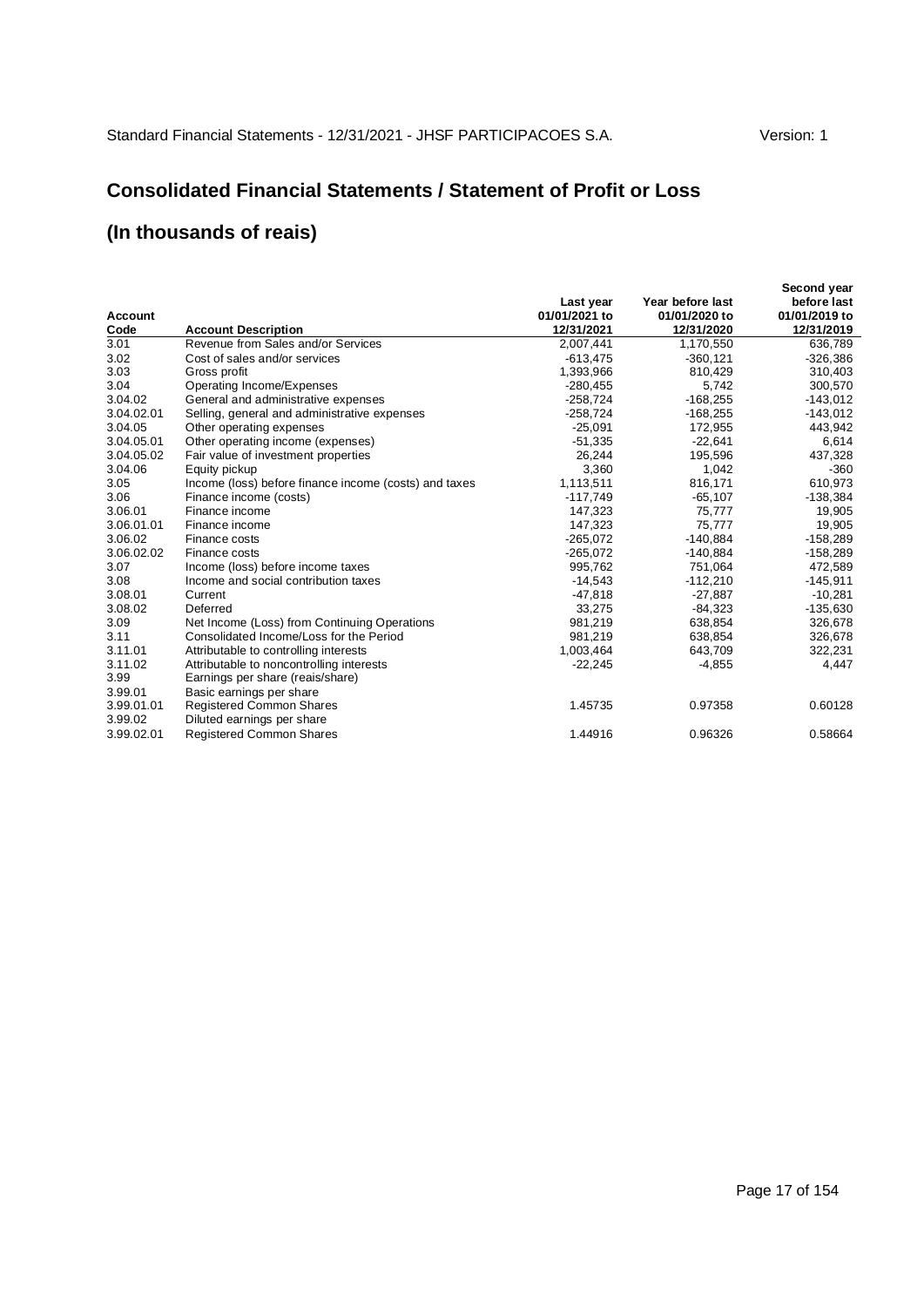# Consolidated Financial Statements / Statement of Profit or Loss

## (In thousands of reais)

| Account Code | Account Description | Last year 01/01/2021 to 12/31/2021 | Year before last 01/01/2020 to 12/31/2020 | Second year before last 01/01/2019 to 12/31/2019 |
|---|---|---|---|---|
| 3.01 | Revenue from Sales and/or Services | 2,007,441 | 1,170,550 | 636,789 |
| 3.02 | Cost of sales and/or services | -613,475 | -360,121 | -326,386 |
| 3.03 | Gross profit | 1,393,966 | 810,429 | 310,403 |
| 3.04 | Operating Income/Expenses | -280,455 | 5,742 | 300,570 |
| 3.04.02 | General and administrative expenses | -258,724 | -168,255 | -143,012 |
| 3.04.02.01 | Selling, general and administrative expenses | -258,724 | -168,255 | -143,012 |
| 3.04.05 | Other operating expenses | -25,091 | 172,955 | 443,942 |
| 3.04.05.01 | Other operating income (expenses) | -51,335 | -22,641 | 6,614 |
| 3.04.05.02 | Fair value of investment properties | 26,244 | 195,596 | 437,328 |
| 3.04.06 | Equity pickup | 3,360 | 1,042 | -360 |
| 3.05 | Income (loss) before finance income (costs) and taxes | 1,113,511 | 816,171 | 610,973 |
| 3.06 | Finance income (costs) | -117,749 | -65,107 | -138,384 |
| 3.06.01 | Finance income | 147,323 | 75,777 | 19,905 |
| 3.06.01.01 | Finance income | 147,323 | 75,777 | 19,905 |
| 3.06.02 | Finance costs | -265,072 | -140,884 | -158,289 |
| 3.06.02.02 | Finance costs | -265,072 | -140,884 | -158,289 |
| 3.07 | Income (loss) before income taxes | 995,762 | 751,064 | 472,589 |
| 3.08 | Income and social contribution taxes | -14,543 | -112,210 | -145,911 |
| 3.08.01 | Current | -47,818 | -27,887 | -10,281 |
| 3.08.02 | Deferred | 33,275 | -84,323 | -135,630 |
| 3.09 | Net Income (Loss) from Continuing Operations | 981,219 | 638,854 | 326,678 |
| 3.11 | Consolidated Income/Loss for the Period | 981,219 | 638,854 | 326,678 |
| 3.11.01 | Attributable to controlling interests | 1,003,464 | 643,709 | 322,231 |
| 3.11.02 | Attributable to noncontrolling interests | -22,245 | -4,855 | 4,447 |
| 3.99 | Earnings per share (reais/share) | | | |
| 3.99.01 | Basic earnings per share | | | |
| 3.99.01.01 | Registered Common Shares | 1.45735 | 0.97358 | 0.60128 |
| 3.99.02 | Diluted earnings per share | | | |
| 3.99.02.01 | Registered Common Shares | 1.44916 | 0.96326 | 0.58664 |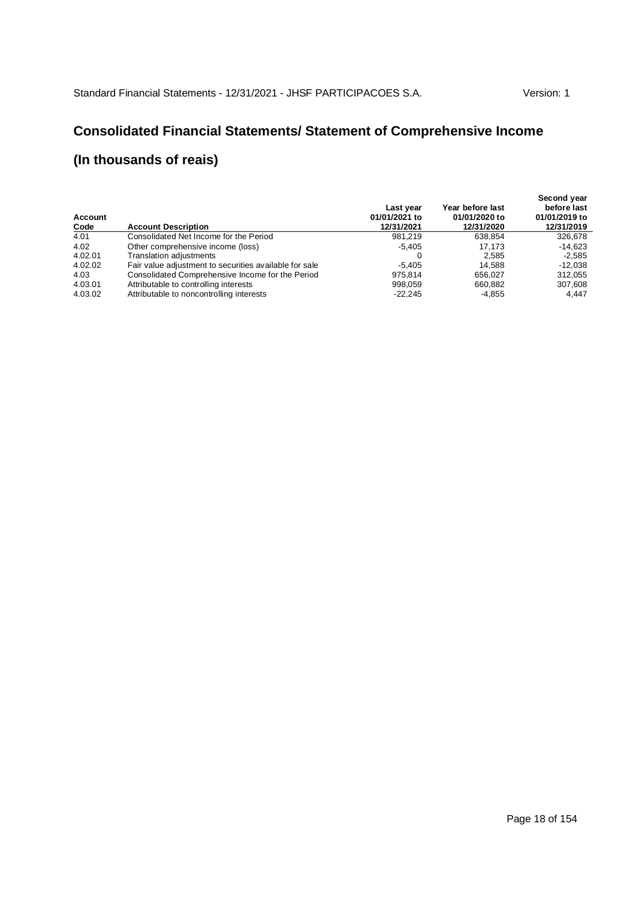# Consolidated Financial Statements/ Statement of Comprehensive Income

## (In thousands of reais)

| Account Code | Account Description | Last year 01/01/2021 to 12/31/2021 | Year before last 01/01/2020 to 12/31/2020 | Second year before last 01/01/2019 to 12/31/2019 |
|---|---|---|---|---|
| 4.01 | Consolidated Net Income for the Period | 981,219 | 638,854 | 326,678 |
| 4.02 | Other comprehensive income (loss) | -5,405 | 17,173 | -14,623 |
| 4.02.01 | Translation adjustments | 0 | 2,585 | -2,585 |
| 4.02.02 | Fair value adjustment to securities available for sale | -5,405 | 14,588 | -12,038 |
| 4.03 | Consolidated Comprehensive Income for the Period | 975,814 | 656,027 | 312,055 |
| 4.03.01 | Attributable to controlling interests | 998,059 | 660,882 | 307,608 |
| 4.03.02 | Attributable to noncontrolling interests | -22,245 | -4,855 | 4,447 |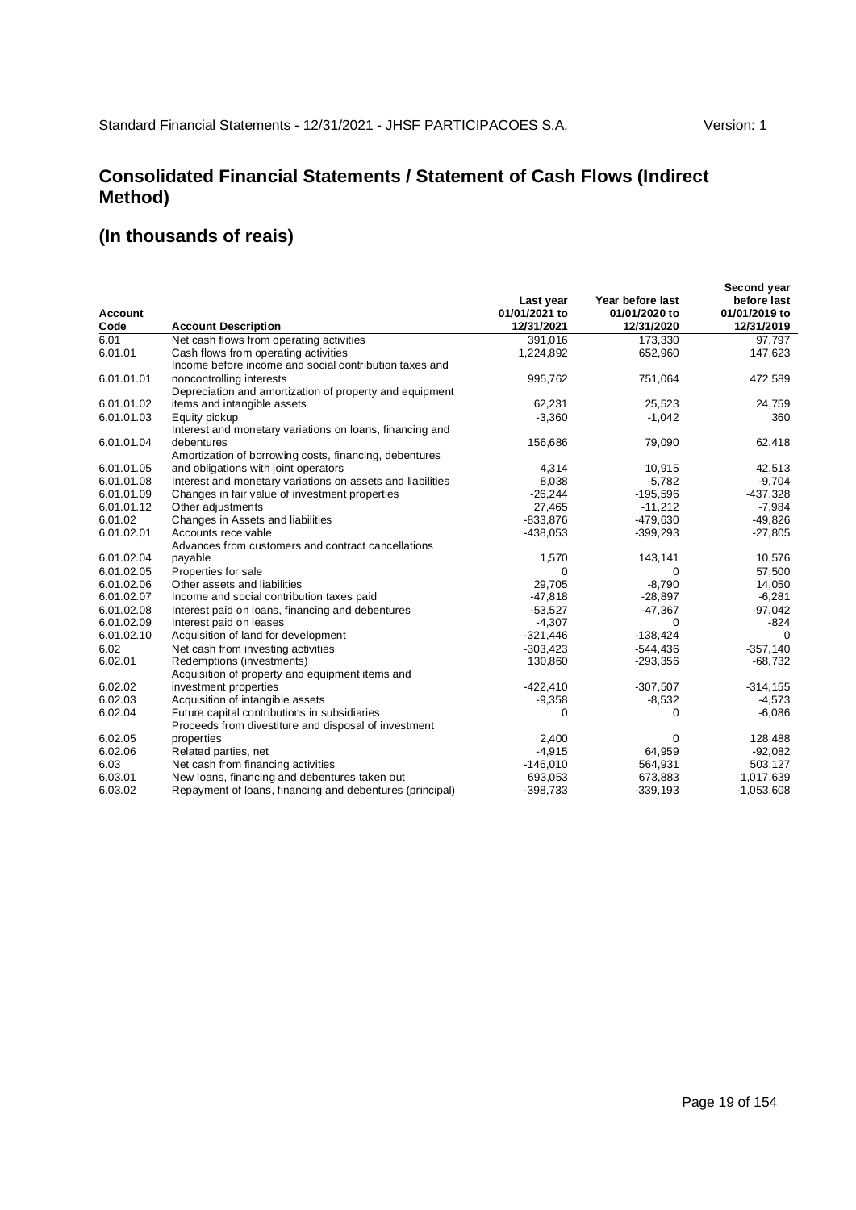## Consolidated Financial Statements / Statement of Cash Flows (Indirect Method)

## (In thousands of reais)

| Account Code | Account Description | Last year 01/01/2021 to 12/31/2021 | Year before last 01/01/2020 to 12/31/2020 | Second year before last 01/01/2019 to 12/31/2019 |
|---|---|---|---|---|
| 6.01 | Net cash flows from operating activities | 391,016 | 173,330 | 97,797 |
| 6.01.01 | Cash flows from operating activities | 1,224,892 | 652,960 | 147,623 |
| 6.01.01.01 | Income before income and social contribution taxes and noncontrolling interests | 995,762 | 751,064 | 472,589 |
| 6.01.01.02 | Depreciation and amortization of property and equipment items and intangible assets | 62,231 | 25,523 | 24,759 |
| 6.01.01.03 | Equity pickup | -3,360 | -1,042 | 360 |
| 6.01.01.04 | Interest and monetary variations on loans, financing and debentures | 156,686 | 79,090 | 62,418 |
| 6.01.01.05 | Amortization of borrowing costs, financing, debentures and obligations with joint operators | 4,314 | 10,915 | 42,513 |
| 6.01.01.08 | Interest and monetary variations on assets and liabilities | 8,038 | -5,782 | -9,704 |
| 6.01.01.09 | Changes in fair value of investment properties | -26,244 | -195,596 | -437,328 |
| 6.01.01.12 | Other adjustments | 27,465 | -11,212 | -7,984 |
| 6.01.02 | Changes in Assets and liabilities | -833,876 | -479,630 | -49,826 |
| 6.01.02.01 | Accounts receivable | -438,053 | -399,293 | -27,805 |
| 6.01.02.04 | Advances from customers and contract cancellations payable | 1,570 | 143,141 | 10,576 |
| 6.01.02.05 | Properties for sale | 0 | 0 | 57,500 |
| 6.01.02.06 | Other assets and liabilities | 29,705 | -8,790 | 14,050 |
| 6.01.02.07 | Income and social contribution taxes paid | -47,818 | -28,897 | -6,281 |
| 6.01.02.08 | Interest paid on loans, financing and debentures | -53,527 | -47,367 | -97,042 |
| 6.01.02.09 | Interest paid on leases | -4,307 | 0 | -824 |
| 6.01.02.10 | Acquisition of land for development | -321,446 | -138,424 | 0 |
| 6.02 | Net cash from investing activities | -303,423 | -544,436 | -357,140 |
| 6.02.01 | Redemptions (investments) | 130,860 | -293,356 | -68,732 |
| 6.02.02 | Acquisition of property and equipment items and investment properties | -422,410 | -307,507 | -314,155 |
| 6.02.03 | Acquisition of intangible assets | -9,358 | -8,532 | -4,573 |
| 6.02.04 | Future capital contributions in subsidiaries | 0 | 0 | -6,086 |
| 6.02.05 | Proceeds from divestiture and disposal of investment properties | 2,400 | 0 | 128,488 |
| 6.02.06 | Related parties, net | -4,915 | 64,959 | -92,082 |
| 6.03 | Net cash from financing activities | -146,010 | 564,931 | 503,127 |
| 6.03.01 | New loans, financing and debentures taken out | 693,053 | 673,883 | 1,017,639 |
| 6.03.02 | Repayment of loans, financing and debentures (principal) | -398,733 | -339,193 | -1,053,608 |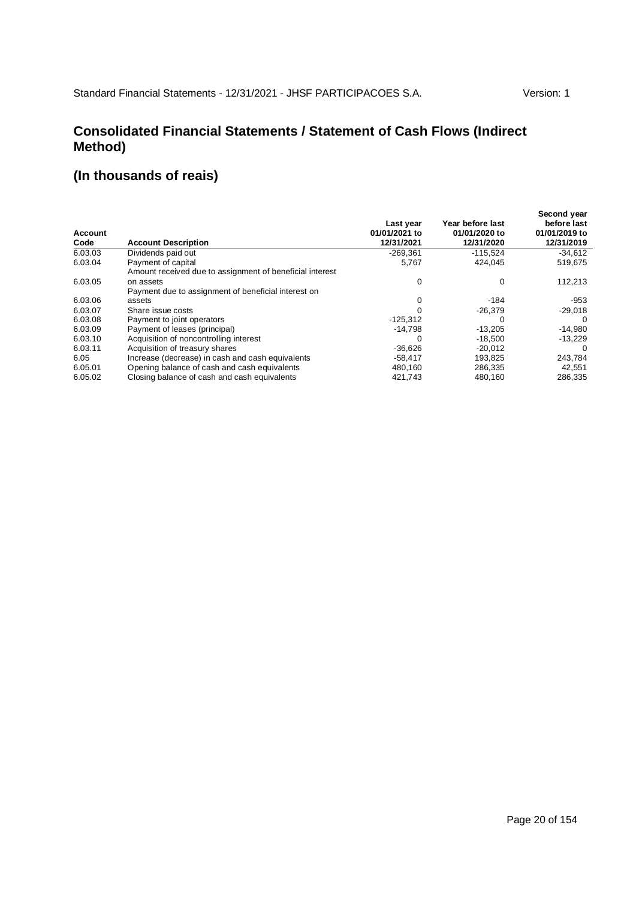## Consolidated Financial Statements / Statement of Cash Flows (Indirect Method)

## (In thousands of reais)

| Account Code | Account Description | Last year 01/01/2021 to 12/31/2021 | Year before last 01/01/2020 to 12/31/2020 | Second year before last 01/01/2019 to 12/31/2019 |
|---|---|---|---|---|
| 6.03.03 | Dividends paid out | -269,361 | -115,524 | -34,612 |
| 6.03.04 | Payment of capital | 5,767 | 424,045 | 519,675 |
| 6.03.05 | Amount received due to assignment of beneficial interest on assets | 0 | 0 | 112,213 |
| 6.03.06 | Payment due to assignment of beneficial interest on assets | 0 | -184 | -953 |
| 6.03.07 | Share issue costs | 0 | -26,379 | -29,018 |
| 6.03.08 | Payment to joint operators | -125,312 | 0 | 0 |
| 6.03.09 | Payment of leases (principal) | -14,798 | -13,205 | -14,980 |
| 6.03.10 | Acquisition of noncontrolling interest | 0 | -18,500 | -13,229 |
| 6.03.11 | Acquisition of treasury shares | -36,626 | -20,012 | 0 |
| 6.05 | Increase (decrease) in cash and cash equivalents | -58,417 | 193,825 | 243,784 |
| 6.05.01 | Opening balance of cash and cash equivalents | 480,160 | 286,335 | 42,551 |
| 6.05.02 | Closing balance of cash and cash equivalents | 421,743 | 480,160 | 286,335 |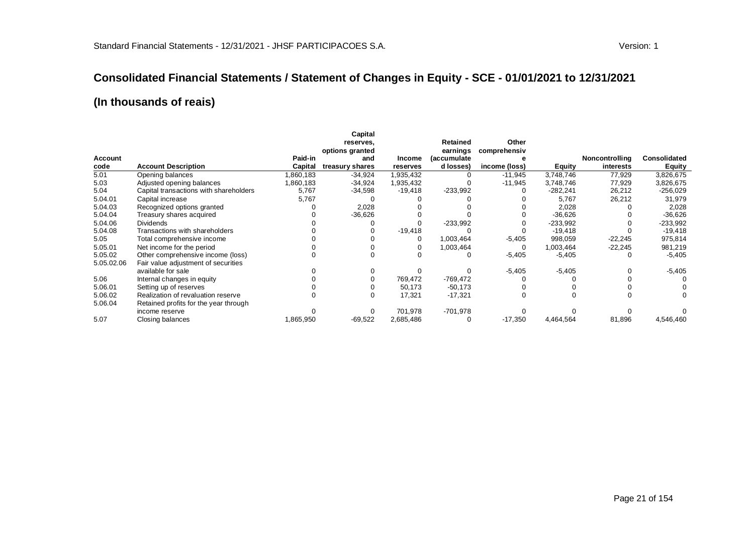# Consolidated Financial Statements / Statement of Changes in Equity - SCE - 01/01/2021 to 12/31/2021

## (In thousands of reais)

| Account code | Account Description | Paid-in Capital | Capital reserves, options granted and treasury shares | Income reserves | Retained earnings (accumulated losses) | Other comprehensive income (loss) | Equity | Noncontrolling interests | Consolidated Equity |
|---|---|---|---|---|---|---|---|---|---|
| 5.01 | Opening balances | 1,860,183 | -34,924 | 1,935,432 | 0 | -11,945 | 3,748,746 | 77,929 | 3,826,675 |
| 5.03 | Adjusted opening balances | 1,860,183 | -34,924 | 1,935,432 | 0 | -11,945 | 3,748,746 | 77,929 | 3,826,675 |
| 5.04 | Capital transactions with shareholders | 5,767 | -34,598 | -19,418 | -233,992 | 0 | -282,241 | 26,212 | -256,029 |
| 5.04.01 | Capital increase | 5,767 | 0 | 0 | 0 | 0 | 5,767 | 26,212 | 31,979 |
| 5.04.03 | Recognized options granted | 0 | 2,028 | 0 | 0 | 0 | 2,028 | 0 | 2,028 |
| 5.04.04 | Treasury shares acquired | 0 | -36,626 | 0 | 0 | 0 | -36,626 | 0 | -36,626 |
| 5.04.06 | Dividends | 0 | 0 | 0 | -233,992 | 0 | -233,992 | 0 | -233,992 |
| 5.04.08 | Transactions with shareholders | 0 | 0 | -19,418 | 0 | 0 | -19,418 | 0 | -19,418 |
| 5.05 | Total comprehensive income | 0 | 0 | 0 | 1,003,464 | -5,405 | 998,059 | -22,245 | 975,814 |
| 5.05.01 | Net income for the period | 0 | 0 | 0 | 1,003,464 | 0 | 1,003,464 | -22,245 | 981,219 |
| 5.05.02 | Other comprehensive income (loss) | 0 | 0 | 0 | 0 | -5,405 | -5,405 | 0 | -5,405 |
| 5.05.02.06 | Fair value adjustment of securities available for sale | 0 | 0 | 0 | 0 | -5,405 | -5,405 | 0 | -5,405 |
| 5.06 | Internal changes in equity | 0 | 0 | 769,472 | -769,472 | 0 | 0 | 0 | 0 |
| 5.06.01 | Setting up of reserves | 0 | 0 | 50,173 | -50,173 | 0 | 0 | 0 | 0 |
| 5.06.02 | Realization of revaluation reserve | 0 | 0 | 17,321 | -17,321 | 0 | 0 | 0 | 0 |
| 5.06.04 | Retained profits for the year through income reserve | 0 | 0 | 701,978 | -701,978 | 0 | 0 | 0 | 0 |
| 5.07 | Closing balances | 1,865,950 | -69,522 | 2,685,486 | 0 | -17,350 | 4,464,564 | 81,896 | 4,546,460 |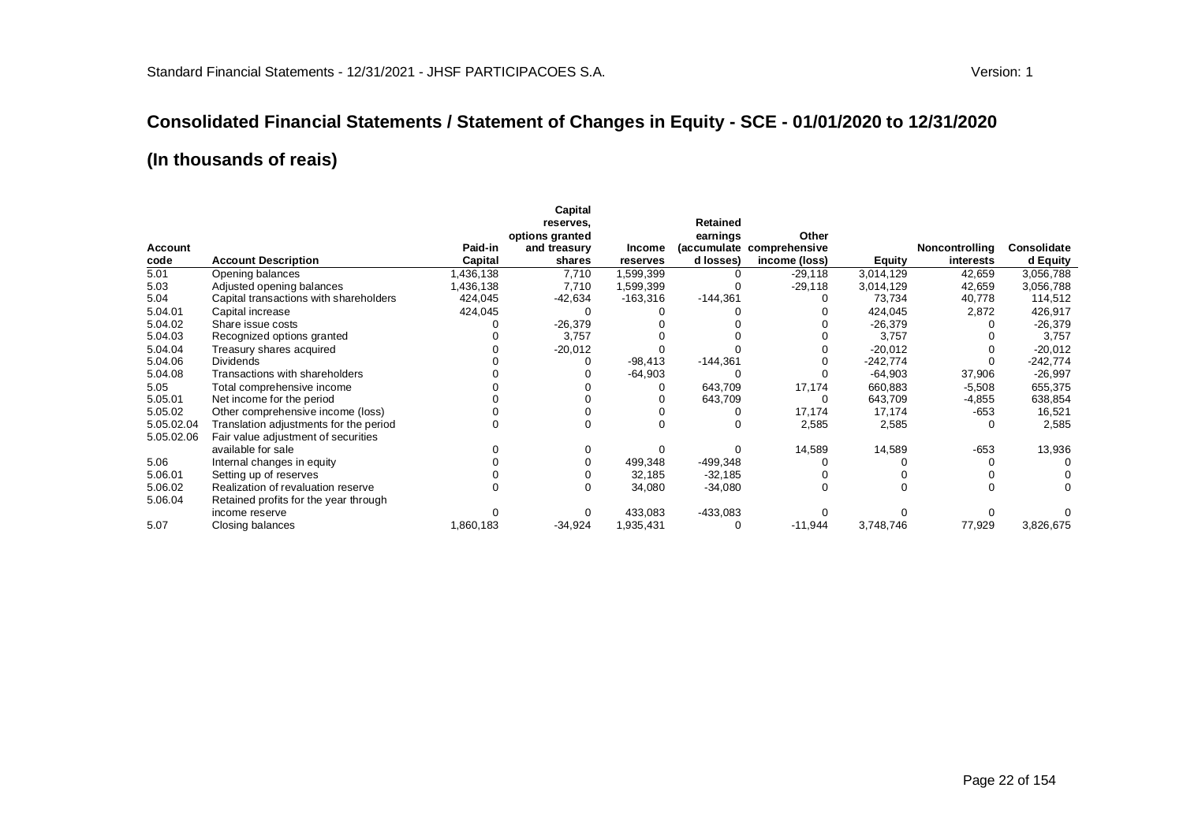# Consolidated Financial Statements / Statement of Changes in Equity - SCE - 01/01/2020 to 12/31/2020

## (In thousands of reais)

| Account code | Account Description | Paid-in Capital | Capital reserves, options granted and treasury shares | Income reserves | Retained earnings (accumulated losses) | Other comprehensive income (loss) | Equity | Noncontrolling interests | Consolidated Equity |
|---|---|---|---|---|---|---|---|---|---|
| 5.01 | Opening balances | 1,436,138 | 7,710 | 1,599,399 | 0 | -29,118 | 3,014,129 | 42,659 | 3,056,788 |
| 5.03 | Adjusted opening balances | 1,436,138 | 7,710 | 1,599,399 | 0 | -29,118 | 3,014,129 | 42,659 | 3,056,788 |
| 5.04 | Capital transactions with shareholders | 424,045 | -42,634 | -163,316 | -144,361 | 0 | 73,734 | 40,778 | 114,512 |
| 5.04.01 | Capital increase | 424,045 | 0 | 0 | 0 | 0 | 424,045 | 2,872 | 426,917 |
| 5.04.02 | Share issue costs | 0 | -26,379 | 0 | 0 | 0 | -26,379 | 0 | -26,379 |
| 5.04.03 | Recognized options granted | 0 | 3,757 | 0 | 0 | 0 | 3,757 | 0 | 3,757 |
| 5.04.04 | Treasury shares acquired | 0 | -20,012 | 0 | 0 | 0 | -20,012 | 0 | -20,012 |
| 5.04.06 | Dividends | 0 | 0 | -98,413 | -144,361 | 0 | -242,774 | 0 | -242,774 |
| 5.04.08 | Transactions with shareholders | 0 | 0 | -64,903 | 0 | 0 | -64,903 | 37,906 | -26,997 |
| 5.05 | Total comprehensive income | 0 | 0 | 0 | 643,709 | 17,174 | 660,883 | -5,508 | 655,375 |
| 5.05.01 | Net income for the period | 0 | 0 | 0 | 643,709 | 0 | 643,709 | -4,855 | 638,854 |
| 5.05.02 | Other comprehensive income (loss) | 0 | 0 | 0 | 0 | 17,174 | 17,174 | -653 | 16,521 |
| 5.05.02.04 | Translation adjustments for the period | 0 | 0 | 0 | 0 | 2,585 | 2,585 | 0 | 2,585 |
| 5.05.02.06 | Fair value adjustment of securities available for sale | 0 | 0 | 0 | 0 | 14,589 | 14,589 | -653 | 13,936 |
| 5.06 | Internal changes in equity | 0 | 0 | 499,348 | -499,348 | 0 | 0 | 0 | 0 |
| 5.06.01 | Setting up of reserves | 0 | 0 | 32,185 | -32,185 | 0 | 0 | 0 | 0 |
| 5.06.02 | Realization of revaluation reserve | 0 | 0 | 34,080 | -34,080 | 0 | 0 | 0 | 0 |
| 5.06.04 | Retained profits for the year through income reserve | 0 | 0 | 433,083 | -433,083 | 0 | 0 | 0 | 0 |
| 5.07 | Closing balances | 1,860,183 | -34,924 | 1,935,431 | 0 | -11,944 | 3,748,746 | 77,929 | 3,826,675 |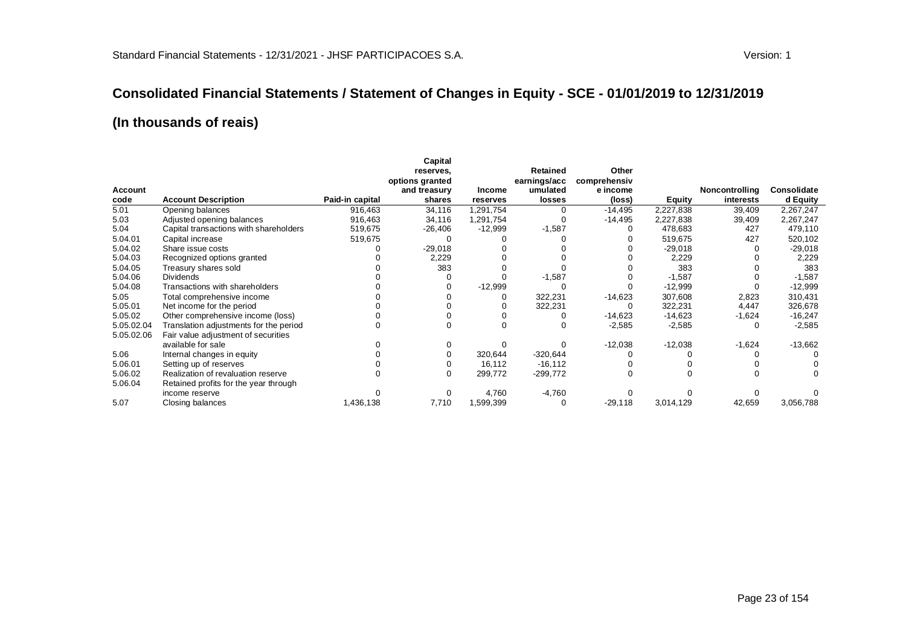# Consolidated Financial Statements / Statement of Changes in Equity - SCE - 01/01/2019 to 12/31/2019

## (In thousands of reais)

| Account code | Account Description | Paid-in capital | Capital reserves, options granted and treasury shares | Income reserves | Retained earnings/accumulated losses | Other comprehensive income (loss) | Equity | Noncontrolling interests | Consolidated Equity |
|---|---|---|---|---|---|---|---|---|---|
| 5.01 | Opening balances | 916,463 | 34,116 | 1,291,754 | 0 | -14,495 | 2,227,838 | 39,409 | 2,267,247 |
| 5.03 | Adjusted opening balances | 916,463 | 34,116 | 1,291,754 | 0 | -14,495 | 2,227,838 | 39,409 | 2,267,247 |
| 5.04 | Capital transactions with shareholders | 519,675 | -26,406 | -12,999 | -1,587 | 0 | 478,683 | 427 | 479,110 |
| 5.04.01 | Capital increase | 519,675 | 0 | 0 | 0 | 0 | 519,675 | 427 | 520,102 |
| 5.04.02 | Share issue costs | 0 | -29,018 | 0 | 0 | 0 | -29,018 | 0 | -29,018 |
| 5.04.03 | Recognized options granted | 0 | 2,229 | 0 | 0 | 0 | 2,229 | 0 | 2,229 |
| 5.04.05 | Treasury shares sold | 0 | 383 | 0 | 0 | 0 | 383 | 0 | 383 |
| 5.04.06 | Dividends | 0 | 0 | 0 | -1,587 | 0 | -1,587 | 0 | -1,587 |
| 5.04.08 | Transactions with shareholders | 0 | 0 | -12,999 | 0 | 0 | -12,999 | 0 | -12,999 |
| 5.05 | Total comprehensive income | 0 | 0 | 0 | 322,231 | -14,623 | 307,608 | 2,823 | 310,431 |
| 5.05.01 | Net income for the period | 0 | 0 | 0 | 322,231 | 0 | 322,231 | 4,447 | 326,678 |
| 5.05.02 | Other comprehensive income (loss) | 0 | 0 | 0 | 0 | -14,623 | -14,623 | -1,624 | -16,247 |
| 5.05.02.04 | Translation adjustments for the period | 0 | 0 | 0 | 0 | -2,585 | -2,585 | 0 | -2,585 |
| 5.05.02.06 | Fair value adjustment of securities available for sale | 0 | 0 | 0 | 0 | -12,038 | -12,038 | -1,624 | -13,662 |
| 5.06 | Internal changes in equity | 0 | 0 | 320,644 | -320,644 | 0 | 0 | 0 | 0 |
| 5.06.01 | Setting up of reserves | 0 | 0 | 16,112 | -16,112 | 0 | 0 | 0 | 0 |
| 5.06.02 | Realization of revaluation reserve | 0 | 0 | 299,772 | -299,772 | 0 | 0 | 0 | 0 |
| 5.06.04 | Retained profits for the year through income reserve | 0 | 0 | 4,760 | -4,760 | 0 | 0 | 0 | 0 |
| 5.07 | Closing balances | 1,436,138 | 7,710 | 1,599,399 | 0 | -29,118 | 3,014,129 | 42,659 | 3,056,788 |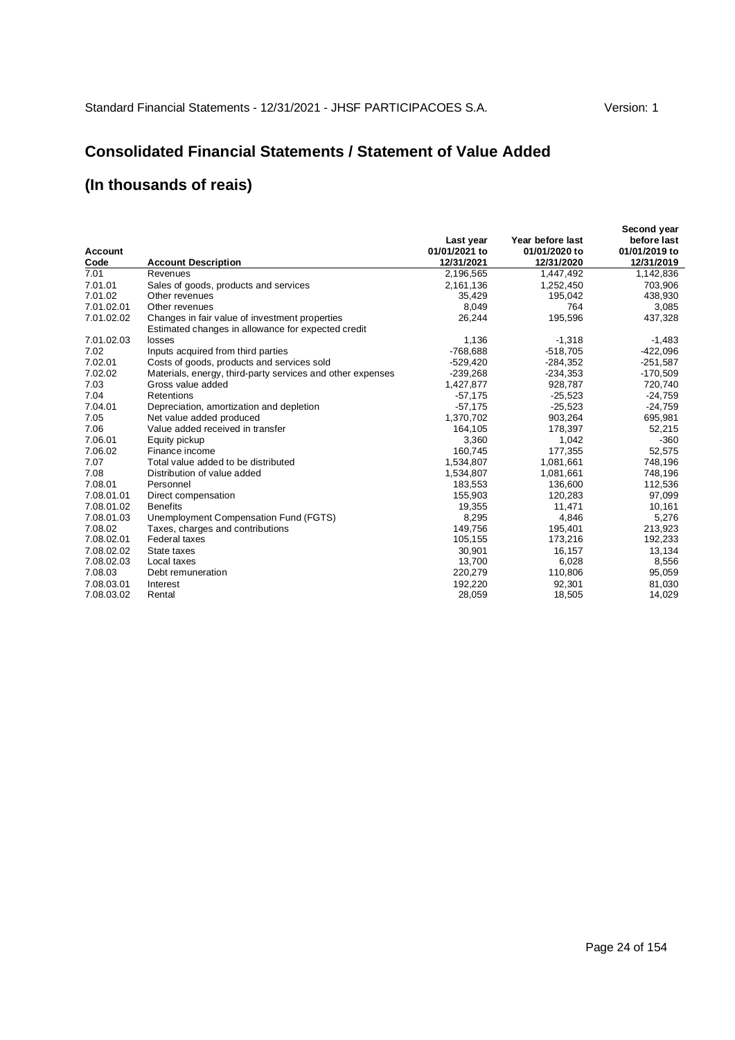# Consolidated Financial Statements / Statement of Value Added

## (In thousands of reais)

| Account Code | Account Description | Last year 01/01/2021 to 12/31/2021 | Year before last 01/01/2020 to 12/31/2020 | Second year before last 01/01/2019 to 12/31/2019 |
|---|---|---|---|---|
| 7.01 | Revenues | 2,196,565 | 1,447,492 | 1,142,836 |
| 7.01.01 | Sales of goods, products and services | 2,161,136 | 1,252,450 | 703,906 |
| 7.01.02 | Other revenues | 35,429 | 195,042 | 438,930 |
| 7.01.02.01 | Other revenues | 8,049 | 764 | 3,085 |
| 7.01.02.02 | Changes in fair value of investment properties | 26,244 | 195,596 | 437,328 |
| 7.01.02.03 | Estimated changes in allowance for expected credit losses | 1,136 | -1,318 | -1,483 |
| 7.02 | Inputs acquired from third parties | -768,688 | -518,705 | -422,096 |
| 7.02.01 | Costs of goods, products and services sold | -529,420 | -284,352 | -251,587 |
| 7.02.02 | Materials, energy, third-party services and other expenses | -239,268 | -234,353 | -170,509 |
| 7.03 | Gross value added | 1,427,877 | 928,787 | 720,740 |
| 7.04 | Retentions | -57,175 | -25,523 | -24,759 |
| 7.04.01 | Depreciation, amortization and depletion | -57,175 | -25,523 | -24,759 |
| 7.05 | Net value added produced | 1,370,702 | 903,264 | 695,981 |
| 7.06 | Value added received in transfer | 164,105 | 178,397 | 52,215 |
| 7.06.01 | Equity pickup | 3,360 | 1,042 | -360 |
| 7.06.02 | Finance income | 160,745 | 177,355 | 52,575 |
| 7.07 | Total value added to be distributed | 1,534,807 | 1,081,661 | 748,196 |
| 7.08 | Distribution of value added | 1,534,807 | 1,081,661 | 748,196 |
| 7.08.01 | Personnel | 183,553 | 136,600 | 112,536 |
| 7.08.01.01 | Direct compensation | 155,903 | 120,283 | 97,099 |
| 7.08.01.02 | Benefits | 19,355 | 11,471 | 10,161 |
| 7.08.01.03 | Unemployment Compensation Fund (FGTS) | 8,295 | 4,846 | 5,276 |
| 7.08.02 | Taxes, charges and contributions | 149,756 | 195,401 | 213,923 |
| 7.08.02.01 | Federal taxes | 105,155 | 173,216 | 192,233 |
| 7.08.02.02 | State taxes | 30,901 | 16,157 | 13,134 |
| 7.08.02.03 | Local taxes | 13,700 | 6,028 | 8,556 |
| 7.08.03 | Debt remuneration | 220,279 | 110,806 | 95,059 |
| 7.08.03.01 | Interest | 192,220 | 92,301 | 81,030 |
| 7.08.03.02 | Rental | 28,059 | 18,505 | 14,029 |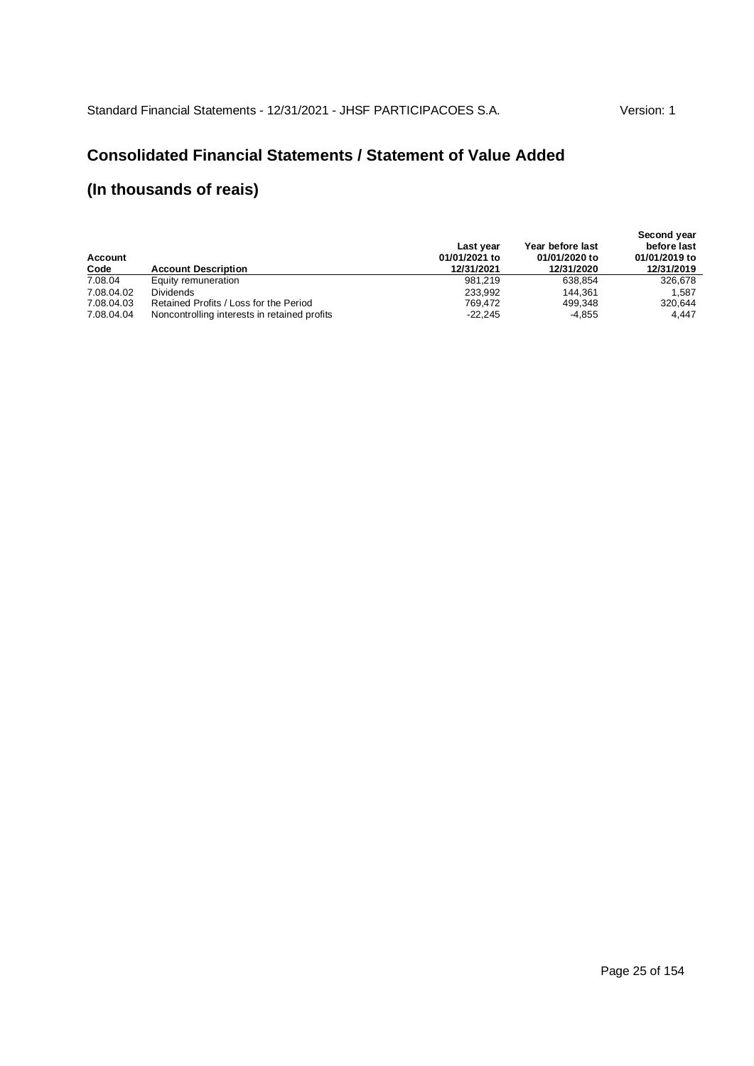# Consolidated Financial Statements / Statement of Value Added

# (In thousands of reais)

| Account Code | Account Description | Last year 01/01/2021 to 12/31/2021 | Year before last 01/01/2020 to 12/31/2020 | Second year before last 01/01/2019 to 12/31/2019 |
|---|---|---|---|---|
| 7.08.04 | Equity remuneration | 981,219 | 638,854 | 326,678 |
| 7.08.04.02 | Dividends | 233,992 | 144,361 | 1,587 |
| 7.08.04.03 | Retained Profits / Loss for the Period | 769,472 | 499,348 | 320,644 |
| 7.08.04.04 | Noncontrolling interests in retained profits | -22,245 | -4,855 | 4,447 |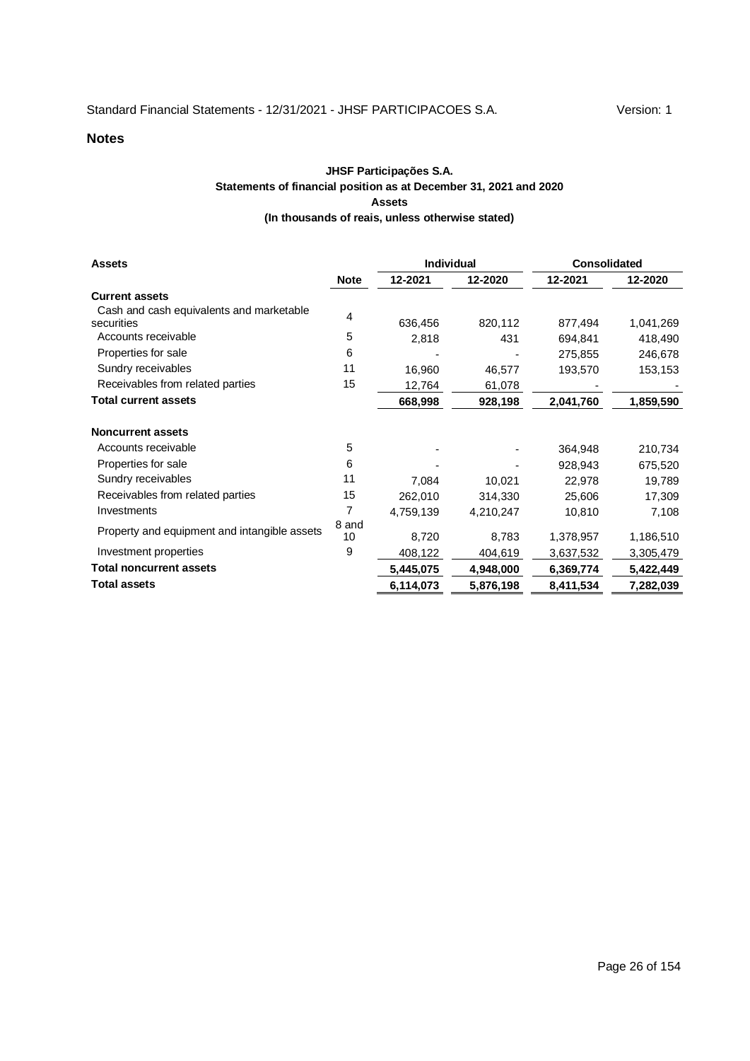## Notes

**JHSF Participações S.A.**
**Statements of financial position as at December 31, 2021 and 2020**
**Assets**
**(In thousands of reais, unless otherwise stated)**

| **Assets** | | **Individual** | | **Consolidated** | |
|---|---|---|---|---|---|
| | **Note** | **12-2021** | **12-2020** | **12-2021** | **12-2020** |
| **Current assets** | | | | | |
| Cash and cash equivalents and marketable securities | 4 | 636,456 | 820,112 | 877,494 | 1,041,269 |
| Accounts receivable | 5 | 2,818 | 431 | 694,841 | 418,490 |
| Properties for sale | 6 | - | - | 275,855 | 246,678 |
| Sundry receivables | 11 | 16,960 | 46,577 | 193,570 | 153,153 |
| Receivables from related parties | 15 | 12,764 | 61,078 | - | - |
| **Total current assets** | | **668,998** | **928,198** | **2,041,760** | **1,859,590** |
| | | | | | |
| **Noncurrent assets** | | | | | |
| Accounts receivable | 5 | - | - | 364,948 | 210,734 |
| Properties for sale | 6 | - | - | 928,943 | 675,520 |
| Sundry receivables | 11 | 7,084 | 10,021 | 22,978 | 19,789 |
| Receivables from related parties | 15 | 262,010 | 314,330 | 25,606 | 17,309 |
| Investments | 7 | 4,759,139 | 4,210,247 | 10,810 | 7,108 |
| Property and equipment and intangible assets | 8 and 10 | 8,720 | 8,783 | 1,378,957 | 1,186,510 |
| Investment properties | 9 | 408,122 | 404,619 | 3,637,532 | 3,305,479 |
| **Total noncurrent assets** | | **5,445,075** | **4,948,000** | **6,369,774** | **5,422,449** |
| **Total assets** | | **6,114,073** | **5,876,198** | **8,411,534** | **7,282,039** |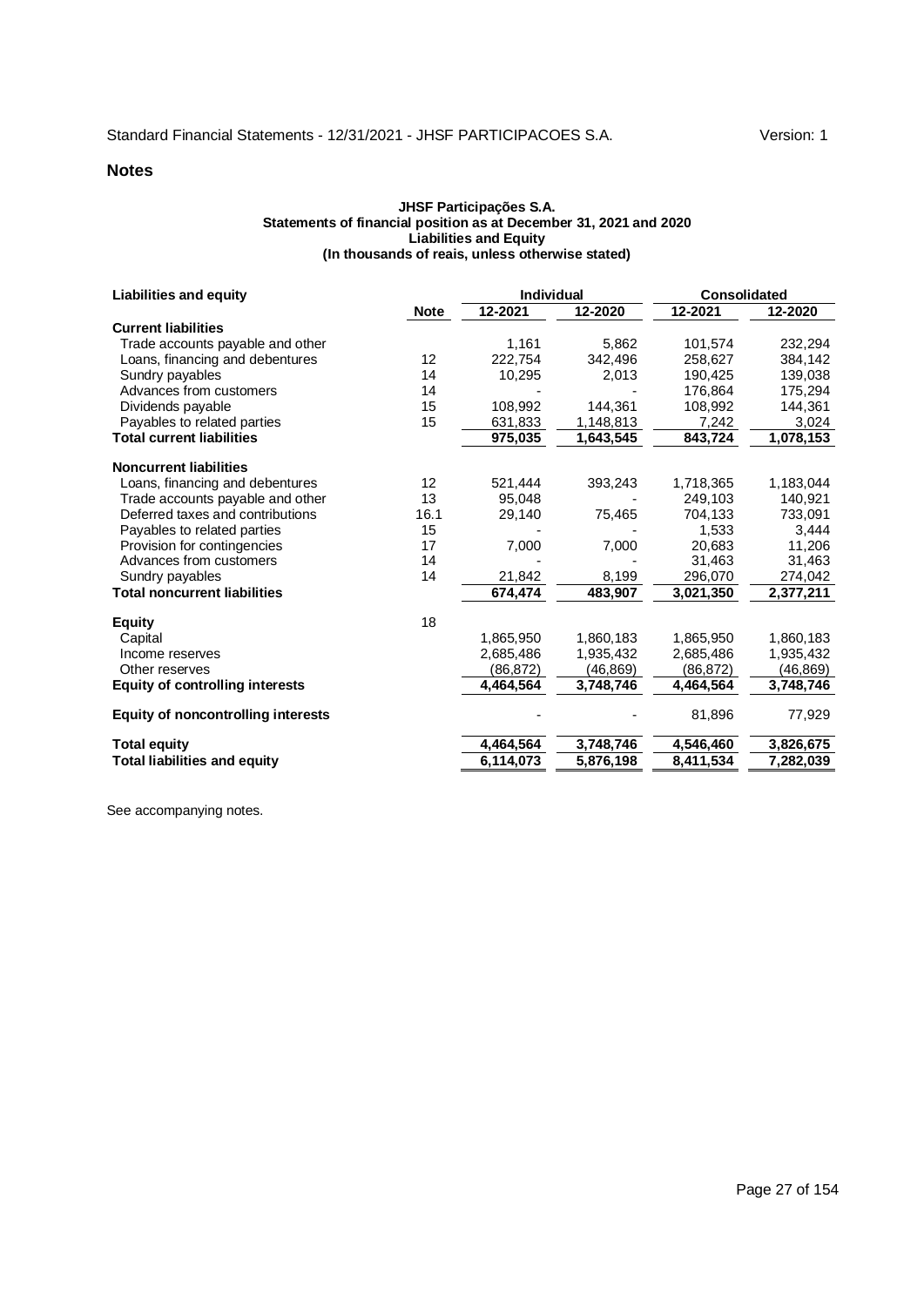## Notes

**JHSF Participações S.A.**
**Statements of financial position as at December 31, 2021 and 2020**
**Liabilities and Equity**
**(In thousands of reais, unless otherwise stated)**

| Liabilities and equity | | Individual | | Consolidated | |
|---|---|---|---|---|---|
| | **Note** | **12-2021** | **12-2020** | **12-2021** | **12-2020** |
| **Current liabilities** | | | | | |
| Trade accounts payable and other | | 1,161 | 5,862 | 101,574 | 232,294 |
| Loans, financing and debentures | 12 | 222,754 | 342,496 | 258,627 | 384,142 |
| Sundry payables | 14 | 10,295 | 2,013 | 190,425 | 139,038 |
| Advances from customers | 14 | - | - | 176,864 | 175,294 |
| Dividends payable | 15 | 108,992 | 144,361 | 108,992 | 144,361 |
| Payables to related parties | 15 | 631,833 | 1,148,813 | 7,242 | 3,024 |
| **Total current liabilities** | | **975,035** | **1,643,545** | **843,724** | **1,078,153** |
| **Noncurrent liabilities** | | | | | |
| Loans, financing and debentures | 12 | 521,444 | 393,243 | 1,718,365 | 1,183,044 |
| Trade accounts payable and other | 13 | 95,048 | - | 249,103 | 140,921 |
| Deferred taxes and contributions | 16.1 | 29,140 | 75,465 | 704,133 | 733,091 |
| Payables to related parties | 15 | - | - | 1,533 | 3,444 |
| Provision for contingencies | 17 | 7,000 | 7,000 | 20,683 | 11,206 |
| Advances from customers | 14 | - | - | 31,463 | 31,463 |
| Sundry payables | 14 | 21,842 | 8,199 | 296,070 | 274,042 |
| **Total noncurrent liabilities** | | **674,474** | **483,907** | **3,021,350** | **2,377,211** |
| **Equity** | 18 | | | | |
| Capital | | 1,865,950 | 1,860,183 | 1,865,950 | 1,860,183 |
| Income reserves | | 2,685,486 | 1,935,432 | 2,685,486 | 1,935,432 |
| Other reserves | | (86,872) | (46,869) | (86,872) | (46,869) |
| **Equity of controlling interests** | | **4,464,564** | **3,748,746** | **4,464,564** | **3,748,746** |
| **Equity of noncontrolling interests** | | - | - | 81,896 | 77,929 |
| **Total equity** | | **4,464,564** | **3,748,746** | **4,546,460** | **3,826,675** |
| **Total liabilities and equity** | | **6,114,073** | **5,876,198** | **8,411,534** | **7,282,039** |

See accompanying notes.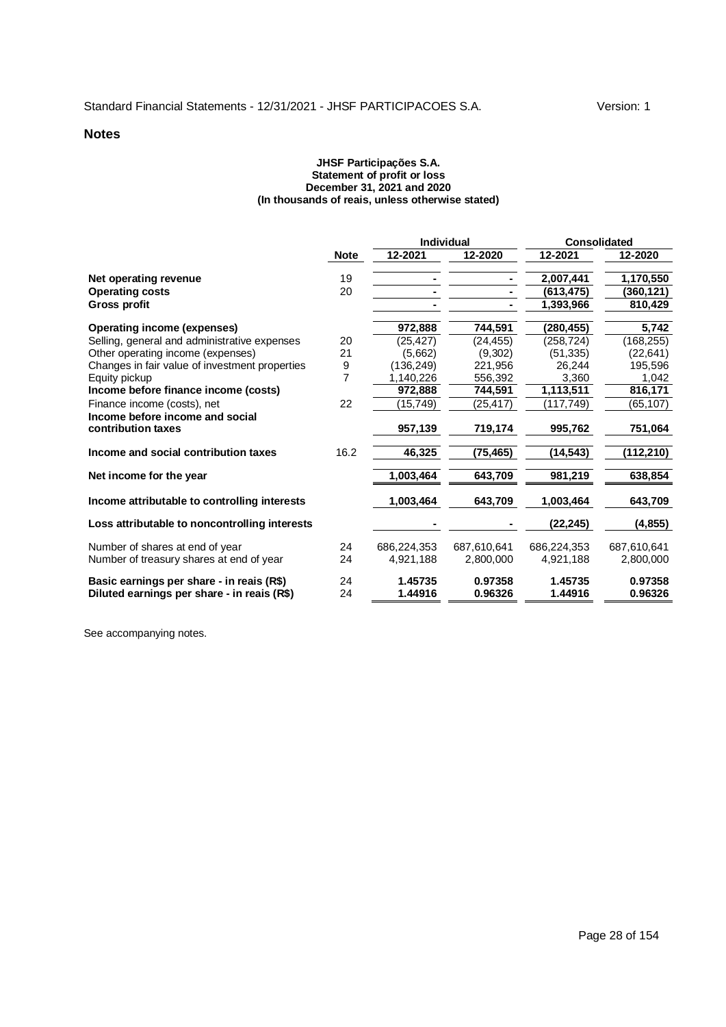## Notes

**JHSF Participações S.A.**
**Statement of profit or loss**
**December 31, 2021 and 2020**
**(In thousands of reais, unless otherwise stated)**

| | Note | Individual | | Consolidated | |
|---|---|---|---|---|---|
| | | 12-2021 | 12-2020 | 12-2021 | 12-2020 |
| **Net operating revenue** | 19 | - | - | 2,007,441 | 1,170,550 |
| **Operating costs** | 20 | - | - | (613,475) | (360,121) |
| **Gross profit** | | - | - | 1,393,966 | 810,429 |
| **Operating income (expenses)** | | 972,888 | 744,591 | (280,455) | 5,742 |
| Selling, general and administrative expenses | 20 | (25,427) | (24,455) | (258,724) | (168,255) |
| Other operating income (expenses) | 21 | (5,662) | (9,302) | (51,335) | (22,641) |
| Changes in fair value of investment properties | 9 | (136,249) | 221,956 | 26,244 | 195,596 |
| Equity pickup | 7 | 1,140,226 | 556,392 | 3,360 | 1,042 |
| **Income before finance income (costs)** | | 972,888 | 744,591 | 1,113,511 | 816,171 |
| Finance income (costs), net | 22 | (15,749) | (25,417) | (117,749) | (65,107) |
| **Income before income and social contribution taxes** | | 957,139 | 719,174 | 995,762 | 751,064 |
| **Income and social contribution taxes** | 16.2 | 46,325 | (75,465) | (14,543) | (112,210) |
| **Net income for the year** | | 1,003,464 | 643,709 | 981,219 | 638,854 |
| **Income attributable to controlling interests** | | 1,003,464 | 643,709 | 1,003,464 | 643,709 |
| **Loss attributable to noncontrolling interests** | | - | - | (22,245) | (4,855) |
| Number of shares at end of year | 24 | 686,224,353 | 687,610,641 | 686,224,353 | 687,610,641 |
| Number of treasury shares at end of year | 24 | 4,921,188 | 2,800,000 | 4,921,188 | 2,800,000 |
| **Basic earnings per share - in reais (R$)** | 24 | 1.45735 | 0.97358 | 1.45735 | 0.97358 |
| **Diluted earnings per share - in reais (R$)** | 24 | 1.44916 | 0.96326 | 1.44916 | 0.96326 |

See accompanying notes.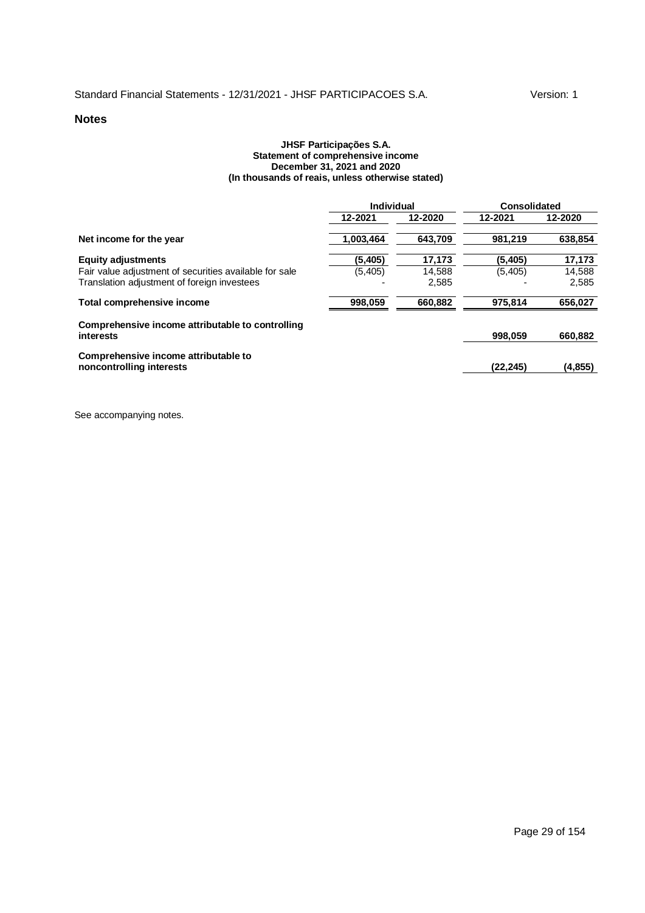## Notes

**JHSF Participações S.A.**
**Statement of comprehensive income**
**December 31, 2021 and 2020**
**(In thousands of reais, unless otherwise stated)**

| | Individual | | Consolidated | |
|---|---|---|---|---|
| | 12-2021 | 12-2020 | 12-2021 | 12-2020 |
| **Net income for the year** | **1,003,464** | **643,709** | **981,219** | **638,854** |
| **Equity adjustments** | **(5,405)** | **17,173** | **(5,405)** | **17,173** |
| Fair value adjustment of securities available for sale | (5,405) | 14,588 | (5,405) | 14,588 |
| Translation adjustment of foreign investees | - | 2,585 | - | 2,585 |
| **Total comprehensive income** | **998,059** | **660,882** | **975,814** | **656,027** |
| **Comprehensive income attributable to controlling interests** | | | **998,059** | **660,882** |
| **Comprehensive income attributable to noncontrolling interests** | | | **(22,245)** | **(4,855)** |

See accompanying notes.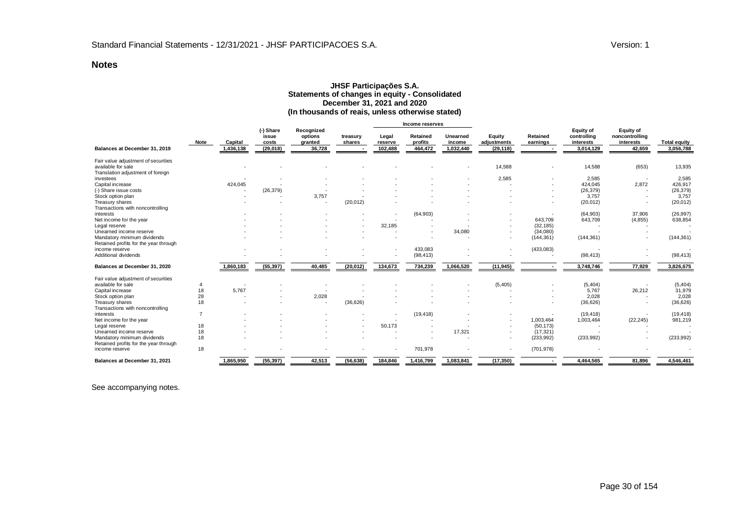## Notes

**JHSF Participações S.A.**
**Statements of changes in equity - Consolidated**
**December 31, 2021 and 2020**
**(In thousands of reais, unless otherwise stated)**

| | | | | | | Income reserves | | | | | | | |
|---|---|---|---|---|---|---|---|---|---|---|---|---|---|
| | Note | Capital | (-) Share issue costs | Recognized options granted | treasury shares | Legal reserve | Retained profits | Unearned income | Equity adjustments | Retained earnings | Equity of controlling interests | Equity of noncontrolling interests | Total equity |
| **Balances at December 31, 2019** | | 1,436,138 | (29,018) | 36,728 | - | 102,488 | 464,472 | 1,032,440 | (29,118) | - | 3,014,129 | 42,659 | 3,056,788 |
| Fair value adjustment of securities available for sale | | - | - | - | - | - | - | - | 14,588 | - | 14,588 | (653) | 13,935 |
| Translation adjustment of foreign investees | | - | - | - | - | - | - | - | 2,585 | - | 2,585 | - | 2,585 |
| Capital increase | | 424,045 | - | - | - | - | - | - | - | - | 424,045 | 2,872 | 426,917 |
| (-) Share issue costs | | - | (26,379) | - | - | - | - | - | - | - | (26,379) | - | (26,379) |
| Stock option plan | | - | - | 3,757 | - | - | - | - | - | - | 3,757 | - | 3,757 |
| Treasury shares | | - | - | - | (20,012) | - | - | - | - | - | (20,012) | - | (20,012) |
| Transactions with noncontrolling interests | | - | - | - | - | - | (64,903) | - | - | - | (64,903) | 37,906 | (26,997) |
| Net income for the year | | - | - | - | - | - | - | - | - | 643,709 | 643,709 | (4,855) | 638,854 |
| Legal reserve | | - | - | - | - | 32,185 | - | - | - | (32,185) | - | - | - |
| Unearned income reserve | | - | - | - | - | - | - | 34,080 | - | (34,080) | - | - | - |
| Mandatory minimum dividends | | - | - | - | - | - | - | - | - | (144,361) | (144,361) | - | (144,361) |
| Retained profits for the year through income reserve | | - | - | - | - | - | 433,083 | - | - | (433,083) | - | - | - |
| Additional dividends | | - | - | - | - | - | (98,413) | - | - | - | (98,413) | - | (98,413) |
| **Balances at December 31, 2020** | | 1,860,183 | (55,397) | 40,485 | (20,012) | 134,673 | 734,239 | 1,066,520 | (11,945) | - | 3,748,746 | 77,929 | 3,826,675 |
| Fair value adjustment of securities available for sale | 4 | - | - | - | - | - | - | - | (5,405) | - | (5,404) | - | (5,404) |
| Capital increase | 18 | 5,767 | - | - | - | - | - | - | - | - | 5,767 | 26,212 | 31,979 |
| Stock option plan | 28 | - | - | 2,028 | - | - | - | - | - | - | 2,028 | - | 2,028 |
| Treasury shares | 18 | - | - | - | (36,626) | - | - | - | - | - | (36,626) | - | (36,626) |
| Transactions with noncontrolling interests | 7 | - | - | - | - | - | (19,418) | - | - | - | (19,418) | - | (19,418) |
| Net income for the year | | - | - | - | - | - | - | - | - | 1,003,464 | 1,003,464 | (22,245) | 981,219 |
| Legal reserve | 18 | - | - | - | - | 50,173 | - | - | - | (50,173) | - | - | - |
| Unearned income reserve | 18 | - | - | - | - | - | - | 17,321 | - | (17,321) | - | - | - |
| Mandatory minimum dividends | 18 | - | - | - | - | - | - | - | - | (233,992) | (233,992) | - | (233,992) |
| Retained profits for the year through income reserve | 18 | - | - | - | - | - | 701,978 | - | - | (701,978) | - | - | - |
| **Balances at December 31, 2021** | | 1,865,950 | (55,397) | 42,513 | (56,638) | 184,846 | 1,416,799 | 1,083,841 | (17,350) | - | 4,464,565 | 81,896 | 4,546,461 |

See accompanying notes.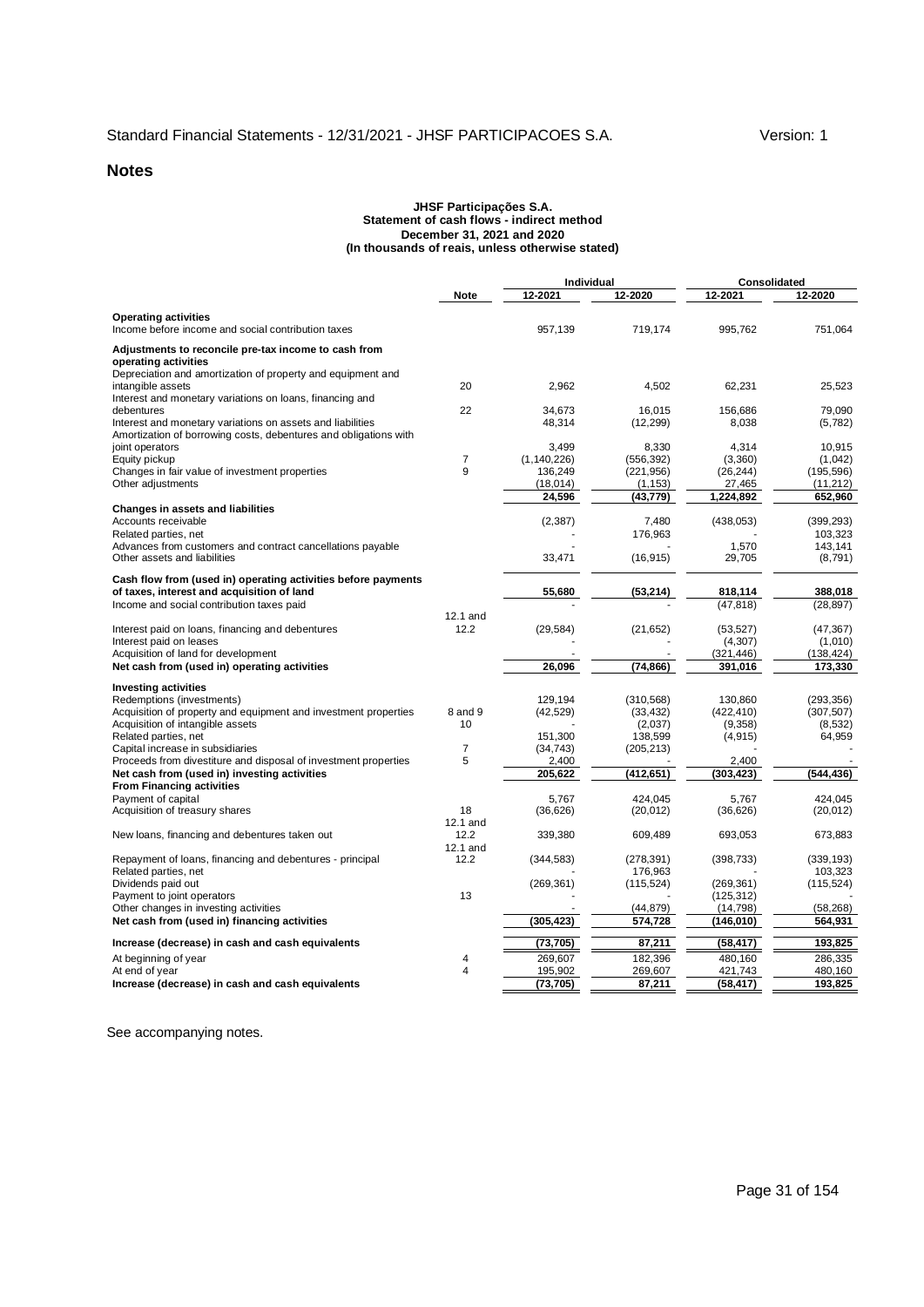## Notes

**JHSF Participações S.A.**
**Statement of cash flows - indirect method**
**December 31, 2021 and 2020**
**(In thousands of reais, unless otherwise stated)**

| | Note | Individual | | Consolidated | |
|---|---|---|---|---|---|
| | | 12-2021 | 12-2020 | 12-2021 | 12-2020 |
| **Operating activities** | | | | | |
| Income before income and social contribution taxes | | 957,139 | 719,174 | 995,762 | 751,064 |
| **Adjustments to reconcile pre-tax income to cash from operating activities** | | | | | |
| Depreciation and amortization of property and equipment and intangible assets | 20 | 2,962 | 4,502 | 62,231 | 25,523 |
| Interest and monetary variations on loans, financing and debentures | 22 | 34,673 | 16,015 | 156,686 | 79,090 |
| Interest and monetary variations on assets and liabilities | | 48,314 | (12,299) | 8,038 | (5,782) |
| Amortization of borrowing costs, debentures and obligations with joint operators | | 3,499 | 8,330 | 4,314 | 10,915 |
| Equity pickup | 7 | (1,140,226) | (556,392) | (3,360) | (1,042) |
| Changes in fair value of investment properties | 9 | 136,249 | (221,956) | (26,244) | (195,596) |
| Other adjustments | | (18,014) | (1,153) | 27,465 | (11,212) |
| | | **24,596** | **(43,779)** | **1,224,892** | **652,960** |
| **Changes in assets and liabilities** | | | | | |
| Accounts receivable | | (2,387) | 7,480 | (438,053) | (399,293) |
| Related parties, net | | - | 176,963 | - | 103,323 |
| Advances from customers and contract cancellations payable | | - | - | 1,570 | 143,141 |
| Other assets and liabilities | | 33,471 | (16,915) | 29,705 | (8,791) |
| **Cash flow from (used in) operating activities before payments of taxes, interest and acquisition of land** | | **55,680** | **(53,214)** | **818,114** | **388,018** |
| Income and social contribution taxes paid | | - | - | (47,818) | (28,897) |
| Interest paid on loans, financing and debentures | 12.1 and 12.2 | (29,584) | (21,652) | (53,527) | (47,367) |
| Interest paid on leases | | - | - | (4,307) | (1,010) |
| Acquisition of land for development | | - | - | (321,446) | (138,424) |
| **Net cash from (used in) operating activities** | | **26,096** | **(74,866)** | **391,016** | **173,330** |
| **Investing activities** | | | | | |
| Redemptions (investments) | | 129,194 | (310,568) | 130,860 | (293,356) |
| Acquisition of property and equipment and investment properties | 8 and 9 | (42,529) | (33,432) | (422,410) | (307,507) |
| Acquisition of intangible assets | 10 | - | (2,037) | (9,358) | (8,532) |
| Related parties, net | | 151,300 | 138,599 | (4,915) | 64,959 |
| Capital increase in subsidiaries | 7 | (34,743) | (205,213) | - | - |
| Proceeds from divestiture and disposal of investment properties | 5 | 2,400 | - | 2,400 | - |
| **Net cash from (used in) investing activities** | | **205,622** | **(412,651)** | **(303,423)** | **(544,436)** |
| **From Financing activities** | | | | | |
| Payment of capital | | 5,767 | 424,045 | 5,767 | 424,045 |
| Acquisition of treasury shares | 18 | (36,626) | (20,012) | (36,626) | (20,012) |
| New loans, financing and debentures taken out | 12.1 and 12.2 | 339,380 | 609,489 | 693,053 | 673,883 |
| Repayment of loans, financing and debentures - principal | 12.1 and 12.2 | (344,583) | (278,391) | (398,733) | (339,193) |
| Related parties, net | | - | 176,963 | - | 103,323 |
| Dividends paid out | | (269,361) | (115,524) | (269,361) | (115,524) |
| Payment to joint operators | 13 | - | - | (125,312) | - |
| Other changes in investing activities | | - | (44,879) | (14,798) | (58,268) |
| **Net cash from (used in) financing activities** | | **(305,423)** | **574,728** | **(146,010)** | **564,931** |
| **Increase (decrease) in cash and cash equivalents** | | **(73,705)** | **87,211** | **(58,417)** | **193,825** |
| At beginning of year | 4 | 269,607 | 182,396 | 480,160 | 286,335 |
| At end of year | 4 | 195,902 | 269,607 | 421,743 | 480,160 |
| **Increase (decrease) in cash and cash equivalents** | | **(73,705)** | **87,211** | **(58,417)** | **193,825** |

See accompanying notes.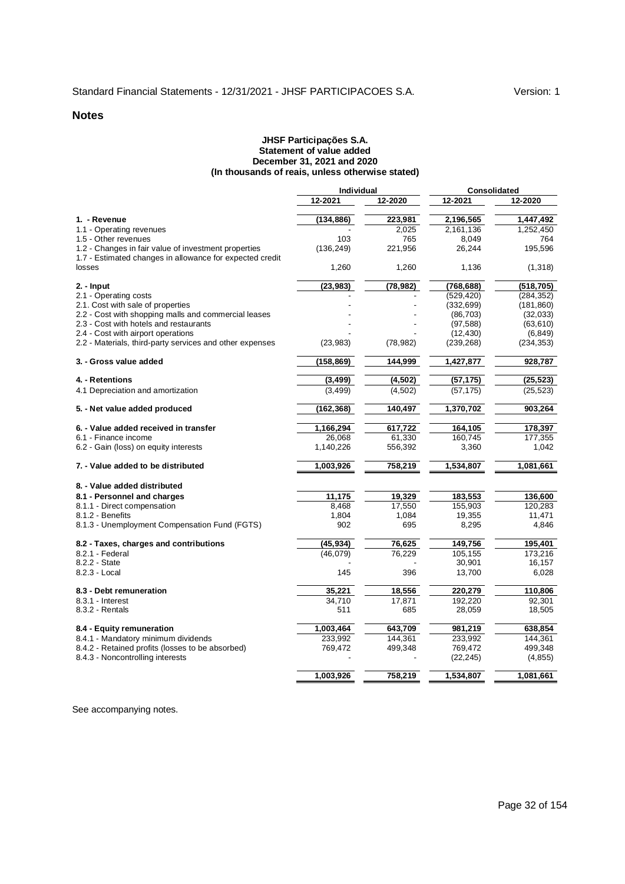## Notes

**JHSF Participações S.A.**
**Statement of value added**
**December 31, 2021 and 2020**
**(In thousands of reais, unless otherwise stated)**

| | Individual | | Consolidated | |
|---|---|---|---|---|
| | 12-2021 | 12-2020 | 12-2021 | 12-2020 |
| **1. - Revenue** | **(134,886)** | **223,981** | **2,196,565** | **1,447,492** |
| 1.1 - Operating revenues | - | 2,025 | 2,161,136 | 1,252,450 |
| 1.5 - Other revenues | 103 | 765 | 8,049 | 764 |
| 1.2 - Changes in fair value of investment properties | (136,249) | 221,956 | 26,244 | 195,596 |
| 1.7 - Estimated changes in allowance for expected credit losses | 1,260 | 1,260 | 1,136 | (1,318) |
| **2. - Input** | **(23,983)** | **(78,982)** | **(768,688)** | **(518,705)** |
| 2.1 - Operating costs | - | - | (529,420) | (284,352) |
| 2.1. Cost with sale of properties | - | - | (332,699) | (181,860) |
| 2.2 - Cost with shopping malls and commercial leases | - | - | (86,703) | (32,033) |
| 2.3 - Cost with hotels and restaurants | - | - | (97,588) | (63,610) |
| 2.4 - Cost with airport operations | - | - | (12,430) | (6,849) |
| 2.2 - Materials, third-party services and other expenses | (23,983) | (78,982) | (239,268) | (234,353) |
| **3. - Gross value added** | **(158,869)** | **144,999** | **1,427,877** | **928,787** |
| **4. - Retentions** | **(3,499)** | **(4,502)** | **(57,175)** | **(25,523)** |
| 4.1 Depreciation and amortization | (3,499) | (4,502) | (57,175) | (25,523) |
| **5. - Net value added produced** | **(162,368)** | **140,497** | **1,370,702** | **903,264** |
| **6. - Value added received in transfer** | **1,166,294** | **617,722** | **164,105** | **178,397** |
| 6.1 - Finance income | 26,068 | 61,330 | 160,745 | 177,355 |
| 6.2 - Gain (loss) on equity interests | 1,140,226 | 556,392 | 3,360 | 1,042 |
| **7. - Value added to be distributed** | **1,003,926** | **758,219** | **1,534,807** | **1,081,661** |
| **8. - Value added distributed** | | | | |
| **8.1 - Personnel and charges** | **11,175** | **19,329** | **183,553** | **136,600** |
| 8.1.1 - Direct compensation | 8,468 | 17,550 | 155,903 | 120,283 |
| 8.1.2 - Benefits | 1,804 | 1,084 | 19,355 | 11,471 |
| 8.1.3 - Unemployment Compensation Fund (FGTS) | 902 | 695 | 8,295 | 4,846 |
| **8.2 - Taxes, charges and contributions** | **(45,934)** | **76,625** | **149,756** | **195,401** |
| 8.2.1 - Federal | (46,079) | 76,229 | 105,155 | 173,216 |
| 8.2.2 - State | - | - | 30,901 | 16,157 |
| 8.2.3 - Local | 145 | 396 | 13,700 | 6,028 |
| **8.3 - Debt remuneration** | **35,221** | **18,556** | **220,279** | **110,806** |
| 8.3.1 - Interest | 34,710 | 17,871 | 192,220 | 92,301 |
| 8.3.2 - Rentals | 511 | 685 | 28,059 | 18,505 |
| **8.4 - Equity remuneration** | **1,003,464** | **643,709** | **981,219** | **638,854** |
| 8.4.1 - Mandatory minimum dividends | 233,992 | 144,361 | 233,992 | 144,361 |
| 8.4.2 - Retained profits (losses to be absorbed) | 769,472 | 499,348 | 769,472 | 499,348 |
| 8.4.3 - Noncontrolling interests | - | - | (22,245) | (4,855) |
| | **1,003,926** | **758,219** | **1,534,807** | **1,081,661** |

See accompanying notes.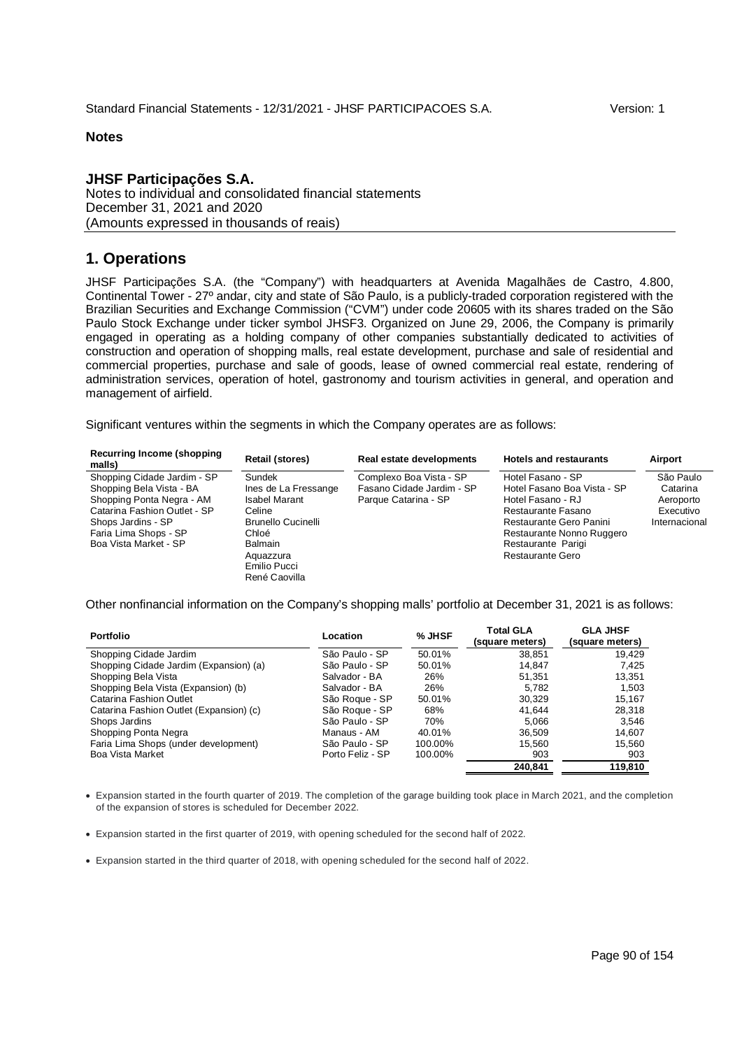## Notes

### JHSF Participações S.A.

Notes to individual and consolidated financial statements
December 31, 2021 and 2020
(Amounts expressed in thousands of reais)

# 1. Operations

JHSF Participações S.A. (the "Company") with headquarters at Avenida Magalhães de Castro, 4.800, Continental Tower - 27º andar, city and state of São Paulo, is a publicly-traded corporation registered with the Brazilian Securities and Exchange Commission ("CVM") under code 20605 with its shares traded on the São Paulo Stock Exchange under ticker symbol JHSF3. Organized on June 29, 2006, the Company is primarily engaged in operating as a holding company of other companies substantially dedicated to activities of construction and operation of shopping malls, real estate development, purchase and sale of residential and commercial properties, purchase and sale of goods, lease of owned commercial real estate, rendering of administration services, operation of hotel, gastronomy and tourism activities in general, and operation and management of airfield.

Significant ventures within the segments in which the Company operates are as follows:

| Recurring Income (shopping malls) | Retail (stores) | Real estate developments | Hotels and restaurants | Airport |
|---|---|---|---|---|
| Shopping Cidade Jardim - SP | Sundek | Complexo Boa Vista - SP | Hotel Fasano - SP | São Paulo |
| Shopping Bela Vista - BA | Ines de La Fressange | Fasano Cidade Jardim - SP | Hotel Fasano Boa Vista - SP | Catarina |
| Shopping Ponta Negra - AM | Isabel Marant | Parque Catarina - SP | Hotel Fasano - RJ | Aeroporto |
| Catarina Fashion Outlet - SP | Celine | | Restaurante Fasano | Executivo |
| Shops Jardins - SP | Brunello Cucinelli | | Restaurante Gero Panini | Internacional |
| Faria Lima Shops - SP | Chloé | | Restaurante Nonno Ruggero | |
| Boa Vista Market - SP | Balmain | | Restaurante Parigi | |
| | Aquazzura | | Restaurante Gero | |
| | Emilio Pucci | | | |
| | René Caovilla | | | |

Other nonfinancial information on the Company's shopping malls' portfolio at December 31, 2021 is as follows:

| Portfolio | Location | % JHSF | Total GLA (square meters) | GLA JHSF (square meters) |
|---|---|---|---|---|
| Shopping Cidade Jardim | São Paulo - SP | 50.01% | 38,851 | 19,429 |
| Shopping Cidade Jardim (Expansion) (a) | São Paulo - SP | 50.01% | 14,847 | 7,425 |
| Shopping Bela Vista | Salvador - BA | 26% | 51,351 | 13,351 |
| Shopping Bela Vista (Expansion) (b) | Salvador - BA | 26% | 5,782 | 1,503 |
| Catarina Fashion Outlet | São Roque - SP | 50.01% | 30,329 | 15,167 |
| Catarina Fashion Outlet (Expansion) (c) | São Roque - SP | 68% | 41,644 | 28,318 |
| Shops Jardins | São Paulo - SP | 70% | 5,066 | 3,546 |
| Shopping Ponta Negra | Manaus - AM | 40.01% | 36,509 | 14,607 |
| Faria Lima Shops (under development) | São Paulo - SP | 100.00% | 15,560 | 15,560 |
| Boa Vista Market | Porto Feliz - SP | 100.00% | 903 | 903 |
| | | | **240,841** | **119,810** |

- Expansion started in the fourth quarter of 2019. The completion of the garage building took place in March 2021, and the completion of the expansion of stores is scheduled for December 2022.
- Expansion started in the first quarter of 2019, with opening scheduled for the second half of 2022.
- Expansion started in the third quarter of 2018, with opening scheduled for the second half of 2022.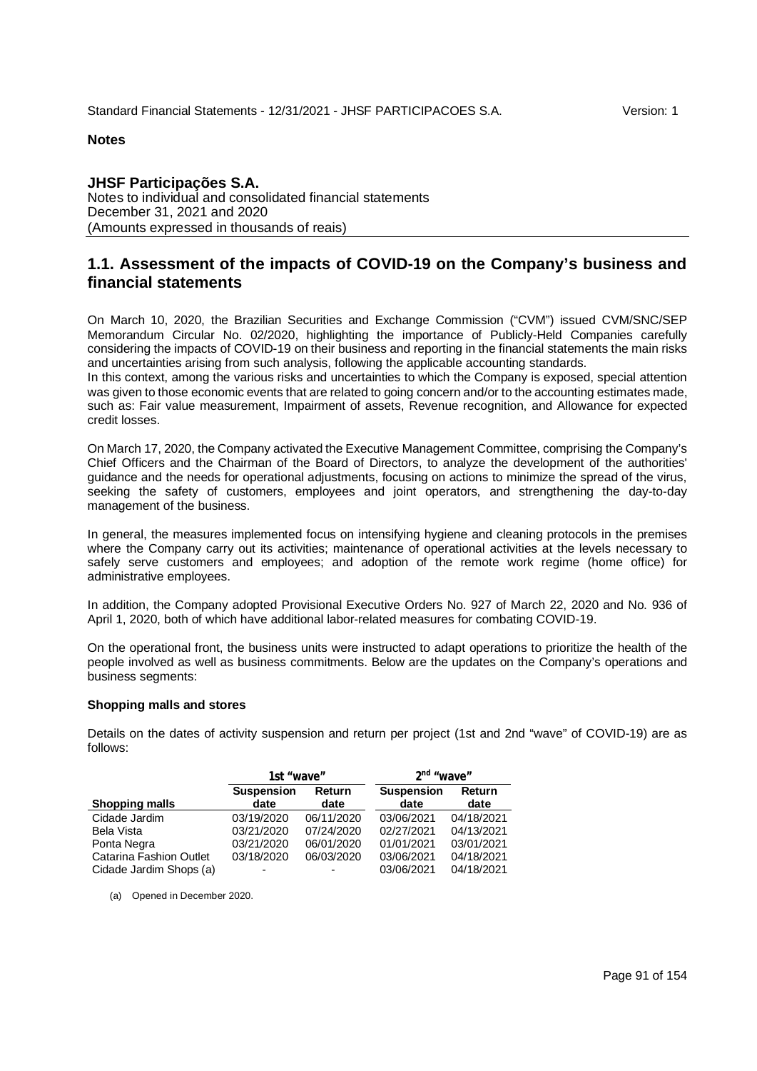**Notes**

**JHSF Participações S.A.**
Notes to individual and consolidated financial statements
December 31, 2021 and 2020
(Amounts expressed in thousands of reais)

## 1.1. Assessment of the impacts of COVID-19 on the Company's business and financial statements

On March 10, 2020, the Brazilian Securities and Exchange Commission ("CVM") issued CVM/SNC/SEP Memorandum Circular No. 02/2020, highlighting the importance of Publicly-Held Companies carefully considering the impacts of COVID-19 on their business and reporting in the financial statements the main risks and uncertainties arising from such analysis, following the applicable accounting standards.
In this context, among the various risks and uncertainties to which the Company is exposed, special attention was given to those economic events that are related to going concern and/or to the accounting estimates made, such as: Fair value measurement, Impairment of assets, Revenue recognition, and Allowance for expected credit losses.

On March 17, 2020, the Company activated the Executive Management Committee, comprising the Company's Chief Officers and the Chairman of the Board of Directors, to analyze the development of the authorities' guidance and the needs for operational adjustments, focusing on actions to minimize the spread of the virus, seeking the safety of customers, employees and joint operators, and strengthening the day-to-day management of the business.

In general, the measures implemented focus on intensifying hygiene and cleaning protocols in the premises where the Company carry out its activities; maintenance of operational activities at the levels necessary to safely serve customers and employees; and adoption of the remote work regime (home office) for administrative employees.

In addition, the Company adopted Provisional Executive Orders No. 927 of March 22, 2020 and No. 936 of April 1, 2020, both of which have additional labor-related measures for combating COVID-19.

On the operational front, the business units were instructed to adapt operations to prioritize the health of the people involved as well as business commitments. Below are the updates on the Company's operations and business segments:

**Shopping malls and stores**

Details on the dates of activity suspension and return per project (1st and 2nd "wave" of COVID-19) are as follows:

| | 1st "wave" | | 2nd "wave" | |
|---|---|---|---|---|
| **Shopping malls** | **Suspension date** | **Return date** | **Suspension date** | **Return date** |
| Cidade Jardim | 03/19/2020 | 06/11/2020 | 03/06/2021 | 04/18/2021 |
| Bela Vista | 03/21/2020 | 07/24/2020 | 02/27/2021 | 04/13/2021 |
| Ponta Negra | 03/21/2020 | 06/01/2020 | 01/01/2021 | 03/01/2021 |
| Catarina Fashion Outlet | 03/18/2020 | 06/03/2020 | 03/06/2021 | 04/18/2021 |
| Cidade Jardim Shops (a) | - | - | 03/06/2021 | 04/18/2021 |

(a) Opened in December 2020.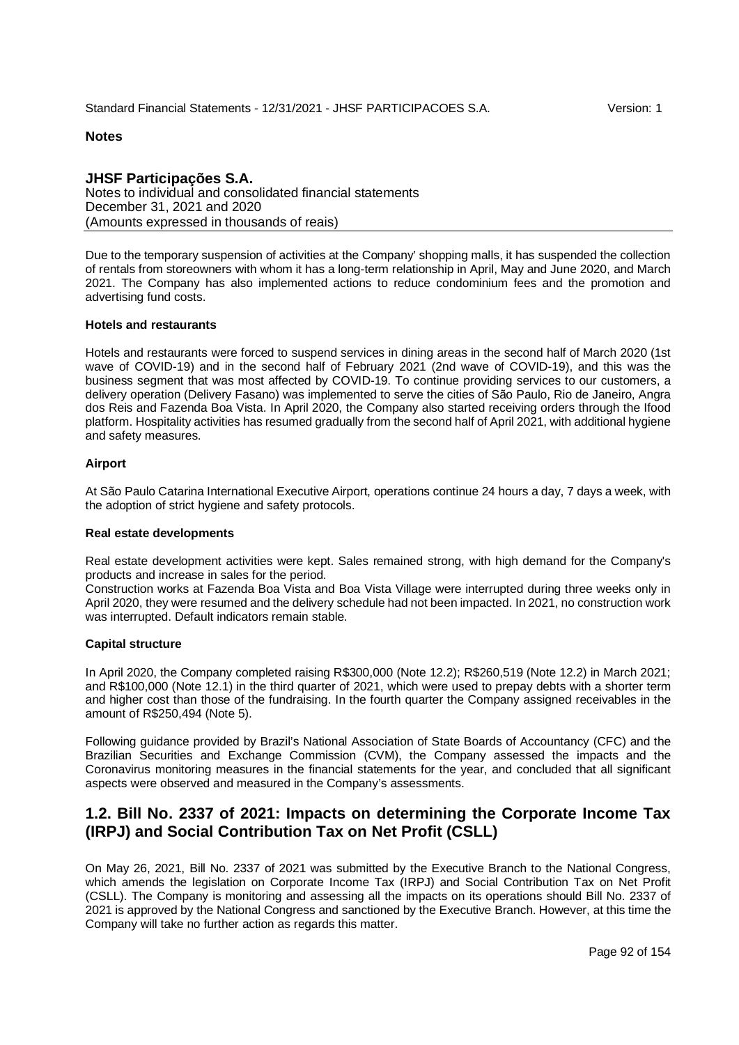**Notes**

**JHSF Participações S.A.**
Notes to individual and consolidated financial statements
December 31, 2021 and 2020
(Amounts expressed in thousands of reais)

Due to the temporary suspension of activities at the Company' shopping malls, it has suspended the collection of rentals from storeowners with whom it has a long-term relationship in April, May and June 2020, and March 2021. The Company has also implemented actions to reduce condominium fees and the promotion and advertising fund costs.

**Hotels and restaurants**

Hotels and restaurants were forced to suspend services in dining areas in the second half of March 2020 (1st wave of COVID-19) and in the second half of February 2021 (2nd wave of COVID-19), and this was the business segment that was most affected by COVID-19. To continue providing services to our customers, a delivery operation (Delivery Fasano) was implemented to serve the cities of São Paulo, Rio de Janeiro, Angra dos Reis and Fazenda Boa Vista. In April 2020, the Company also started receiving orders through the Ifood platform. Hospitality activities has resumed gradually from the second half of April 2021, with additional hygiene and safety measures.

**Airport**

At São Paulo Catarina International Executive Airport, operations continue 24 hours a day, 7 days a week, with the adoption of strict hygiene and safety protocols.

**Real estate developments**

Real estate development activities were kept. Sales remained strong, with high demand for the Company's products and increase in sales for the period.
Construction works at Fazenda Boa Vista and Boa Vista Village were interrupted during three weeks only in April 2020, they were resumed and the delivery schedule had not been impacted. In 2021, no construction work was interrupted. Default indicators remain stable.

**Capital structure**

In April 2020, the Company completed raising R$300,000 (Note 12.2); R$260,519 (Note 12.2) in March 2021; and R$100,000 (Note 12.1) in the third quarter of 2021, which were used to prepay debts with a shorter term and higher cost than those of the fundraising. In the fourth quarter the Company assigned receivables in the amount of R$250,494 (Note 5).

Following guidance provided by Brazil's National Association of State Boards of Accountancy (CFC) and the Brazilian Securities and Exchange Commission (CVM), the Company assessed the impacts and the Coronavirus monitoring measures in the financial statements for the year, and concluded that all significant aspects were observed and measured in the Company's assessments.

## 1.2. Bill No. 2337 of 2021: Impacts on determining the Corporate Income Tax (IRPJ) and Social Contribution Tax on Net Profit (CSLL)

On May 26, 2021, Bill No. 2337 of 2021 was submitted by the Executive Branch to the National Congress, which amends the legislation on Corporate Income Tax (IRPJ) and Social Contribution Tax on Net Profit (CSLL). The Company is monitoring and assessing all the impacts on its operations should Bill No. 2337 of 2021 is approved by the National Congress and sanctioned by the Executive Branch. However, at this time the Company will take no further action as regards this matter.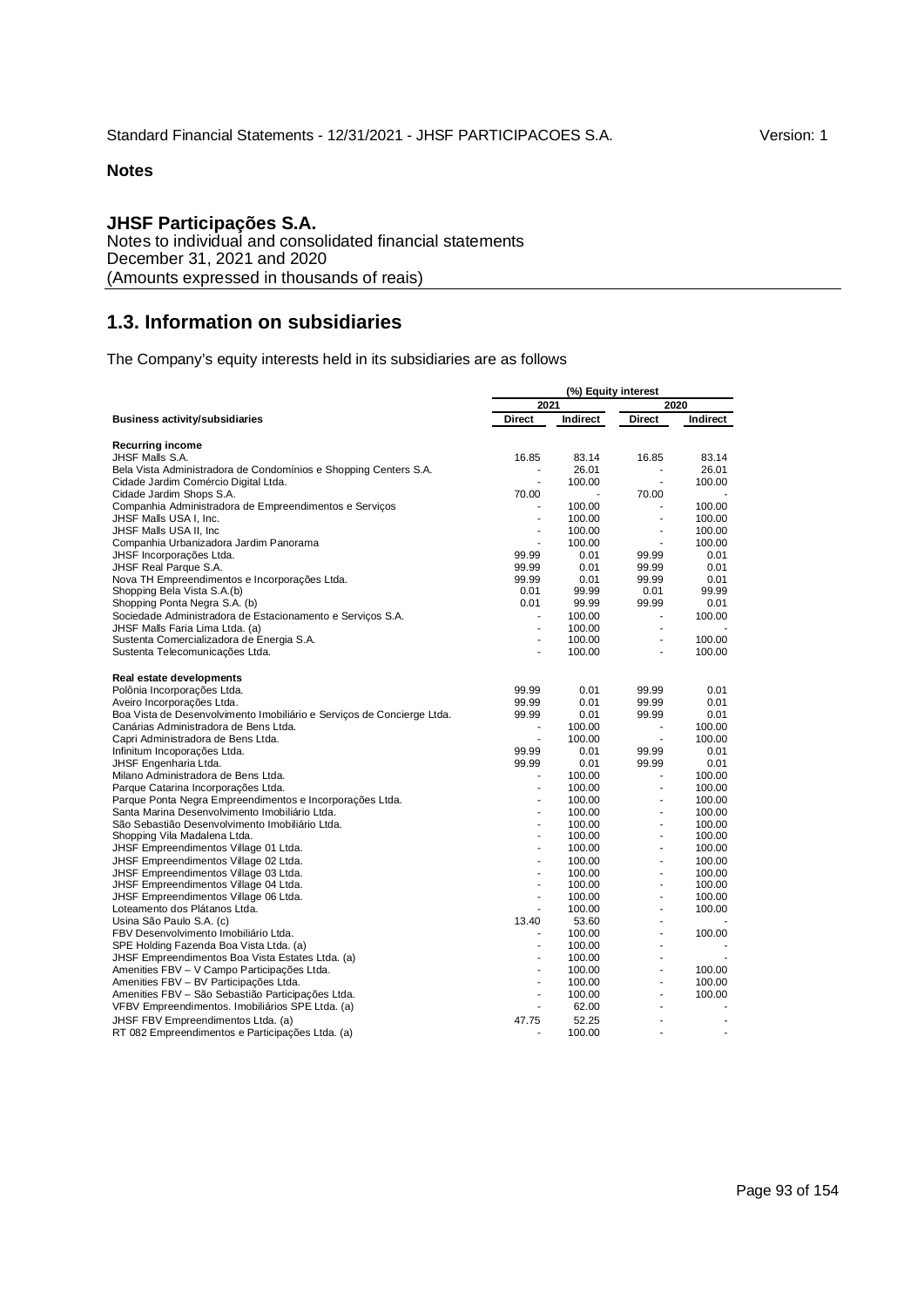**Notes**

## JHSF Participações S.A.

Notes to individual and consolidated financial statements
December 31, 2021 and 2020
(Amounts expressed in thousands of reais)

# 1.3. Information on subsidiaries

The Company's equity interests held in its subsidiaries are as follows

| | (%) Equity interest | | | |
|---|---|---|---|---|
| | 2021 | | 2020 | |
| **Business activity/subsidiaries** | **Direct** | **Indirect** | **Direct** | **Indirect** |
| **Recurring income** | | | | |
| JHSF Malls S.A. | 16.85 | 83.14 | 16.85 | 83.14 |
| Bela Vista Administradora de Condomínios e Shopping Centers S.A. | - | 26.01 | - | 26.01 |
| Cidade Jardim Comércio Digital Ltda. | - | 100.00 | - | 100.00 |
| Cidade Jardim Shops S.A. | 70.00 | - | 70.00 | - |
| Companhia Administradora de Empreendimentos e Serviços | - | 100.00 | - | 100.00 |
| JHSF Malls USA I, Inc. | - | 100.00 | - | 100.00 |
| JHSF Malls USA II, Inc | - | 100.00 | - | 100.00 |
| Companhia Urbanizadora Jardim Panorama | - | 100.00 | - | 100.00 |
| JHSF Incorporações Ltda. | 99.99 | 0.01 | 99.99 | 0.01 |
| JHSF Real Parque S.A. | 99.99 | 0.01 | 99.99 | 0.01 |
| Nova TH Empreendimentos e Incorporações Ltda. | 99.99 | 0.01 | 99.99 | 0.01 |
| Shopping Bela Vista S.A.(b) | 0.01 | 99.99 | 0.01 | 99.99 |
| Shopping Ponta Negra S.A. (b) | 0.01 | 99.99 | 99.99 | 0.01 |
| Sociedade Administradora de Estacionamento e Serviços S.A. | - | 100.00 | - | 100.00 |
| JHSF Malls Faria Lima Ltda. (a) | - | 100.00 | - | - |
| Sustenta Comercializadora de Energia S.A. | - | 100.00 | - | 100.00 |
| Sustenta Telecomunicações Ltda. | - | 100.00 | - | 100.00 |
| **Real estate developments** | | | | |
| Polônia Incorporações Ltda. | 99.99 | 0.01 | 99.99 | 0.01 |
| Aveiro Incorporações Ltda. | 99.99 | 0.01 | 99.99 | 0.01 |
| Boa Vista de Desenvolvimento Imobiliário e Serviços de Concierge Ltda. | 99.99 | 0.01 | 99.99 | 0.01 |
| Canárias Administradora de Bens Ltda. | - | 100.00 | - | 100.00 |
| Capri Administradora de Bens Ltda. | - | 100.00 | - | 100.00 |
| Infinitum Incoporações Ltda. | 99.99 | 0.01 | 99.99 | 0.01 |
| JHSF Engenharia Ltda. | 99.99 | 0.01 | 99.99 | 0.01 |
| Milano Administradora de Bens Ltda. | - | 100.00 | - | 100.00 |
| Parque Catarina Incorporações Ltda. | - | 100.00 | - | 100.00 |
| Parque Ponta Negra Empreendimentos e Incorporações Ltda. | - | 100.00 | - | 100.00 |
| Santa Marina Desenvolvimento Imobiliário Ltda. | - | 100.00 | - | 100.00 |
| São Sebastião Desenvolvimento Imobiliário Ltda. | - | 100.00 | - | 100.00 |
| Shopping Vila Madalena Ltda. | - | 100.00 | - | 100.00 |
| JHSF Empreendimentos Village 01 Ltda. | - | 100.00 | - | 100.00 |
| JHSF Empreendimentos Village 02 Ltda. | - | 100.00 | - | 100.00 |
| JHSF Empreendimentos Village 03 Ltda. | - | 100.00 | - | 100.00 |
| JHSF Empreendimentos Village 04 Ltda. | - | 100.00 | - | 100.00 |
| JHSF Empreendimentos Village 06 Ltda. | - | 100.00 | - | 100.00 |
| Loteamento dos Plátanos Ltda. | - | 100.00 | - | 100.00 |
| Usina São Paulo S.A. (c) | 13.40 | 53.60 | - | - |
| FBV Desenvolvimento Imobiliário Ltda. | - | 100.00 | - | 100.00 |
| SPE Holding Fazenda Boa Vista Ltda. (a) | - | 100.00 | - | - |
| JHSF Empreendimentos Boa Vista Estates Ltda. (a) | - | 100.00 | - | - |
| Amenities FBV – V Campo Participações Ltda. | - | 100.00 | - | 100.00 |
| Amenities FBV – BV Participações Ltda. | - | 100.00 | - | 100.00 |
| Amenities FBV – São Sebastião Participações Ltda. | - | 100.00 | - | 100.00 |
| VFBV Empreendimentos. Imobiliários SPE Ltda. (a) | - | 62.00 | - | - |
| JHSF FBV Empreendimentos Ltda. (a) | 47.75 | 52.25 | - | - |
| RT 082 Empreendimentos e Participações Ltda. (a) | - | 100.00 | - | - |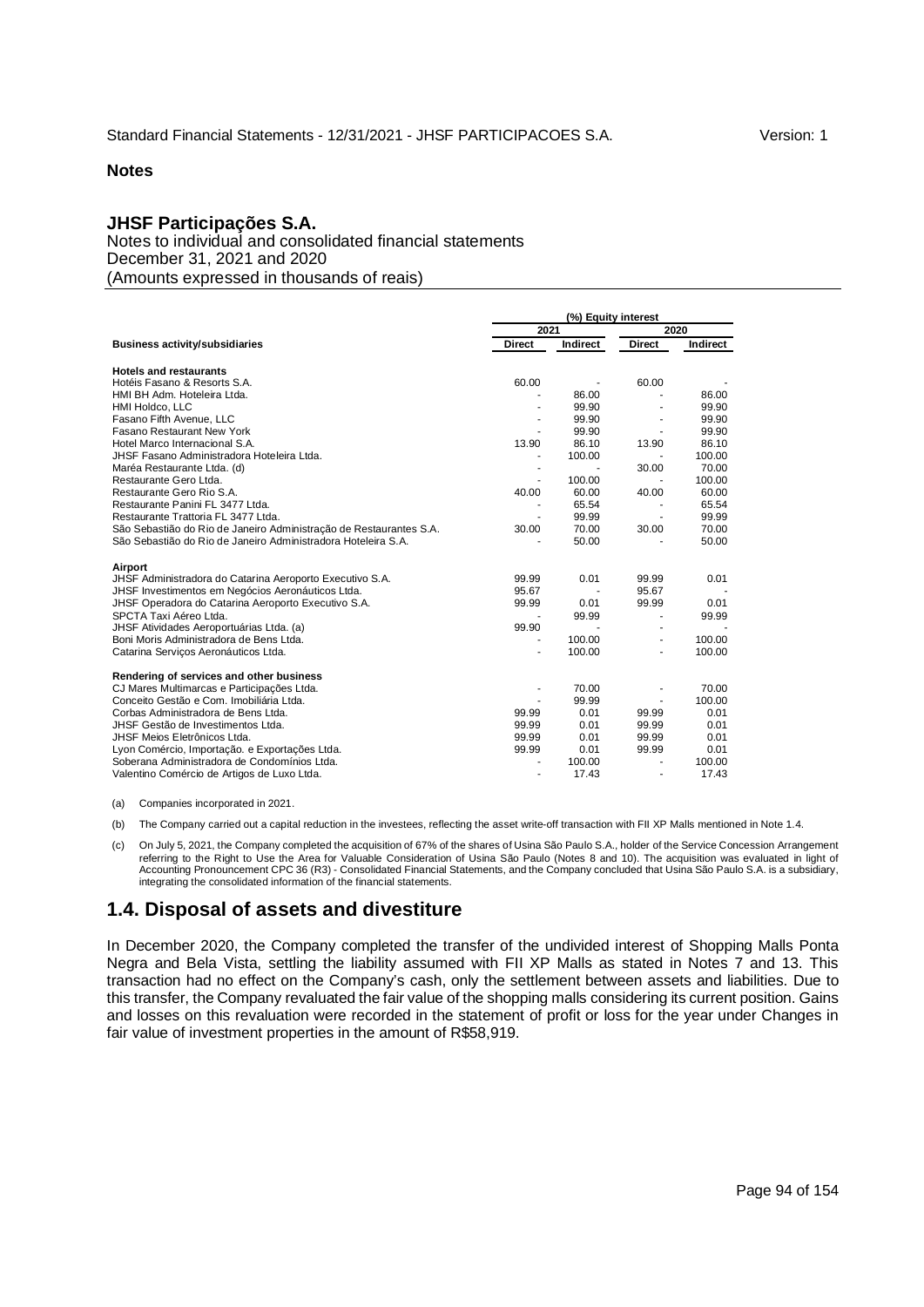**Notes**

## JHSF Participações S.A.

Notes to individual and consolidated financial statements
December 31, 2021 and 2020
(Amounts expressed in thousands of reais)

| Business activity/subsidiaries | (%) Equity interest | | | |
|---|---|---|---|---|
| | 2021 | | 2020 | |
| | Direct | Indirect | Direct | Indirect |
| **Hotels and restaurants** | | | | |
| Hotéis Fasano & Resorts S.A. | 60.00 | - | 60.00 | - |
| HMI BH Adm. Hoteleira Ltda. | - | 86.00 | - | 86.00 |
| HMI Holdco, LLC | - | 99.90 | - | 99.90 |
| Fasano Fifth Avenue, LLC | - | 99.90 | - | 99.90 |
| Fasano Restaurant New York | - | 99.90 | - | 99.90 |
| Hotel Marco Internacional S.A. | 13.90 | 86.10 | 13.90 | 86.10 |
| JHSF Fasano Administradora Hoteleira Ltda. | - | 100.00 | - | 100.00 |
| Maréa Restaurante Ltda. (d) | - | - | 30.00 | 70.00 |
| Restaurante Gero Ltda. | - | 100.00 | - | 100.00 |
| Restaurante Gero Rio S.A. | 40.00 | 60.00 | 40.00 | 60.00 |
| Restaurante Panini FL 3477 Ltda. | - | 65.54 | - | 65.54 |
| Restaurante Trattoria FL 3477 Ltda. | - | 99.99 | - | 99.99 |
| São Sebastião do Rio de Janeiro Administração de Restaurantes S.A. | 30.00 | 70.00 | 30.00 | 70.00 |
| São Sebastião do Rio de Janeiro Administradora Hoteleira S.A. | - | 50.00 | - | 50.00 |
| **Airport** | | | | |
| JHSF Administradora do Catarina Aeroporto Executivo S.A. | 99.99 | 0.01 | 99.99 | 0.01 |
| JHSF Investimentos em Negócios Aeronáuticos Ltda. | 95.67 | - | 95.67 | - |
| JHSF Operadora do Catarina Aeroporto Executivo S.A. | 99.99 | 0.01 | 99.99 | 0.01 |
| SPCTA Taxi Aéreo Ltda. | - | 99.99 | - | 99.99 |
| JHSF Atividades Aeroportuárias Ltda. (a) | 99.90 | - | - | - |
| Boni Moris Administradora de Bens Ltda. | - | 100.00 | - | 100.00 |
| Catarina Serviços Aeronáuticos Ltda. | - | 100.00 | - | 100.00 |
| **Rendering of services and other business** | | | | |
| CJ Mares Multimarcas e Participações Ltda. | - | 70.00 | - | 70.00 |
| Conceito Gestão e Com. Imobiliária Ltda. | - | 99.99 | - | 100.00 |
| Corbas Administradora de Bens Ltda. | 99.99 | 0.01 | 99.99 | 0.01 |
| JHSF Gestão de Investimentos Ltda. | 99.99 | 0.01 | 99.99 | 0.01 |
| JHSF Meios Eletrônicos Ltda. | 99.99 | 0.01 | 99.99 | 0.01 |
| Lyon Comércio, Importação. e Exportações Ltda. | 99.99 | 0.01 | 99.99 | 0.01 |
| Soberana Administradora de Condomínios Ltda. | - | 100.00 | - | 100.00 |
| Valentino Comércio de Artigos de Luxo Ltda. | - | 17.43 | - | 17.43 |

(a) Companies incorporated in 2021.

(b) The Company carried out a capital reduction in the investees, reflecting the asset write-off transaction with FII XP Malls mentioned in Note 1.4.

(c) On July 5, 2021, the Company completed the acquisition of 67% of the shares of Usina São Paulo S.A., holder of the Service Concession Arrangement referring to the Right to Use the Area for Valuable Consideration of Usina São Paulo (Notes 8 and 10). The acquisition was evaluated in light of Accounting Pronouncement CPC 36 (R3) - Consolidated Financial Statements, and the Company concluded that Usina São Paulo S.A. is a subsidiary, integrating the consolidated information of the financial statements.

## 1.4. Disposal of assets and divestiture

In December 2020, the Company completed the transfer of the undivided interest of Shopping Malls Ponta Negra and Bela Vista, settling the liability assumed with FII XP Malls as stated in Notes 7 and 13. This transaction had no effect on the Company's cash, only the settlement between assets and liabilities. Due to this transfer, the Company revaluated the fair value of the shopping malls considering its current position. Gains and losses on this revaluation were recorded in the statement of profit or loss for the year under Changes in fair value of investment properties in the amount of R$58,919.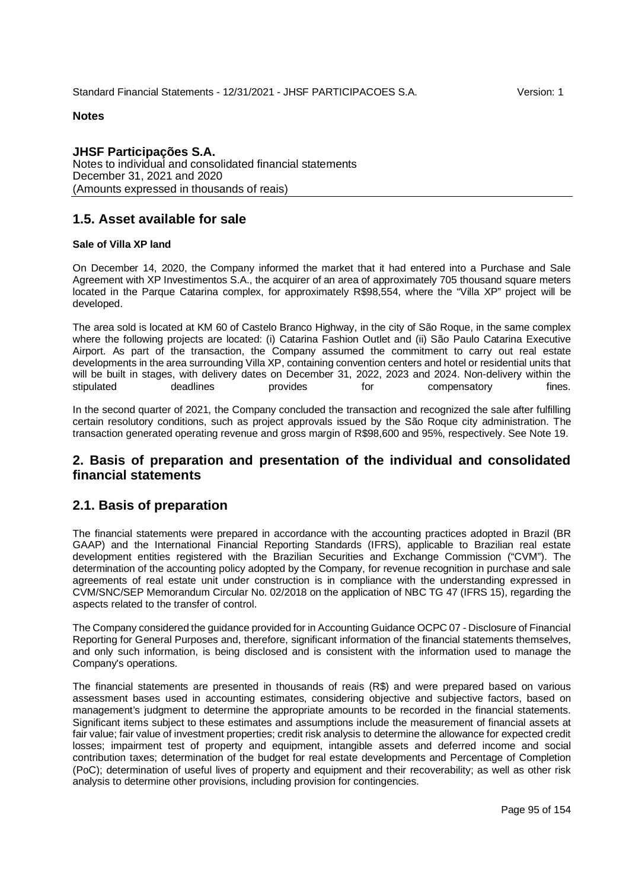**Notes**

**JHSF Participações S.A.**
Notes to individual and consolidated financial statements
December 31, 2021 and 2020
(Amounts expressed in thousands of reais)

## 1.5. Asset available for sale

**Sale of Villa XP land**

On December 14, 2020, the Company informed the market that it had entered into a Purchase and Sale Agreement with XP Investimentos S.A., the acquirer of an area of approximately 705 thousand square meters located in the Parque Catarina complex, for approximately R$98,554, where the "Villa XP" project will be developed.

The area sold is located at KM 60 of Castelo Branco Highway, in the city of São Roque, in the same complex where the following projects are located: (i) Catarina Fashion Outlet and (ii) São Paulo Catarina Executive Airport. As part of the transaction, the Company assumed the commitment to carry out real estate developments in the area surrounding Villa XP, containing convention centers and hotel or residential units that will be built in stages, with delivery dates on December 31, 2022, 2023 and 2024. Non-delivery within the stipulated deadlines provides for compensatory fines.

In the second quarter of 2021, the Company concluded the transaction and recognized the sale after fulfilling certain resolutory conditions, such as project approvals issued by the São Roque city administration. The transaction generated operating revenue and gross margin of R$98,600 and 95%, respectively. See Note 19.

## 2. Basis of preparation and presentation of the individual and consolidated financial statements

## 2.1. Basis of preparation

The financial statements were prepared in accordance with the accounting practices adopted in Brazil (BR GAAP) and the International Financial Reporting Standards (IFRS), applicable to Brazilian real estate development entities registered with the Brazilian Securities and Exchange Commission ("CVM"). The determination of the accounting policy adopted by the Company, for revenue recognition in purchase and sale agreements of real estate unit under construction is in compliance with the understanding expressed in CVM/SNC/SEP Memorandum Circular No. 02/2018 on the application of NBC TG 47 (IFRS 15), regarding the aspects related to the transfer of control.

The Company considered the guidance provided for in Accounting Guidance OCPC 07 - Disclosure of Financial Reporting for General Purposes and, therefore, significant information of the financial statements themselves, and only such information, is being disclosed and is consistent with the information used to manage the Company's operations.

The financial statements are presented in thousands of reais (R$) and were prepared based on various assessment bases used in accounting estimates, considering objective and subjective factors, based on management's judgment to determine the appropriate amounts to be recorded in the financial statements. Significant items subject to these estimates and assumptions include the measurement of financial assets at fair value; fair value of investment properties; credit risk analysis to determine the allowance for expected credit losses; impairment test of property and equipment, intangible assets and deferred income and social contribution taxes; determination of the budget for real estate developments and Percentage of Completion (PoC); determination of useful lives of property and equipment and their recoverability; as well as other risk analysis to determine other provisions, including provision for contingencies.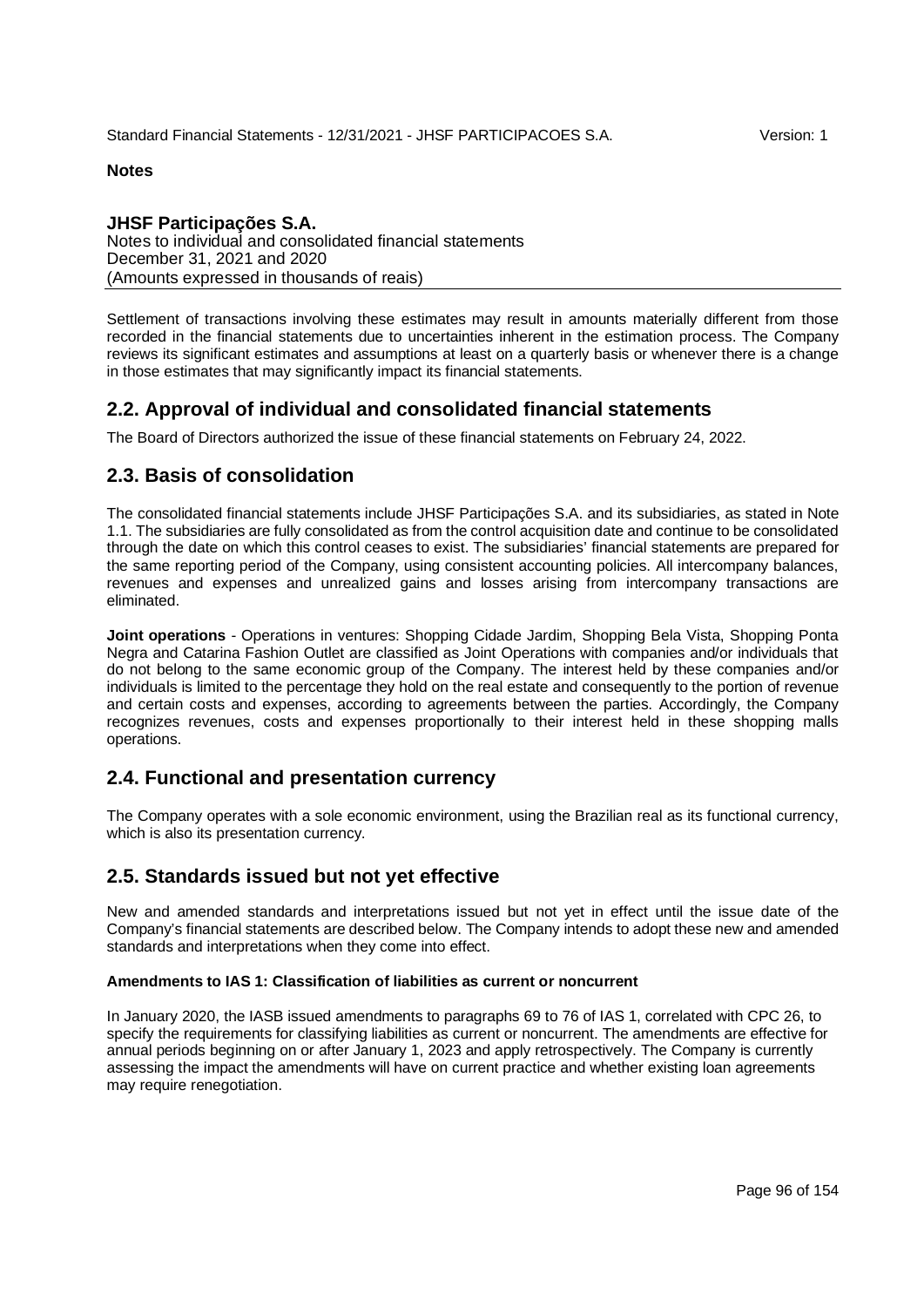Settlement of transactions involving these estimates may result in amounts materially different from those recorded in the financial statements due to uncertainties inherent in the estimation process. The Company reviews its significant estimates and assumptions at least on a quarterly basis or whenever there is a change in those estimates that may significantly impact its financial statements.

## 2.2. Approval of individual and consolidated financial statements

The Board of Directors authorized the issue of these financial statements on February 24, 2022.

## 2.3. Basis of consolidation

The consolidated financial statements include JHSF Participações S.A. and its subsidiaries, as stated in Note 1.1. The subsidiaries are fully consolidated as from the control acquisition date and continue to be consolidated through the date on which this control ceases to exist. The subsidiaries' financial statements are prepared for the same reporting period of the Company, using consistent accounting policies. All intercompany balances, revenues and expenses and unrealized gains and losses arising from intercompany transactions are eliminated.

**Joint operations** - Operations in ventures: Shopping Cidade Jardim, Shopping Bela Vista, Shopping Ponta Negra and Catarina Fashion Outlet are classified as Joint Operations with companies and/or individuals that do not belong to the same economic group of the Company. The interest held by these companies and/or individuals is limited to the percentage they hold on the real estate and consequently to the portion of revenue and certain costs and expenses, according to agreements between the parties. Accordingly, the Company recognizes revenues, costs and expenses proportionally to their interest held in these shopping malls operations.

## 2.4. Functional and presentation currency

The Company operates with a sole economic environment, using the Brazilian real as its functional currency, which is also its presentation currency.

## 2.5. Standards issued but not yet effective

New and amended standards and interpretations issued but not yet in effect until the issue date of the Company's financial statements are described below. The Company intends to adopt these new and amended standards and interpretations when they come into effect.

**Amendments to IAS 1: Classification of liabilities as current or noncurrent**

In January 2020, the IASB issued amendments to paragraphs 69 to 76 of IAS 1, correlated with CPC 26, to specify the requirements for classifying liabilities as current or noncurrent. The amendments are effective for annual periods beginning on or after January 1, 2023 and apply retrospectively. The Company is currently assessing the impact the amendments will have on current practice and whether existing loan agreements may require renegotiation.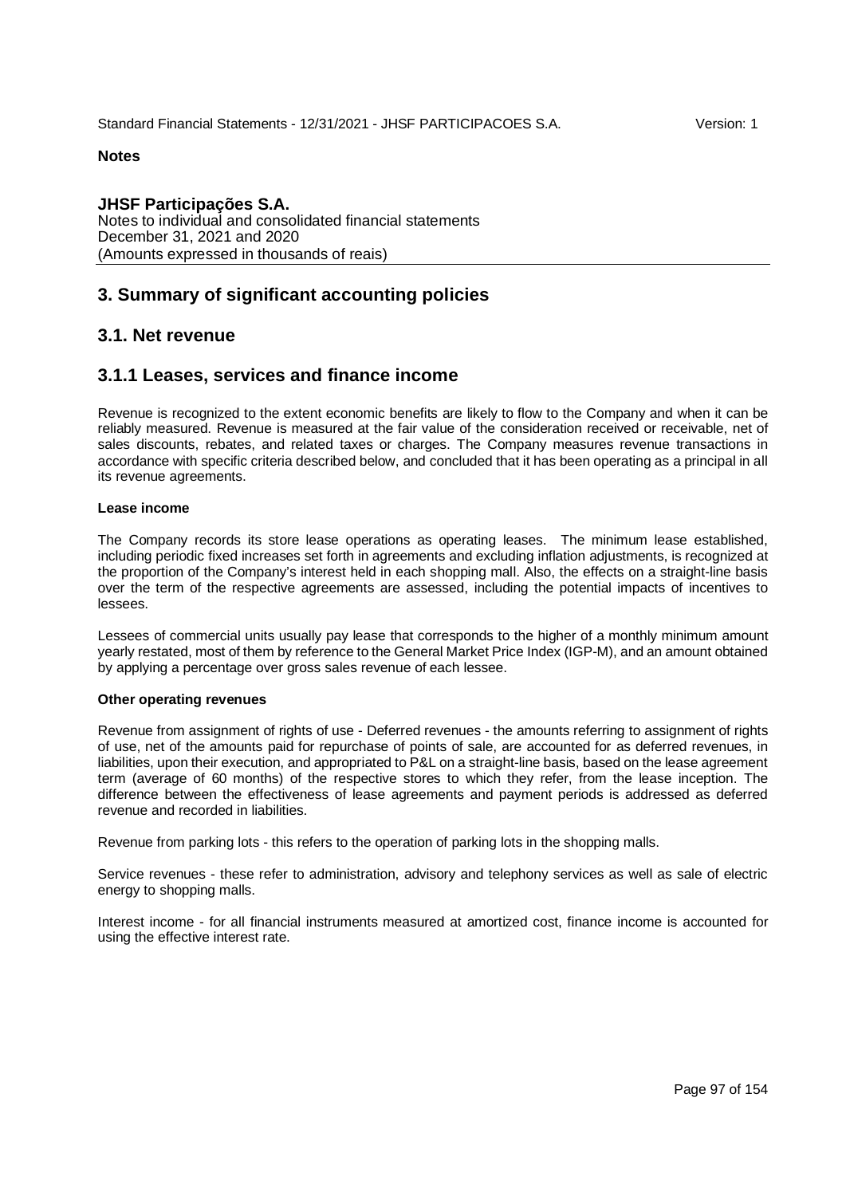**Notes**

**JHSF Participações S.A.**
Notes to individual and consolidated financial statements
December 31, 2021 and 2020
(Amounts expressed in thousands of reais)

# 3. Summary of significant accounting policies

## 3.1. Net revenue

### 3.1.1 Leases, services and finance income

Revenue is recognized to the extent economic benefits are likely to flow to the Company and when it can be reliably measured. Revenue is measured at the fair value of the consideration received or receivable, net of sales discounts, rebates, and related taxes or charges. The Company measures revenue transactions in accordance with specific criteria described below, and concluded that it has been operating as a principal in all its revenue agreements.

**Lease income**

The Company records its store lease operations as operating leases. The minimum lease established, including periodic fixed increases set forth in agreements and excluding inflation adjustments, is recognized at the proportion of the Company's interest held in each shopping mall. Also, the effects on a straight-line basis over the term of the respective agreements are assessed, including the potential impacts of incentives to lessees.

Lessees of commercial units usually pay lease that corresponds to the higher of a monthly minimum amount yearly restated, most of them by reference to the General Market Price Index (IGP-M), and an amount obtained by applying a percentage over gross sales revenue of each lessee.

**Other operating revenues**

Revenue from assignment of rights of use - Deferred revenues - the amounts referring to assignment of rights of use, net of the amounts paid for repurchase of points of sale, are accounted for as deferred revenues, in liabilities, upon their execution, and appropriated to P&L on a straight-line basis, based on the lease agreement term (average of 60 months) of the respective stores to which they refer, from the lease inception. The difference between the effectiveness of lease agreements and payment periods is addressed as deferred revenue and recorded in liabilities.

Revenue from parking lots - this refers to the operation of parking lots in the shopping malls.

Service revenues - these refer to administration, advisory and telephony services as well as sale of electric energy to shopping malls.

Interest income - for all financial instruments measured at amortized cost, finance income is accounted for using the effective interest rate.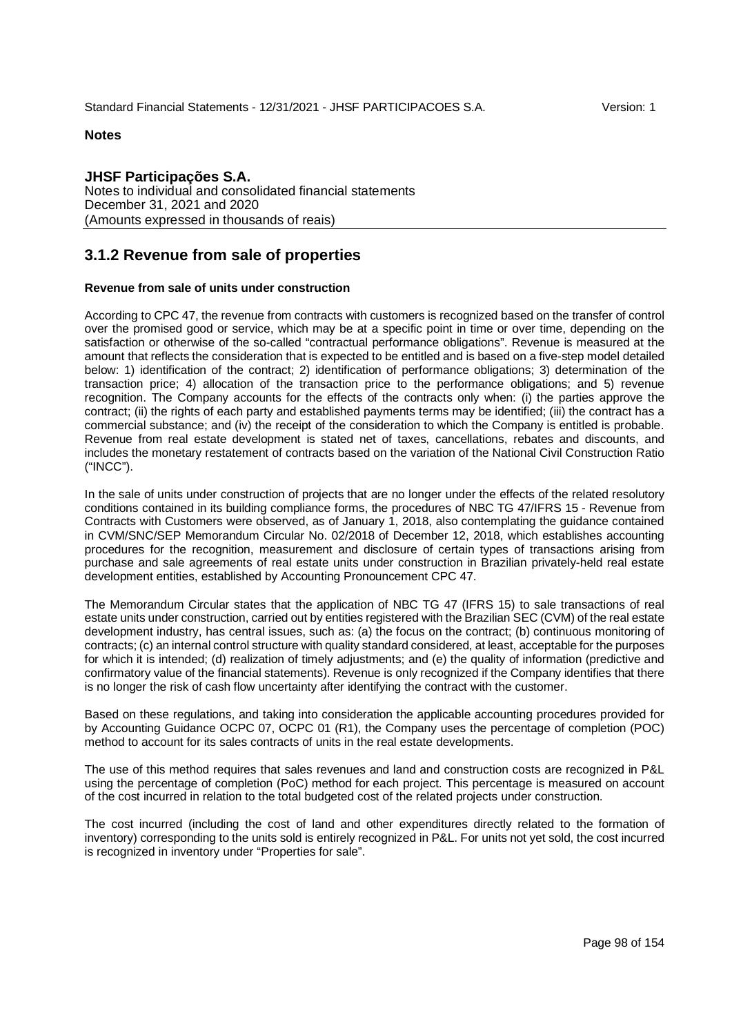**Notes**

**JHSF Participações S.A.**
Notes to individual and consolidated financial statements
December 31, 2021 and 2020
(Amounts expressed in thousands of reais)

## 3.1.2 Revenue from sale of properties

**Revenue from sale of units under construction**

According to CPC 47, the revenue from contracts with customers is recognized based on the transfer of control over the promised good or service, which may be at a specific point in time or over time, depending on the satisfaction or otherwise of the so-called "contractual performance obligations". Revenue is measured at the amount that reflects the consideration that is expected to be entitled and is based on a five-step model detailed below: 1) identification of the contract; 2) identification of performance obligations; 3) determination of the transaction price; 4) allocation of the transaction price to the performance obligations; and 5) revenue recognition. The Company accounts for the effects of the contracts only when: (i) the parties approve the contract; (ii) the rights of each party and established payments terms may be identified; (iii) the contract has a commercial substance; and (iv) the receipt of the consideration to which the Company is entitled is probable. Revenue from real estate development is stated net of taxes, cancellations, rebates and discounts, and includes the monetary restatement of contracts based on the variation of the National Civil Construction Ratio ("INCC").

In the sale of units under construction of projects that are no longer under the effects of the related resolutory conditions contained in its building compliance forms, the procedures of NBC TG 47/IFRS 15 - Revenue from Contracts with Customers were observed, as of January 1, 2018, also contemplating the guidance contained in CVM/SNC/SEP Memorandum Circular No. 02/2018 of December 12, 2018, which establishes accounting procedures for the recognition, measurement and disclosure of certain types of transactions arising from purchase and sale agreements of real estate units under construction in Brazilian privately-held real estate development entities, established by Accounting Pronouncement CPC 47.

The Memorandum Circular states that the application of NBC TG 47 (IFRS 15) to sale transactions of real estate units under construction, carried out by entities registered with the Brazilian SEC (CVM) of the real estate development industry, has central issues, such as: (a) the focus on the contract; (b) continuous monitoring of contracts; (c) an internal control structure with quality standard considered, at least, acceptable for the purposes for which it is intended; (d) realization of timely adjustments; and (e) the quality of information (predictive and confirmatory value of the financial statements). Revenue is only recognized if the Company identifies that there is no longer the risk of cash flow uncertainty after identifying the contract with the customer.

Based on these regulations, and taking into consideration the applicable accounting procedures provided for by Accounting Guidance OCPC 07, OCPC 01 (R1), the Company uses the percentage of completion (POC) method to account for its sales contracts of units in the real estate developments.

The use of this method requires that sales revenues and land and construction costs are recognized in P&L using the percentage of completion (PoC) method for each project. This percentage is measured on account of the cost incurred in relation to the total budgeted cost of the related projects under construction.

The cost incurred (including the cost of land and other expenditures directly related to the formation of inventory) corresponding to the units sold is entirely recognized in P&L. For units not yet sold, the cost incurred is recognized in inventory under "Properties for sale".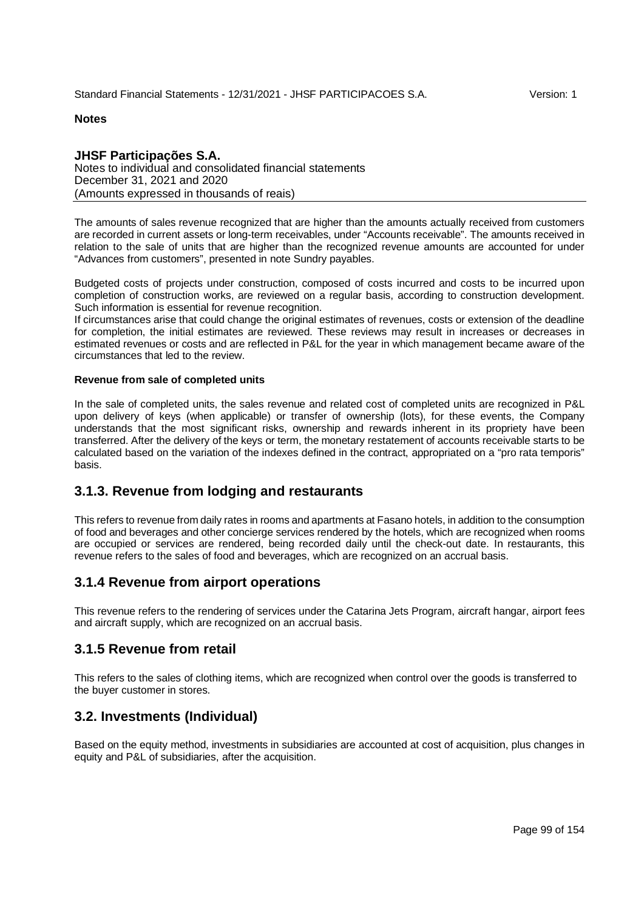The amounts of sales revenue recognized that are higher than the amounts actually received from customers are recorded in current assets or long-term receivables, under "Accounts receivable". The amounts received in relation to the sale of units that are higher than the recognized revenue amounts are accounted for under "Advances from customers", presented in note Sundry payables.

Budgeted costs of projects under construction, composed of costs incurred and costs to be incurred upon completion of construction works, are reviewed on a regular basis, according to construction development. Such information is essential for revenue recognition.
If circumstances arise that could change the original estimates of revenues, costs or extension of the deadline for completion, the initial estimates are reviewed. These reviews may result in increases or decreases in estimated revenues or costs and are reflected in P&L for the year in which management became aware of the circumstances that led to the review.

**Revenue from sale of completed units**

In the sale of completed units, the sales revenue and related cost of completed units are recognized in P&L upon delivery of keys (when applicable) or transfer of ownership (lots), for these events, the Company understands that the most significant risks, ownership and rewards inherent in its propriety have been transferred. After the delivery of the keys or term, the monetary restatement of accounts receivable starts to be calculated based on the variation of the indexes defined in the contract, appropriated on a "pro rata temporis" basis.

## 3.1.3. Revenue from lodging and restaurants

This refers to revenue from daily rates in rooms and apartments at Fasano hotels, in addition to the consumption of food and beverages and other concierge services rendered by the hotels, which are recognized when rooms are occupied or services are rendered, being recorded daily until the check-out date. In restaurants, this revenue refers to the sales of food and beverages, which are recognized on an accrual basis.

## 3.1.4 Revenue from airport operations

This revenue refers to the rendering of services under the Catarina Jets Program, aircraft hangar, airport fees and aircraft supply, which are recognized on an accrual basis.

## 3.1.5 Revenue from retail

This refers to the sales of clothing items, which are recognized when control over the goods is transferred to the buyer customer in stores.

## 3.2. Investments (Individual)

Based on the equity method, investments in subsidiaries are accounted at cost of acquisition, plus changes in equity and P&L of subsidiaries, after the acquisition.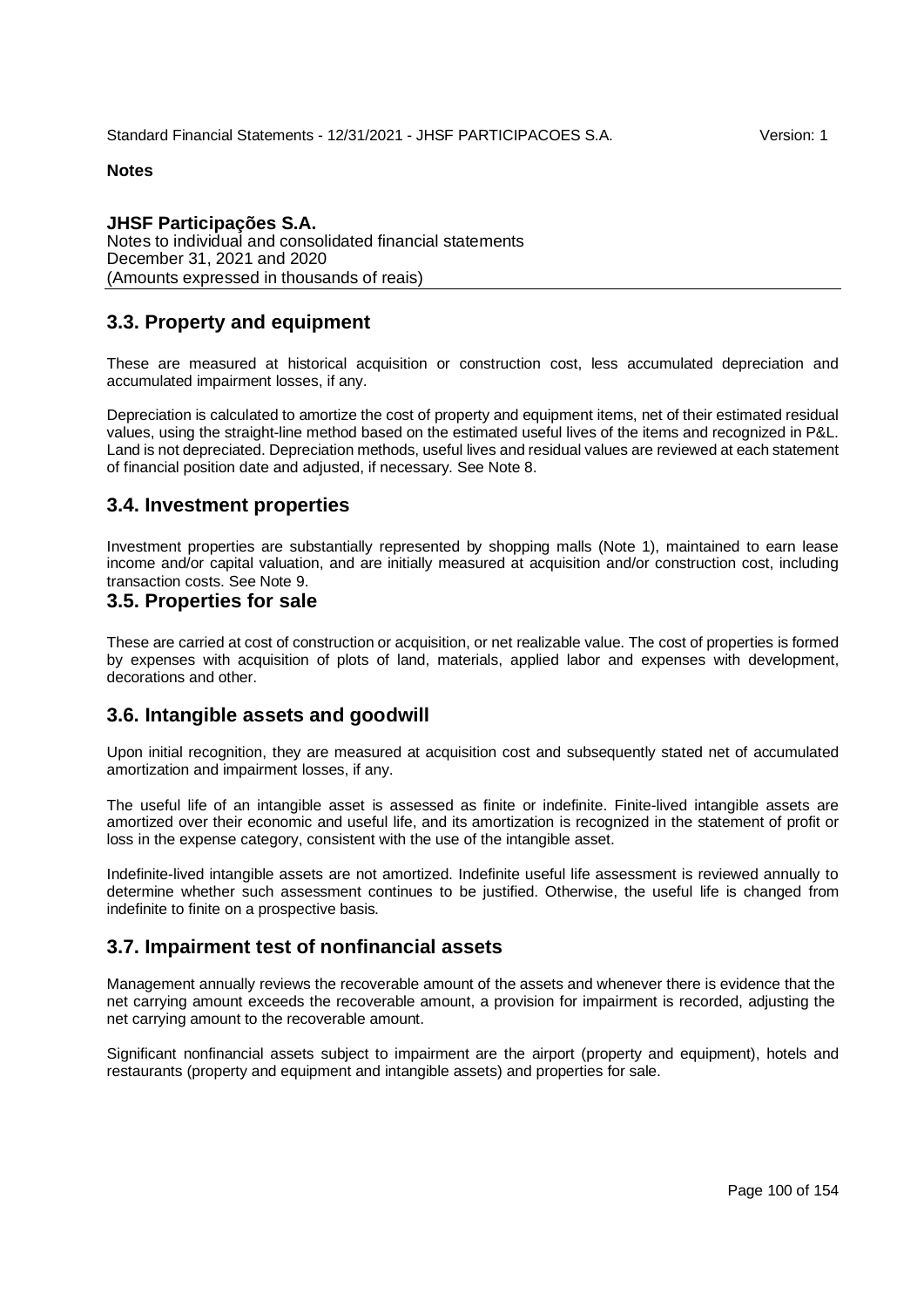**Notes**

**JHSF Participações S.A.**
Notes to individual and consolidated financial statements
December 31, 2021 and 2020
(Amounts expressed in thousands of reais)

## 3.3. Property and equipment

These are measured at historical acquisition or construction cost, less accumulated depreciation and accumulated impairment losses, if any.

Depreciation is calculated to amortize the cost of property and equipment items, net of their estimated residual values, using the straight-line method based on the estimated useful lives of the items and recognized in P&L. Land is not depreciated. Depreciation methods, useful lives and residual values are reviewed at each statement of financial position date and adjusted, if necessary. See Note 8.

## 3.4. Investment properties

Investment properties are substantially represented by shopping malls (Note 1), maintained to earn lease income and/or capital valuation, and are initially measured at acquisition and/or construction cost, including transaction costs. See Note 9.

## 3.5. Properties for sale

These are carried at cost of construction or acquisition, or net realizable value. The cost of properties is formed by expenses with acquisition of plots of land, materials, applied labor and expenses with development, decorations and other.

## 3.6. Intangible assets and goodwill

Upon initial recognition, they are measured at acquisition cost and subsequently stated net of accumulated amortization and impairment losses, if any.

The useful life of an intangible asset is assessed as finite or indefinite. Finite-lived intangible assets are amortized over their economic and useful life, and its amortization is recognized in the statement of profit or loss in the expense category, consistent with the use of the intangible asset.

Indefinite-lived intangible assets are not amortized. Indefinite useful life assessment is reviewed annually to determine whether such assessment continues to be justified. Otherwise, the useful life is changed from indefinite to finite on a prospective basis.

## 3.7. Impairment test of nonfinancial assets

Management annually reviews the recoverable amount of the assets and whenever there is evidence that the net carrying amount exceeds the recoverable amount, a provision for impairment is recorded, adjusting the net carrying amount to the recoverable amount.

Significant nonfinancial assets subject to impairment are the airport (property and equipment), hotels and restaurants (property and equipment and intangible assets) and properties for sale.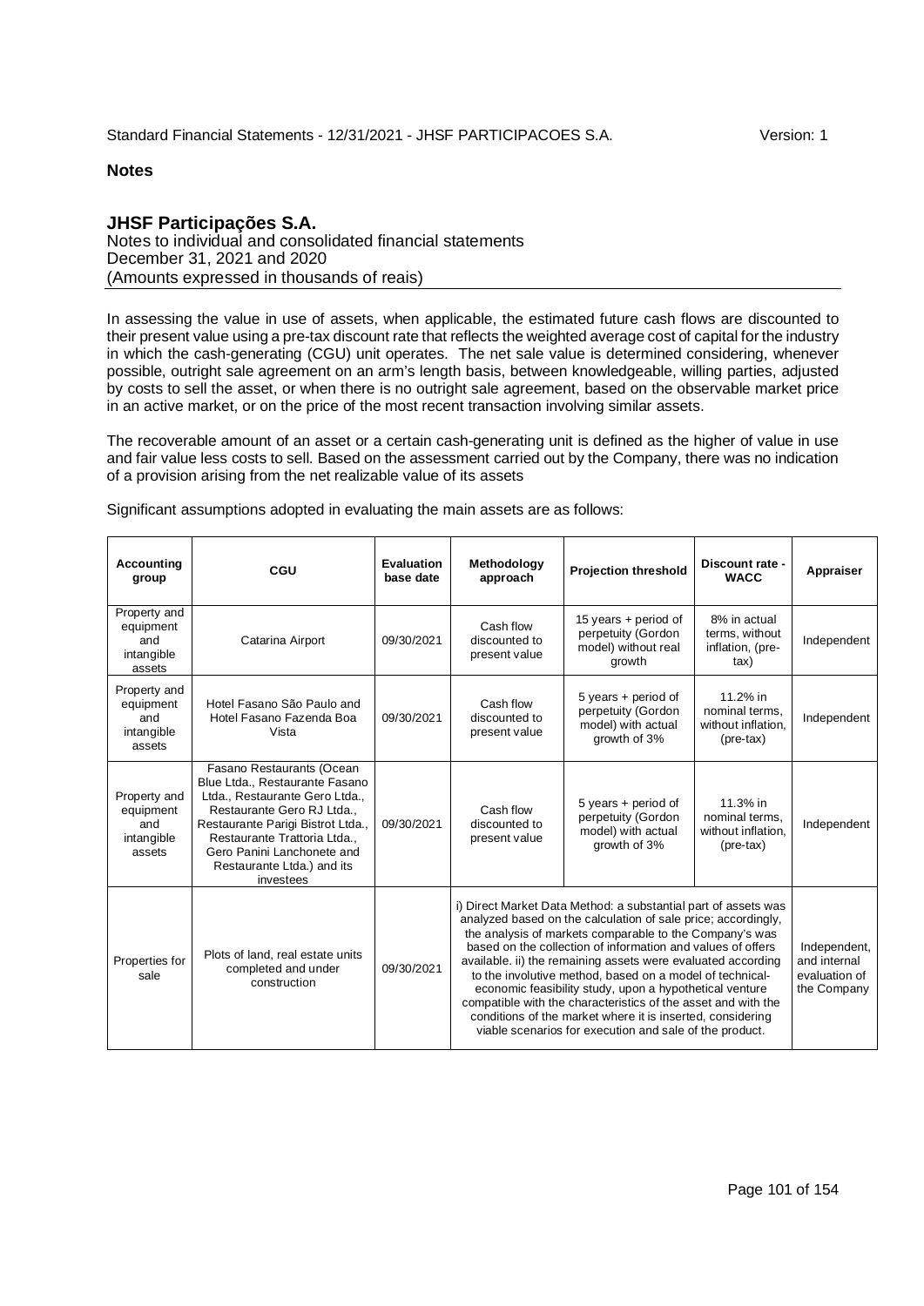**Notes**

**JHSF Participações S.A.**
Notes to individual and consolidated financial statements
December 31, 2021 and 2020
(Amounts expressed in thousands of reais)

In assessing the value in use of assets, when applicable, the estimated future cash flows are discounted to their present value using a pre-tax discount rate that reflects the weighted average cost of capital for the industry in which the cash-generating (CGU) unit operates. The net sale value is determined considering, whenever possible, outright sale agreement on an arm's length basis, between knowledgeable, willing parties, adjusted by costs to sell the asset, or when there is no outright sale agreement, based on the observable market price in an active market, or on the price of the most recent transaction involving similar assets.

The recoverable amount of an asset or a certain cash-generating unit is defined as the higher of value in use and fair value less costs to sell. Based on the assessment carried out by the Company, there was no indication of a provision arising from the net realizable value of its assets

Significant assumptions adopted in evaluating the main assets are as follows:

| Accounting group | CGU | Evaluation base date | Methodology approach | Projection threshold | Discount rate - WACC | Appraiser |
|---|---|---|---|---|---|---|
| Property and equipment and intangible assets | Catarina Airport | 09/30/2021 | Cash flow discounted to present value | 15 years + period of perpetuity (Gordon model) without real growth | 8% in actual terms, without inflation, (pre-tax) | Independent |
| Property and equipment and intangible assets | Hotel Fasano São Paulo and Hotel Fasano Fazenda Boa Vista | 09/30/2021 | Cash flow discounted to present value | 5 years + period of perpetuity (Gordon model) with actual growth of 3% | 11.2% in nominal terms, without inflation, (pre-tax) | Independent |
| Property and equipment and intangible assets | Fasano Restaurants (Ocean Blue Ltda., Restaurante Fasano Ltda., Restaurante Gero Ltda., Restaurante Gero RJ Ltda., Restaurante Parigi Bistrot Ltda., Restaurante Trattoria Ltda., Gero Panini Lanchonete and Restaurante Ltda.) and its investees | 09/30/2021 | Cash flow discounted to present value | 5 years + period of perpetuity (Gordon model) with actual growth of 3% | 11.3% in nominal terms, without inflation, (pre-tax) | Independent |
| Properties for sale | Plots of land, real estate units completed and under construction | 09/30/2021 | i) Direct Market Data Method: a substantial part of assets was analyzed based on the calculation of sale price; accordingly, the analysis of markets comparable to the Company's was based on the collection of information and values of offers available. ii) the remaining assets were evaluated according to the involutive method, based on a model of technical-economic feasibility study, upon a hypothetical venture compatible with the characteristics of the asset and with the conditions of the market where it is inserted, considering viable scenarios for execution and sale of the product. | | | Independent, and internal evaluation of the Company |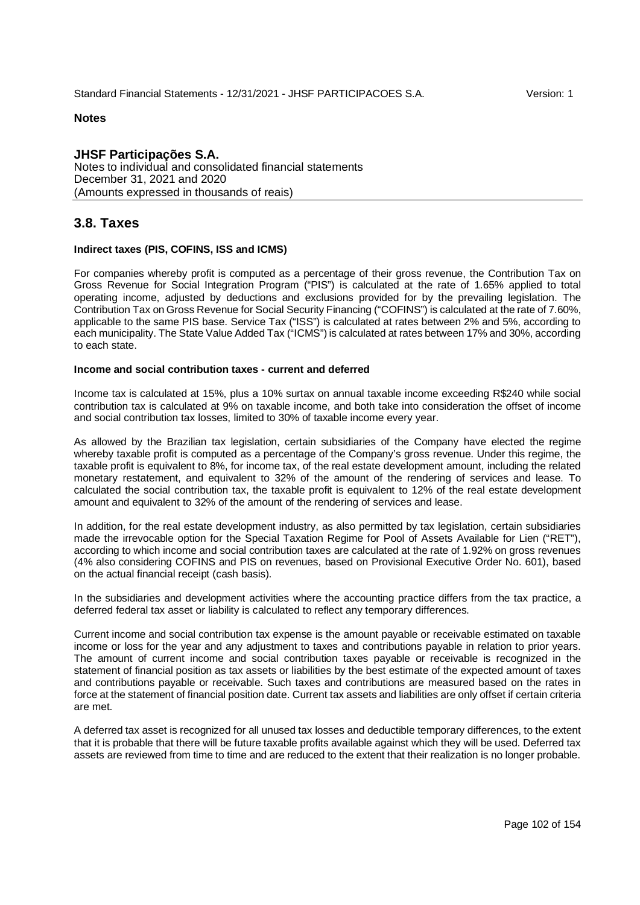**Notes**

**JHSF Participações S.A.**
Notes to individual and consolidated financial statements
December 31, 2021 and 2020
(Amounts expressed in thousands of reais)

## 3.8. Taxes

**Indirect taxes (PIS, COFINS, ISS and ICMS)**

For companies whereby profit is computed as a percentage of their gross revenue, the Contribution Tax on Gross Revenue for Social Integration Program ("PIS") is calculated at the rate of 1.65% applied to total operating income, adjusted by deductions and exclusions provided for by the prevailing legislation. The Contribution Tax on Gross Revenue for Social Security Financing ("COFINS") is calculated at the rate of 7.60%, applicable to the same PIS base. Service Tax ("ISS") is calculated at rates between 2% and 5%, according to each municipality. The State Value Added Tax ("ICMS") is calculated at rates between 17% and 30%, according to each state.

**Income and social contribution taxes - current and deferred**

Income tax is calculated at 15%, plus a 10% surtax on annual taxable income exceeding R$240 while social contribution tax is calculated at 9% on taxable income, and both take into consideration the offset of income and social contribution tax losses, limited to 30% of taxable income every year.

As allowed by the Brazilian tax legislation, certain subsidiaries of the Company have elected the regime whereby taxable profit is computed as a percentage of the Company's gross revenue. Under this regime, the taxable profit is equivalent to 8%, for income tax, of the real estate development amount, including the related monetary restatement, and equivalent to 32% of the amount of the rendering of services and lease. To calculated the social contribution tax, the taxable profit is equivalent to 12% of the real estate development amount and equivalent to 32% of the amount of the rendering of services and lease.

In addition, for the real estate development industry, as also permitted by tax legislation, certain subsidiaries made the irrevocable option for the Special Taxation Regime for Pool of Assets Available for Lien ("RET"), according to which income and social contribution taxes are calculated at the rate of 1.92% on gross revenues (4% also considering COFINS and PIS on revenues, based on Provisional Executive Order No. 601), based on the actual financial receipt (cash basis).

In the subsidiaries and development activities where the accounting practice differs from the tax practice, a deferred federal tax asset or liability is calculated to reflect any temporary differences.

Current income and social contribution tax expense is the amount payable or receivable estimated on taxable income or loss for the year and any adjustment to taxes and contributions payable in relation to prior years. The amount of current income and social contribution taxes payable or receivable is recognized in the statement of financial position as tax assets or liabilities by the best estimate of the expected amount of taxes and contributions payable or receivable. Such taxes and contributions are measured based on the rates in force at the statement of financial position date. Current tax assets and liabilities are only offset if certain criteria are met.

A deferred tax asset is recognized for all unused tax losses and deductible temporary differences, to the extent that it is probable that there will be future taxable profits available against which they will be used. Deferred tax assets are reviewed from time to time and are reduced to the extent that their realization is no longer probable.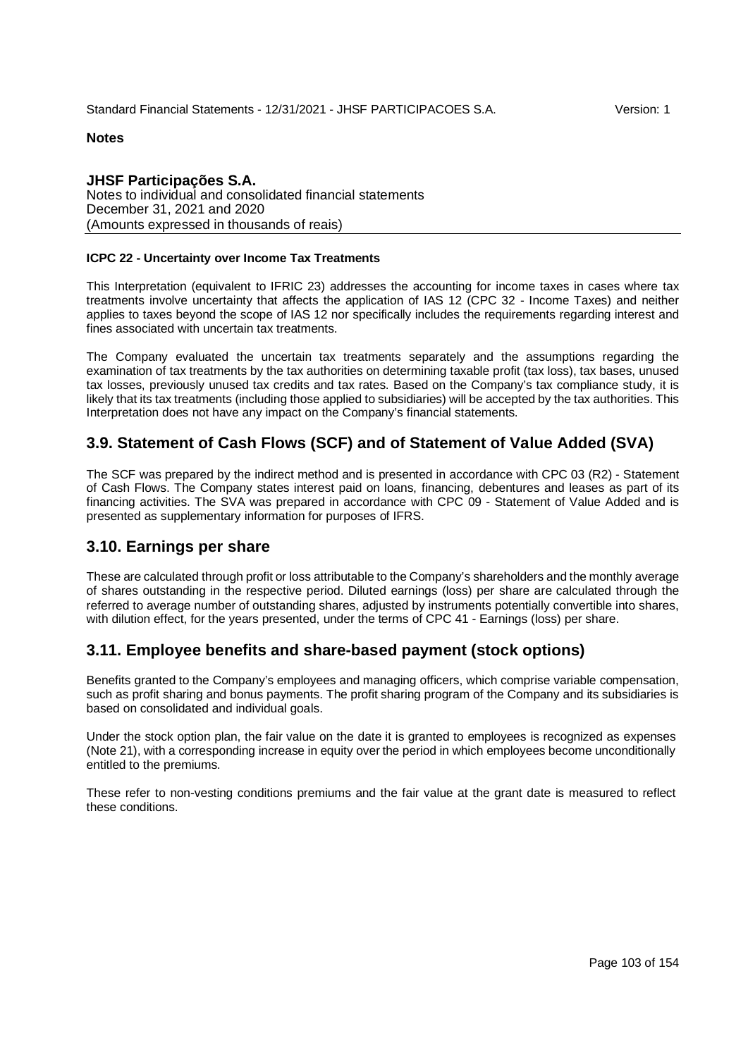**Notes**

**JHSF Participações S.A.**
Notes to individual and consolidated financial statements
December 31, 2021 and 2020
(Amounts expressed in thousands of reais)

**ICPC 22 - Uncertainty over Income Tax Treatments**

This Interpretation (equivalent to IFRIC 23) addresses the accounting for income taxes in cases where tax treatments involve uncertainty that affects the application of IAS 12 (CPC 32 - Income Taxes) and neither applies to taxes beyond the scope of IAS 12 nor specifically includes the requirements regarding interest and fines associated with uncertain tax treatments.

The Company evaluated the uncertain tax treatments separately and the assumptions regarding the examination of tax treatments by the tax authorities on determining taxable profit (tax loss), tax bases, unused tax losses, previously unused tax credits and tax rates. Based on the Company's tax compliance study, it is likely that its tax treatments (including those applied to subsidiaries) will be accepted by the tax authorities. This Interpretation does not have any impact on the Company's financial statements.

## 3.9. Statement of Cash Flows (SCF) and of Statement of Value Added (SVA)

The SCF was prepared by the indirect method and is presented in accordance with CPC 03 (R2) - Statement of Cash Flows. The Company states interest paid on loans, financing, debentures and leases as part of its financing activities. The SVA was prepared in accordance with CPC 09 - Statement of Value Added and is presented as supplementary information for purposes of IFRS.

## 3.10. Earnings per share

These are calculated through profit or loss attributable to the Company's shareholders and the monthly average of shares outstanding in the respective period. Diluted earnings (loss) per share are calculated through the referred to average number of outstanding shares, adjusted by instruments potentially convertible into shares, with dilution effect, for the years presented, under the terms of CPC 41 - Earnings (loss) per share.

## 3.11. Employee benefits and share-based payment (stock options)

Benefits granted to the Company's employees and managing officers, which comprise variable compensation, such as profit sharing and bonus payments. The profit sharing program of the Company and its subsidiaries is based on consolidated and individual goals.

Under the stock option plan, the fair value on the date it is granted to employees is recognized as expenses (Note 21), with a corresponding increase in equity over the period in which employees become unconditionally entitled to the premiums.

These refer to non-vesting conditions premiums and the fair value at the grant date is measured to reflect these conditions.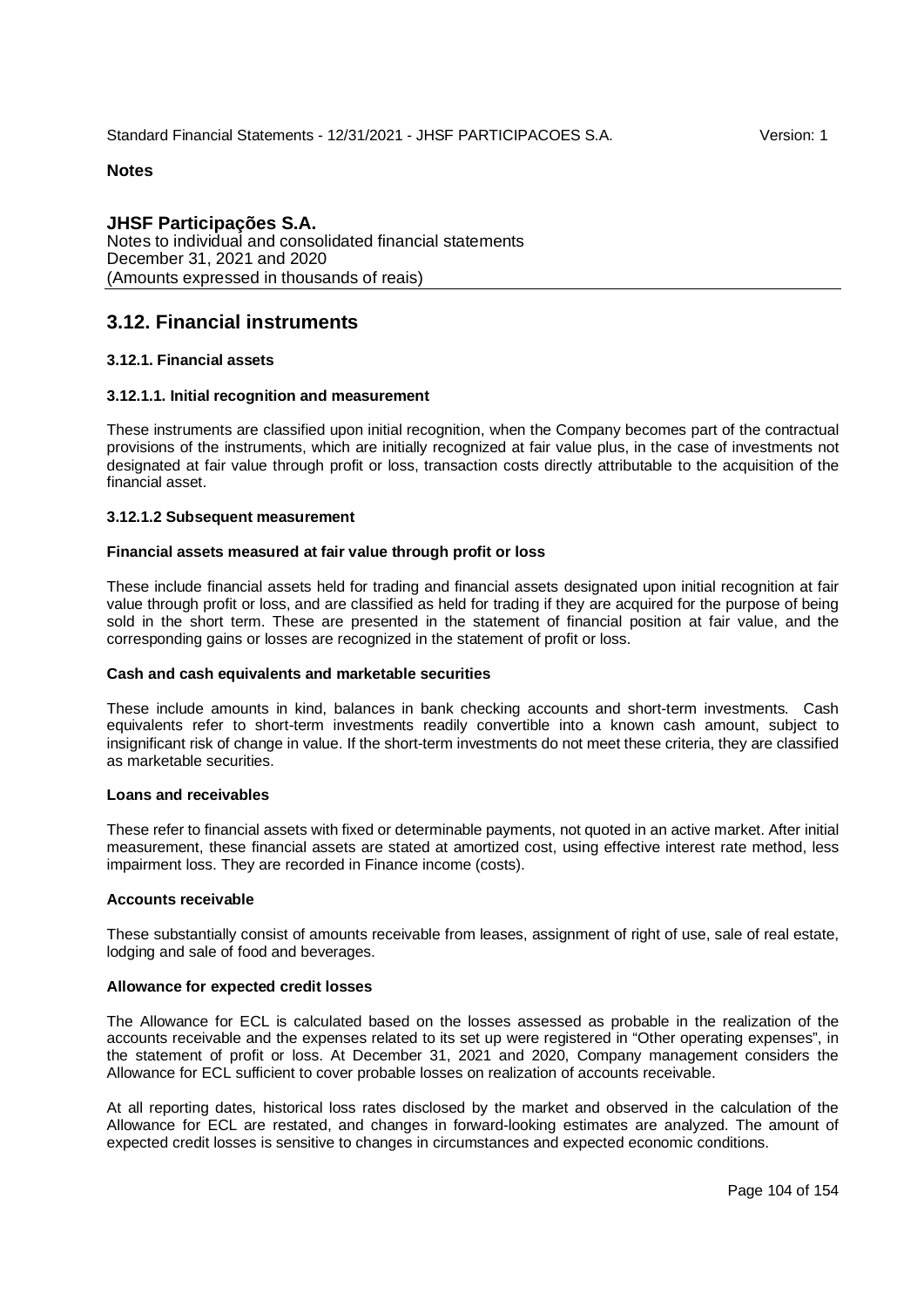**Notes**

**JHSF Participações S.A.**
Notes to individual and consolidated financial statements
December 31, 2021 and 2020
(Amounts expressed in thousands of reais)

## 3.12. Financial instruments

### 3.12.1. Financial assets

#### 3.12.1.1. Initial recognition and measurement

These instruments are classified upon initial recognition, when the Company becomes part of the contractual provisions of the instruments, which are initially recognized at fair value plus, in the case of investments not designated at fair value through profit or loss, transaction costs directly attributable to the acquisition of the financial asset.

#### 3.12.1.2 Subsequent measurement

**Financial assets measured at fair value through profit or loss**

These include financial assets held for trading and financial assets designated upon initial recognition at fair value through profit or loss, and are classified as held for trading if they are acquired for the purpose of being sold in the short term. These are presented in the statement of financial position at fair value, and the corresponding gains or losses are recognized in the statement of profit or loss.

**Cash and cash equivalents and marketable securities**

These include amounts in kind, balances in bank checking accounts and short-term investments. Cash equivalents refer to short-term investments readily convertible into a known cash amount, subject to insignificant risk of change in value. If the short-term investments do not meet these criteria, they are classified as marketable securities.

**Loans and receivables**

These refer to financial assets with fixed or determinable payments, not quoted in an active market. After initial measurement, these financial assets are stated at amortized cost, using effective interest rate method, less impairment loss. They are recorded in Finance income (costs).

**Accounts receivable**

These substantially consist of amounts receivable from leases, assignment of right of use, sale of real estate, lodging and sale of food and beverages.

**Allowance for expected credit losses**

The Allowance for ECL is calculated based on the losses assessed as probable in the realization of the accounts receivable and the expenses related to its set up were registered in "Other operating expenses", in the statement of profit or loss. At December 31, 2021 and 2020, Company management considers the Allowance for ECL sufficient to cover probable losses on realization of accounts receivable.

At all reporting dates, historical loss rates disclosed by the market and observed in the calculation of the Allowance for ECL are restated, and changes in forward-looking estimates are analyzed. The amount of expected credit losses is sensitive to changes in circumstances and expected economic conditions.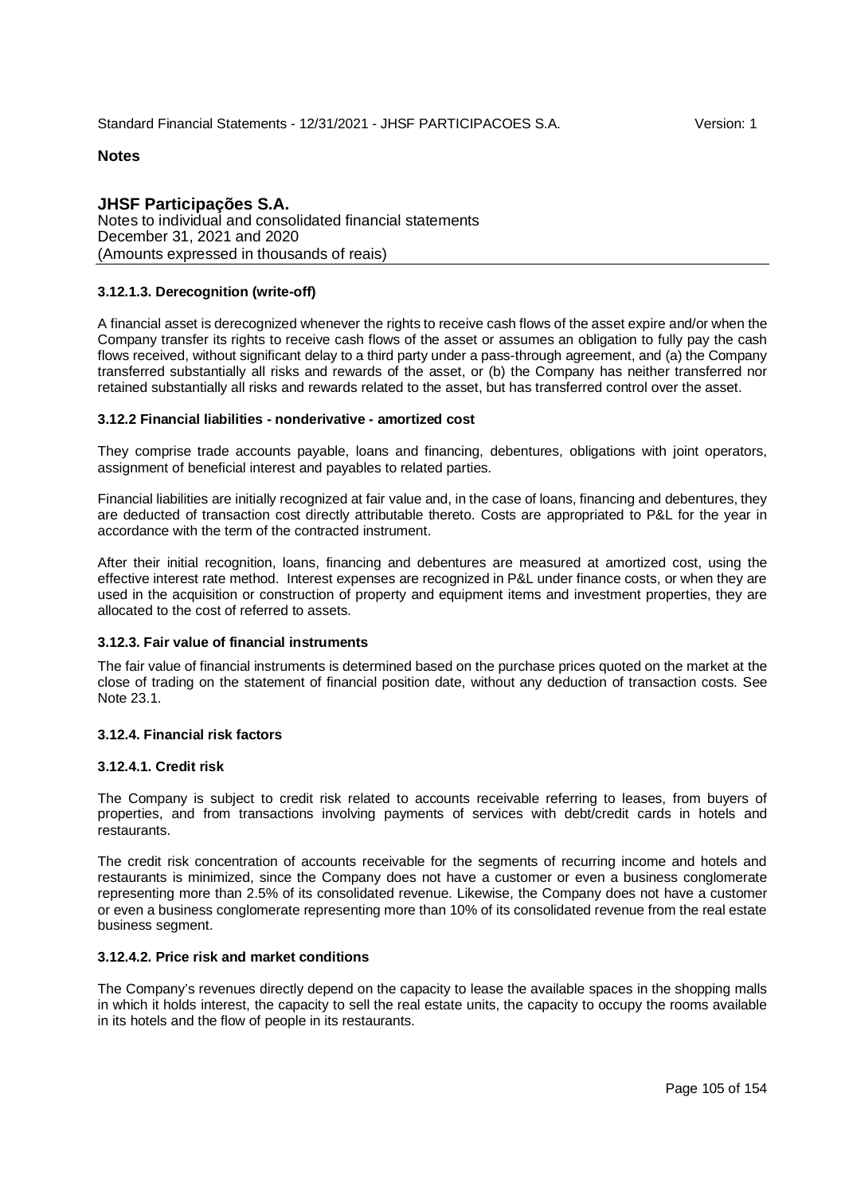#### 3.12.1.3. Derecognition (write-off)

A financial asset is derecognized whenever the rights to receive cash flows of the asset expire and/or when the Company transfer its rights to receive cash flows of the asset or assumes an obligation to fully pay the cash flows received, without significant delay to a third party under a pass-through agreement, and (a) the Company transferred substantially all risks and rewards of the asset, or (b) the Company has neither transferred nor retained substantially all risks and rewards related to the asset, but has transferred control over the asset.

### 3.12.2 Financial liabilities - nonderivative - amortized cost

They comprise trade accounts payable, loans and financing, debentures, obligations with joint operators, assignment of beneficial interest and payables to related parties.

Financial liabilities are initially recognized at fair value and, in the case of loans, financing and debentures, they are deducted of transaction cost directly attributable thereto. Costs are appropriated to P&L for the year in accordance with the term of the contracted instrument.

After their initial recognition, loans, financing and debentures are measured at amortized cost, using the effective interest rate method. Interest expenses are recognized in P&L under finance costs, or when they are used in the acquisition or construction of property and equipment items and investment properties, they are allocated to the cost of referred to assets.

### 3.12.3. Fair value of financial instruments

The fair value of financial instruments is determined based on the purchase prices quoted on the market at the close of trading on the statement of financial position date, without any deduction of transaction costs. See Note 23.1.

### 3.12.4. Financial risk factors

#### 3.12.4.1. Credit risk

The Company is subject to credit risk related to accounts receivable referring to leases, from buyers of properties, and from transactions involving payments of services with debt/credit cards in hotels and restaurants.

The credit risk concentration of accounts receivable for the segments of recurring income and hotels and restaurants is minimized, since the Company does not have a customer or even a business conglomerate representing more than 2.5% of its consolidated revenue. Likewise, the Company does not have a customer or even a business conglomerate representing more than 10% of its consolidated revenue from the real estate business segment.

#### 3.12.4.2. Price risk and market conditions

The Company's revenues directly depend on the capacity to lease the available spaces in the shopping malls in which it holds interest, the capacity to sell the real estate units, the capacity to occupy the rooms available in its hotels and the flow of people in its restaurants.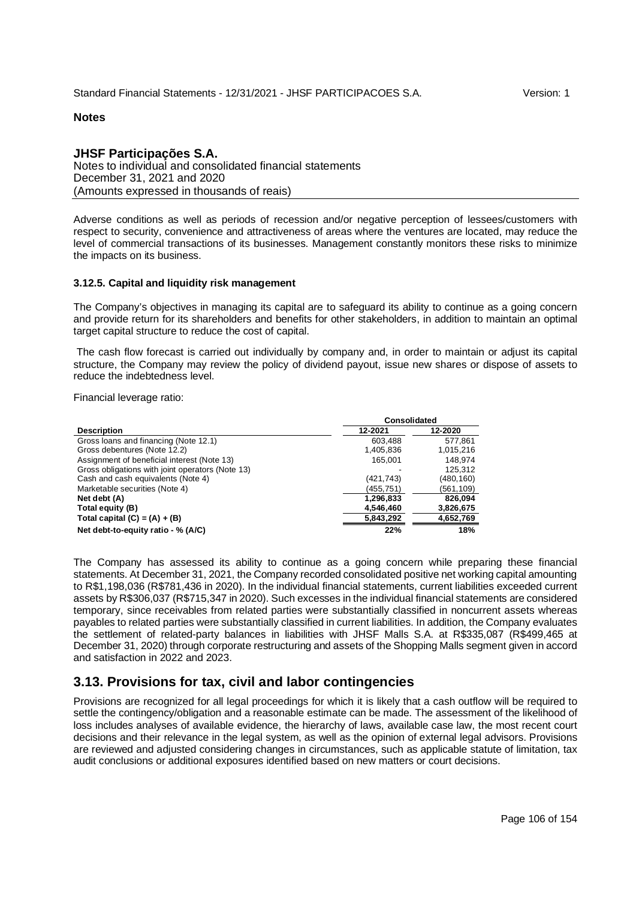**Notes**

**JHSF Participações S.A.**
Notes to individual and consolidated financial statements
December 31, 2021 and 2020
(Amounts expressed in thousands of reais)

Adverse conditions as well as periods of recession and/or negative perception of lessees/customers with respect to security, convenience and attractiveness of areas where the ventures are located, may reduce the level of commercial transactions of its businesses. Management constantly monitors these risks to minimize the impacts on its business.

#### 3.12.5. Capital and liquidity risk management

The Company's objectives in managing its capital are to safeguard its ability to continue as a going concern and provide return for its shareholders and benefits for other stakeholders, in addition to maintain an optimal target capital structure to reduce the cost of capital.

The cash flow forecast is carried out individually by company and, in order to maintain or adjust its capital structure, the Company may review the policy of dividend payout, issue new shares or dispose of assets to reduce the indebtedness level.

Financial leverage ratio:

| | Consolidated | |
|---|---|---|
| **Description** | **12-2021** | **12-2020** |
| Gross loans and financing (Note 12.1) | 603,488 | 577,861 |
| Gross debentures (Note 12.2) | 1,405,836 | 1,015,216 |
| Assignment of beneficial interest (Note 13) | 165,001 | 148,974 |
| Gross obligations with joint operators (Note 13) | - | 125,312 |
| Cash and cash equivalents (Note 4) | (421,743) | (480,160) |
| Marketable securities (Note 4) | (455,751) | (561,109) |
| **Net debt (A)** | **1,296,833** | **826,094** |
| **Total equity (B)** | **4,546,460** | **3,826,675** |
| **Total capital (C) = (A) + (B)** | **5,843,292** | **4,652,769** |
| **Net debt-to-equity ratio - % (A/C)** | **22%** | **18%** |

The Company has assessed its ability to continue as a going concern while preparing these financial statements. At December 31, 2021, the Company recorded consolidated positive net working capital amounting to R$1,198,036 (R$781,436 in 2020). In the individual financial statements, current liabilities exceeded current assets by R$306,037 (R$715,347 in 2020). Such excesses in the individual financial statements are considered temporary, since receivables from related parties were substantially classified in noncurrent assets whereas payables to related parties were substantially classified in current liabilities. In addition, the Company evaluates the settlement of related-party balances in liabilities with JHSF Malls S.A. at R$335,087 (R$499,465 at December 31, 2020) through corporate restructuring and assets of the Shopping Malls segment given in accord and satisfaction in 2022 and 2023.

## 3.13. Provisions for tax, civil and labor contingencies

Provisions are recognized for all legal proceedings for which it is likely that a cash outflow will be required to settle the contingency/obligation and a reasonable estimate can be made. The assessment of the likelihood of loss includes analyses of available evidence, the hierarchy of laws, available case law, the most recent court decisions and their relevance in the legal system, as well as the opinion of external legal advisors. Provisions are reviewed and adjusted considering changes in circumstances, such as applicable statute of limitation, tax audit conclusions or additional exposures identified based on new matters or court decisions.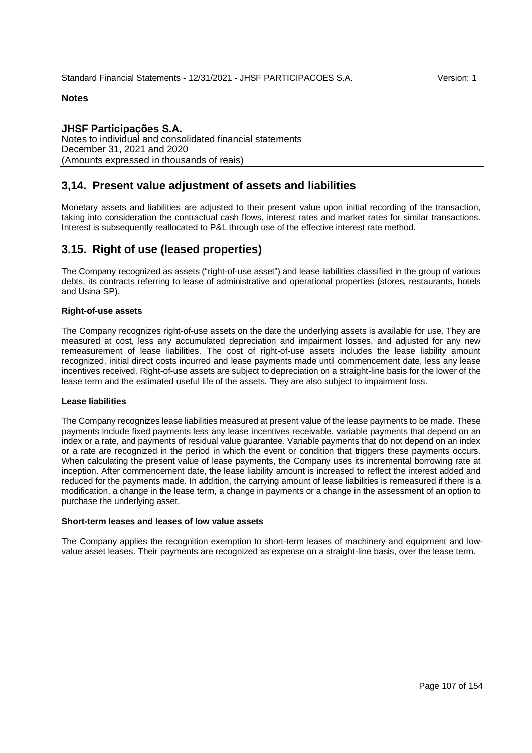**Notes**

**JHSF Participações S.A.**
Notes to individual and consolidated financial statements
December 31, 2021 and 2020
(Amounts expressed in thousands of reais)

## 3,14. Present value adjustment of assets and liabilities

Monetary assets and liabilities are adjusted to their present value upon initial recording of the transaction, taking into consideration the contractual cash flows, interest rates and market rates for similar transactions. Interest is subsequently reallocated to P&L through use of the effective interest rate method.

## 3.15. Right of use (leased properties)

The Company recognized as assets ("right-of-use asset") and lease liabilities classified in the group of various debts, its contracts referring to lease of administrative and operational properties (stores, restaurants, hotels and Usina SP).

**Right-of-use assets**

The Company recognizes right-of-use assets on the date the underlying assets is available for use. They are measured at cost, less any accumulated depreciation and impairment losses, and adjusted for any new remeasurement of lease liabilities. The cost of right-of-use assets includes the lease liability amount recognized, initial direct costs incurred and lease payments made until commencement date, less any lease incentives received. Right-of-use assets are subject to depreciation on a straight-line basis for the lower of the lease term and the estimated useful life of the assets. They are also subject to impairment loss.

**Lease liabilities**

The Company recognizes lease liabilities measured at present value of the lease payments to be made. These payments include fixed payments less any lease incentives receivable, variable payments that depend on an index or a rate, and payments of residual value guarantee. Variable payments that do not depend on an index or a rate are recognized in the period in which the event or condition that triggers these payments occurs. When calculating the present value of lease payments, the Company uses its incremental borrowing rate at inception. After commencement date, the lease liability amount is increased to reflect the interest added and reduced for the payments made. In addition, the carrying amount of lease liabilities is remeasured if there is a modification, a change in the lease term, a change in payments or a change in the assessment of an option to purchase the underlying asset.

**Short-term leases and leases of low value assets**

The Company applies the recognition exemption to short-term leases of machinery and equipment and low-value asset leases. Their payments are recognized as expense on a straight-line basis, over the lease term.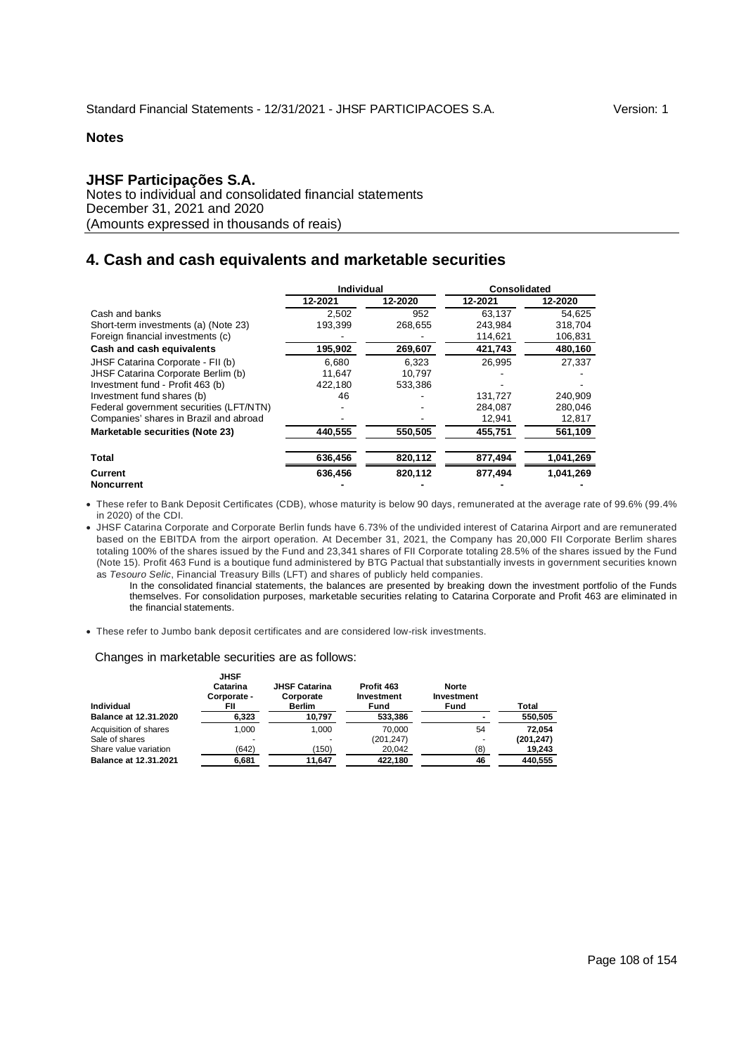**Notes**

## JHSF Participações S.A.

Notes to individual and consolidated financial statements
December 31, 2021 and 2020
(Amounts expressed in thousands of reais)

# 4. Cash and cash equivalents and marketable securities

| | Individual | | Consolidated | |
|---|---|---|---|---|
| | 12-2021 | 12-2020 | 12-2021 | 12-2020 |
| Cash and banks | 2,502 | 952 | 63,137 | 54,625 |
| Short-term investments (a) (Note 23) | 193,399 | 268,655 | 243,984 | 318,704 |
| Foreign financial investments (c) | - | - | 114,621 | 106,831 |
| **Cash and cash equivalents** | **195,902** | **269,607** | **421,743** | **480,160** |
| JHSF Catarina Corporate - FII (b) | 6,680 | 6,323 | 26,995 | 27,337 |
| JHSF Catarina Corporate Berlim (b) | 11,647 | 10,797 | - | - |
| Investment fund - Profit 463 (b) | 422,180 | 533,386 | - | - |
| Investment fund shares (b) | 46 | - | 131,727 | 240,909 |
| Federal government securities (LFT/NTN) | - | - | 284,087 | 280,046 |
| Companies' shares in Brazil and abroad | - | - | 12,941 | 12,817 |
| **Marketable securities (Note 23)** | **440,555** | **550,505** | **455,751** | **561,109** |
| **Total** | **636,456** | **820,112** | **877,494** | **1,041,269** |
| **Current** | **636,456** | **820,112** | **877,494** | **1,041,269** |
| **Noncurrent** | **-** | **-** | **-** | **-** |

- These refer to Bank Deposit Certificates (CDB), whose maturity is below 90 days, remunerated at the average rate of 99.6% (99.4% in 2020) of the CDI.
- JHSF Catarina Corporate and Corporate Berlin funds have 6.73% of the undivided interest of Catarina Airport and are remunerated based on the EBITDA from the airport operation. At December 31, 2021, the Company has 20,000 FII Corporate Berlim shares totaling 100% of the shares issued by the Fund and 23,341 shares of FII Corporate totaling 28.5% of the shares issued by the Fund (Note 15). Profit 463 Fund is a boutique fund administered by BTG Pactual that substantially invests in government securities known as *Tesouro Selic*, Financial Treasury Bills (LFT) and shares of publicly held companies.

  In the consolidated financial statements, the balances are presented by breaking down the investment portfolio of the Funds themselves. For consolidation purposes, marketable securities relating to Catarina Corporate and Profit 463 are eliminated in the financial statements.

- These refer to Jumbo bank deposit certificates and are considered low-risk investments.

Changes in marketable securities are as follows:

| Individual | JHSF Catarina Corporate - FII | JHSF Catarina Corporate Berlim | Profit 463 Investment Fund | Norte Investment Fund | Total |
|---|---|---|---|---|---|
| **Balance at 12.31.2020** | **6,323** | **10,797** | **533,386** | **-** | **550,505** |
| Acquisition of shares | 1,000 | 1,000 | 70,000 | 54 | **72,054** |
| Sale of shares | - | - | (201,247) | - | **(201,247)** |
| Share value variation | (642) | (150) | 20,042 | (8) | **19,243** |
| **Balance at 12.31.2021** | **6,681** | **11,647** | **422,180** | **46** | **440,555** |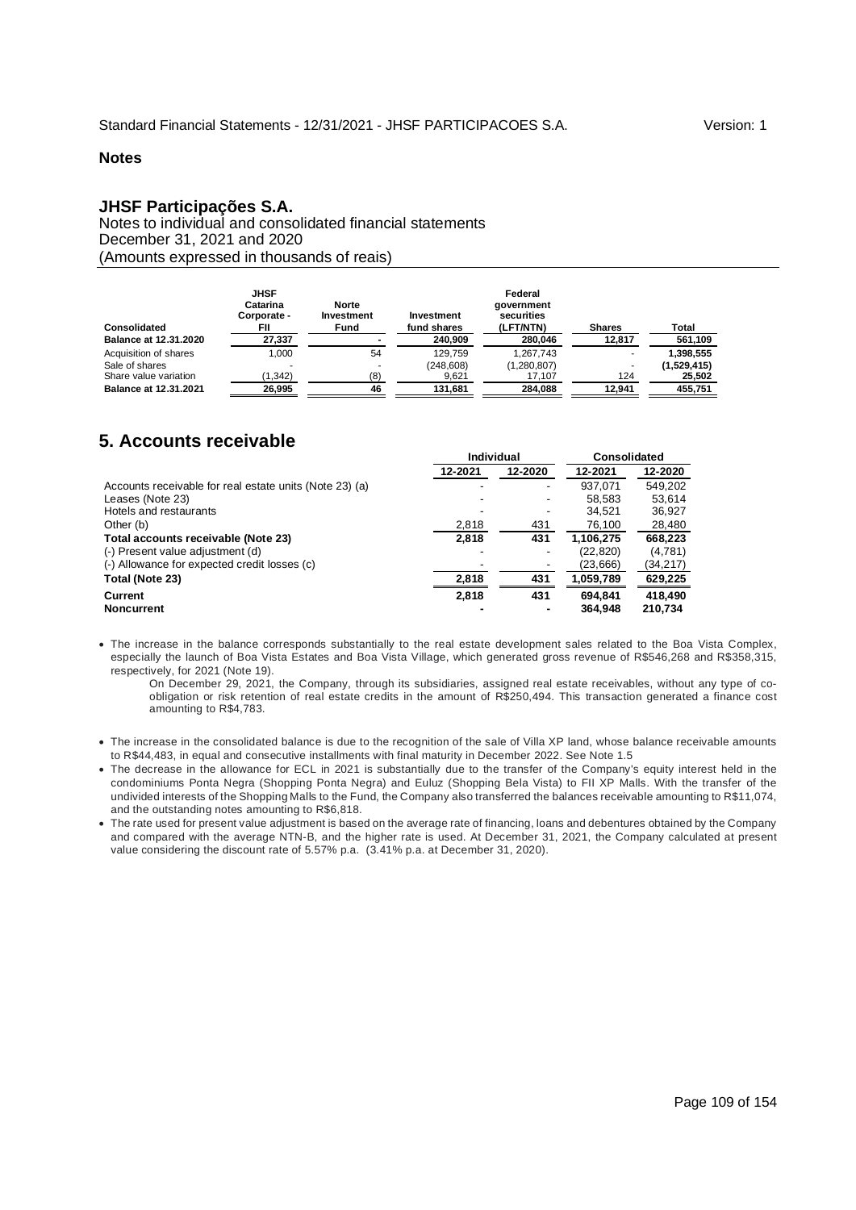**Notes**

## JHSF Participações S.A.

Notes to individual and consolidated financial statements
December 31, 2021 and 2020
(Amounts expressed in thousands of reais)

| Consolidated | JHSF Catarina Corporate - FII | Norte Investment Fund | Investment fund shares | Federal government securities (LFT/NTN) | Shares | Total |
|---|---|---|---|---|---|---|
| **Balance at 12.31.2020** | **27,337** | **-** | **240,909** | **280,046** | **12,817** | **561,109** |
| Acquisition of shares | 1,000 | 54 | 129,759 | 1,267,743 | - | **1,398,555** |
| Sale of shares | - | - | (248,608) | (1,280,807) | - | **(1,529,415)** |
| Share value variation | (1,342) | (8) | 9,621 | 17,107 | 124 | **25,502** |
| **Balance at 12.31.2021** | **26,995** | **46** | **131,681** | **284,088** | **12,941** | **455,751** |

# 5. Accounts receivable

| | Individual | | Consolidated | |
|---|---|---|---|---|
| | **12-2021** | **12-2020** | **12-2021** | **12-2020** |
| Accounts receivable for real estate units (Note 23) (a) | - | - | 937,071 | 549,202 |
| Leases (Note 23) | - | - | 58,583 | 53,614 |
| Hotels and restaurants | - | - | 34,521 | 36,927 |
| Other (b) | 2,818 | 431 | 76,100 | 28,480 |
| **Total accounts receivable (Note 23)** | **2,818** | **431** | **1,106,275** | **668,223** |
| (-) Present value adjustment (d) | - | - | (22,820) | (4,781) |
| (-) Allowance for expected credit losses (c) | - | - | (23,666) | (34,217) |
| **Total (Note 23)** | **2,818** | **431** | **1,059,789** | **629,225** |
| **Current** | **2,818** | **431** | **694,841** | **418,490** |
| **Noncurrent** | **-** | **-** | **364,948** | **210,734** |

- The increase in the balance corresponds substantially to the real estate development sales related to the Boa Vista Complex, especially the launch of Boa Vista Estates and Boa Vista Village, which generated gross revenue of R$546,268 and R$358,315, respectively, for 2021 (Note 19).

  On December 29, 2021, the Company, through its subsidiaries, assigned real estate receivables, without any type of co-obligation or risk retention of real estate credits in the amount of R$250,494. This transaction generated a finance cost amounting to R$4,783.

- The increase in the consolidated balance is due to the recognition of the sale of Villa XP land, whose balance receivable amounts to R$44,483, in equal and consecutive installments with final maturity in December 2022. See Note 1.5
- The decrease in the allowance for ECL in 2021 is substantially due to the transfer of the Company's equity interest held in the condominiums Ponta Negra (Shopping Ponta Negra) and Euluz (Shopping Bela Vista) to FII XP Malls. With the transfer of the undivided interests of the Shopping Malls to the Fund, the Company also transferred the balances receivable amounting to R$11,074, and the outstanding notes amounting to R$6,818.
- The rate used for present value adjustment is based on the average rate of financing, loans and debentures obtained by the Company and compared with the average NTN-B, and the higher rate is used. At December 31, 2021, the Company calculated at present value considering the discount rate of 5.57% p.a. (3.41% p.a. at December 31, 2020).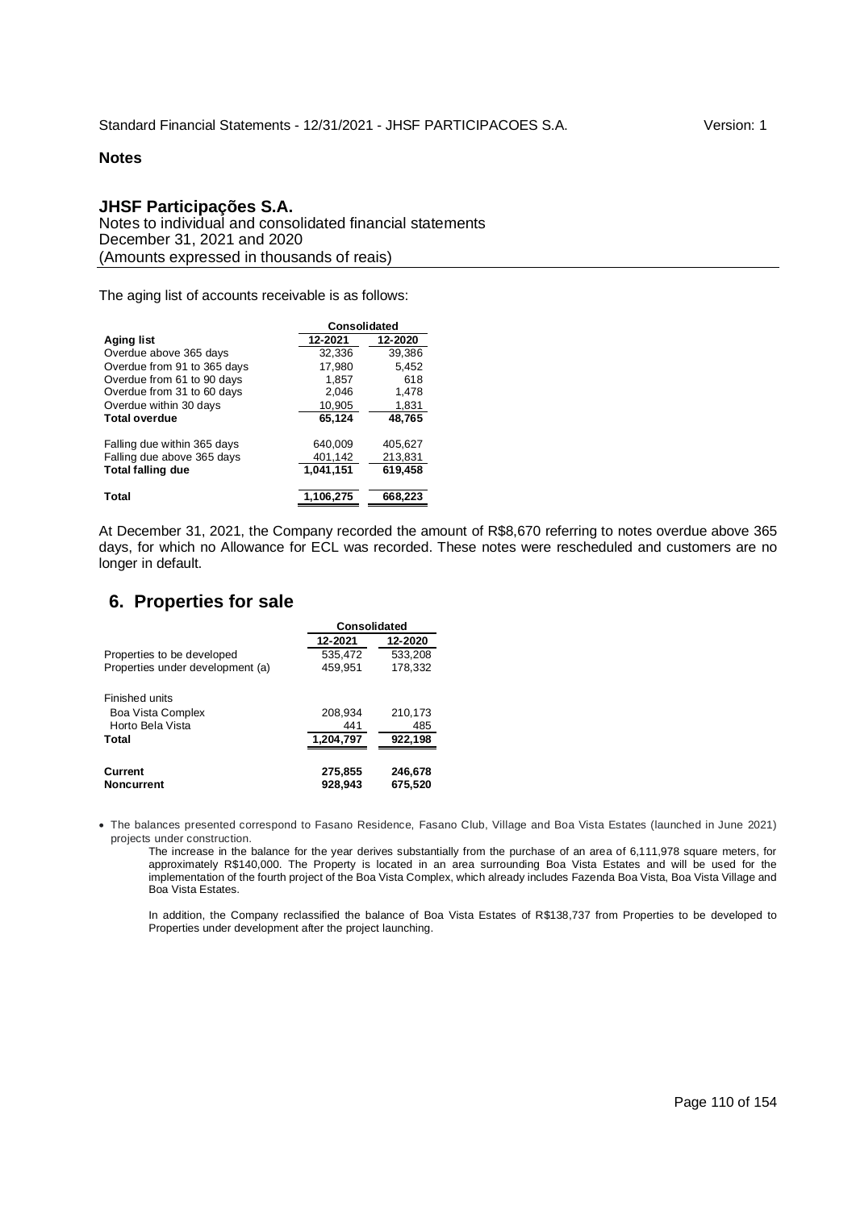**Notes**

**JHSF Participações S.A.**
Notes to individual and consolidated financial statements
December 31, 2021 and 2020
(Amounts expressed in thousands of reais)

The aging list of accounts receivable is as follows:

| | Consolidated | |
|---|---|---|
| **Aging list** | **12-2021** | **12-2020** |
| Overdue above 365 days | 32,336 | 39,386 |
| Overdue from 91 to 365 days | 17,980 | 5,452 |
| Overdue from 61 to 90 days | 1,857 | 618 |
| Overdue from 31 to 60 days | 2,046 | 1,478 |
| Overdue within 30 days | 10,905 | 1,831 |
| **Total overdue** | **65,124** | **48,765** |
| | | |
| Falling due within 365 days | 640,009 | 405,627 |
| Falling due above 365 days | 401,142 | 213,831 |
| **Total falling due** | **1,041,151** | **619,458** |
| | | |
| **Total** | **1,106,275** | **668,223** |

At December 31, 2021, the Company recorded the amount of R$8,670 referring to notes overdue above 365 days, for which no Allowance for ECL was recorded. These notes were rescheduled and customers are no longer in default.

## 6. Properties for sale

| | Consolidated | |
|---|---|---|
| | **12-2021** | **12-2020** |
| Properties to be developed | 535,472 | 533,208 |
| Properties under development (a) | 459,951 | 178,332 |
| | | |
| Finished units | | |
| Boa Vista Complex | 208,934 | 210,173 |
| Horto Bela Vista | 441 | 485 |
| **Total** | **1,204,797** | **922,198** |
| | | |
| **Current** | **275,855** | **246,678** |
| **Noncurrent** | **928,943** | **675,520** |

- The balances presented correspond to Fasano Residence, Fasano Club, Village and Boa Vista Estates (launched in June 2021) projects under construction.

  The increase in the balance for the year derives substantially from the purchase of an area of 6,111,978 square meters, for approximately R$140,000. The Property is located in an area surrounding Boa Vista Estates and will be used for the implementation of the fourth project of the Boa Vista Complex, which already includes Fazenda Boa Vista, Boa Vista Village and Boa Vista Estates.

  In addition, the Company reclassified the balance of Boa Vista Estates of R$138,737 from Properties to be developed to Properties under development after the project launching.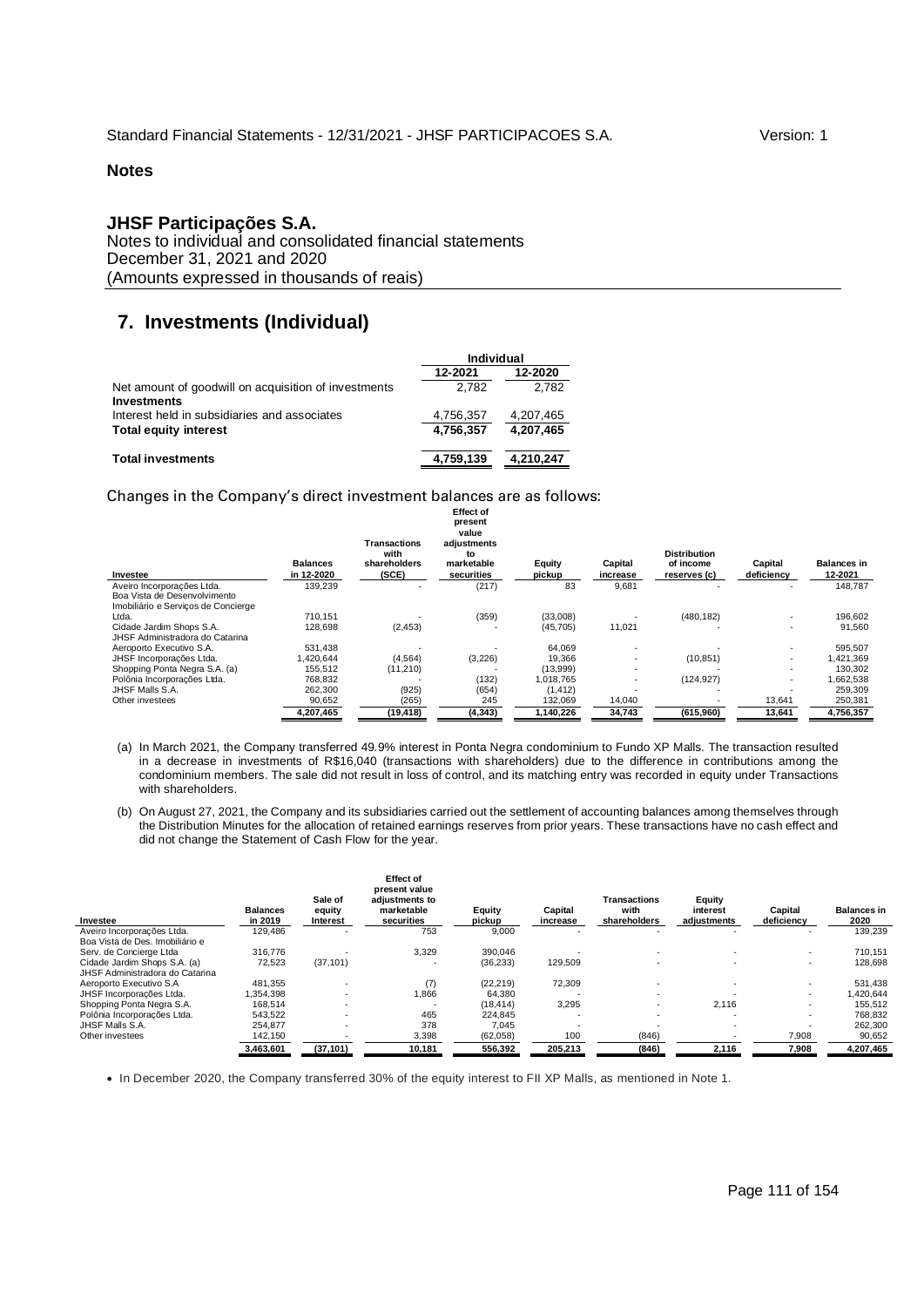**Notes**

## JHSF Participações S.A.

Notes to individual and consolidated financial statements
December 31, 2021 and 2020
(Amounts expressed in thousands of reais)

# 7. Investments (Individual)

| | Individual | |
|---|---|---|
| | 12-2021 | 12-2020 |
| Net amount of goodwill on acquisition of investments | 2,782 | 2,782 |
| **Investments** | | |
| Interest held in subsidiaries and associates | 4,756,357 | 4,207,465 |
| **Total equity interest** | 4,756,357 | 4,207,465 |
| **Total investments** | 4,759,139 | 4,210,247 |

Changes in the Company's direct investment balances are as follows:

| Investee | Balances in 12-2020 | Transactions with shareholders (SCE) | Effect of present value adjustments to marketable securities | Equity pickup | Capital increase | Distribution of income reserves (c) | Capital deficiency | Balances in 12-2021 |
|---|---|---|---|---|---|---|---|---|
| Aveiro Incorporações Ltda. | 139,239 | - | (217) | 83 | 9,681 | - | - | 148,787 |
| Boa Vista de Desenvolvimento Imobiliário e Serviços de Concierge Ltda. | 710,151 | - | (359) | (33,008) | - | (480,182) | - | 196,602 |
| Cidade Jardim Shops S.A. | 128,698 | (2,453) | - | (45,705) | 11,021 | - | - | 91,560 |
| JHSF Administradora do Catarina Aeroporto Executivo S.A. | 531,438 | - | - | 64,069 | - | - | - | 595,507 |
| JHSF Incorporações Ltda. | 1,420,644 | (4,564) | (3,226) | 19,366 | - | (10,851) | - | 1,421,369 |
| Shopping Ponta Negra S.A. (a) | 155,512 | (11,210) | - | (13,999) | - | - | - | 130,302 |
| Polônia Incorporações Ltda. | 768,832 | - | (132) | 1,018,765 | - | (124,927) | - | 1,662,538 |
| JHSF Malls S.A. | 262,300 | (925) | (654) | (1,412) | - | - | - | 259,309 |
| Other investees | 90,652 | (265) | 245 | 132,069 | 14,040 | - | 13,641 | 250,381 |
| | **4,207,465** | **(19,418)** | **(4,343)** | **1,140,226** | **34,743** | **(615,960)** | **13,641** | **4,756,357** |

(a) In March 2021, the Company transferred 49.9% interest in Ponta Negra condominium to Fundo XP Malls. The transaction resulted in a decrease in investments of R$16,040 (transactions with shareholders) due to the difference in contributions among the condominium members. The sale did not result in loss of control, and its matching entry was recorded in equity under Transactions with shareholders.

(b) On August 27, 2021, the Company and its subsidiaries carried out the settlement of accounting balances among themselves through the Distribution Minutes for the allocation of retained earnings reserves from prior years. These transactions have no cash effect and did not change the Statement of Cash Flow for the year.

| Investee | Balances in 2019 | Sale of equity Interest | Effect of present value adjustments to marketable securities | Equity pickup | Capital increase | Transactions with shareholders | Equity interest adjustments | Capital deficiency | Balances in 2020 |
|---|---|---|---|---|---|---|---|---|---|
| Aveiro Incorporações Ltda. | 129,486 | - | 753 | 9,000 | - | - | - | - | 139,239 |
| Boa Vista de Des. Imobiliário e Serv. de Concierge Ltda | 316,776 | - | 3,329 | 390,046 | - | - | - | - | 710,151 |
| Cidade Jardim Shops S.A. (a) | 72,523 | (37,101) | - | (36,233) | 129,509 | - | - | - | 128,698 |
| JHSF Administradora do Catarina Aeroporto Executivo S.A | 481,355 | - | (7) | (22,219) | 72,309 | - | - | - | 531,438 |
| JHSF Incorporações Ltda. | 1,354,398 | - | 1,866 | 64,380 | - | - | - | - | 1,420,644 |
| Shopping Ponta Negra S.A. | 168,514 | - | - | (18,414) | 3,295 | - | 2,116 | - | 155,512 |
| Polônia Incorporações Ltda. | 543,522 | - | 465 | 224,845 | - | - | - | - | 768,832 |
| JHSF Malls S.A. | 254,877 | - | 378 | 7,045 | - | - | - | - | 262,300 |
| Other investees | 142,150 | - | 3,398 | (62,058) | 100 | (846) | - | 7,908 | 90,652 |
| | **3,463,601** | **(37,101)** | **10,181** | **556,392** | **205,213** | **(846)** | **2,116** | **7,908** | **4,207,465** |

- In December 2020, the Company transferred 30% of the equity interest to FII XP Malls, as mentioned in Note 1.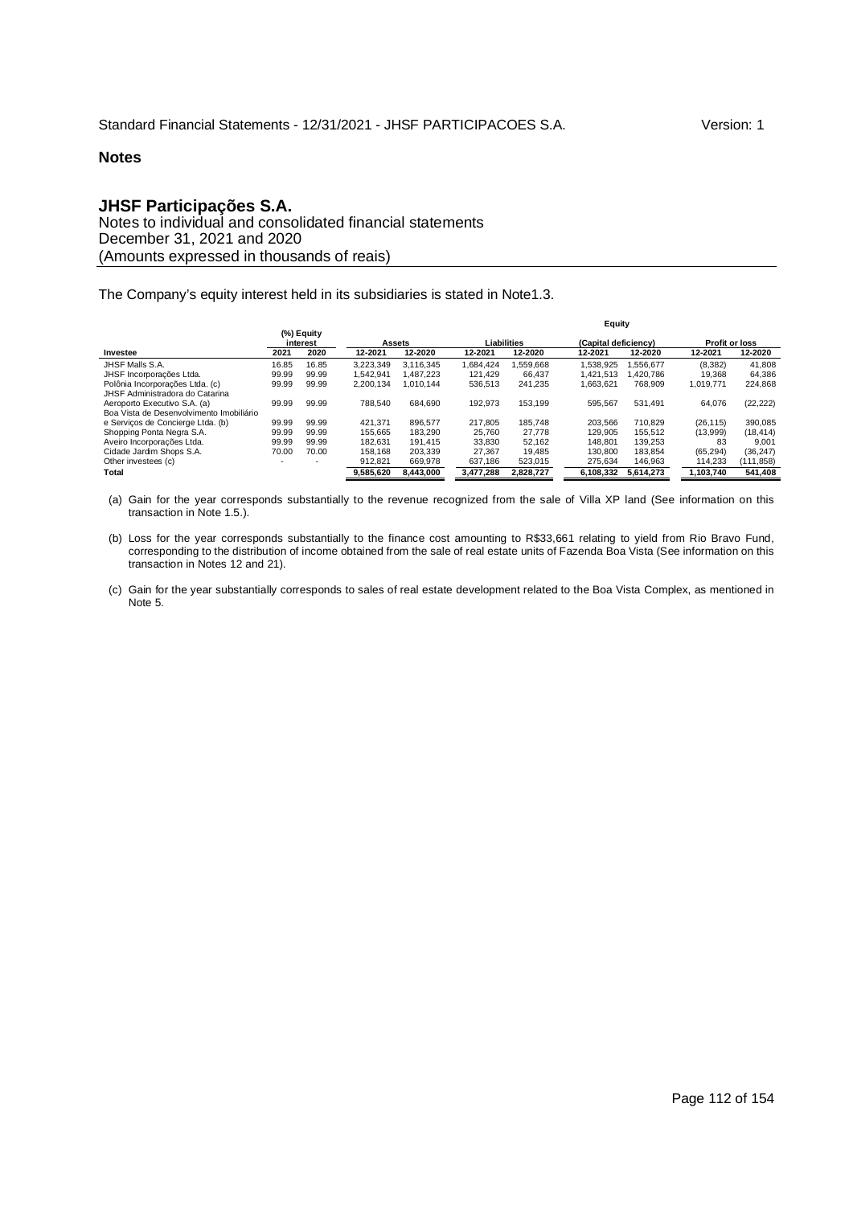## Notes

# JHSF Participações S.A.

Notes to individual and consolidated financial statements
December 31, 2021 and 2020
(Amounts expressed in thousands of reais)

The Company's equity interest held in its subsidiaries is stated in Note1.3.

| | (%) Equity interest | | Assets | | Liabilities | | Equity (Capital deficiency) | | Profit or loss | |
|---|---|---|---|---|---|---|---|---|---|---|
| **Investee** | **2021** | **2020** | **12-2021** | **12-2020** | **12-2021** | **12-2020** | **12-2021** | **12-2020** | **12-2021** | **12-2020** |
| JHSF Malls S.A. | 16.85 | 16.85 | 3,223,349 | 3,116,345 | 1,684,424 | 1,559,668 | 1,538,925 | 1,556,677 | (8,382) | 41,808 |
| JHSF Incorporações Ltda. | 99.99 | 99.99 | 1,542,941 | 1,487,223 | 121,429 | 66,437 | 1,421,513 | 1,420,786 | 19,368 | 64,386 |
| Polônia Incorporações Ltda. (c) | 99.99 | 99.99 | 2,200,134 | 1,010,144 | 536,513 | 241,235 | 1,663,621 | 768,909 | 1,019,771 | 224,868 |
| JHSF Administradora do Catarina Aeroporto Executivo S.A. (a) | 99.99 | 99.99 | 788,540 | 684,690 | 192,973 | 153,199 | 595,567 | 531,491 | 64,076 | (22,222) |
| Boa Vista de Desenvolvimento Imobiliário e Serviços de Concierge Ltda. (b) | 99.99 | 99.99 | 421,371 | 896,577 | 217,805 | 185,748 | 203,566 | 710,829 | (26,115) | 390,085 |
| Shopping Ponta Negra S.A. | 99.99 | 99.99 | 155,665 | 183,290 | 25,760 | 27,778 | 129,905 | 155,512 | (13,999) | (18,414) |
| Aveiro Incorporações Ltda. | 99.99 | 99.99 | 182,631 | 191,415 | 33,830 | 52,162 | 148,801 | 139,253 | 83 | 9,001 |
| Cidade Jardim Shops S.A. | 70.00 | 70.00 | 158,168 | 203,339 | 27,367 | 19,485 | 130,800 | 183,854 | (65,294) | (36,247) |
| Other investees (c) | - | - | 912,821 | 669,978 | 637,186 | 523,015 | 275,634 | 146,963 | 114,233 | (111,858) |
| **Total** | | | **9,585,620** | **8,443,000** | **3,477,288** | **2,828,727** | **6,108,332** | **5,614,273** | **1,103,740** | **541,408** |

(a) Gain for the year corresponds substantially to the revenue recognized from the sale of Villa XP land (See information on this transaction in Note 1.5.).

(b) Loss for the year corresponds substantially to the finance cost amounting to R$33,661 relating to yield from Rio Bravo Fund, corresponding to the distribution of income obtained from the sale of real estate units of Fazenda Boa Vista (See information on this transaction in Notes 12 and 21).

(c) Gain for the year substantially corresponds to sales of real estate development related to the Boa Vista Complex, as mentioned in Note 5.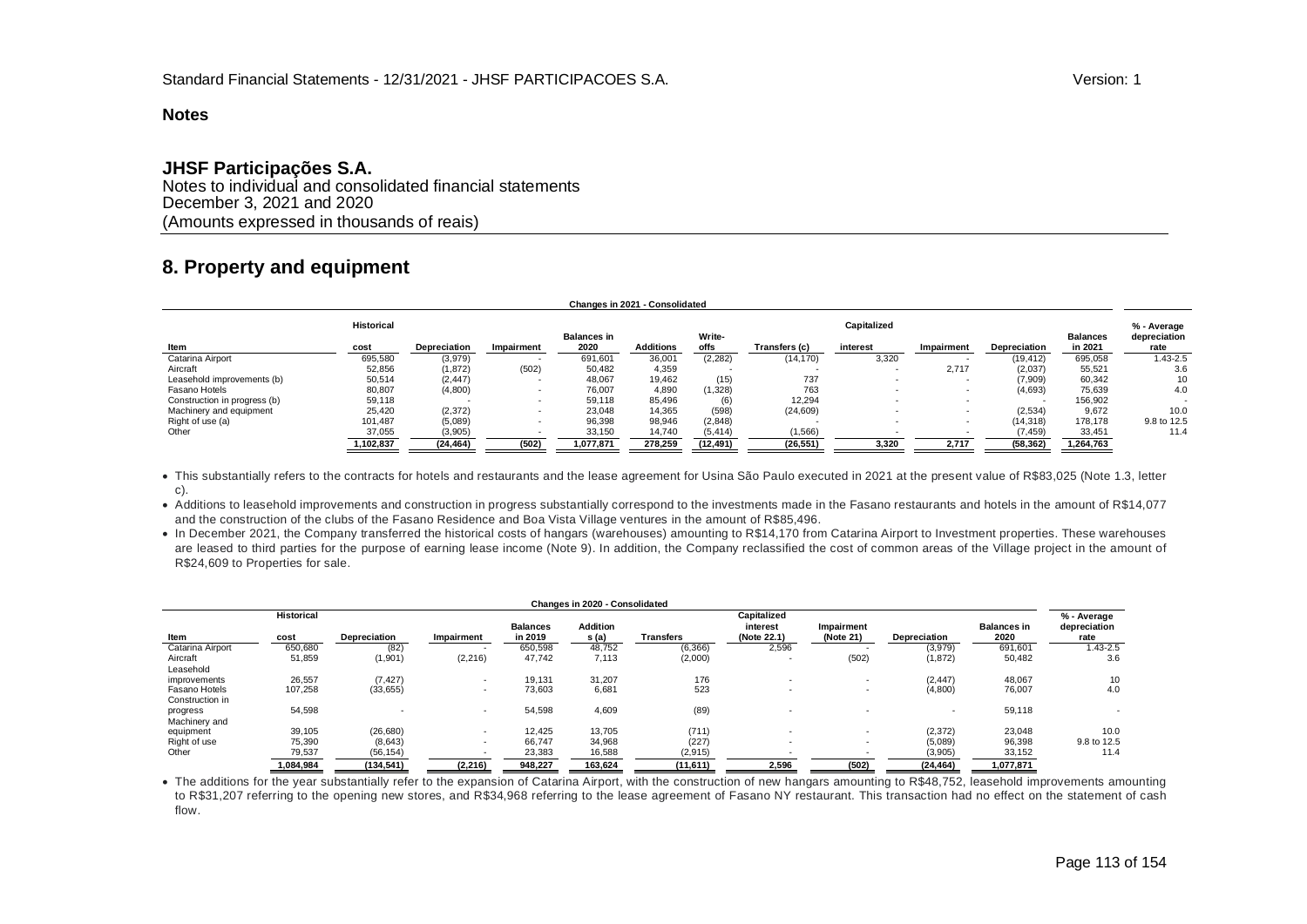**Notes**

## JHSF Participações S.A.

Notes to individual and consolidated financial statements
December 3, 2021 and 2020
(Amounts expressed in thousands of reais)

# 8. Property and equipment

**Changes in 2021 - Consolidated**

| Item | Historical cost | Depreciation | Impairment | Balances in 2020 | Additions | Write-offs | Transfers (c) | Capitalized interest | Impairment | Depreciation | Balances in 2021 | % - Average depreciation rate |
|---|---|---|---|---|---|---|---|---|---|---|---|---|
| Catarina Airport | 695,580 | (3,979) | - | 691,601 | 36,001 | (2,282) | (14,170) | 3,320 | - | (19,412) | 695,058 | 1.43-2.5 |
| Aircraft | 52,856 | (1,872) | (502) | 50,482 | 4,359 | - | - | - | 2,717 | (2,037) | 55,521 | 3.6 |
| Leasehold improvements (b) | 50,514 | (2,447) | - | 48,067 | 19,462 | (15) | 737 | - | - | (7,909) | 60,342 | 10 |
| Fasano Hotels | 80,807 | (4,800) | - | 76,007 | 4,890 | (1,328) | 763 | - | - | (4,693) | 75,639 | 4.0 |
| Construction in progress (b) | 59,118 | - | - | 59,118 | 85,496 | (6) | 12,294 | - | - | - | 156,902 | - |
| Machinery and equipment | 25,420 | (2,372) | - | 23,048 | 14,365 | (598) | (24,609) | - | - | (2,534) | 9,672 | 10.0 |
| Right of use (a) | 101,487 | (5,089) | - | 96,398 | 98,946 | (2,848) | - | - | - | (14,318) | 178,178 | 9.8 to 12.5 |
| Other | 37,055 | (3,905) | - | 33,150 | 14,740 | (5,414) | (1,566) | - | - | (7,459) | 33,451 | 11.4 |
| | 1,102,837 | (24,464) | (502) | 1,077,871 | 278,259 | (12,491) | (26,551) | 3,320 | 2,717 | (58,362) | 1,264,763 | |

- This substantially refers to the contracts for hotels and restaurants and the lease agreement for Usina São Paulo executed in 2021 at the present value of R$83,025 (Note 1.3, letter c).
- Additions to leasehold improvements and construction in progress substantially correspond to the investments made in the Fasano restaurants and hotels in the amount of R$14,077 and the construction of the clubs of the Fasano Residence and Boa Vista Village ventures in the amount of R$85,496.
- In December 2021, the Company transferred the historical costs of hangars (warehouses) amounting to R$14,170 from Catarina Airport to Investment properties. These warehouses are leased to third parties for the purpose of earning lease income (Note 9). In addition, the Company reclassified the cost of common areas of the Village project in the amount of R$24,609 to Properties for sale.

**Changes in 2020 - Consolidated**

| Item | Historical cost | Depreciation | Impairment | Balances in 2019 | Additions (a) | Transfers | Capitalized interest (Note 22.1) | Impairment (Note 21) | Depreciation | Balances in 2020 | % - Average depreciation rate |
|---|---|---|---|---|---|---|---|---|---|---|---|
| Catarina Airport | 650,680 | (82) | - | 650,598 | 48,752 | (6,366) | 2,596 | - | (3,979) | 691,601 | 1.43-2.5 |
| Aircraft | 51,859 | (1,901) | (2,216) | 47,742 | 7,113 | (2,000) | - | (502) | (1,872) | 50,482 | 3.6 |
| Leasehold improvements | 26,557 | (7,427) | - | 19,131 | 31,207 | 176 | - | - | (2,447) | 48,067 | 10 |
| Fasano Hotels | 107,258 | (33,655) | - | 73,603 | 6,681 | 523 | - | - | (4,800) | 76,007 | 4.0 |
| Construction in progress | 54,598 | - | - | 54,598 | 4,609 | (89) | - | - | - | 59,118 | - |
| Machinery and equipment | 39,105 | (26,680) | - | 12,425 | 13,705 | (711) | - | - | (2,372) | 23,048 | 10.0 |
| Right of use | 75,390 | (8,643) | - | 66,747 | 34,968 | (227) | - | - | (5,089) | 96,398 | 9.8 to 12.5 |
| Other | 79,537 | (56,154) | - | 23,383 | 16,588 | (2,915) | - | - | (3,905) | 33,152 | 11.4 |
| | 1,084,984 | (134,541) | (2,216) | 948,227 | 163,624 | (11,611) | 2,596 | (502) | (24,464) | 1,077,871 | |

- The additions for the year substantially refer to the expansion of Catarina Airport, with the construction of new hangars amounting to R$48,752, leasehold improvements amounting to R$31,207 referring to the opening new stores, and R$34,968 referring to the lease agreement of Fasano NY restaurant. This transaction had no effect on the statement of cash flow.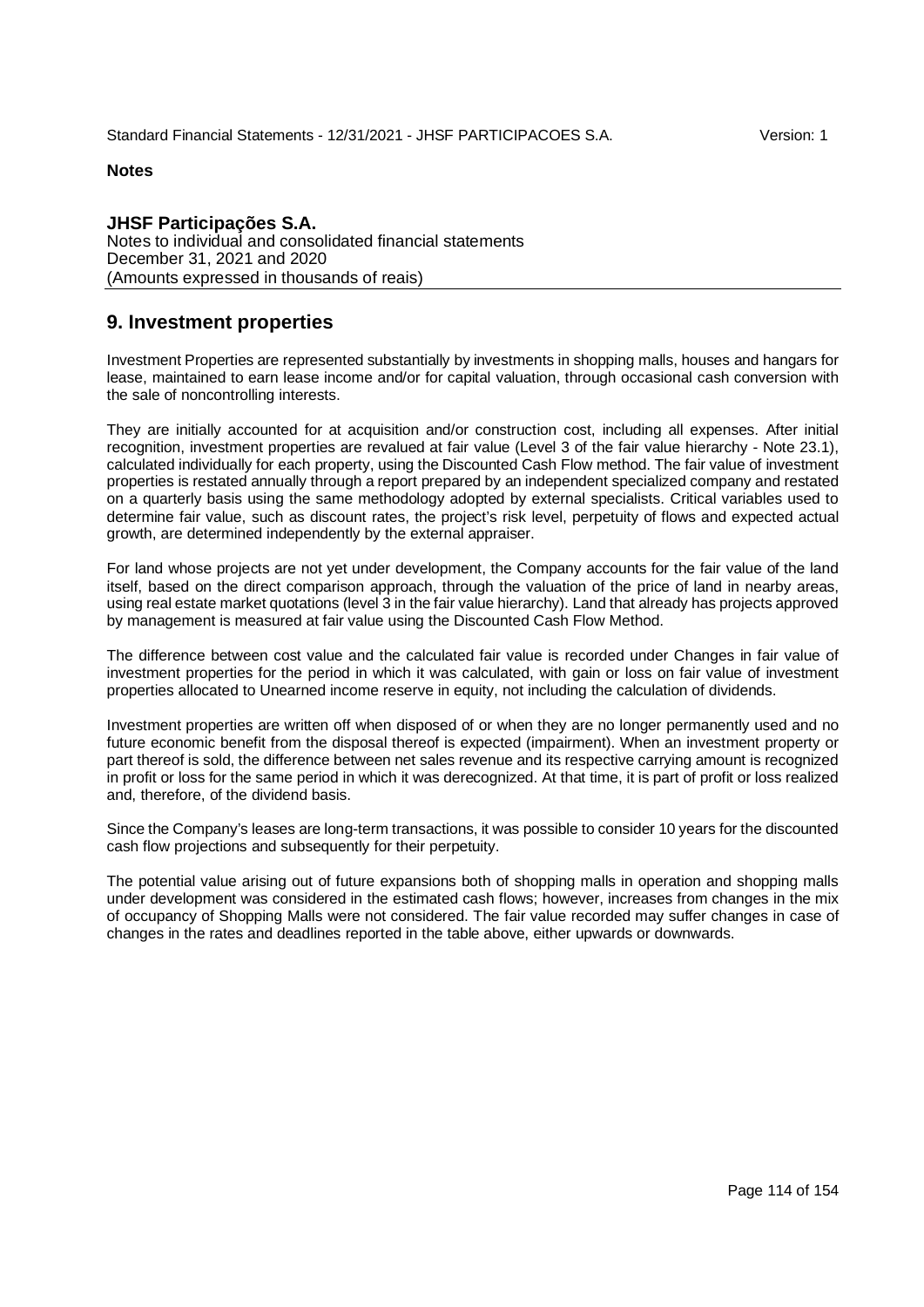**Notes**

**JHSF Participações S.A.**
Notes to individual and consolidated financial statements
December 31, 2021 and 2020
(Amounts expressed in thousands of reais)

## 9. Investment properties

Investment Properties are represented substantially by investments in shopping malls, houses and hangars for lease, maintained to earn lease income and/or for capital valuation, through occasional cash conversion with the sale of noncontrolling interests.

They are initially accounted for at acquisition and/or construction cost, including all expenses. After initial recognition, investment properties are revalued at fair value (Level 3 of the fair value hierarchy - Note 23.1), calculated individually for each property, using the Discounted Cash Flow method. The fair value of investment properties is restated annually through a report prepared by an independent specialized company and restated on a quarterly basis using the same methodology adopted by external specialists. Critical variables used to determine fair value, such as discount rates, the project's risk level, perpetuity of flows and expected actual growth, are determined independently by the external appraiser.

For land whose projects are not yet under development, the Company accounts for the fair value of the land itself, based on the direct comparison approach, through the valuation of the price of land in nearby areas, using real estate market quotations (level 3 in the fair value hierarchy). Land that already has projects approved by management is measured at fair value using the Discounted Cash Flow Method.

The difference between cost value and the calculated fair value is recorded under Changes in fair value of investment properties for the period in which it was calculated, with gain or loss on fair value of investment properties allocated to Unearned income reserve in equity, not including the calculation of dividends.

Investment properties are written off when disposed of or when they are no longer permanently used and no future economic benefit from the disposal thereof is expected (impairment). When an investment property or part thereof is sold, the difference between net sales revenue and its respective carrying amount is recognized in profit or loss for the same period in which it was derecognized. At that time, it is part of profit or loss realized and, therefore, of the dividend basis.

Since the Company's leases are long-term transactions, it was possible to consider 10 years for the discounted cash flow projections and subsequently for their perpetuity.

The potential value arising out of future expansions both of shopping malls in operation and shopping malls under development was considered in the estimated cash flows; however, increases from changes in the mix of occupancy of Shopping Malls were not considered. The fair value recorded may suffer changes in case of changes in the rates and deadlines reported in the table above, either upwards or downwards.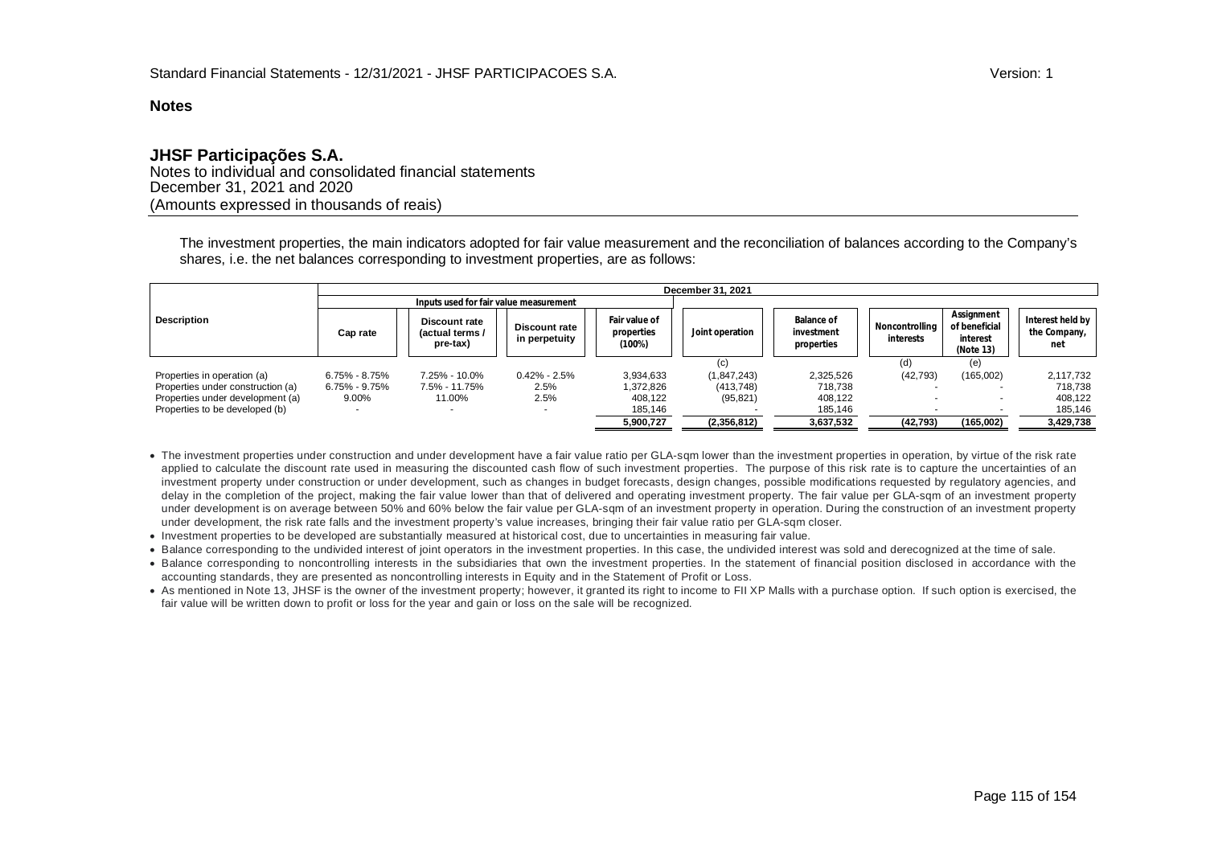## Notes

**JHSF Participações S.A.**
Notes to individual and consolidated financial statements
December 31, 2021 and 2020
(Amounts expressed in thousands of reais)

The investment properties, the main indicators adopted for fair value measurement and the reconciliation of balances according to the Company's shares, i.e. the net balances corresponding to investment properties, are as follows:

| Description | December 31, 2021 | | | | | | | | |
|---|---|---|---|---|---|---|---|---|---|
| | Inputs used for fair value measurement | | | | | | | | |
| | Cap rate | Discount rate (actual terms / pre-tax) | Discount rate in perpetuity | Fair value of properties (100%) | Joint operation | Balance of investment properties | Noncontrolling interests | Assignment of beneficial interest (Note 13) | Interest held by the Company, net |
| | | | | | (c) | | (d) | (e) | |
| Properties in operation (a) | 6.75% - 8.75% | 7.25% - 10.0% | 0.42% - 2.5% | 3,934,633 | (1,847,243) | 2,325,526 | (42,793) | (165,002) | 2,117,732 |
| Properties under construction (a) | 6.75% - 9.75% | 7.5% - 11.75% | 2.5% | 1,372,826 | (413,748) | 718,738 | - | - | 718,738 |
| Properties under development (a) | 9.00% | 11.00% | 2.5% | 408,122 | (95,821) | 408,122 | - | - | 408,122 |
| Properties to be developed (b) | - | - | - | 185,146 | - | 185,146 | - | - | 185,146 |
| | | | | **5,900,727** | **(2,356,812)** | **3,637,532** | **(42,793)** | **(165,002)** | **3,429,738** |

- The investment properties under construction and under development have a fair value ratio per GLA-sqm lower than the investment properties in operation, by virtue of the risk rate applied to calculate the discount rate used in measuring the discounted cash flow of such investment properties. The purpose of this risk rate is to capture the uncertainties of an investment property under construction or under development, such as changes in budget forecasts, design changes, possible modifications requested by regulatory agencies, and delay in the completion of the project, making the fair value lower than that of delivered and operating investment property. The fair value per GLA-sqm of an investment property under development is on average between 50% and 60% below the fair value per GLA-sqm of an investment property in operation. During the construction of an investment property under development, the risk rate falls and the investment property's value increases, bringing their fair value ratio per GLA-sqm closer.
- Investment properties to be developed are substantially measured at historical cost, due to uncertainties in measuring fair value.
- Balance corresponding to the undivided interest of joint operators in the investment properties. In this case, the undivided interest was sold and derecognized at the time of sale.
- Balance corresponding to noncontrolling interests in the subsidiaries that own the investment properties. In the statement of financial position disclosed in accordance with the accounting standards, they are presented as noncontrolling interests in Equity and in the Statement of Profit or Loss.
- As mentioned in Note 13, JHSF is the owner of the investment property; however, it granted its right to income to FII XP Malls with a purchase option. If such option is exercised, the fair value will be written down to profit or loss for the year and gain or loss on the sale will be recognized.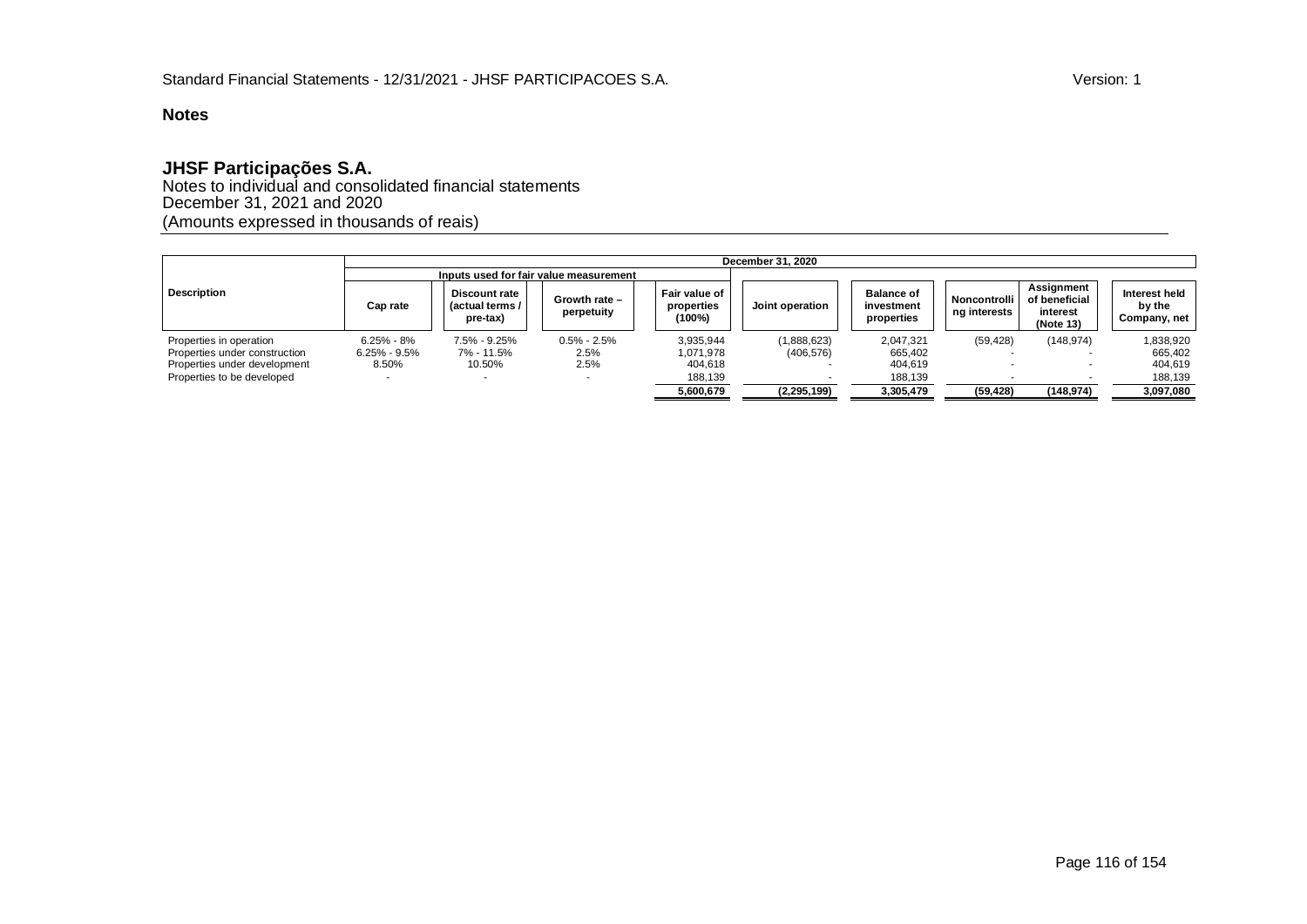**Notes**

# JHSF Participações S.A.

Notes to individual and consolidated financial statements
December 31, 2021 and 2020
(Amounts expressed in thousands of reais)

| Description | December 31, 2020 | | | | | | | | |
|---|---|---|---|---|---|---|---|---|---|
| | Inputs used for fair value measurement | | | | | | | | |
| | Cap rate | Discount rate (actual terms / pre-tax) | Growth rate – perpetuity | Fair value of properties (100%) | Joint operation | Balance of investment properties | Noncontrolling interests | Assignment of beneficial interest (Note 13) | Interest held by the Company, net |
| Properties in operation | 6.25% - 8% | 7.5% - 9.25% | 0.5% - 2.5% | 3,935,944 | (1,888,623) | 2,047,321 | (59,428) | (148,974) | 1,838,920 |
| Properties under construction | 6.25% - 9.5% | 7% - 11.5% | 2.5% | 1,071,978 | (406,576) | 665,402 | - | - | 665,402 |
| Properties under development | 8.50% | 10.50% | 2.5% | 404,618 | - | 404,619 | - | - | 404,619 |
| Properties to be developed | - | - | - | 188,139 | - | 188,139 | - | - | 188,139 |
| | | | | **5,600,679** | **(2,295,199)** | **3,305,479** | **(59,428)** | **(148,974)** | **3,097,080** |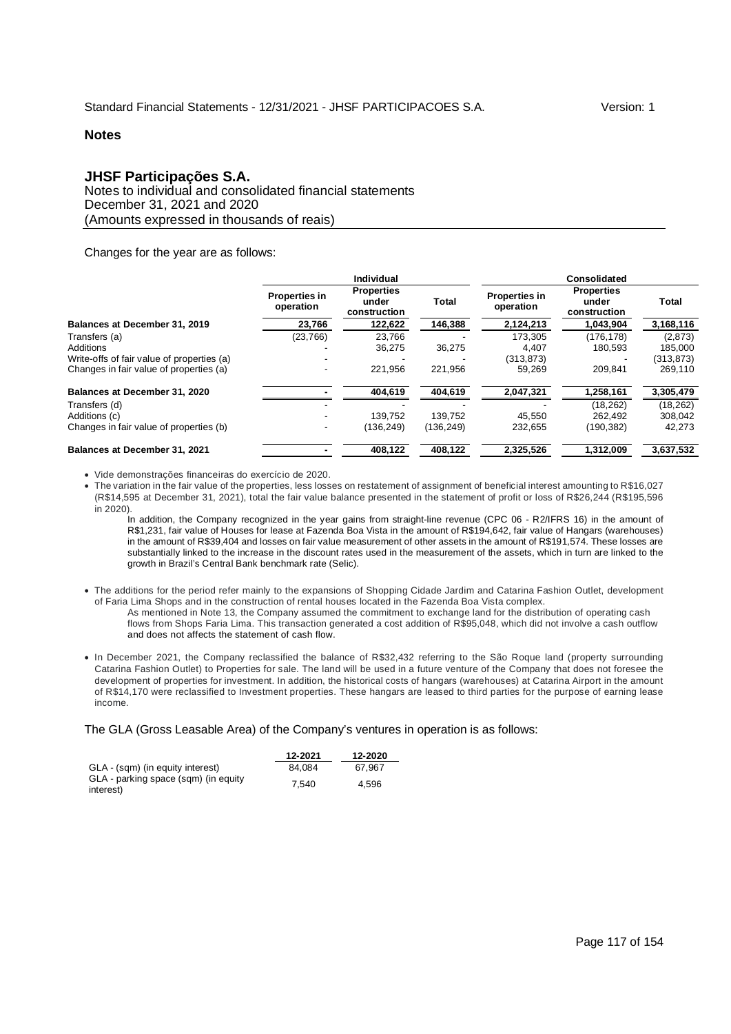# Notes

## JHSF Participações S.A.

Notes to individual and consolidated financial statements
December 31, 2021 and 2020
(Amounts expressed in thousands of reais)

Changes for the year are as follows:

| | Individual | | | Consolidated | | |
|---|---|---|---|---|---|---|
| | Properties in operation | Properties under construction | Total | Properties in operation | Properties under construction | Total |
| **Balances at December 31, 2019** | **23,766** | **122,622** | **146,388** | **2,124,213** | **1,043,904** | **3,168,116** |
| Transfers (a) | (23,766) | 23,766 | - | 173,305 | (176,178) | (2,873) |
| Additions | - | 36,275 | 36,275 | 4,407 | 180,593 | 185,000 |
| Write-offs of fair value of properties (a) | - | - | - | (313,873) | - | (313,873) |
| Changes in fair value of properties (a) | - | 221,956 | 221,956 | 59,269 | 209,841 | 269,110 |
| **Balances at December 31, 2020** | **-** | **404,619** | **404,619** | **2,047,321** | **1,258,161** | **3,305,479** |
| Transfers (d) | - | - | - | - | (18,262) | (18,262) |
| Additions (c) | - | 139,752 | 139,752 | 45,550 | 262,492 | 308,042 |
| Changes in fair value of properties (b) | - | (136,249) | (136,249) | 232,655 | (190,382) | 42,273 |
| **Balances at December 31, 2021** | **-** | **408,122** | **408,122** | **2,325,526** | **1,312,009** | **3,637,532** |

- Vide demonstrações financeiras do exercício de 2020.
- The variation in the fair value of the properties, less losses on restatement of assignment of beneficial interest amounting to R$16,027 (R$14,595 at December 31, 2021), total the fair value balance presented in the statement of profit or loss of R$26,244 (R$195,596 in 2020).

  In addition, the Company recognized in the year gains from straight-line revenue (CPC 06 - R2/IFRS 16) in the amount of R$1,231, fair value of Houses for lease at Fazenda Boa Vista in the amount of R$194,642, fair value of Hangars (warehouses) in the amount of R$39,404 and losses on fair value measurement of other assets in the amount of R$191,574. These losses are substantially linked to the increase in the discount rates used in the measurement of the assets, which in turn are linked to the growth in Brazil's Central Bank benchmark rate (Selic).

- The additions for the period refer mainly to the expansions of Shopping Cidade Jardim and Catarina Fashion Outlet, development of Faria Lima Shops and in the construction of rental houses located in the Fazenda Boa Vista complex.

  As mentioned in Note 13, the Company assumed the commitment to exchange land for the distribution of operating cash flows from Shops Faria Lima. This transaction generated a cost addition of R$95,048, which did not involve a cash outflow and does not affects the statement of cash flow.

- In December 2021, the Company reclassified the balance of R$32,432 referring to the São Roque land (property surrounding Catarina Fashion Outlet) to Properties for sale. The land will be used in a future venture of the Company that does not foresee the development of properties for investment. In addition, the historical costs of hangars (warehouses) at Catarina Airport in the amount of R$14,170 were reclassified to Investment properties. These hangars are leased to third parties for the purpose of earning lease income.

The GLA (Gross Leasable Area) of the Company's ventures in operation is as follows:

| | 12-2021 | 12-2020 |
|---|---|---|
| GLA - (sqm) (in equity interest) | 84,084 | 67,967 |
| GLA - parking space (sqm) (in equity interest) | 7,540 | 4,596 |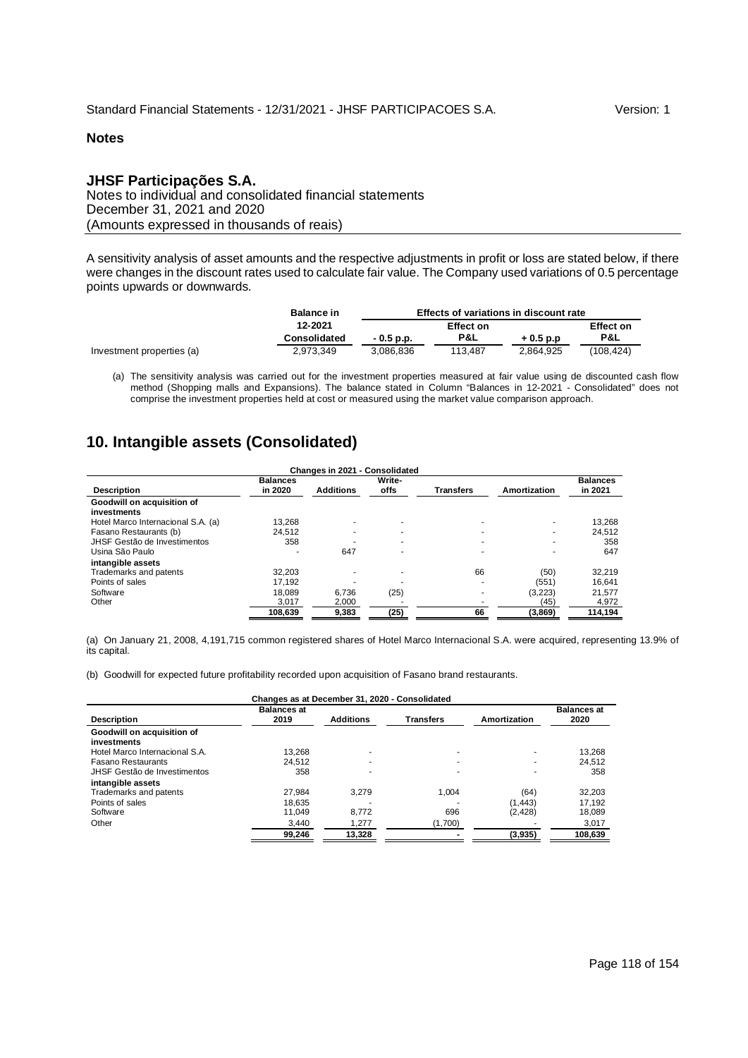**Notes**

## JHSF Participações S.A.

Notes to individual and consolidated financial statements
December 31, 2021 and 2020
(Amounts expressed in thousands of reais)

A sensitivity analysis of asset amounts and the respective adjustments in profit or loss are stated below, if there were changes in the discount rates used to calculate fair value. The Company used variations of 0.5 percentage points upwards or downwards.

| | Balance in 12-2021 Consolidated | Effects of variations in discount rate | | | |
|---|---|---|---|---|---|
| | | - 0.5 p.p. | Effect on P&L | + 0.5 p.p | Effect on P&L |
| Investment properties (a) | 2,973,349 | 3,086,836 | 113,487 | 2,864,925 | (108,424) |

(a) The sensitivity analysis was carried out for the investment properties measured at fair value using de discounted cash flow method (Shopping malls and Expansions). The balance stated in Column "Balances in 12-2021 - Consolidated" does not comprise the investment properties held at cost or measured using the market value comparison approach.

# 10. Intangible assets (Consolidated)

**Changes in 2021 - Consolidated**

| Description | Balances in 2020 | Additions | Write-offs | Transfers | Amortization | Balances in 2021 |
|---|---|---|---|---|---|---|
| **Goodwill on acquisition of investments** | | | | | | |
| Hotel Marco Internacional S.A. (a) | 13,268 | - | - | - | - | 13,268 |
| Fasano Restaurants (b) | 24,512 | - | - | - | - | 24,512 |
| JHSF Gestão de Investimentos | 358 | - | - | - | - | 358 |
| Usina São Paulo | - | 647 | - | - | - | 647 |
| **intangible assets** | | | | | | |
| Trademarks and patents | 32,203 | - | - | 66 | (50) | 32,219 |
| Points of sales | 17,192 | - | - | - | (551) | 16,641 |
| Software | 18,089 | 6,736 | (25) | - | (3,223) | 21,577 |
| Other | 3,017 | 2,000 | - | - | (45) | 4,972 |
| | **108,639** | **9,383** | **(25)** | **66** | **(3,869)** | **114,194** |

(a) On January 21, 2008, 4,191,715 common registered shares of Hotel Marco Internacional S.A. were acquired, representing 13.9% of its capital.

(b) Goodwill for expected future profitability recorded upon acquisition of Fasano brand restaurants.

**Changes as at December 31, 2020 - Consolidated**

| Description | Balances at 2019 | Additions | Transfers | Amortization | Balances at 2020 |
|---|---|---|---|---|---|
| **Goodwill on acquisition of investments** | | | | | |
| Hotel Marco Internacional S.A. | 13,268 | - | - | - | 13,268 |
| Fasano Restaurants | 24,512 | - | - | - | 24,512 |
| JHSF Gestão de Investimentos | 358 | - | - | - | 358 |
| **intangible assets** | | | | | |
| Trademarks and patents | 27,984 | 3,279 | 1,004 | (64) | 32,203 |
| Points of sales | 18,635 | - | - | (1,443) | 17,192 |
| Software | 11,049 | 8,772 | 696 | (2,428) | 18,089 |
| Other | 3,440 | 1,277 | (1,700) | - | 3,017 |
| | **99,246** | **13,328** | **-** | **(3,935)** | **108,639** |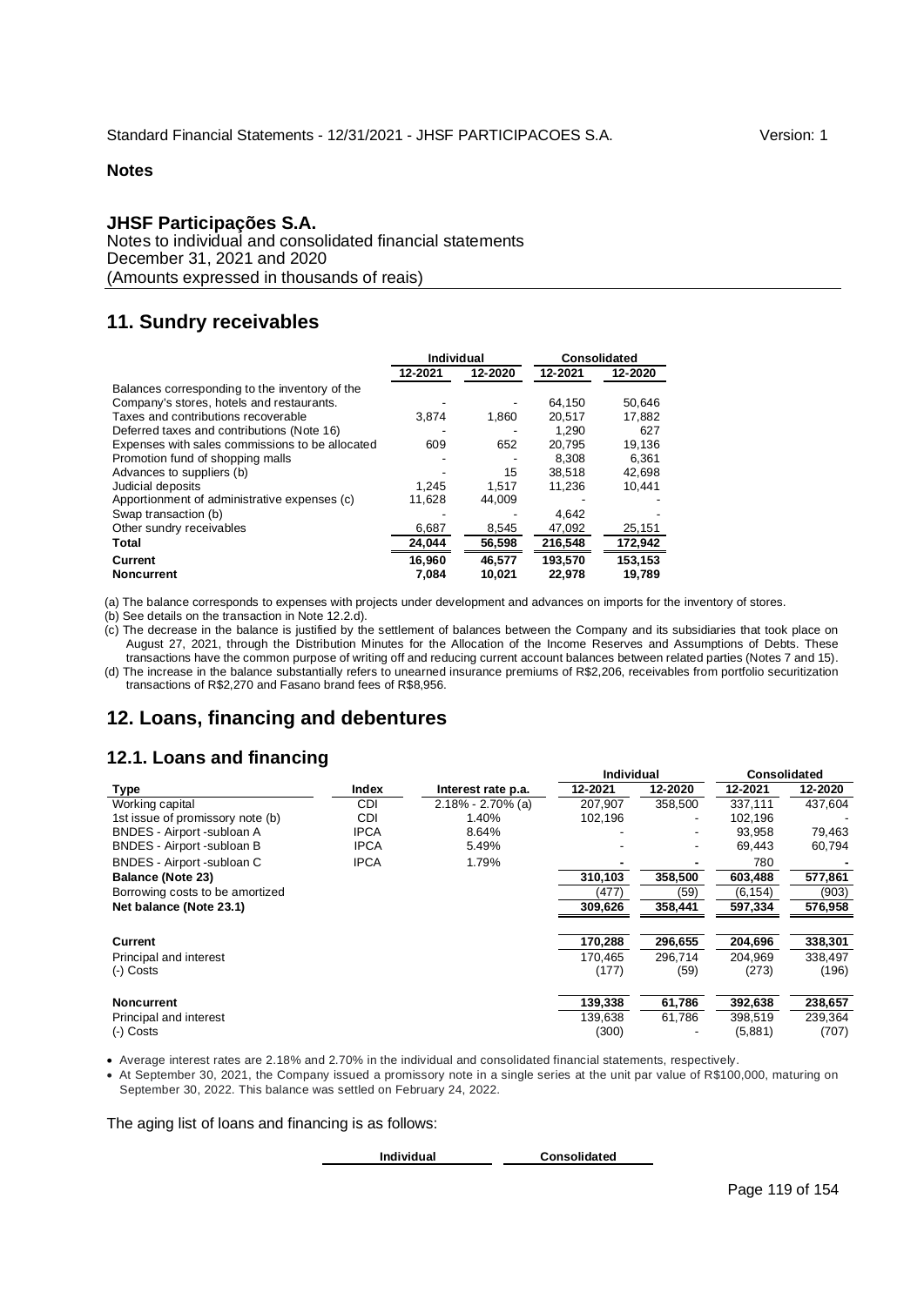**Notes**

# JHSF Participações S.A.

Notes to individual and consolidated financial statements
December 31, 2021 and 2020
(Amounts expressed in thousands of reais)

## 11. Sundry receivables

| | Individual | | Consolidated | |
|---|---|---|---|---|
| | 12-2021 | 12-2020 | 12-2021 | 12-2020 |
| Balances corresponding to the inventory of the Company's stores, hotels and restaurants. | - | - | 64,150 | 50,646 |
| Taxes and contributions recoverable | 3,874 | 1,860 | 20,517 | 17,882 |
| Deferred taxes and contributions (Note 16) | - | - | 1,290 | 627 |
| Expenses with sales commissions to be allocated | 609 | 652 | 20,795 | 19,136 |
| Promotion fund of shopping malls | - | - | 8,308 | 6,361 |
| Advances to suppliers (b) | - | 15 | 38,518 | 42,698 |
| Judicial deposits | 1,245 | 1,517 | 11,236 | 10,441 |
| Apportionment of administrative expenses (c) | 11,628 | 44,009 | - | - |
| Swap transaction (b) | - | - | 4,642 | - |
| Other sundry receivables | 6,687 | 8,545 | 47,092 | 25,151 |
| **Total** | **24,044** | **56,598** | **216,548** | **172,942** |
| **Current** | **16,960** | **46,577** | **193,570** | **153,153** |
| **Noncurrent** | **7,084** | **10,021** | **22,978** | **19,789** |

(a) The balance corresponds to expenses with projects under development and advances on imports for the inventory of stores.

(b) See details on the transaction in Note 12.2.d).

(c) The decrease in the balance is justified by the settlement of balances between the Company and its subsidiaries that took place on August 27, 2021, through the Distribution Minutes for the Allocation of the Income Reserves and Assumptions of Debts. These transactions have the common purpose of writing off and reducing current account balances between related parties (Notes 7 and 15).

(d) The increase in the balance substantially refers to unearned insurance premiums of R$2,206, receivables from portfolio securitization transactions of R$2,270 and Fasano brand fees of R$8,956.

## 12. Loans, financing and debentures

### 12.1. Loans and financing

| Type | Index | Interest rate p.a. | Individual 12-2021 | Individual 12-2020 | Consolidated 12-2021 | Consolidated 12-2020 |
|---|---|---|---|---|---|---|
| Working capital | CDI | 2.18% - 2.70% (a) | 207,907 | 358,500 | 337,111 | 437,604 |
| 1st issue of promissory note (b) | CDI | 1.40% | 102,196 | - | 102,196 | - |
| BNDES - Airport -subloan A | IPCA | 8.64% | - | - | 93,958 | 79,463 |
| BNDES - Airport -subloan B | IPCA | 5.49% | - | - | 69,443 | 60,794 |
| BNDES - Airport -subloan C | IPCA | 1.79% | - | - | 780 | - |
| **Balance (Note 23)** | | | **310,103** | **358,500** | **603,488** | **577,861** |
| Borrowing costs to be amortized | | | (477) | (59) | (6,154) | (903) |
| **Net balance (Note 23.1)** | | | **309,626** | **358,441** | **597,334** | **576,958** |
| **Current** | | | **170,288** | **296,655** | **204,696** | **338,301** |
| Principal and interest | | | 170,465 | 296,714 | 204,969 | 338,497 |
| (-) Costs | | | (177) | (59) | (273) | (196) |
| **Noncurrent** | | | **139,338** | **61,786** | **392,638** | **238,657** |
| Principal and interest | | | 139,638 | 61,786 | 398,519 | 239,364 |
| (-) Costs | | | (300) | - | (5,881) | (707) |

- Average interest rates are 2.18% and 2.70% in the individual and consolidated financial statements, respectively.
- At September 30, 2021, the Company issued a promissory note in a single series at the unit par value of R$100,000, maturing on September 30, 2022. This balance was settled on February 24, 2022.

The aging list of loans and financing is as follows:

| Individual | Consolidated |
|---|---|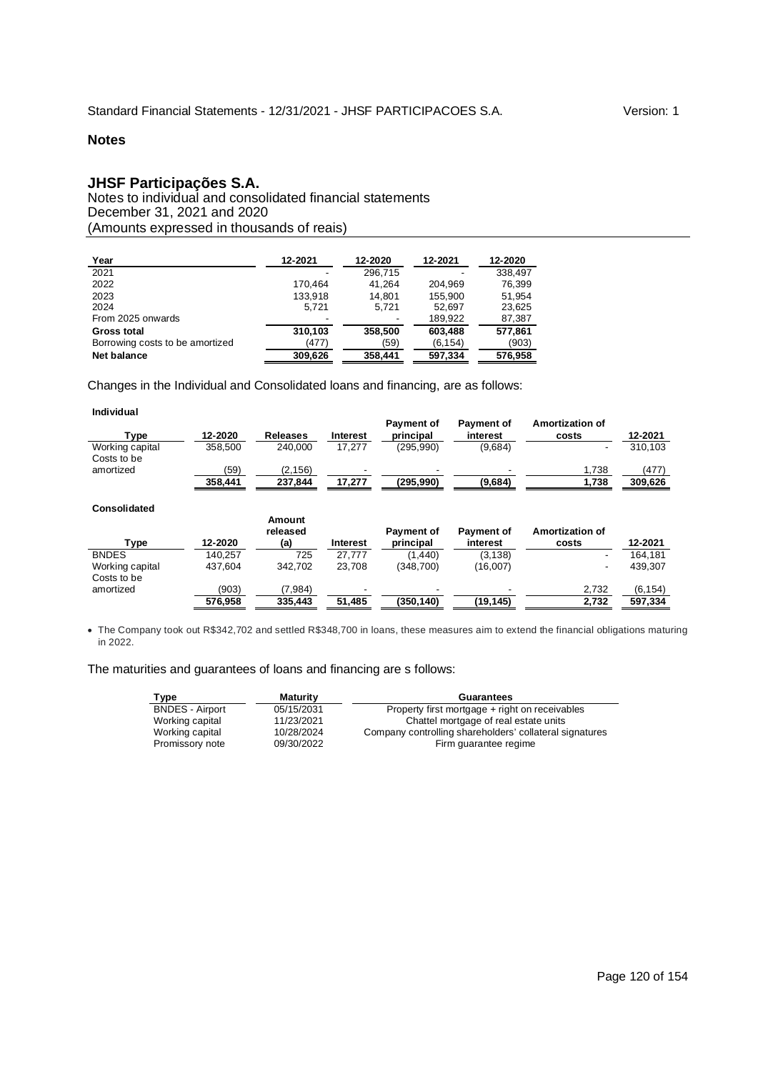## Notes

# JHSF Participações S.A.

Notes to individual and consolidated financial statements
December 31, 2021 and 2020
(Amounts expressed in thousands of reais)

| Year | 12-2021 | 12-2020 | 12-2021 | 12-2020 |
|---|---|---|---|---|
| 2021 | - | 296,715 | - | 338,497 |
| 2022 | 170,464 | 41,264 | 204,969 | 76,399 |
| 2023 | 133,918 | 14,801 | 155,900 | 51,954 |
| 2024 | 5,721 | 5,721 | 52,697 | 23,625 |
| From 2025 onwards | - | - | 189,922 | 87,387 |
| **Gross total** | **310,103** | **358,500** | **603,488** | **577,861** |
| Borrowing costs to be amortized | (477) | (59) | (6,154) | (903) |
| **Net balance** | **309,626** | **358,441** | **597,334** | **576,958** |

Changes in the Individual and Consolidated loans and financing, are as follows:

**Individual**

| Type | 12-2020 | Releases | Interest | Payment of principal | Payment of interest | Amortization of costs | 12-2021 |
|---|---|---|---|---|---|---|---|
| Working capital | 358,500 | 240,000 | 17,277 | (295,990) | (9,684) | - | 310,103 |
| Costs to be amortized | (59) | (2,156) | - | - | - | 1,738 | (477) |
| | 358,441 | 237,844 | 17,277 | (295,990) | (9,684) | 1,738 | 309,626 |

**Consolidated**

| Type | 12-2020 | Amount released (a) | Interest | Payment of principal | Payment of interest | Amortization of costs | 12-2021 |
|---|---|---|---|---|---|---|---|
| BNDES | 140,257 | 725 | 27,777 | (1,440) | (3,138) | - | 164,181 |
| Working capital | 437,604 | 342,702 | 23,708 | (348,700) | (16,007) | - | 439,307 |
| Costs to be amortized | (903) | (7,984) | - | - | - | 2,732 | (6,154) |
| | 576,958 | 335,443 | 51,485 | (350,140) | (19,145) | 2,732 | 597,334 |

- The Company took out R$342,702 and settled R$348,700 in loans, these measures aim to extend the financial obligations maturing in 2022.

The maturities and guarantees of loans and financing are s follows:

| Type | Maturity | Guarantees |
|---|---|---|
| BNDES - Airport | 05/15/2031 | Property first mortgage + right on receivables |
| Working capital | 11/23/2021 | Chattel mortgage of real estate units |
| Working capital | 10/28/2024 | Company controlling shareholders' collateral signatures |
| Promissory note | 09/30/2022 | Firm guarantee regime |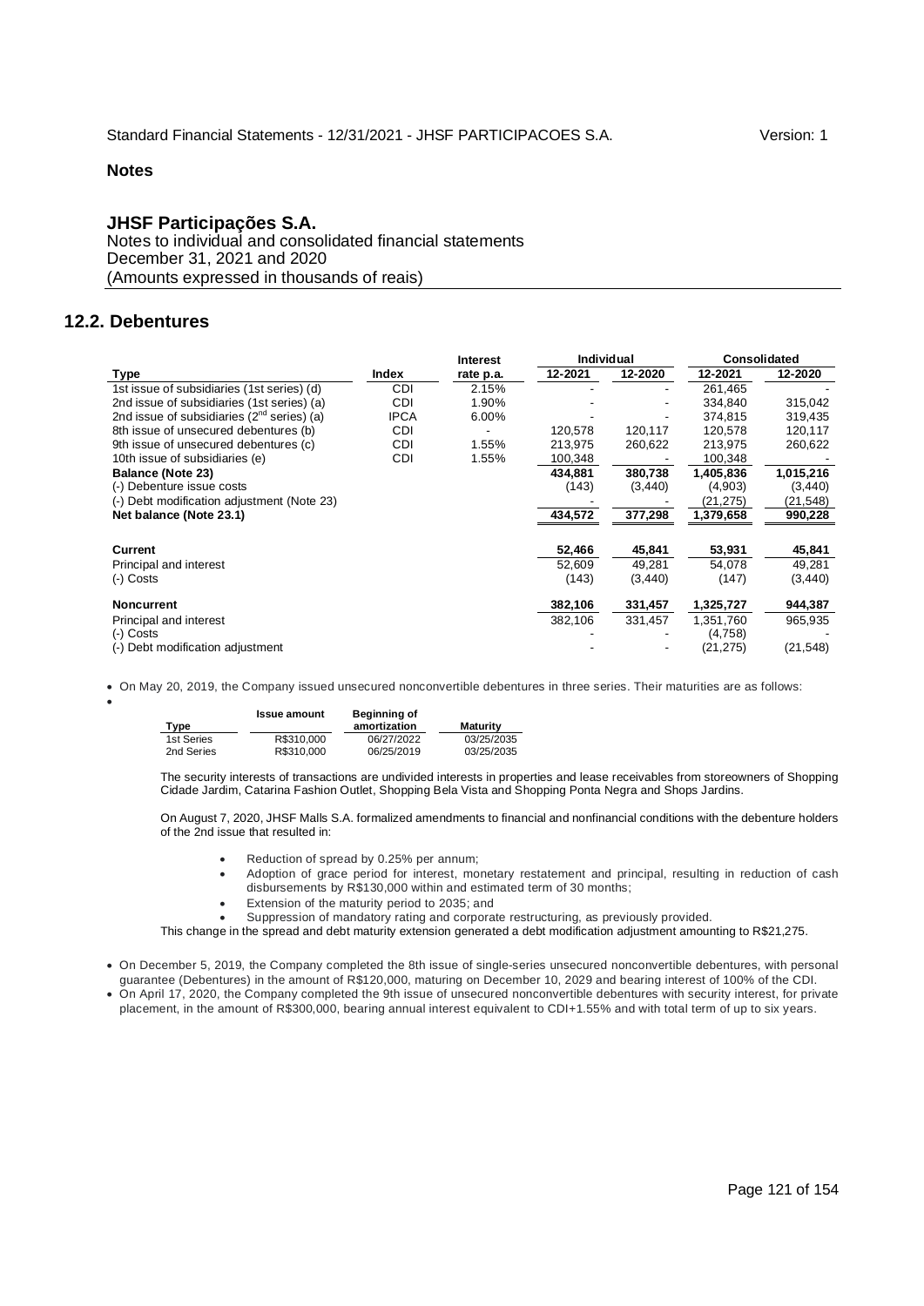**Notes**

**JHSF Participações S.A.**
Notes to individual and consolidated financial statements
December 31, 2021 and 2020
(Amounts expressed in thousands of reais)

## 12.2. Debentures

| Type | Index | Interest rate p.a. | Individual 12-2021 | Individual 12-2020 | Consolidated 12-2021 | Consolidated 12-2020 |
|---|---|---|---|---|---|---|
| 1st issue of subsidiaries (1st series) (d) | CDI | 2.15% | - | - | 261,465 | - |
| 2nd issue of subsidiaries (1st series) (a) | CDI | 1.90% | - | - | 334,840 | 315,042 |
| 2nd issue of subsidiaries (2nd series) (a) | IPCA | 6.00% | - | - | 374,815 | 319,435 |
| 8th issue of unsecured debentures (b) | CDI | - | 120,578 | 120,117 | 120,578 | 120,117 |
| 9th issue of unsecured debentures (c) | CDI | 1.55% | 213,975 | 260,622 | 213,975 | 260,622 |
| 10th issue of subsidiaries (e) | CDI | 1.55% | 100,348 | - | 100,348 | - |
| **Balance (Note 23)** | | | **434,881** | **380,738** | **1,405,836** | **1,015,216** |
| (-) Debenture issue costs | | | (143) | (3,440) | (4,903) | (3,440) |
| (-) Debt modification adjustment (Note 23) | | | - | - | (21,275) | (21,548) |
| **Net balance (Note 23.1)** | | | **434,572** | **377,298** | **1,379,658** | **990,228** |
| | | | | | | |
| **Current** | | | **52,466** | **45,841** | **53,931** | **45,841** |
| Principal and interest | | | 52,609 | 49,281 | 54,078 | 49,281 |
| (-) Costs | | | (143) | (3,440) | (147) | (3,440) |
| | | | | | | |
| **Noncurrent** | | | **382,106** | **331,457** | **1,325,727** | **944,387** |
| Principal and interest | | | 382,106 | 331,457 | 1,351,760 | 965,935 |
| (-) Costs | | | - | - | (4,758) | - |
| (-) Debt modification adjustment | | | - | - | (21,275) | (21,548) |

- On May 20, 2019, the Company issued unsecured nonconvertible debentures in three series. Their maturities are as follows:

| Type | Issue amount | Beginning of amortization | Maturity |
|---|---|---|---|
| 1st Series | R$310,000 | 06/27/2022 | 03/25/2035 |
| 2nd Series | R$310,000 | 06/25/2019 | 03/25/2035 |

The security interests of transactions are undivided interests in properties and lease receivables from storeowners of Shopping Cidade Jardim, Catarina Fashion Outlet, Shopping Bela Vista and Shopping Ponta Negra and Shops Jardins.

On August 7, 2020, JHSF Malls S.A. formalized amendments to financial and nonfinancial conditions with the debenture holders of the 2nd issue that resulted in:

- Reduction of spread by 0.25% per annum;
- Adoption of grace period for interest, monetary restatement and principal, resulting in reduction of cash disbursements by R$130,000 within and estimated term of 30 months;
- Extension of the maturity period to 2035; and
- Suppression of mandatory rating and corporate restructuring, as previously provided.

This change in the spread and debt maturity extension generated a debt modification adjustment amounting to R$21,275.

- On December 5, 2019, the Company completed the 8th issue of single-series unsecured nonconvertible debentures, with personal guarantee (Debentures) in the amount of R$120,000, maturing on December 10, 2029 and bearing interest of 100% of the CDI.
- On April 17, 2020, the Company completed the 9th issue of unsecured nonconvertible debentures with security interest, for private placement, in the amount of R$300,000, bearing annual interest equivalent to CDI+1.55% and with total term of up to six years.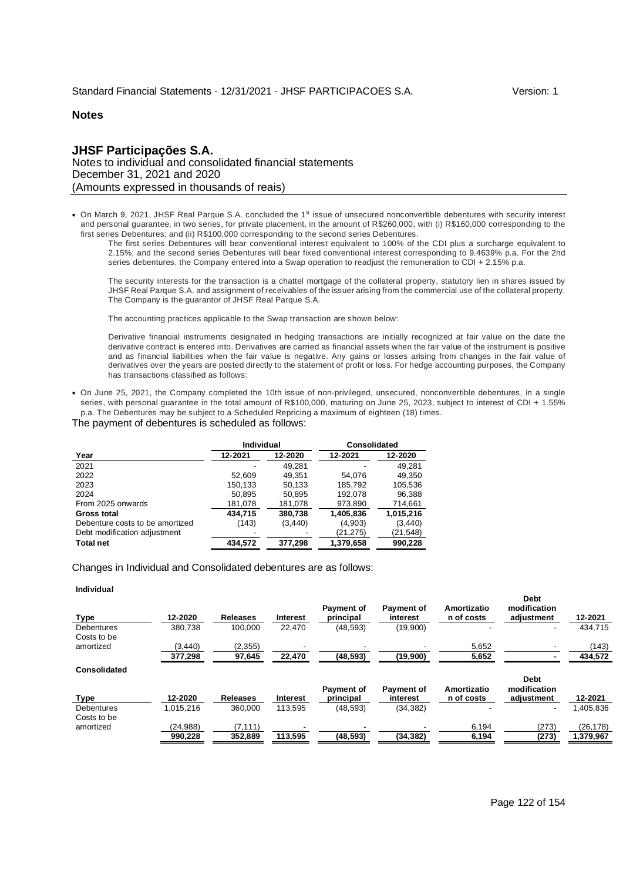# JHSF Participações S.A.

Notes to individual and consolidated financial statements
December 31, 2021 and 2020
(Amounts expressed in thousands of reais)

- On March 9, 2021, JHSF Real Parque S.A. concluded the 1st issue of unsecured nonconvertible debentures with security interest and personal guarantee, in two series, for private placement, in the amount of R$260,000, with (i) R$160,000 corresponding to the first series Debentures; and (ii) R$100,000 corresponding to the second series Debentures.

  The first series Debentures will bear conventional interest equivalent to 100% of the CDI plus a surcharge equivalent to 2.15%; and the second series Debentures will bear fixed conventional interest corresponding to 9.4639% p.a. For the 2nd series debentures, the Company entered into a Swap operation to readjust the remuneration to CDI + 2.15% p.a.

  The security interests for the transaction is a chattel mortgage of the collateral property, statutory lien in shares issued by JHSF Real Parque S.A. and assignment of receivables of the issuer arising from the commercial use of the collateral property. The Company is the guarantor of JHSF Real Parque S.A.

  The accounting practices applicable to the Swap transaction are shown below:

  Derivative financial instruments designated in hedging transactions are initially recognized at fair value on the date the derivative contract is entered into. Derivatives are carried as financial assets when the fair value of the instrument is positive and as financial liabilities when the fair value is negative. Any gains or losses arising from changes in the fair value of derivatives over the years are posted directly to the statement of profit or loss. For hedge accounting purposes, the Company has transactions classified as follows:

- On June 25, 2021, the Company completed the 10th issue of non-privileged, unsecured, nonconvertible debentures, in a single series, with personal guarantee in the total amount of R$100,000, maturing on June 25, 2023, subject to interest of CDI + 1.55% p.a. The Debentures may be subject to a Scheduled Repricing a maximum of eighteen (18) times.

The payment of debentures is scheduled as follows:

| | Individual | | Consolidated | |
|---|---|---|---|---|
| **Year** | **12-2021** | **12-2020** | **12-2021** | **12-2020** |
| 2021 | - | 49,281 | - | 49,281 |
| 2022 | 52,609 | 49,351 | 54,076 | 49,350 |
| 2023 | 150,133 | 50,133 | 185,792 | 105,536 |
| 2024 | 50,895 | 50,895 | 192,078 | 96,388 |
| From 2025 onwards | 181,078 | 181,078 | 973,890 | 714,661 |
| **Gross total** | **434,715** | **380,738** | **1,405,836** | **1,015,216** |
| Debenture costs to be amortized | (143) | (3,440) | (4,903) | (3,440) |
| Debt modification adjustment | - | - | (21,275) | (21,548) |
| **Total net** | **434,572** | **377,298** | **1,379,658** | **990,228** |

Changes in Individual and Consolidated debentures are as follows:

**Individual**

| Type | 12-2020 | Releases | Interest | Payment of principal | Payment of interest | Amortization of costs | Debt modification adjustment | 12-2021 |
|---|---|---|---|---|---|---|---|---|
| Debentures | 380,738 | 100,000 | 22,470 | (48,593) | (19,900) | - | - | 434,715 |
| Costs to be amortized | (3,440) | (2,355) | - | - | - | 5,652 | - | (143) |
| | **377,298** | **97,645** | **22,470** | **(48,593)** | **(19,900)** | **5,652** | **-** | **434,572** |

**Consolidated**

| Type | 12-2020 | Releases | Interest | Payment of principal | Payment of interest | Amortization of costs | Debt modification adjustment | 12-2021 |
|---|---|---|---|---|---|---|---|---|
| Debentures | 1,015,216 | 360,000 | 113,595 | (48,593) | (34,382) | - | - | 1,405,836 |
| Costs to be amortized | (24,988) | (7,111) | - | - | - | 6,194 | (273) | (26,178) |
| | **990,228** | **352,889** | **113,595** | **(48,593)** | **(34,382)** | **6,194** | **(273)** | **1,379,967** |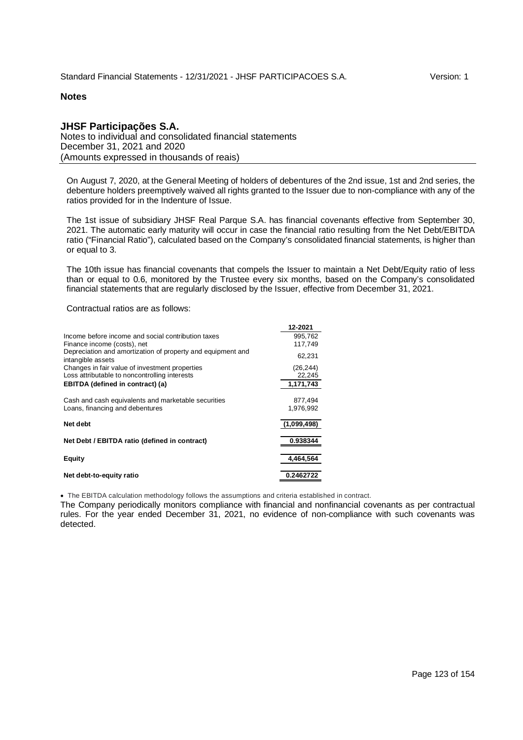**Notes**

**JHSF Participações S.A.**
Notes to individual and consolidated financial statements
December 31, 2021 and 2020
(Amounts expressed in thousands of reais)

On August 7, 2020, at the General Meeting of holders of debentures of the 2nd issue, 1st and 2nd series, the debenture holders preemptively waived all rights granted to the Issuer due to non-compliance with any of the ratios provided for in the Indenture of Issue.

The 1st issue of subsidiary JHSF Real Parque S.A. has financial covenants effective from September 30, 2021. The automatic early maturity will occur in case the financial ratio resulting from the Net Debt/EBITDA ratio ("Financial Ratio"), calculated based on the Company's consolidated financial statements, is higher than or equal to 3.

The 10th issue has financial covenants that compels the Issuer to maintain a Net Debt/Equity ratio of less than or equal to 0.6, monitored by the Trustee every six months, based on the Company's consolidated financial statements that are regularly disclosed by the Issuer, effective from December 31, 2021.

Contractual ratios are as follows:

| | 12-2021 |
|---|---|
| Income before income and social contribution taxes | 995,762 |
| Finance income (costs), net | 117,749 |
| Depreciation and amortization of property and equipment and intangible assets | 62,231 |
| Changes in fair value of investment properties | (26,244) |
| Loss attributable to noncontrolling interests | 22,245 |
| **EBITDA (defined in contract) (a)** | **1,171,743** |
| Cash and cash equivalents and marketable securities | 877,494 |
| Loans, financing and debentures | 1,976,992 |
| **Net debt** | **(1,099,498)** |
| **Net Debt / EBITDA ratio (defined in contract)** | **0.938344** |
| **Equity** | **4,464,564** |
| **Net debt-to-equity ratio** | **0.2462722** |

- The EBITDA calculation methodology follows the assumptions and criteria established in contract.

The Company periodically monitors compliance with financial and nonfinancial covenants as per contractual rules. For the year ended December 31, 2021, no evidence of non-compliance with such covenants was detected.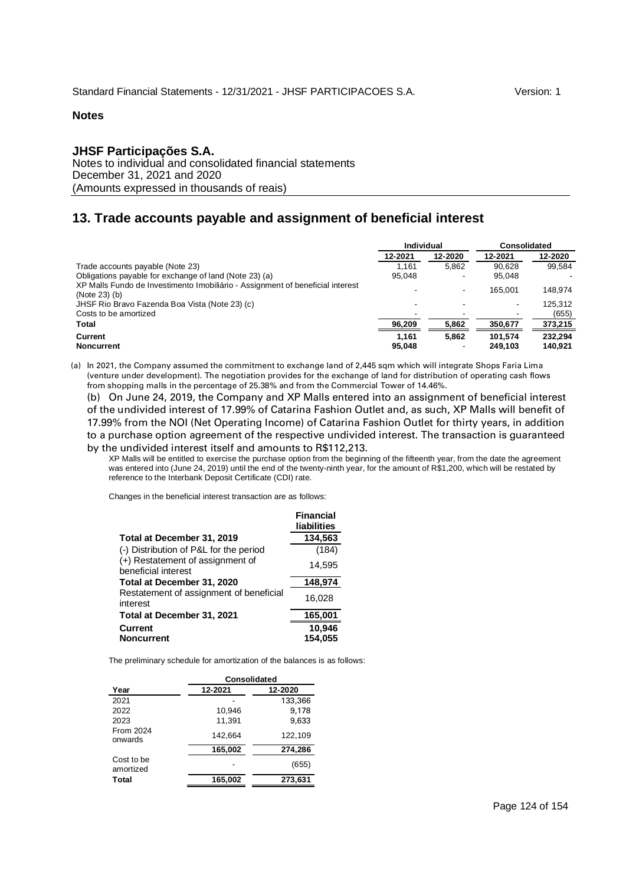**Notes**

## JHSF Participações S.A.

Notes to individual and consolidated financial statements
December 31, 2021 and 2020
(Amounts expressed in thousands of reais)

# 13. Trade accounts payable and assignment of beneficial interest

| | Individual | | Consolidated | |
|---|---|---|---|---|
| | 12-2021 | 12-2020 | 12-2021 | 12-2020 |
| Trade accounts payable (Note 23) | 1,161 | 5,862 | 90,628 | 99,584 |
| Obligations payable for exchange of land (Note 23) (a) | 95,048 | - | 95,048 | - |
| XP Malls Fundo de Investimento Imobiliário - Assignment of beneficial interest (Note 23) (b) | - | - | 165,001 | 148,974 |
| JHSF Rio Bravo Fazenda Boa Vista (Note 23) (c) | - | - | - | 125,312 |
| Costs to be amortized | - | - | - | (655) |
| **Total** | **96,209** | **5,862** | **350,677** | **373,215** |
| **Current** | **1,161** | **5,862** | **101,574** | **232,294** |
| **Noncurrent** | **95,048** | **-** | **249,103** | **140,921** |

(a) In 2021, the Company assumed the commitment to exchange land of 2,445 sqm which will integrate Shops Faria Lima (venture under development). The negotiation provides for the exchange of land for distribution of operating cash flows from shopping malls in the percentage of 25.38% and from the Commercial Tower of 14.46%.

(b) On June 24, 2019, the Company and XP Malls entered into an assignment of beneficial interest of the undivided interest of 17.99% of Catarina Fashion Outlet and, as such, XP Malls will benefit of 17.99% from the NOI (Net Operating Income) of Catarina Fashion Outlet for thirty years, in addition to a purchase option agreement of the respective undivided interest. The transaction is guaranteed by the undivided interest itself and amounts to R$112,213.

XP Malls will be entitled to exercise the purchase option from the beginning of the fifteenth year, from the date the agreement was entered into (June 24, 2019) until the end of the twenty-ninth year, for the amount of R$1,200, which will be restated by reference to the Interbank Deposit Certificate (CDI) rate.

Changes in the beneficial interest transaction are as follows:

| | Financial liabilities |
|---|---|
| **Total at December 31, 2019** | **134,563** |
| (-) Distribution of P&L for the period | (184) |
| (+) Restatement of assignment of beneficial interest | 14,595 |
| **Total at December 31, 2020** | **148,974** |
| Restatement of assignment of beneficial interest | 16,028 |
| **Total at December 31, 2021** | **165,001** |
| **Current** | **10,946** |
| **Noncurrent** | **154,055** |

The preliminary schedule for amortization of the balances is as follows:

| | Consolidated | |
|---|---|---|
| **Year** | **12-2021** | **12-2020** |
| 2021 | - | 133,366 |
| 2022 | 10,946 | 9,178 |
| 2023 | 11,391 | 9,633 |
| From 2024 onwards | 142,664 | 122,109 |
| | **165,002** | **274,286** |
| Cost to be amortized | - | (655) |
| **Total** | **165,002** | **273,631** |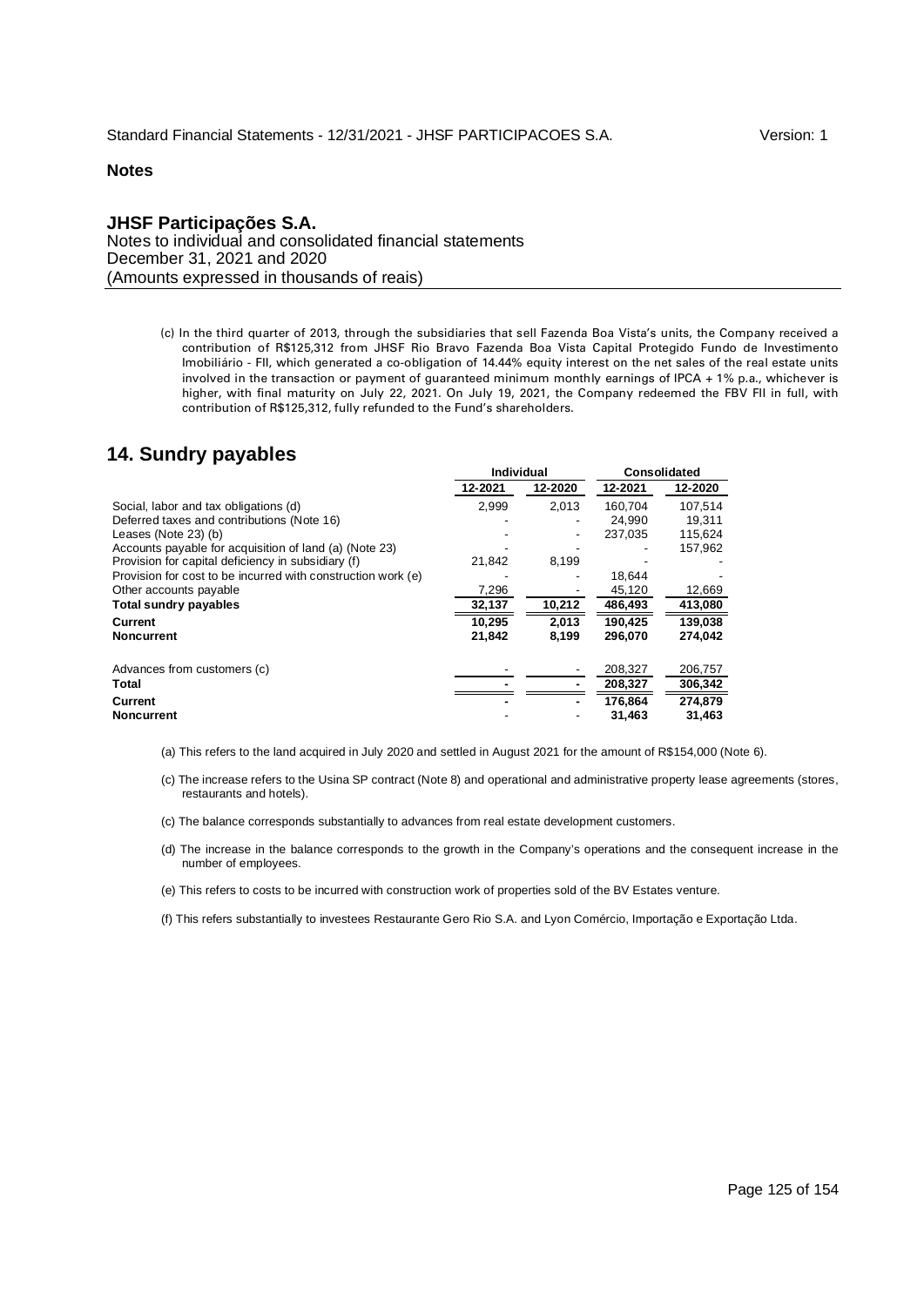**Notes**

**JHSF Participações S.A.**
Notes to individual and consolidated financial statements
December 31, 2021 and 2020
(Amounts expressed in thousands of reais)

(c) In the third quarter of 2013, through the subsidiaries that sell Fazenda Boa Vista's units, the Company received a contribution of R$125,312 from JHSF Rio Bravo Fazenda Boa Vista Capital Protegido Fundo de Investimento Imobiliário - FII, which generated a co-obligation of 14.44% equity interest on the net sales of the real estate units involved in the transaction or payment of guaranteed minimum monthly earnings of IPCA + 1% p.a., whichever is higher, with final maturity on July 22, 2021. On July 19, 2021, the Company redeemed the FBV FII in full, with contribution of R$125,312, fully refunded to the Fund's shareholders.

## 14. Sundry payables

| | Individual | | Consolidated | |
|---|---|---|---|---|
| | 12-2021 | 12-2020 | 12-2021 | 12-2020 |
| Social, labor and tax obligations (d) | 2,999 | 2,013 | 160,704 | 107,514 |
| Deferred taxes and contributions (Note 16) | - | - | 24,990 | 19,311 |
| Leases (Note 23) (b) | - | - | 237,035 | 115,624 |
| Accounts payable for acquisition of land (a) (Note 23) | - | - | - | 157,962 |
| Provision for capital deficiency in subsidiary (f) | 21,842 | 8,199 | - | - |
| Provision for cost to be incurred with construction work (e) | - | - | 18,644 | - |
| Other accounts payable | 7,296 | - | 45,120 | 12,669 |
| **Total sundry payables** | **32,137** | **10,212** | **486,493** | **413,080** |
| **Current** | **10,295** | **2,013** | **190,425** | **139,038** |
| **Noncurrent** | **21,842** | **8,199** | **296,070** | **274,042** |
| | | | | |
| Advances from customers (c) | - | - | 208,327 | 206,757 |
| **Total** | **-** | **-** | **208,327** | **306,342** |
| **Current** | **-** | **-** | **176,864** | **274,879** |
| **Noncurrent** | - | - | **31,463** | **31,463** |

(a) This refers to the land acquired in July 2020 and settled in August 2021 for the amount of R$154,000 (Note 6).

(c) The increase refers to the Usina SP contract (Note 8) and operational and administrative property lease agreements (stores, restaurants and hotels).

(c) The balance corresponds substantially to advances from real estate development customers.

(d) The increase in the balance corresponds to the growth in the Company's operations and the consequent increase in the number of employees.

(e) This refers to costs to be incurred with construction work of properties sold of the BV Estates venture.

(f) This refers substantially to investees Restaurante Gero Rio S.A. and Lyon Comércio, Importação e Exportação Ltda.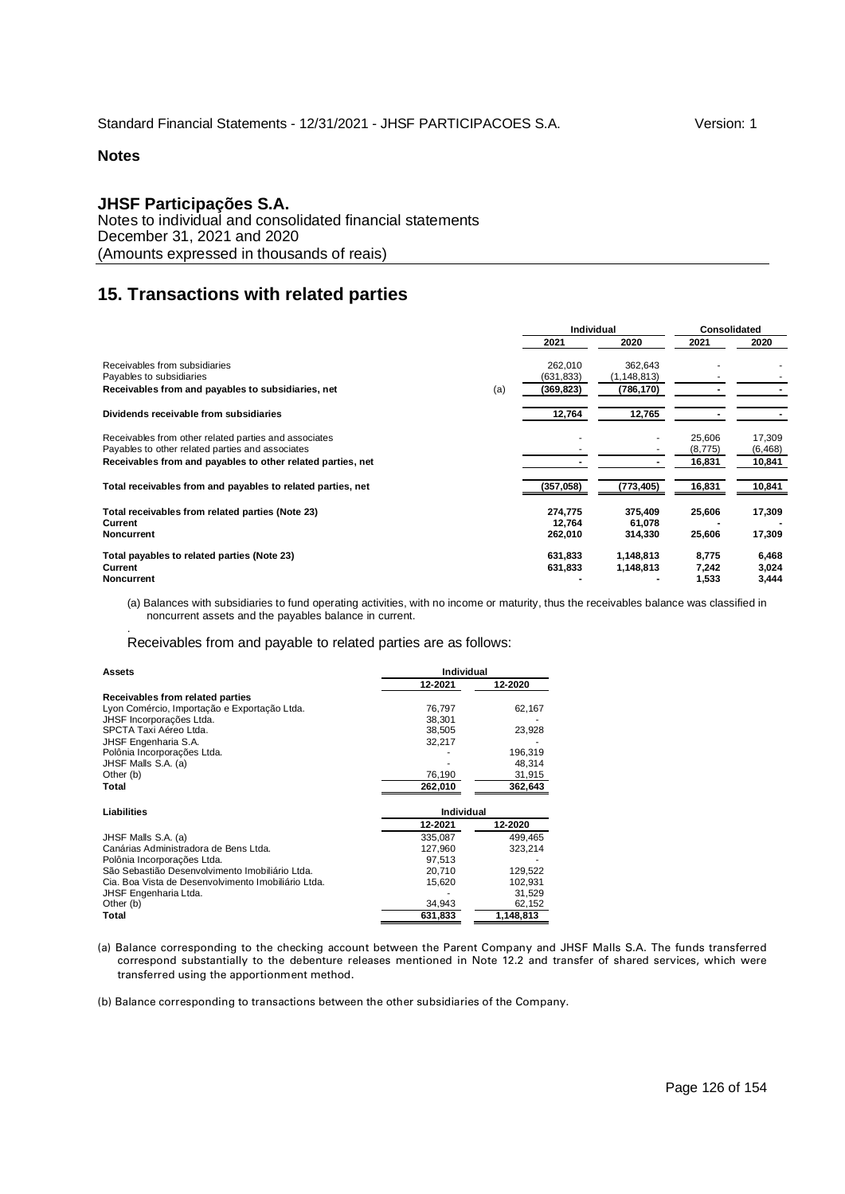**Notes**

## JHSF Participações S.A.

Notes to individual and consolidated financial statements
December 31, 2021 and 2020
(Amounts expressed in thousands of reais)

# 15. Transactions with related parties

| | | Individual | | Consolidated | |
|---|---|---|---|---|---|
| | | 2021 | 2020 | 2021 | 2020 |
| Receivables from subsidiaries | | 262,010 | 362,643 | - | - |
| Payables to subsidiaries | | (631,833) | (1,148,813) | - | - |
| **Receivables from and payables to subsidiaries, net** | (a) | **(369,823)** | **(786,170)** | **-** | **-** |
| **Dividends receivable from subsidiaries** | | **12,764** | **12,765** | **-** | **-** |
| Receivables from other related parties and associates | | - | - | 25,606 | 17,309 |
| Payables to other related parties and associates | | - | - | (8,775) | (6,468) |
| **Receivables from and payables to other related parties, net** | | **-** | **-** | **16,831** | **10,841** |
| **Total receivables from and payables to related parties, net** | | **(357,058)** | **(773,405)** | **16,831** | **10,841** |
| **Total receivables from related parties (Note 23)** | | **274,775** | **375,409** | **25,606** | **17,309** |
| **Current** | | **12,764** | **61,078** | **-** | **-** |
| **Noncurrent** | | **262,010** | **314,330** | **25,606** | **17,309** |
| **Total payables to related parties (Note 23)** | | **631,833** | **1,148,813** | **8,775** | **6,468** |
| **Current** | | **631,833** | **1,148,813** | **7,242** | **3,024** |
| **Noncurrent** | | **-** | **-** | **1,533** | **3,444** |

(a) Balances with subsidiaries to fund operating activities, with no income or maturity, thus the receivables balance was classified in noncurrent assets and the payables balance in current.

Receivables from and payable to related parties are as follows:

| **Assets** | Individual | |
|---|---|---|
| | 12-2021 | 12-2020 |
| **Receivables from related parties** | | |
| Lyon Comércio, Importação e Exportação Ltda. | 76,797 | 62,167 |
| JHSF Incorporações Ltda. | 38,301 | - |
| SPCTA Taxi Aéreo Ltda. | 38,505 | 23,928 |
| JHSF Engenharia S.A. | 32,217 | - |
| Polônia Incorporações Ltda. | - | 196,319 |
| JHSF Malls S.A. (a) | - | 48,314 |
| Other (b) | 76,190 | 31,915 |
| **Total** | **262,010** | **362,643** |

| **Liabilities** | Individual | |
|---|---|---|
| | 12-2021 | 12-2020 |
| JHSF Malls S.A. (a) | 335,087 | 499,465 |
| Canárias Administradora de Bens Ltda. | 127,960 | 323,214 |
| Polônia Incorporações Ltda. | 97,513 | - |
| São Sebastião Desenvolvimento Imobiliário Ltda. | 20,710 | 129,522 |
| Cia. Boa Vista de Desenvolvimento Imobiliário Ltda. | 15,620 | 102,931 |
| JHSF Engenharia Ltda. | - | 31,529 |
| Other (b) | 34,943 | 62,152 |
| **Total** | **631,833** | **1,148,813** |

(a) Balance corresponding to the checking account between the Parent Company and JHSF Malls S.A. The funds transferred correspond substantially to the debenture releases mentioned in Note 12.2 and transfer of shared services, which were transferred using the apportionment method.

(b) Balance corresponding to transactions between the other subsidiaries of the Company.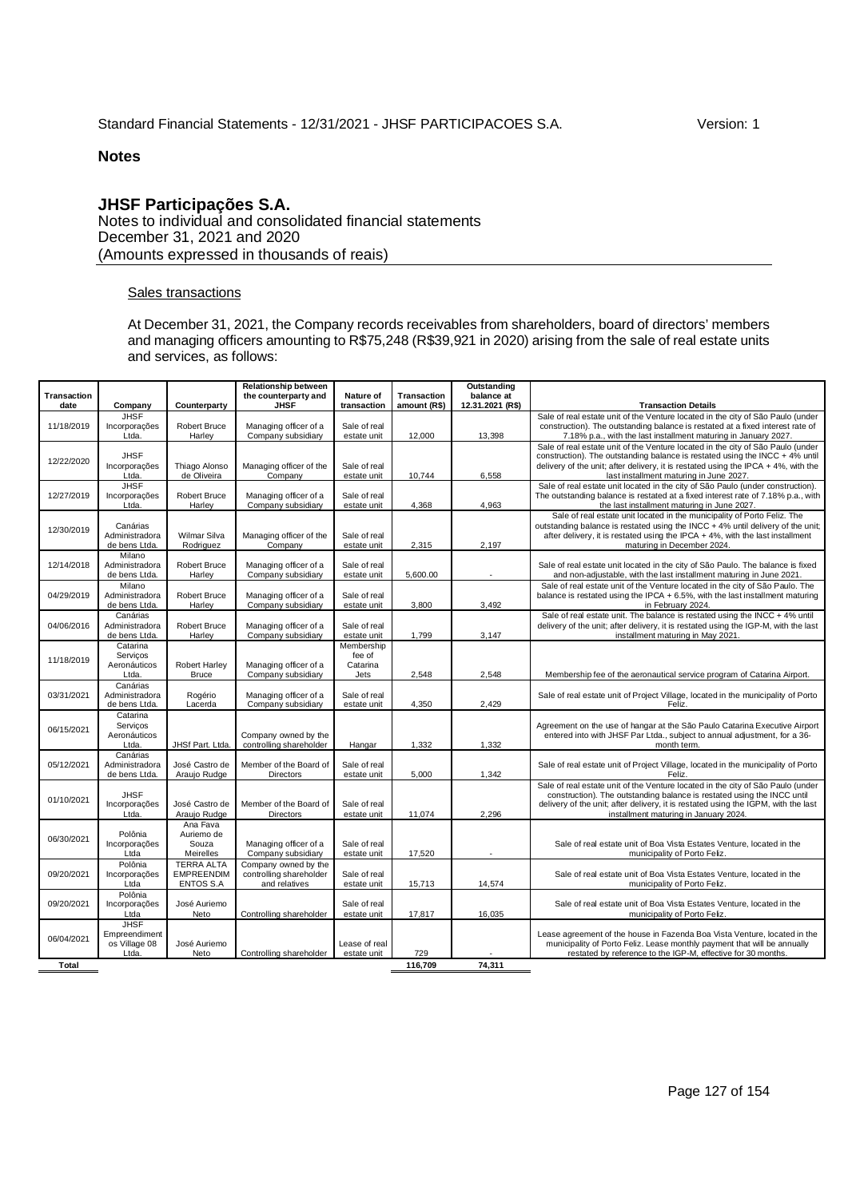**Notes**

## JHSF Participações S.A.

Notes to individual and consolidated financial statements
December 31, 2021 and 2020
(Amounts expressed in thousands of reais)

Sales transactions

At December 31, 2021, the Company records receivables from shareholders, board of directors' members and managing officers amounting to R$75,248 (R$39,921 in 2020) arising from the sale of real estate units and services, as follows:

| Transaction date | Company | Counterparty | Relationship between the counterparty and JHSF | Nature of transaction | Transaction amount (R$) | Outstanding balance at 12.31.2021 (R$) | Transaction Details |
|---|---|---|---|---|---|---|---|
| 11/18/2019 | JHSF Incorporações Ltda. | Robert Bruce Harley | Managing officer of a Company subsidiary | Sale of real estate unit | 12,000 | 13,398 | Sale of real estate unit of the Venture located in the city of São Paulo (under construction). The outstanding balance is restated at a fixed interest rate of 7.18% p.a., with the last installment maturing in January 2027. |
| 12/22/2020 | JHSF Incorporações Ltda. | Thiago Alonso de Oliveira | Managing officer of the Company | Sale of real estate unit | 10,744 | 6,558 | Sale of real estate unit of the Venture located in the city of São Paulo (under construction). The outstanding balance is restated using the INCC + 4% until delivery of the unit; after delivery, it is restated using the IPCA + 4%, with the last installment maturing in June 2027. |
| 12/27/2019 | JHSF Incorporações Ltda. | Robert Bruce Harley | Managing officer of a Company subsidiary | Sale of real estate unit | 4,368 | 4,963 | Sale of real estate unit located in the city of São Paulo (under construction). The outstanding balance is restated at a fixed interest rate of 7.18% p.a., with the last installment maturing in June 2027. |
| 12/30/2019 | Canárias Administradora de bens Ltda. | Wilmar Silva Rodriguez | Managing officer of the Company | Sale of real estate unit | 2,315 | 2,197 | Sale of real estate unit located in the municipality of Porto Feliz. The outstanding balance is restated using the INCC + 4% until delivery of the unit; after delivery, it is restated using the IPCA + 4%, with the last installment maturing in December 2024. |
| 12/14/2018 | Milano Administradora de bens Ltda. | Robert Bruce Harley | Managing officer of a Company subsidiary | Sale of real estate unit | 5,600.00 | - | Sale of real estate unit located in the city of São Paulo. The balance is fixed and non-adjustable, with the last installment maturing in June 2021. |
| 04/29/2019 | Milano Administradora de bens Ltda. | Robert Bruce Harley | Managing officer of a Company subsidiary | Sale of real estate unit | 3,800 | 3,492 | Sale of real estate unit of the Venture located in the city of São Paulo. The balance is restated using the IPCA + 6.5%, with the last installment maturing in February 2024. |
| 04/06/2016 | Canárias Administradora de bens Ltda. | Robert Bruce Harley | Managing officer of a Company subsidiary | Sale of real estate unit | 1,799 | 3,147 | Sale of real estate unit. The balance is restated using the INCC + 4% until delivery of the unit; after delivery, it is restated using the IGP-M, with the last installment maturing in May 2021. |
| 11/18/2019 | Catarina Serviços Aeronáuticos Ltda. | Robert Harley Bruce | Managing officer of a Company subsidiary | Membership fee of Catarina Jets | 2,548 | 2,548 | Membership fee of the aeronautical service program of Catarina Airport. |
| 03/31/2021 | Canárias Administradora de bens Ltda. | Rogério Lacerda | Managing officer of a Company subsidiary | Sale of real estate unit | 4,350 | 2,429 | Sale of real estate unit of Project Village, located in the municipality of Porto Feliz. |
| 06/15/2021 | Catarina Serviços Aeronáuticos Ltda. | JHSf Part. Ltda. | Company owned by the controlling shareholder | Hangar | 1,332 | 1,332 | Agreement on the use of hangar at the São Paulo Catarina Executive Airport entered into with JHSF Par Ltda., subject to annual adjustment, for a 36-month term. |
| 05/12/2021 | Canárias Administradora de bens Ltda. | José Castro de Araujo Rudge | Member of the Board of Directors | Sale of real estate unit | 5,000 | 1,342 | Sale of real estate unit of Project Village, located in the municipality of Porto Feliz. |
| 01/10/2021 | JHSF Incorporações Ltda. | José Castro de Araujo Rudge | Member of the Board of Directors | Sale of real estate unit | 11,074 | 2,296 | Sale of real estate unit of the Venture located in the city of São Paulo (under construction). The outstanding balance is restated using the INCC until delivery of the unit; after delivery, it is restated using the IGPM, with the last installment maturing in January 2024. |
| 06/30/2021 | Polônia Incorporações Ltda | Ana Fava Auriemo de Souza Meirelles | Managing officer of a Company subsidiary | Sale of real estate unit | 17,520 | - | Sale of real estate unit of Boa Vista Estates Venture, located in the municipality of Porto Feliz. |
| 09/20/2021 | Polônia Incorporações Ltda | TERRA ALTA EMPREENDIM ENTOS S.A | Company owned by the controlling shareholder and relatives | Sale of real estate unit | 15,713 | 14,574 | Sale of real estate unit of Boa Vista Estates Venture, located in the municipality of Porto Feliz. |
| 09/20/2021 | Polônia Incorporações Ltda | José Auriemo Neto | Controlling shareholder | Sale of real estate unit | 17,817 | 16,035 | Sale of real estate unit of Boa Vista Estates Venture, located in the municipality of Porto Feliz. |
| 06/04/2021 | JHSF Empreendiment os Village 08 Ltda. | José Auriemo Neto | Controlling shareholder | Lease of real estate unit | 729 | - | Lease agreement of the house in Fazenda Boa Vista Venture, located in the municipality of Porto Feliz. Lease monthly payment that will be annually restated by reference to the IGP-M, effective for 30 months. |
| **Total** | | | | | **116,709** | **74,311** | |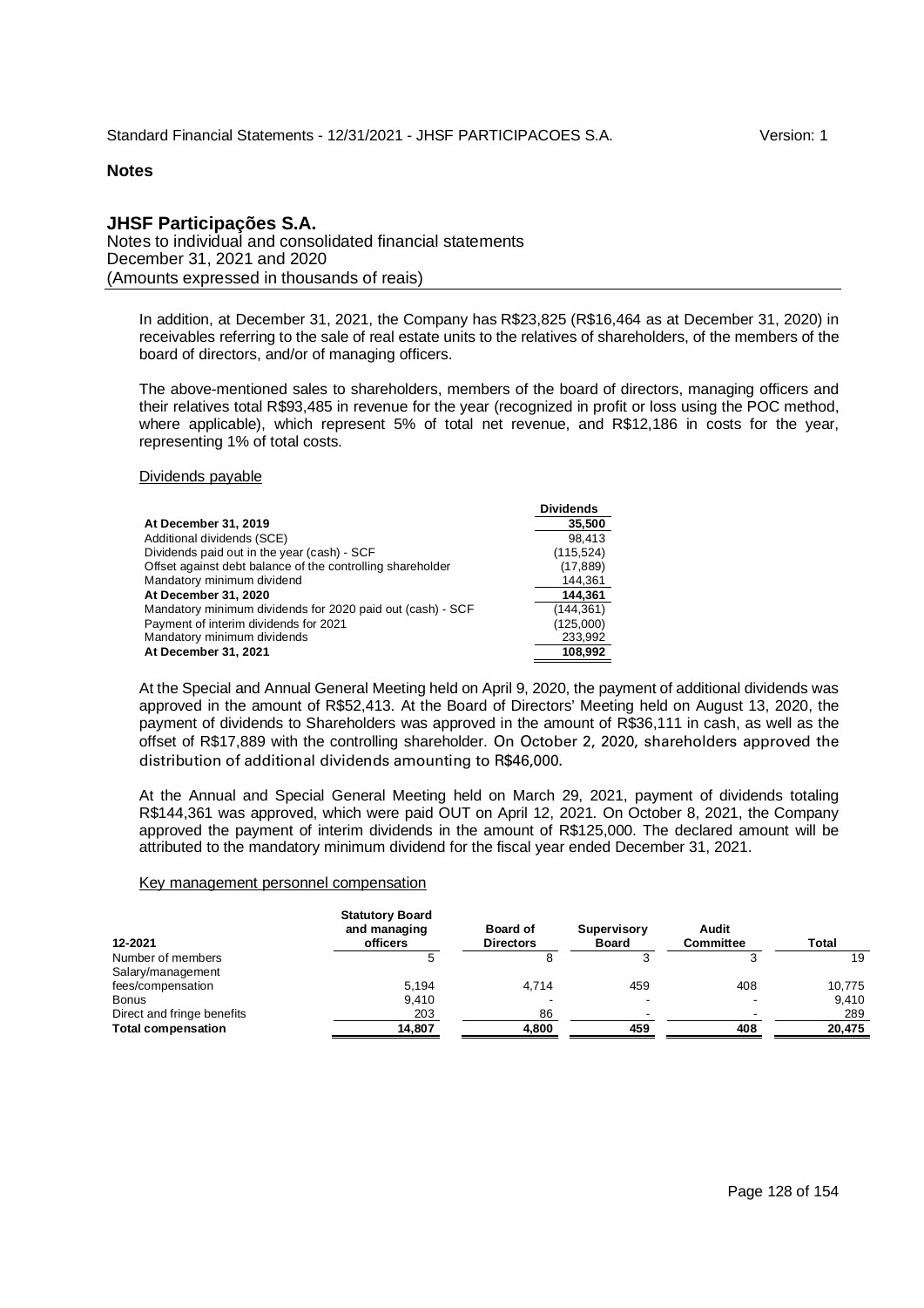**Notes**

## JHSF Participações S.A.

Notes to individual and consolidated financial statements
December 31, 2021 and 2020
(Amounts expressed in thousands of reais)

In addition, at December 31, 2021, the Company has R$23,825 (R$16,464 as at December 31, 2020) in receivables referring to the sale of real estate units to the relatives of shareholders, of the members of the board of directors, and/or of managing officers.

The above-mentioned sales to shareholders, members of the board of directors, managing officers and their relatives total R$93,485 in revenue for the year (recognized in profit or loss using the POC method, where applicable), which represent 5% of total net revenue, and R$12,186 in costs for the year, representing 1% of total costs.

Dividends payable

| | Dividends |
|---|---|
| **At December 31, 2019** | **35,500** |
| Additional dividends (SCE) | 98,413 |
| Dividends paid out in the year (cash) - SCF | (115,524) |
| Offset against debt balance of the controlling shareholder | (17,889) |
| Mandatory minimum dividend | 144,361 |
| **At December 31, 2020** | **144,361** |
| Mandatory minimum dividends for 2020 paid out (cash) - SCF | (144,361) |
| Payment of interim dividends for 2021 | (125,000) |
| Mandatory minimum dividends | 233,992 |
| **At December 31, 2021** | **108,992** |

At the Special and Annual General Meeting held on April 9, 2020, the payment of additional dividends was approved in the amount of R$52,413. At the Board of Directors' Meeting held on August 13, 2020, the payment of dividends to Shareholders was approved in the amount of R$36,111 in cash, as well as the offset of R$17,889 with the controlling shareholder. On October 2, 2020, shareholders approved the distribution of additional dividends amounting to R$46,000.

At the Annual and Special General Meeting held on March 29, 2021, payment of dividends totaling R$144,361 was approved, which were paid OUT on April 12, 2021. On October 8, 2021, the Company approved the payment of interim dividends in the amount of R$125,000. The declared amount will be attributed to the mandatory minimum dividend for the fiscal year ended December 31, 2021.

Key management personnel compensation

| 12-2021 | Statutory Board and managing officers | Board of Directors | Supervisory Board | Audit Committee | Total |
|---|---|---|---|---|---|
| Number of members | 5 | 8 | 3 | 3 | 19 |
| Salary/management fees/compensation | 5,194 | 4,714 | 459 | 408 | 10,775 |
| Bonus | 9,410 | - | - | - | 9,410 |
| Direct and fringe benefits | 203 | 86 | - | - | 289 |
| **Total compensation** | **14,807** | **4,800** | **459** | **408** | **20,475** |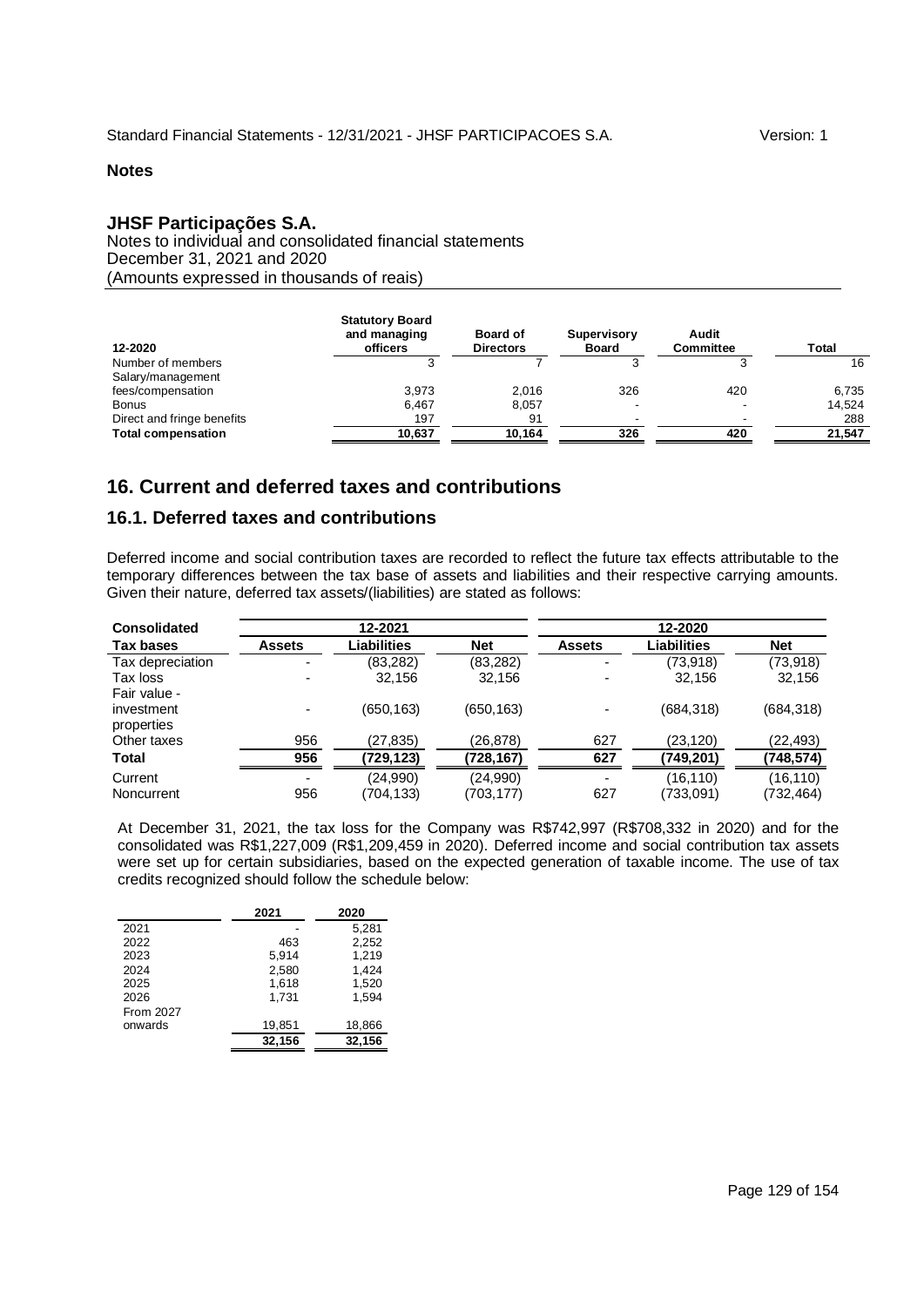**Notes**

**JHSF Participações S.A.**

Notes to individual and consolidated financial statements
December 31, 2021 and 2020
(Amounts expressed in thousands of reais)

| 12-2020 | Statutory Board and managing officers | Board of Directors | Supervisory Board | Audit Committee | Total |
|---|---|---|---|---|---|
| Number of members | 3 | 7 | 3 | 3 | 16 |
| Salary/management fees/compensation | 3,973 | 2,016 | 326 | 420 | 6,735 |
| Bonus | 6,467 | 8,057 | - | - | 14,524 |
| Direct and fringe benefits | 197 | 91 | - | - | 288 |
| **Total compensation** | **10,637** | **10,164** | **326** | **420** | **21,547** |

## 16. Current and deferred taxes and contributions

### 16.1. Deferred taxes and contributions

Deferred income and social contribution taxes are recorded to reflect the future tax effects attributable to the temporary differences between the tax base of assets and liabilities and their respective carrying amounts. Given their nature, deferred tax assets/(liabilities) are stated as follows:

| **Consolidated** | 12-2021 | | | 12-2020 | | |
|---|---|---|---|---|---|---|
| **Tax bases** | **Assets** | **Liabilities** | **Net** | **Assets** | **Liabilities** | **Net** |
| Tax depreciation | - | (83,282) | (83,282) | - | (73,918) | (73,918) |
| Tax loss | - | 32,156 | 32,156 | - | 32,156 | 32,156 |
| Fair value - investment properties | - | (650,163) | (650,163) | - | (684,318) | (684,318) |
| Other taxes | 956 | (27,835) | (26,878) | 627 | (23,120) | (22,493) |
| **Total** | **956** | **(729,123)** | **(728,167)** | **627** | **(749,201)** | **(748,574)** |
| Current | - | (24,990) | (24,990) | - | (16,110) | (16,110) |
| Noncurrent | 956 | (704,133) | (703,177) | 627 | (733,091) | (732,464) |

At December 31, 2021, the tax loss for the Company was R$742,997 (R$708,332 in 2020) and for the consolidated was R$1,227,009 (R$1,209,459 in 2020). Deferred income and social contribution tax assets were set up for certain subsidiaries, based on the expected generation of taxable income. The use of tax credits recognized should follow the schedule below:

| | 2021 | 2020 |
|---|---|---|
| 2021 | - | 5,281 |
| 2022 | 463 | 2,252 |
| 2023 | 5,914 | 1,219 |
| 2024 | 2,580 | 1,424 |
| 2025 | 1,618 | 1,520 |
| 2026 | 1,731 | 1,594 |
| From 2027 onwards | 19,851 | 18,866 |
| | **32,156** | **32,156** |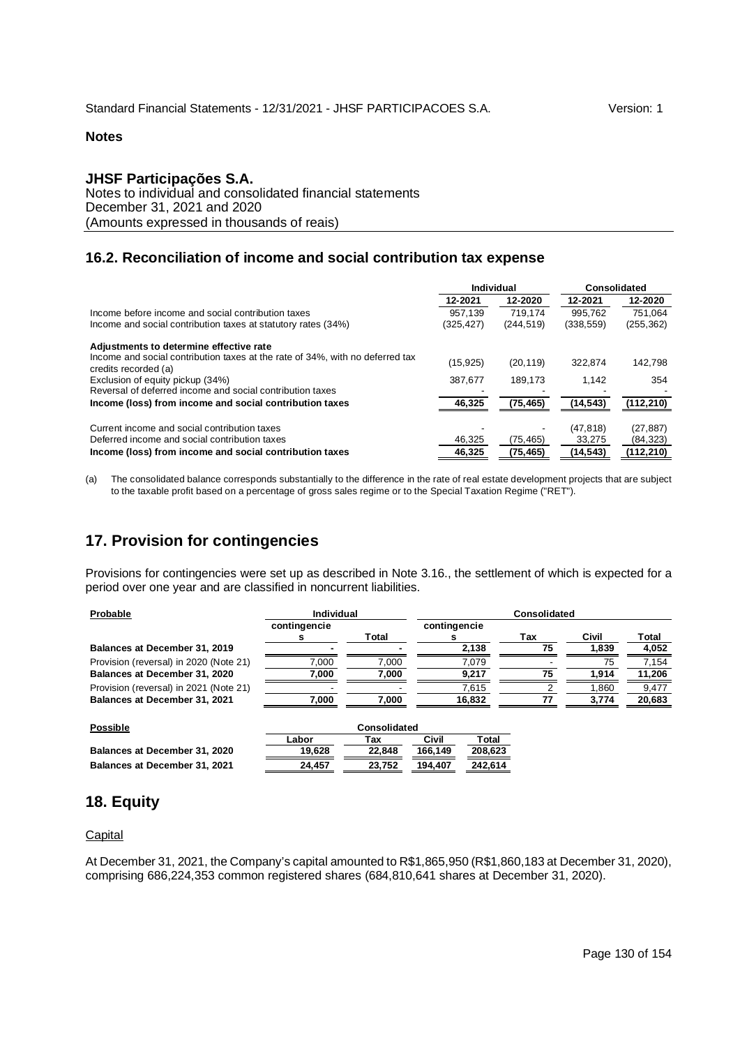**Notes**

**JHSF Participações S.A.**
Notes to individual and consolidated financial statements
December 31, 2021 and 2020
(Amounts expressed in thousands of reais)

## 16.2. Reconciliation of income and social contribution tax expense

| | Individual | | Consolidated | |
|---|---|---|---|---|
| | 12-2021 | 12-2020 | 12-2021 | 12-2020 |
| Income before income and social contribution taxes | 957,139 | 719,174 | 995,762 | 751,064 |
| Income and social contribution taxes at statutory rates (34%) | (325,427) | (244,519) | (338,559) | (255,362) |
| **Adjustments to determine effective rate** | | | | |
| Income and social contribution taxes at the rate of 34%, with no deferred tax credits recorded (a) | (15,925) | (20,119) | 322,874 | 142,798 |
| Exclusion of equity pickup (34%) | 387,677 | 189,173 | 1,142 | 354 |
| Reversal of deferred income and social contribution taxes | - | - | - | - |
| **Income (loss) from income and social contribution taxes** | **46,325** | **(75,465)** | **(14,543)** | **(112,210)** |
| Current income and social contribution taxes | - | - | (47,818) | (27,887) |
| Deferred income and social contribution taxes | 46,325 | (75,465) | 33,275 | (84,323) |
| **Income (loss) from income and social contribution taxes** | **46,325** | **(75,465)** | **(14,543)** | **(112,210)** |

(a) The consolidated balance corresponds substantially to the difference in the rate of real estate development projects that are subject to the taxable profit based on a percentage of gross sales regime or to the Special Taxation Regime ("RET").

## 17. Provision for contingencies

Provisions for contingencies were set up as described in Note 3.16., the settlement of which is expected for a period over one year and are classified in noncurrent liabilities.

| Probable | Individual | | Consolidated | | | |
|---|---|---|---|---|---|---|
| | contingencies | Total | contingencies | Tax | Civil | Total |
| **Balances at December 31, 2019** | - | - | 2,138 | 75 | 1,839 | 4,052 |
| Provision (reversal) in 2020 (Note 21) | 7,000 | 7,000 | 7,079 | - | 75 | 7,154 |
| **Balances at December 31, 2020** | 7,000 | 7,000 | 9,217 | 75 | 1,914 | 11,206 |
| Provision (reversal) in 2021 (Note 21) | - | - | 7,615 | 2 | 1,860 | 9,477 |
| **Balances at December 31, 2021** | 7,000 | 7,000 | 16,832 | 77 | 3,774 | 20,683 |

| Possible | Consolidated | | | |
|---|---|---|---|---|
| | Labor | Tax | Civil | Total |
| **Balances at December 31, 2020** | 19,628 | 22,848 | 166,149 | 208,623 |
| **Balances at December 31, 2021** | 24,457 | 23,752 | 194,407 | 242,614 |

## 18. Equity

Capital

At December 31, 2021, the Company's capital amounted to R$1,865,950 (R$1,860,183 at December 31, 2020), comprising 686,224,353 common registered shares (684,810,641 shares at December 31, 2020).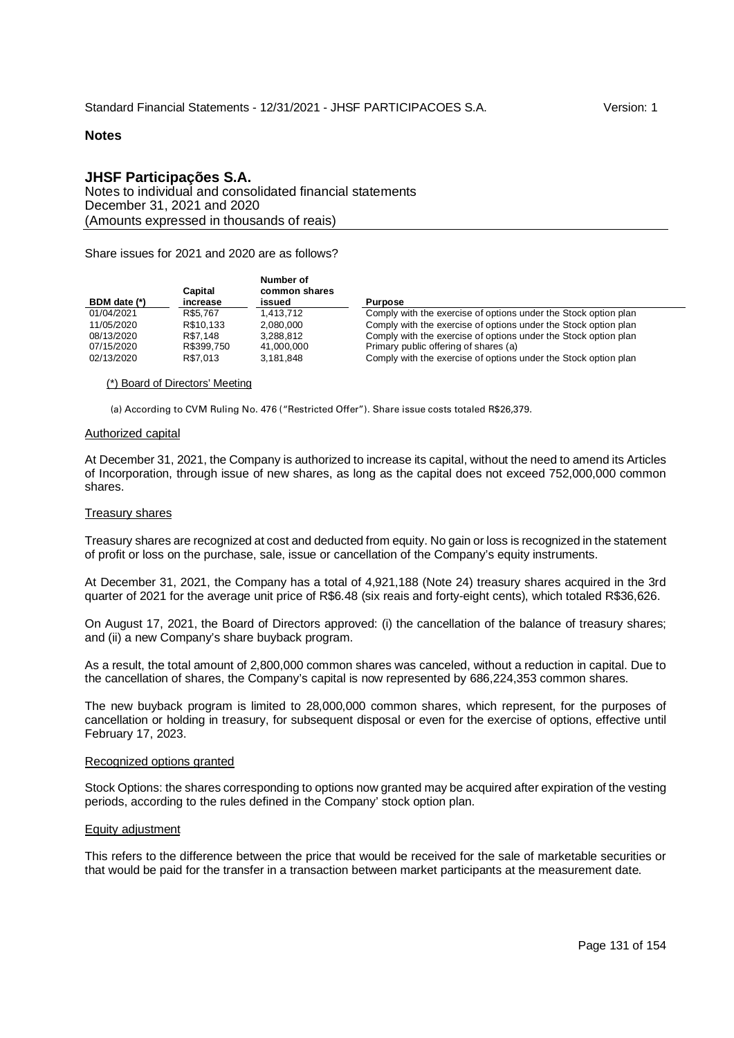**Notes**

## JHSF Participações S.A.

Notes to individual and consolidated financial statements
December 31, 2021 and 2020
(Amounts expressed in thousands of reais)

Share issues for 2021 and 2020 are as follows?

| BDM date (*) | Capital increase | Number of common shares issued | Purpose |
|---|---|---|---|
| 01/04/2021 | R$5,767 | 1,413,712 | Comply with the exercise of options under the Stock option plan |
| 11/05/2020 | R$10,133 | 2,080,000 | Comply with the exercise of options under the Stock option plan |
| 08/13/2020 | R$7,148 | 3,288,812 | Comply with the exercise of options under the Stock option plan |
| 07/15/2020 | R$399,750 | 41,000,000 | Primary public offering of shares (a) |
| 02/13/2020 | R$7,013 | 3,181,848 | Comply with the exercise of options under the Stock option plan |

(*) Board of Directors' Meeting

(a) According to CVM Ruling No. 476 ("Restricted Offer"). Share issue costs totaled R$26,379.

### Authorized capital

At December 31, 2021, the Company is authorized to increase its capital, without the need to amend its Articles of Incorporation, through issue of new shares, as long as the capital does not exceed 752,000,000 common shares.

### Treasury shares

Treasury shares are recognized at cost and deducted from equity. No gain or loss is recognized in the statement of profit or loss on the purchase, sale, issue or cancellation of the Company's equity instruments.

At December 31, 2021, the Company has a total of 4,921,188 (Note 24) treasury shares acquired in the 3rd quarter of 2021 for the average unit price of R$6.48 (six reais and forty-eight cents), which totaled R$36,626.

On August 17, 2021, the Board of Directors approved: (i) the cancellation of the balance of treasury shares; and (ii) a new Company's share buyback program.

As a result, the total amount of 2,800,000 common shares was canceled, without a reduction in capital. Due to the cancellation of shares, the Company's capital is now represented by 686,224,353 common shares.

The new buyback program is limited to 28,000,000 common shares, which represent, for the purposes of cancellation or holding in treasury, for subsequent disposal or even for the exercise of options, effective until February 17, 2023.

### Recognized options granted

Stock Options: the shares corresponding to options now granted may be acquired after expiration of the vesting periods, according to the rules defined in the Company' stock option plan.

### Equity adjustment

This refers to the difference between the price that would be received for the sale of marketable securities or that would be paid for the transfer in a transaction between market participants at the measurement date.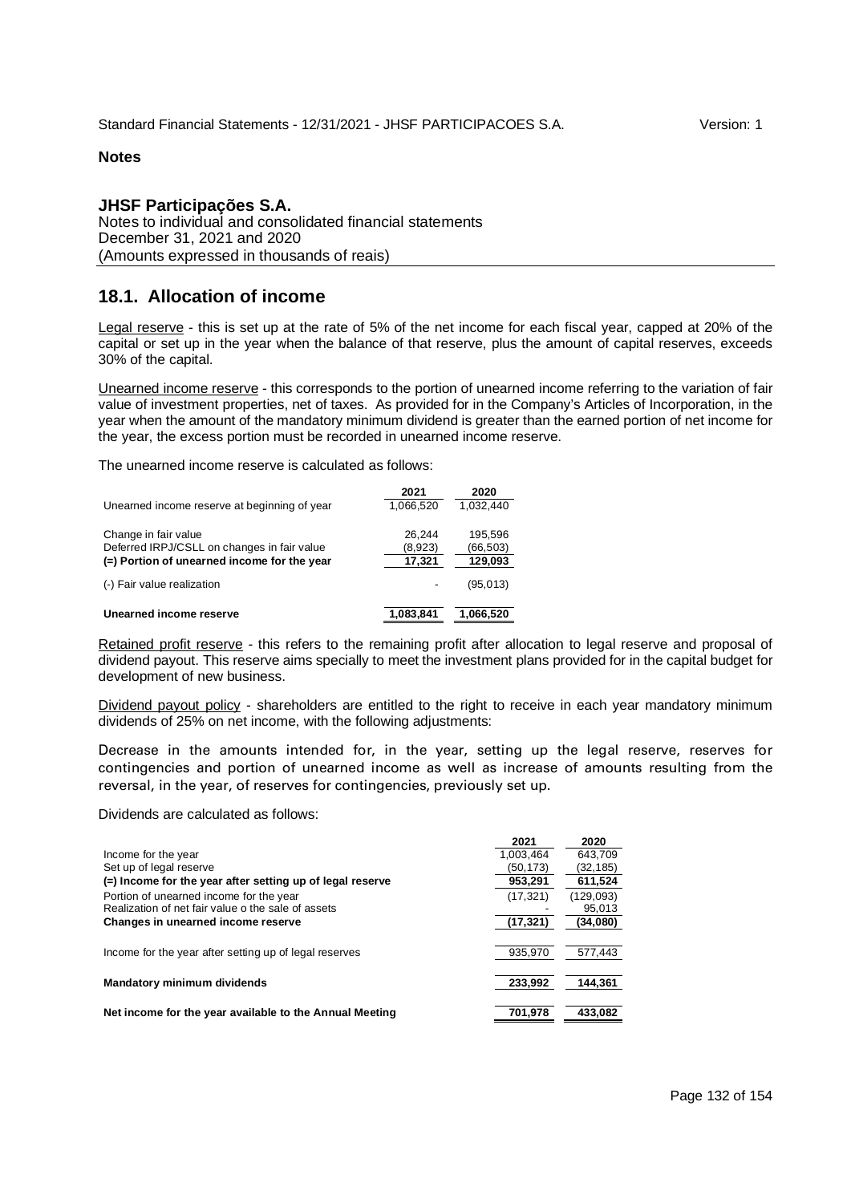**Notes**

**JHSF Participações S.A.**
Notes to individual and consolidated financial statements
December 31, 2021 and 2020
(Amounts expressed in thousands of reais)

## 18.1. Allocation of income

Legal reserve - this is set up at the rate of 5% of the net income for each fiscal year, capped at 20% of the capital or set up in the year when the balance of that reserve, plus the amount of capital reserves, exceeds 30% of the capital.

Unearned income reserve - this corresponds to the portion of unearned income referring to the variation of fair value of investment properties, net of taxes. As provided for in the Company's Articles of Incorporation, in the year when the amount of the mandatory minimum dividend is greater than the earned portion of net income for the year, the excess portion must be recorded in unearned income reserve.

The unearned income reserve is calculated as follows:

| | 2021 | 2020 |
|---|---|---|
| Unearned income reserve at beginning of year | 1,066,520 | 1,032,440 |
| Change in fair value | 26,244 | 195,596 |
| Deferred IRPJ/CSLL on changes in fair value | (8,923) | (66,503) |
| **(=) Portion of unearned income for the year** | **17,321** | **129,093** |
| (-) Fair value realization | - | (95,013) |
| **Unearned income reserve** | **1,083,841** | **1,066,520** |

Retained profit reserve - this refers to the remaining profit after allocation to legal reserve and proposal of dividend payout. This reserve aims specially to meet the investment plans provided for in the capital budget for development of new business.

Dividend payout policy - shareholders are entitled to the right to receive in each year mandatory minimum dividends of 25% on net income, with the following adjustments:

Decrease in the amounts intended for, in the year, setting up the legal reserve, reserves for contingencies and portion of unearned income as well as increase of amounts resulting from the reversal, in the year, of reserves for contingencies, previously set up.

Dividends are calculated as follows:

| | 2021 | 2020 |
|---|---|---|
| Income for the year | 1,003,464 | 643,709 |
| Set up of legal reserve | (50,173) | (32,185) |
| **(=) Income for the year after setting up of legal reserve** | **953,291** | **611,524** |
| Portion of unearned income for the year | (17,321) | (129,093) |
| Realization of net fair value o the sale of assets | - | 95,013 |
| **Changes in unearned income reserve** | **(17,321)** | **(34,080)** |
| Income for the year after setting up of legal reserves | 935,970 | 577,443 |
| **Mandatory minimum dividends** | **233,992** | **144,361** |
| **Net income for the year available to the Annual Meeting** | **701,978** | **433,082** |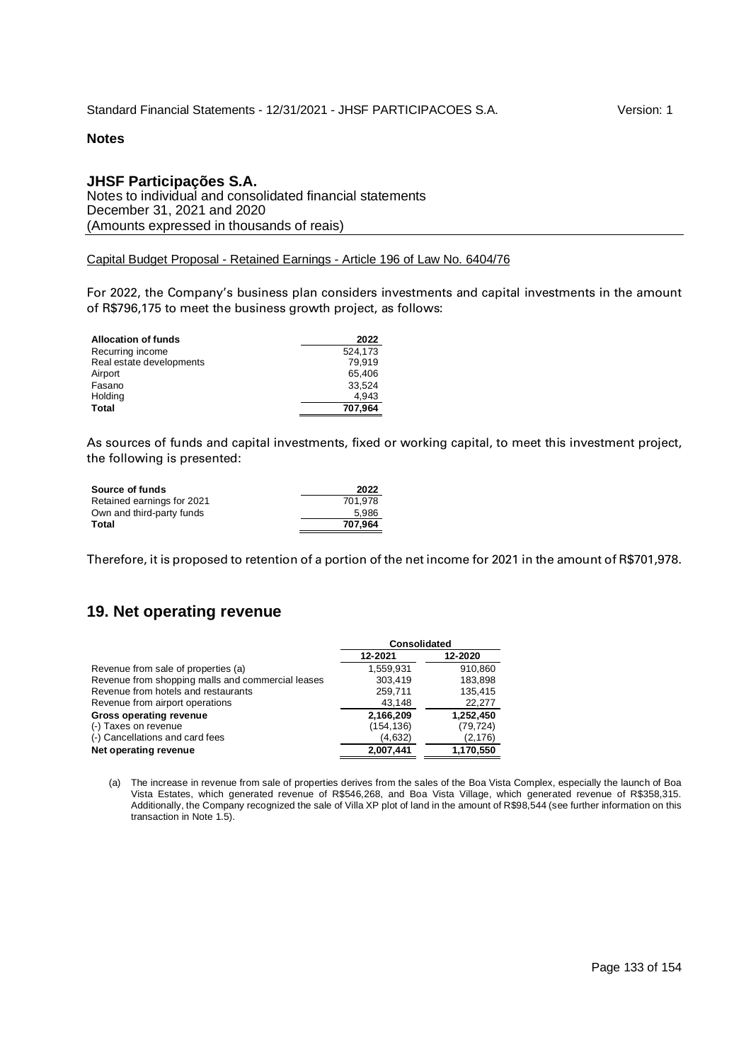**Notes**

**JHSF Participações S.A.**
Notes to individual and consolidated financial statements
December 31, 2021 and 2020
(Amounts expressed in thousands of reais)

Capital Budget Proposal - Retained Earnings - Article 196 of Law No. 6404/76

For 2022, the Company's business plan considers investments and capital investments in the amount of R$796,175 to meet the business growth project, as follows:

| Allocation of funds | 2022 |
|---|---|
| Recurring income | 524,173 |
| Real estate developments | 79,919 |
| Airport | 65,406 |
| Fasano | 33,524 |
| Holding | 4,943 |
| **Total** | **707,964** |

As sources of funds and capital investments, fixed or working capital, to meet this investment project, the following is presented:

| Source of funds | 2022 |
|---|---|
| Retained earnings for 2021 | 701,978 |
| Own and third-party funds | 5,986 |
| **Total** | **707,964** |

Therefore, it is proposed to retention of a portion of the net income for 2021 in the amount of R$701,978.

## 19. Net operating revenue

| | Consolidated | |
|---|---|---|
| | 12-2021 | 12-2020 |
| Revenue from sale of properties (a) | 1,559,931 | 910,860 |
| Revenue from shopping malls and commercial leases | 303,419 | 183,898 |
| Revenue from hotels and restaurants | 259,711 | 135,415 |
| Revenue from airport operations | 43,148 | 22,277 |
| **Gross operating revenue** | **2,166,209** | **1,252,450** |
| (-) Taxes on revenue | (154,136) | (79,724) |
| (-) Cancellations and card fees | (4,632) | (2,176) |
| **Net operating revenue** | **2,007,441** | **1,170,550** |

(a) The increase in revenue from sale of properties derives from the sales of the Boa Vista Complex, especially the launch of Boa Vista Estates, which generated revenue of R$546,268, and Boa Vista Village, which generated revenue of R$358,315. Additionally, the Company recognized the sale of Villa XP plot of land in the amount of R$98,544 (see further information on this transaction in Note 1.5).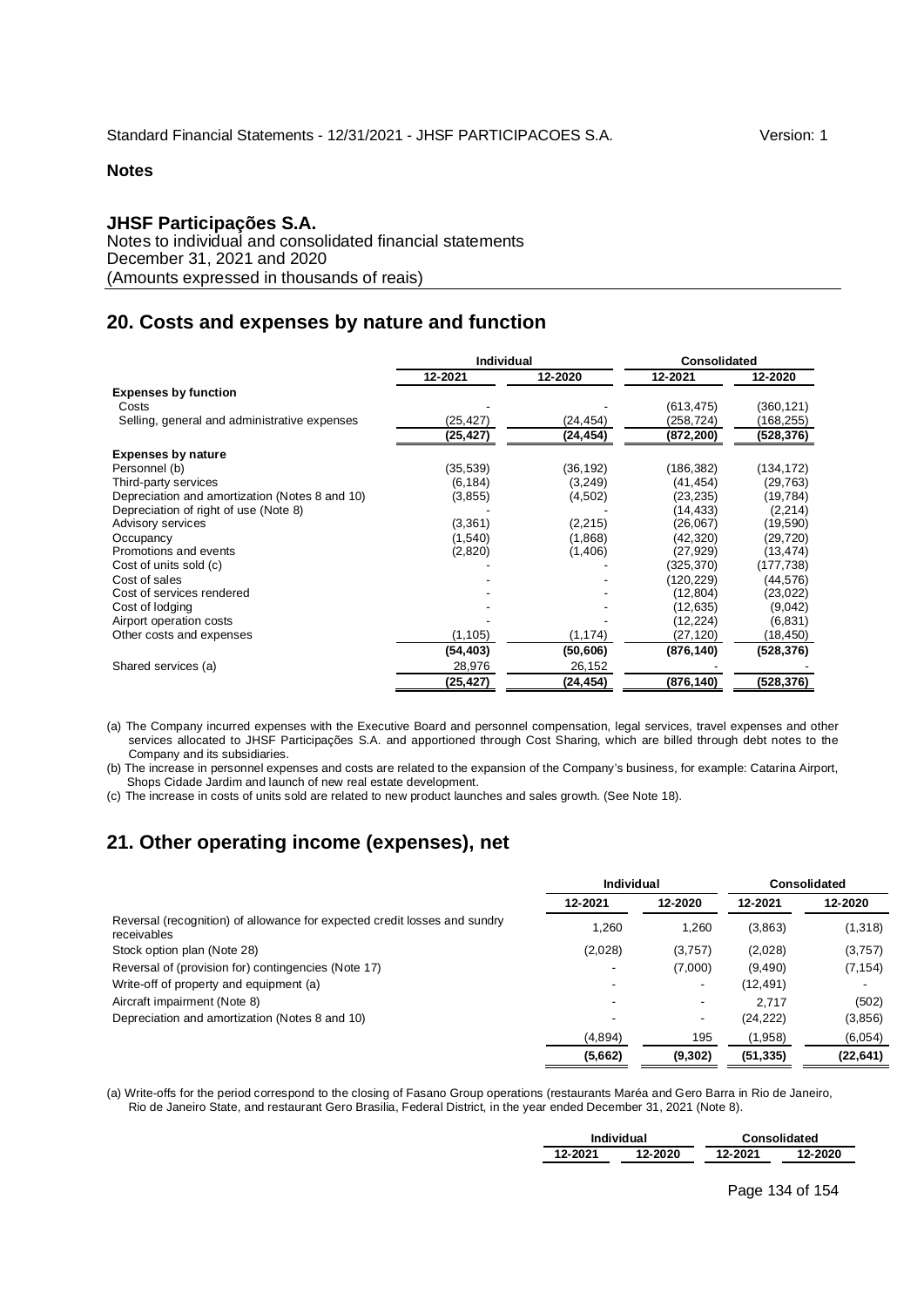**Notes**

## JHSF Participações S.A.

Notes to individual and consolidated financial statements
December 31, 2021 and 2020
(Amounts expressed in thousands of reais)

## 20. Costs and expenses by nature and function

| | Individual | | Consolidated | |
|---|---|---|---|---|
| | 12-2021 | 12-2020 | 12-2021 | 12-2020 |
| **Expenses by function** | | | | |
| Costs | - | - | (613,475) | (360,121) |
| Selling, general and administrative expenses | (25,427) | (24,454) | (258,724) | (168,255) |
| | (25,427) | (24,454) | (872,200) | (528,376) |
| **Expenses by nature** | | | | |
| Personnel (b) | (35,539) | (36,192) | (186,382) | (134,172) |
| Third-party services | (6,184) | (3,249) | (41,454) | (29,763) |
| Depreciation and amortization (Notes 8 and 10) | (3,855) | (4,502) | (23,235) | (19,784) |
| Depreciation of right of use (Note 8) | - | - | (14,433) | (2,214) |
| Advisory services | (3,361) | (2,215) | (26,067) | (19,590) |
| Occupancy | (1,540) | (1,868) | (42,320) | (29,720) |
| Promotions and events | (2,820) | (1,406) | (27,929) | (13,474) |
| Cost of units sold (c) | - | - | (325,370) | (177,738) |
| Cost of sales | - | - | (120,229) | (44,576) |
| Cost of services rendered | - | - | (12,804) | (23,022) |
| Cost of lodging | - | - | (12,635) | (9,042) |
| Airport operation costs | - | - | (12,224) | (6,831) |
| Other costs and expenses | (1,105) | (1,174) | (27,120) | (18,450) |
| | (54,403) | (50,606) | (876,140) | (528,376) |
| Shared services (a) | 28,976 | 26,152 | - | - |
| | (25,427) | (24,454) | (876,140) | (528,376) |

(a) The Company incurred expenses with the Executive Board and personnel compensation, legal services, travel expenses and other services allocated to JHSF Participações S.A. and apportioned through Cost Sharing, which are billed through debt notes to the Company and its subsidiaries.

(b) The increase in personnel expenses and costs are related to the expansion of the Company's business, for example: Catarina Airport, Shops Cidade Jardim and launch of new real estate development.

(c) The increase in costs of units sold are related to new product launches and sales growth. (See Note 18).

## 21. Other operating income (expenses), net

| | Individual | | Consolidated | |
|---|---|---|---|---|
| | 12-2021 | 12-2020 | 12-2021 | 12-2020 |
| Reversal (recognition) of allowance for expected credit losses and sundry receivables | 1,260 | 1,260 | (3,863) | (1,318) |
| Stock option plan (Note 28) | (2,028) | (3,757) | (2,028) | (3,757) |
| Reversal of (provision for) contingencies (Note 17) | - | (7,000) | (9,490) | (7,154) |
| Write-off of property and equipment (a) | - | - | (12,491) | - |
| Aircraft impairment (Note 8) | - | - | 2,717 | (502) |
| Depreciation and amortization (Notes 8 and 10) | - | - | (24,222) | (3,856) |
| | (4,894) | 195 | (1,958) | (6,054) |
| | (5,662) | (9,302) | (51,335) | (22,641) |

(a) Write-offs for the period correspond to the closing of Fasano Group operations (restaurants Maréa and Gero Barra in Rio de Janeiro, Rio de Janeiro State, and restaurant Gero Brasilia, Federal District, in the year ended December 31, 2021 (Note 8).

| Individual | | Consolidated | |
|---|---|---|---|
| 12-2021 | 12-2020 | 12-2021 | 12-2020 |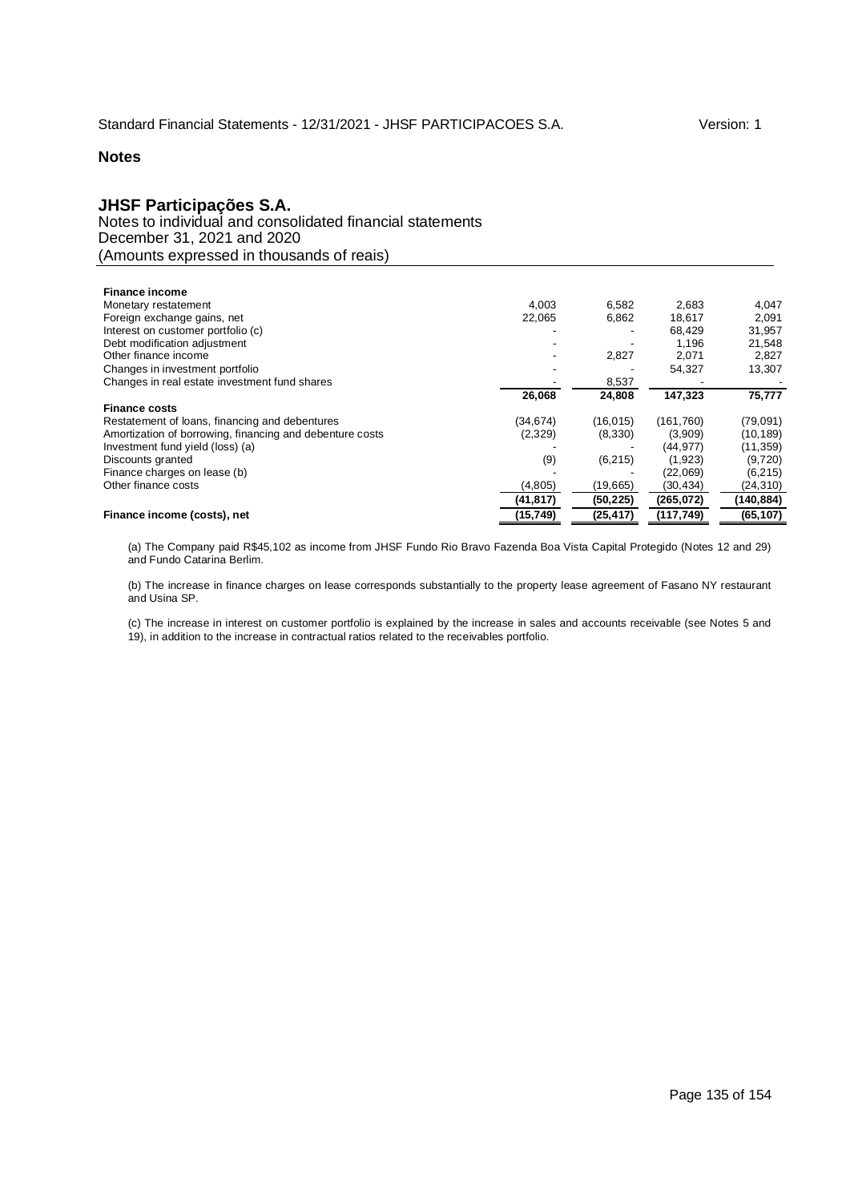## Notes

# JHSF Participações S.A.

Notes to individual and consolidated financial statements
December 31, 2021 and 2020
(Amounts expressed in thousands of reais)

| | | | | |
|---|---|---|---|---|
| **Finance income** | | | | |
| Monetary restatement | 4,003 | 6,582 | 2,683 | 4,047 |
| Foreign exchange gains, net | 22,065 | 6,862 | 18,617 | 2,091 |
| Interest on customer portfolio (c) | - | - | 68,429 | 31,957 |
| Debt modification adjustment | - | - | 1,196 | 21,548 |
| Other finance income | - | 2,827 | 2,071 | 2,827 |
| Changes in investment portfolio | - | - | 54,327 | 13,307 |
| Changes in real estate investment fund shares | - | 8,537 | - | - |
| | **26,068** | **24,808** | **147,323** | **75,777** |
| **Finance costs** | | | | |
| Restatement of loans, financing and debentures | (34,674) | (16,015) | (161,760) | (79,091) |
| Amortization of borrowing, financing and debenture costs | (2,329) | (8,330) | (3,909) | (10,189) |
| Investment fund yield (loss) (a) | - | - | (44,977) | (11,359) |
| Discounts granted | (9) | (6,215) | (1,923) | (9,720) |
| Finance charges on lease (b) | - | - | (22,069) | (6,215) |
| Other finance costs | (4,805) | (19,665) | (30,434) | (24,310) |
| | **(41,817)** | **(50,225)** | **(265,072)** | **(140,884)** |
| **Finance income (costs), net** | **(15,749)** | **(25,417)** | **(117,749)** | **(65,107)** |

(a) The Company paid R$45,102 as income from JHSF Fundo Rio Bravo Fazenda Boa Vista Capital Protegido (Notes 12 and 29) and Fundo Catarina Berlim.

(b) The increase in finance charges on lease corresponds substantially to the property lease agreement of Fasano NY restaurant and Usina SP.

(c) The increase in interest on customer portfolio is explained by the increase in sales and accounts receivable (see Notes 5 and 19), in addition to the increase in contractual ratios related to the receivables portfolio.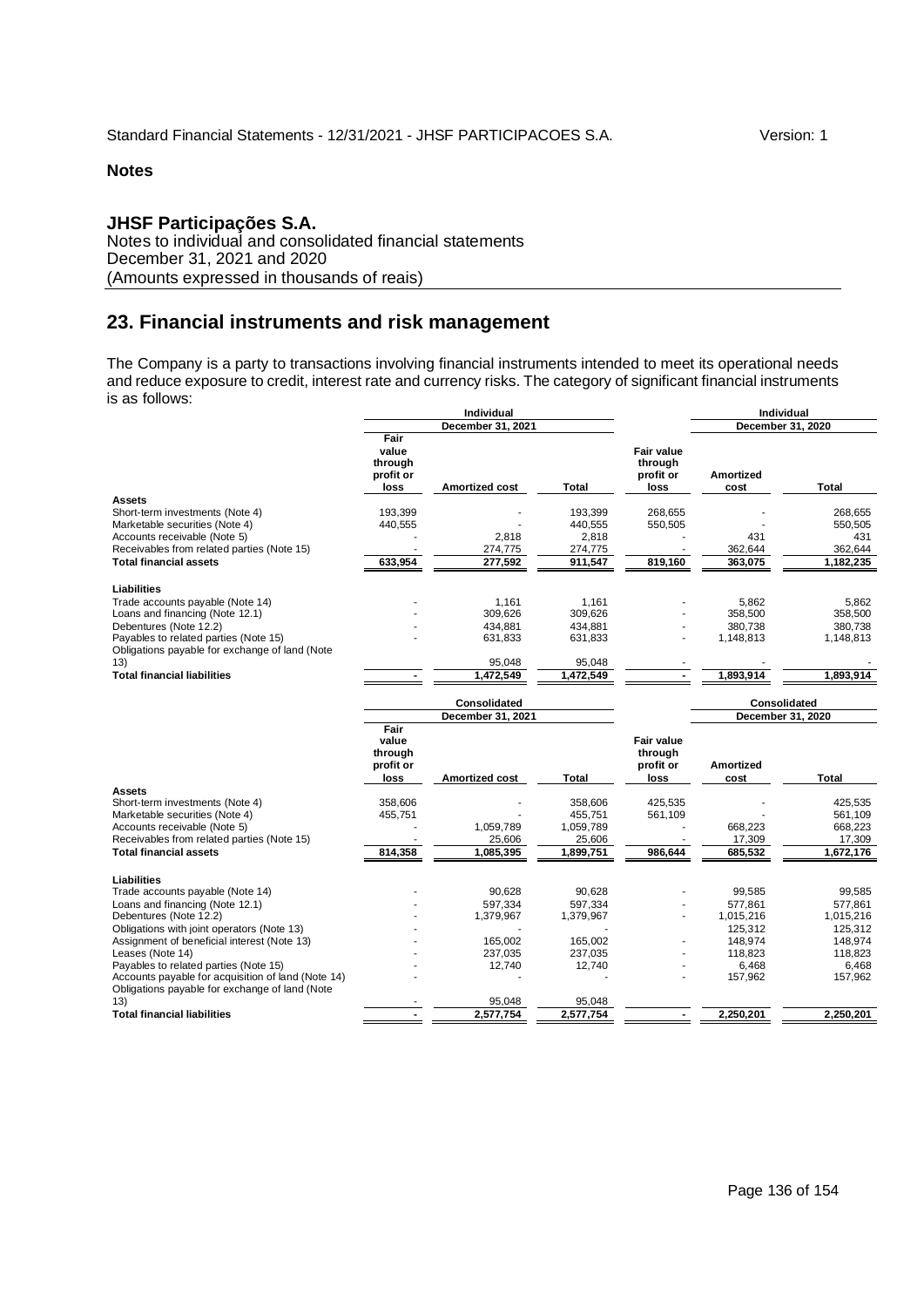**Notes**

## JHSF Participações S.A.

Notes to individual and consolidated financial statements
December 31, 2021 and 2020
(Amounts expressed in thousands of reais)

# 23. Financial instruments and risk management

The Company is a party to transactions involving financial instruments intended to meet its operational needs and reduce exposure to credit, interest rate and currency risks. The category of significant financial instruments is as follows:

| | Individual | | | Individual | | |
|---|---|---|---|---|---|---|
| | December 31, 2021 | | | December 31, 2020 | | |
| | Fair value through profit or loss | Amortized cost | Total | Fair value through profit or loss | Amortized cost | Total |
| **Assets** | | | | | | |
| Short-term investments (Note 4) | 193,399 | - | 193,399 | 268,655 | - | 268,655 |
| Marketable securities (Note 4) | 440,555 | - | 440,555 | 550,505 | - | 550,505 |
| Accounts receivable (Note 5) | - | 2,818 | 2,818 | - | 431 | 431 |
| Receivables from related parties (Note 15) | - | 274,775 | 274,775 | - | 362,644 | 362,644 |
| **Total financial assets** | 633,954 | 277,592 | 911,547 | 819,160 | 363,075 | 1,182,235 |
| **Liabilities** | | | | | | |
| Trade accounts payable (Note 14) | - | 1,161 | 1,161 | - | 5,862 | 5,862 |
| Loans and financing (Note 12.1) | - | 309,626 | 309,626 | - | 358,500 | 358,500 |
| Debentures (Note 12.2) | - | 434,881 | 434,881 | - | 380,738 | 380,738 |
| Payables to related parties (Note 15) | - | 631,833 | 631,833 | - | 1,148,813 | 1,148,813 |
| Obligations payable for exchange of land (Note 13) | - | 95,048 | 95,048 | - | - | - |
| **Total financial liabilities** | - | 1,472,549 | 1,472,549 | - | 1,893,914 | 1,893,914 |

| | Consolidated | | | Consolidated | | |
|---|---|---|---|---|---|---|
| | December 31, 2021 | | | December 31, 2020 | | |
| | Fair value through profit or loss | Amortized cost | Total | Fair value through profit or loss | Amortized cost | Total |
| **Assets** | | | | | | |
| Short-term investments (Note 4) | 358,606 | - | 358,606 | 425,535 | - | 425,535 |
| Marketable securities (Note 4) | 455,751 | - | 455,751 | 561,109 | - | 561,109 |
| Accounts receivable (Note 5) | - | 1,059,789 | 1,059,789 | - | 668,223 | 668,223 |
| Receivables from related parties (Note 15) | - | 25,606 | 25,606 | - | 17,309 | 17,309 |
| **Total financial assets** | 814,358 | 1,085,395 | 1,899,751 | 986,644 | 685,532 | 1,672,176 |
| **Liabilities** | | | | | | |
| Trade accounts payable (Note 14) | - | 90,628 | 90,628 | - | 99,585 | 99,585 |
| Loans and financing (Note 12.1) | - | 597,334 | 597,334 | - | 577,861 | 577,861 |
| Debentures (Note 12.2) | - | 1,379,967 | 1,379,967 | - | 1,015,216 | 1,015,216 |
| Obligations with joint operators (Note 13) | - | - | - | | 125,312 | 125,312 |
| Assignment of beneficial interest (Note 13) | - | 165,002 | 165,002 | - | 148,974 | 148,974 |
| Leases (Note 14) | - | 237,035 | 237,035 | - | 118,823 | 118,823 |
| Payables to related parties (Note 15) | - | 12,740 | 12,740 | - | 6,468 | 6,468 |
| Accounts payable for acquisition of land (Note 14) | - | - | - | - | 157,962 | 157,962 |
| Obligations payable for exchange of land (Note 13) | - | 95,048 | 95,048 | | | |
| **Total financial liabilities** | - | 2,577,754 | 2,577,754 | - | 2,250,201 | 2,250,201 |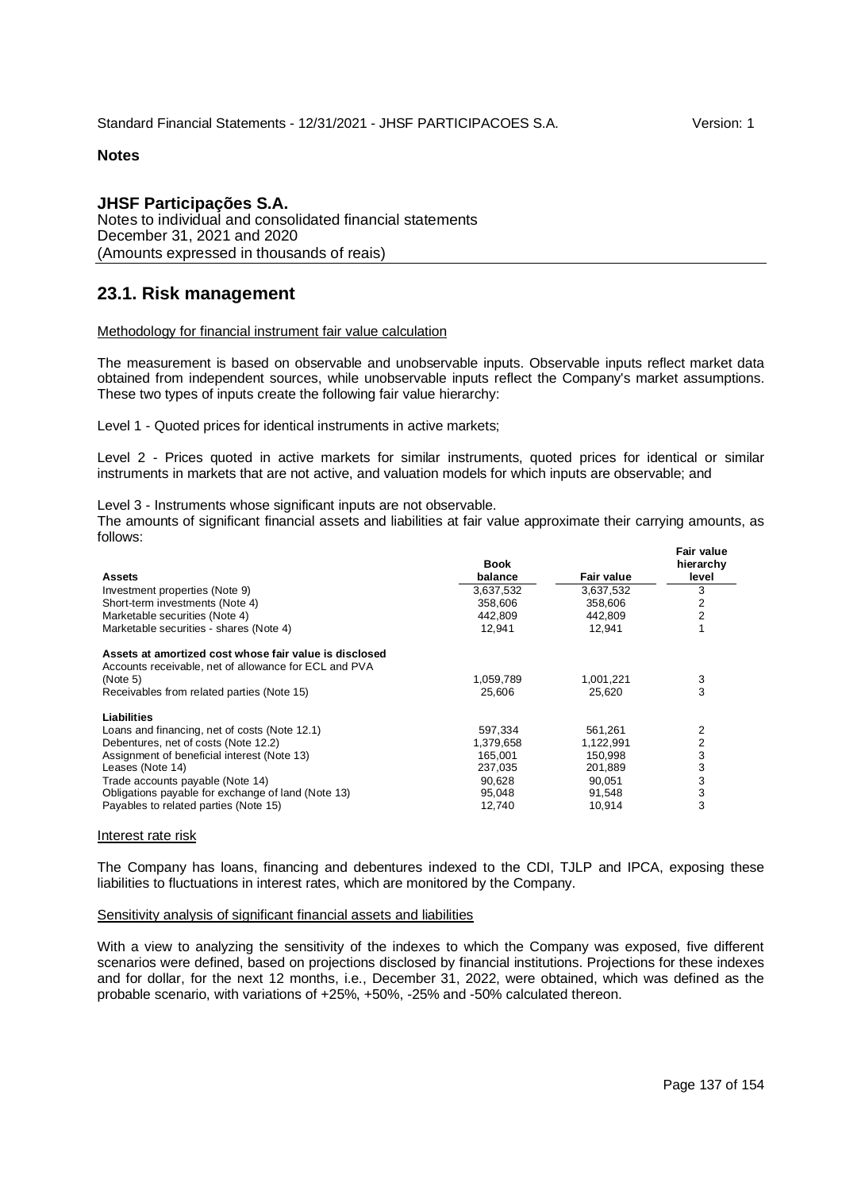**Notes**

**JHSF Participações S.A.**
Notes to individual and consolidated financial statements
December 31, 2021 and 2020
(Amounts expressed in thousands of reais)

## 23.1. Risk management

Methodology for financial instrument fair value calculation

The measurement is based on observable and unobservable inputs. Observable inputs reflect market data obtained from independent sources, while unobservable inputs reflect the Company's market assumptions. These two types of inputs create the following fair value hierarchy:

Level 1 - Quoted prices for identical instruments in active markets;

Level 2 - Prices quoted in active markets for similar instruments, quoted prices for identical or similar instruments in markets that are not active, and valuation models for which inputs are observable; and

Level 3 - Instruments whose significant inputs are not observable.

The amounts of significant financial assets and liabilities at fair value approximate their carrying amounts, as follows:

| Assets | Book balance | Fair value | Fair value hierarchy level |
|---|---|---|---|
| Investment properties (Note 9) | 3,637,532 | 3,637,532 | 3 |
| Short-term investments (Note 4) | 358,606 | 358,606 | 2 |
| Marketable securities (Note 4) | 442,809 | 442,809 | 2 |
| Marketable securities - shares (Note 4) | 12,941 | 12,941 | 1 |
| **Assets at amortized cost whose fair value is disclosed** | | | |
| Accounts receivable, net of allowance for ECL and PVA (Note 5) | 1,059,789 | 1,001,221 | 3 |
| Receivables from related parties (Note 15) | 25,606 | 25,620 | 3 |
| **Liabilities** | | | |
| Loans and financing, net of costs (Note 12.1) | 597,334 | 561,261 | 2 |
| Debentures, net of costs (Note 12.2) | 1,379,658 | 1,122,991 | 2 |
| Assignment of beneficial interest (Note 13) | 165,001 | 150,998 | 3 |
| Leases (Note 14) | 237,035 | 201,889 | 3 |
| Trade accounts payable (Note 14) | 90,628 | 90,051 | 3 |
| Obligations payable for exchange of land (Note 13) | 95,048 | 91,548 | 3 |
| Payables to related parties (Note 15) | 12,740 | 10,914 | 3 |

Interest rate risk

The Company has loans, financing and debentures indexed to the CDI, TJLP and IPCA, exposing these liabilities to fluctuations in interest rates, which are monitored by the Company.

Sensitivity analysis of significant financial assets and liabilities

With a view to analyzing the sensitivity of the indexes to which the Company was exposed, five different scenarios were defined, based on projections disclosed by financial institutions. Projections for these indexes and for dollar, for the next 12 months, i.e., December 31, 2022, were obtained, which was defined as the probable scenario, with variations of +25%, +50%, -25% and -50% calculated thereon.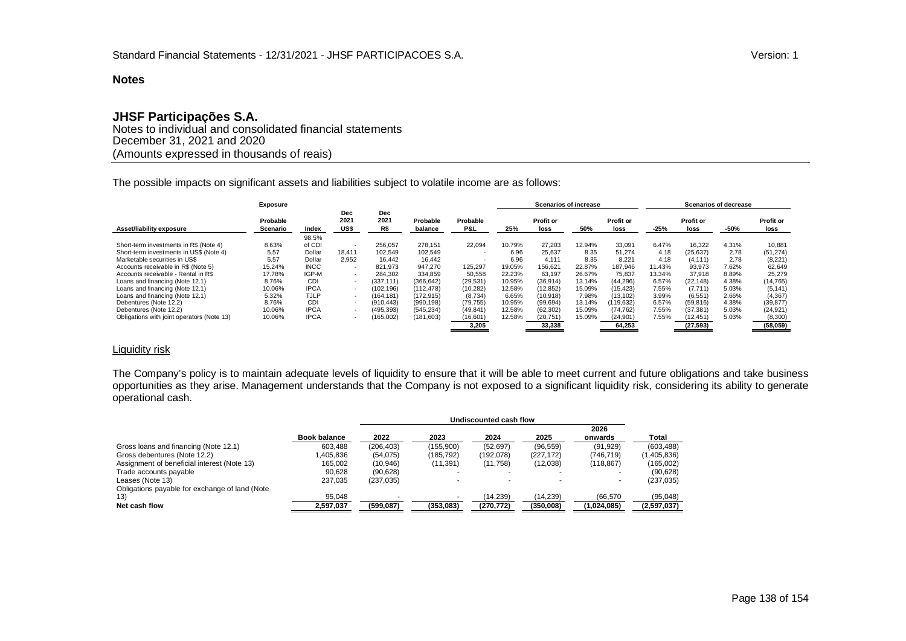## Notes

# JHSF Participações S.A.

Notes to individual and consolidated financial statements
December 31, 2021 and 2020
(Amounts expressed in thousands of reais)

The possible impacts on significant assets and liabilities subject to volatile income are as follows:

| | Exposure | | | | | | Scenarios of increase | | | | Scenarios of decrease | | | |
|---|---|---|---|---|---|---|---|---|---|---|---|---|---|---|
| Asset/liability exposure | Probable Scenario | Index | Dec 2021 US$ | Dec 2021 R$ | Probable balance | Probable P&L | 25% | Profit or loss | 50% | Profit or loss | -25% | Profit or loss | -50% | Profit or loss |
| Short-term investments in R$ (Note 4) | 8.63% | 98.5% of CDI | - | 256,057 | 278,151 | 22,094 | 10.79% | 27,203 | 12.94% | 33,091 | 6.47% | 16,322 | 4.31% | 10,881 |
| Short-term investments in US$ (Note 4) | 5.57 | Dollar | 18,411 | 102,549 | 102,549 | - | 6.96 | 25,637 | 8.35 | 51,274 | 4.18 | (25,637) | 2.78 | (51,274) |
| Marketable securities in US$ | 5.57 | Dollar | 2,952 | 16,442 | 16,442 | - | 6.96 | 4,111 | 8.35 | 8,221 | 4.18 | (4,111) | 2.78 | (8,221) |
| Accounts receivable in R$ (Note 5) | 15.24% | INCC | - | 821,973 | 947,270 | 125,297 | 19.05% | 156,621 | 22.87% | 187,946 | 11.43% | 93,973 | 7.62% | 62,649 |
| Accounts receivable - Rental in R$ | 17.78% | IGP-M | - | 284,302 | 334,859 | 50,558 | 22.23% | 63,197 | 26.67% | 75,837 | 13.34% | 37,918 | 8.89% | 25,279 |
| Loans and financing (Note 12.1) | 8.76% | CDI | - | (337,111) | (366,642) | (29,531) | 10.95% | (36,914) | 13.14% | (44,296) | 6.57% | (22,148) | 4.38% | (14,765) |
| Loans and financing (Note 12.1) | 10.06% | IPCA | - | (102,196) | (112,478) | (10,282) | 12.58% | (12,852) | 15.09% | (15,423) | 7.55% | (7,711) | 5.03% | (5,141) |
| Loans and financing (Note 12.1) | 5.32% | TJLP | - | (164,181) | (172,915) | (8,734) | 6.65% | (10,918) | 7.98% | (13,102) | 3.99% | (6,551) | 2.66% | (4,367) |
| Debentures (Note 12.2) | 8.76% | CDI | - | (910,443) | (990,198) | (79,755) | 10.95% | (99,694) | 13.14% | (119,632) | 6.57% | (59,816) | 4.38% | (39,877) |
| Debentures (Note 12.2) | 10.06% | IPCA | - | (495,393) | (545,234) | (49,841) | 12.58% | (62,302) | 15.09% | (74,762) | 7.55% | (37,381) | 5.03% | (24,921) |
| Obligations with joint operators (Note 13) | 10.06% | IPCA | - | (165,002) | (181,603) | (16,601) | 12.58% | (20,751) | 15.09% | (24,901) | 7.55% | (12,451) | 5.03% | (8,300) |
| | | | | | | 3,205 | | 33,338 | | 64,253 | | (27,593) | | (58,059) |

## Liquidity risk

The Company's policy is to maintain adequate levels of liquidity to ensure that it will be able to meet current and future obligations and take business opportunities as they arise. Management understands that the Company is not exposed to a significant liquidity risk, considering its ability to generate operational cash.

| | | Undiscounted cash flow | | | | | |
|---|---|---|---|---|---|---|---|
| | Book balance | 2022 | 2023 | 2024 | 2025 | 2026 onwards | Total |
| Gross loans and financing (Note 12.1) | 603,488 | (206,403) | (155,900) | (52,697) | (96,559) | (91,929) | (603,488) |
| Gross debentures (Note 12.2) | 1,405,836 | (54,075) | (185,792) | (192,078) | (227,172) | (746,719) | (1,405,836) |
| Assignment of beneficial interest (Note 13) | 165,002 | (10,946) | (11,391) | (11,758) | (12,038) | (118,867) | (165,002) |
| Trade accounts payable | 90,628 | (90,628) | - | - | - | - | (90,628) |
| Leases (Note 13) | 237,035 | (237,035) | - | - | - | - | (237,035) |
| Obligations payable for exchange of land (Note 13) | 95,048 | - | - | (14,239) | (14,239) | (66,570 | (95,048) |
| **Net cash flow** | **2,597,037** | **(599,087)** | **(353,083)** | **(270,772)** | **(350,008)** | **(1,024,085)** | **(2,597,037)** |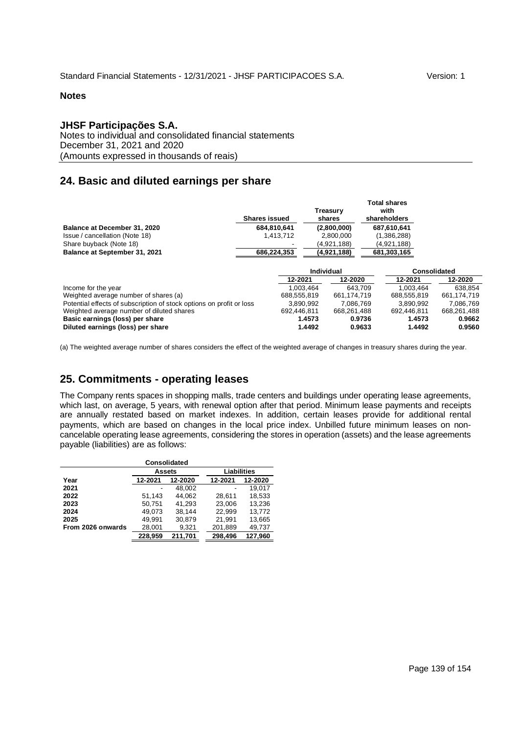**Notes**

**JHSF Participações S.A.**
Notes to individual and consolidated financial statements
December 31, 2021 and 2020
(Amounts expressed in thousands of reais)

## 24. Basic and diluted earnings per share

| | Shares issued | Treasury shares | Total shares with shareholders |
|---|---|---|---|
| **Balance at December 31, 2020** | **684,810,641** | **(2,800,000)** | **687,610,641** |
| Issue / cancellation (Note 18) | 1,413,712 | 2,800,000 | (1,386,288) |
| Share buyback (Note 18) | - | (4,921,188) | (4,921,188) |
| **Balance at September 31, 2021** | **686,224,353** | **(4,921,188)** | **681,303,165** |

| | Individual | | Consolidated | |
|---|---|---|---|---|
| | 12-2021 | 12-2020 | 12-2021 | 12-2020 |
| Income for the year | 1,003,464 | 643,709 | 1,003,464 | 638,854 |
| Weighted average number of shares (a) | 688,555,819 | 661,174,719 | 688,555,819 | 661,174,719 |
| Potential effects of subscription of stock options on profit or loss | 3,890,992 | 7,086,769 | 3,890,992 | 7,086,769 |
| Weighted average number of diluted shares | 692,446,811 | 668,261,488 | 692,446,811 | 668,261,488 |
| **Basic earnings (loss) per share** | **1.4573** | **0.9736** | **1.4573** | **0.9662** |
| **Diluted earnings (loss) per share** | **1.4492** | **0.9633** | **1.4492** | **0.9560** |

(a) The weighted average number of shares considers the effect of the weighted average of changes in treasury shares during the year.

## 25. Commitments - operating leases

The Company rents spaces in shopping malls, trade centers and buildings under operating lease agreements, which last, on average, 5 years, with renewal option after that period. Minimum lease payments and receipts are annually restated based on market indexes. In addition, certain leases provide for additional rental payments, which are based on changes in the local price index. Unbilled future minimum leases on non-cancelable operating lease agreements, considering the stores in operation (assets) and the lease agreements payable (liabilities) are as follows:

| | Consolidated | | | |
|---|---|---|---|---|
| | Assets | | Liabilities | |
| **Year** | **12-2021** | **12-2020** | **12-2021** | **12-2020** |
| **2021** | - | 48,002 | - | 19,017 |
| **2022** | 51,143 | 44,062 | 28,611 | 18,533 |
| **2023** | 50,751 | 41,293 | 23,006 | 13,236 |
| **2024** | 49,073 | 38,144 | 22,999 | 13,772 |
| **2025** | 49,991 | 30,879 | 21,991 | 13,665 |
| **From 2026 onwards** | 28,001 | 9,321 | 201,889 | 49,737 |
| | **228,959** | **211,701** | **298,496** | **127,960** |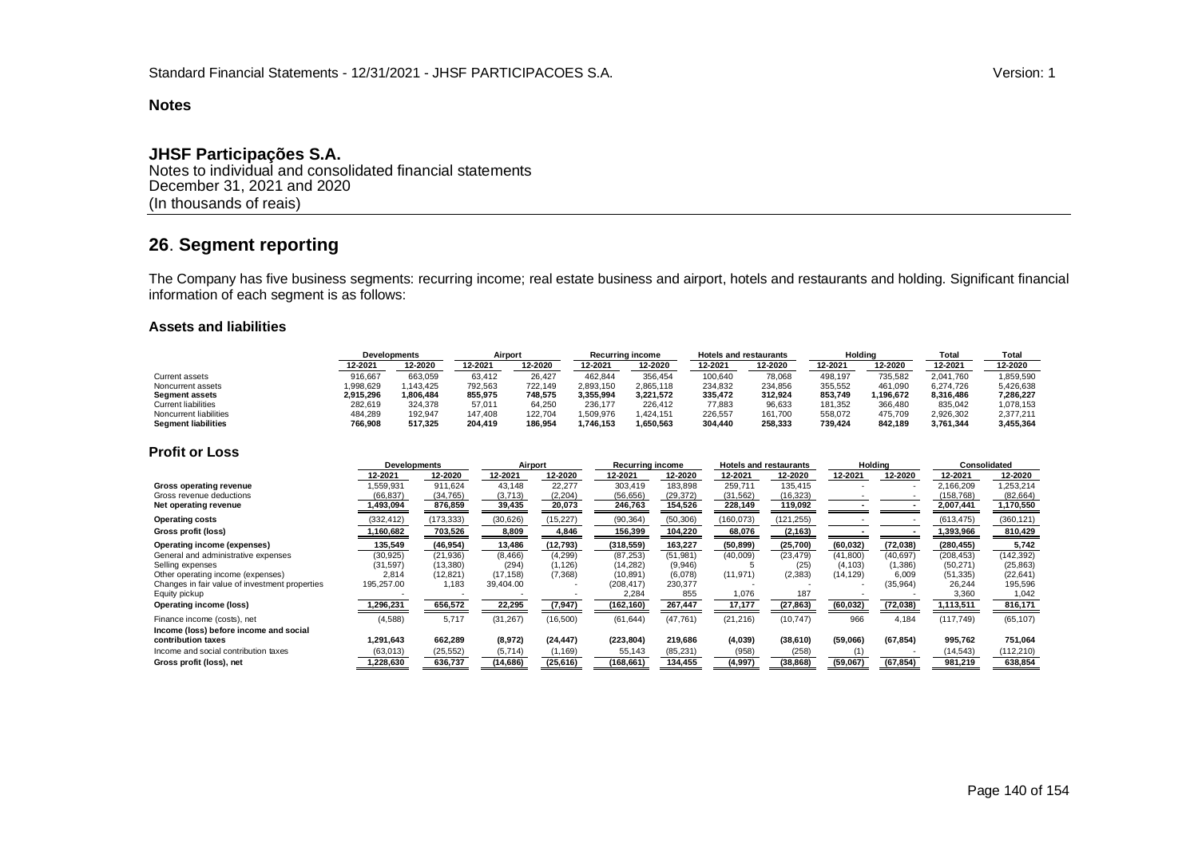## Notes

**JHSF Participações S.A.**
Notes to individual and consolidated financial statements
December 31, 2021 and 2020
(In thousands of reais)

## 26. Segment reporting

The Company has five business segments: recurring income; real estate business and airport, hotels and restaurants and holding. Significant financial information of each segment is as follows:

### Assets and liabilities

| | Developments | | Airport | | Recurring income | | Hotels and restaurants | | Holding | | Total | Total |
|---|---|---|---|---|---|---|---|---|---|---|---|---|
| | 12-2021 | 12-2020 | 12-2021 | 12-2020 | 12-2021 | 12-2020 | 12-2021 | 12-2020 | 12-2021 | 12-2020 | 12-2021 | 12-2020 |
| Current assets | 916,667 | 663,059 | 63,412 | 26,427 | 462,844 | 356,454 | 100,640 | 78,068 | 498,197 | 735,582 | 2,041,760 | 1,859,590 |
| Noncurrent assets | 1,998,629 | 1,143,425 | 792,563 | 722,149 | 2,893,150 | 2,865,118 | 234,832 | 234,856 | 355,552 | 461,090 | 6,274,726 | 5,426,638 |
| **Segment assets** | **2,915,296** | **1,806,484** | **855,975** | **748,575** | **3,355,994** | **3,221,572** | **335,472** | **312,924** | **853,749** | **1,196,672** | **8,316,486** | **7,286,227** |
| Current liabilities | 282,619 | 324,378 | 57,011 | 64,250 | 236,177 | 226,412 | 77,883 | 96,633 | 181,352 | 366,480 | 835,042 | 1,078,153 |
| Noncurrent liabilities | 484,289 | 192,947 | 147,408 | 122,704 | 1,509,976 | 1,424,151 | 226,557 | 161,700 | 558,072 | 475,709 | 2,926,302 | 2,377,211 |
| **Segment liabilities** | **766,908** | **517,325** | **204,419** | **186,954** | **1,746,153** | **1,650,563** | **304,440** | **258,333** | **739,424** | **842,189** | **3,761,344** | **3,455,364** |

### Profit or Loss

| | Developments | | Airport | | Recurring income | | Hotels and restaurants | | Holding | | Consolidated | |
|---|---|---|---|---|---|---|---|---|---|---|---|---|
| | 12-2021 | 12-2020 | 12-2021 | 12-2020 | 12-2021 | 12-2020 | 12-2021 | 12-2020 | 12-2021 | 12-2020 | 12-2021 | 12-2020 |
| **Gross operating revenue** | 1,559,931 | 911,624 | 43,148 | 22,277 | 303,419 | 183,898 | 259,711 | 135,415 | - | - | 2,166,209 | 1,253,214 |
| Gross revenue deductions | (66,837) | (34,765) | (3,713) | (2,204) | (56,656) | (29,372) | (31,562) | (16,323) | - | - | (158,768) | (82,664) |
| **Net operating revenue** | 1,493,094 | 876,859 | 39,435 | 20,073 | 246,763 | 154,526 | 228,149 | 119,092 | - | - | 2,007,441 | 1,170,550 |
| **Operating costs** | (332,412) | (173,333) | (30,626) | (15,227) | (90,364) | (50,306) | (160,073) | (121,255) | - | - | (613,475) | (360,121) |
| **Gross profit (loss)** | 1,160,682 | 703,526 | 8,809 | 4,846 | 156,399 | 104,220 | 68,076 | (2,163) | - | - | 1,393,966 | 810,429 |
| **Operating income (expenses)** | 135,549 | (46,954) | 13,486 | (12,793) | (318,559) | 163,227 | (50,899) | (25,700) | (60,032) | (72,038) | (280,455) | 5,742 |
| General and administrative expenses | (30,925) | (21,936) | (8,466) | (4,299) | (87,253) | (51,981) | (40,009) | (23,479) | (41,800) | (40,697) | (208,453) | (142,392) |
| Selling expenses | (31,597) | (13,380) | (294) | (1,126) | (14,282) | (9,946) | 5 | (25) | (4,103) | (1,386) | (50,271) | (25,863) |
| Other operating income (expenses) | 2,814 | (12,821) | (17,158) | (7,368) | (10,891) | (6,078) | (11,971) | (2,383) | (14,129) | 6,009 | (51,335) | (22,641) |
| Changes in fair value of investment properties | 195,257.00 | 1,183 | 39,404.00 | - | (208,417) | 230,377 | - | - | - | (35,964) | 26,244 | 195,596 |
| Equity pickup | - | - | - | - | 2,284 | 855 | 1,076 | 187 | - | - | 3,360 | 1,042 |
| **Operating income (loss)** | 1,296,231 | 656,572 | 22,295 | (7,947) | (162,160) | 267,447 | 17,177 | (27,863) | (60,032) | (72,038) | 1,113,511 | 816,171 |
| Finance income (costs), net | (4,588) | 5,717 | (31,267) | (16,500) | (61,644) | (47,761) | (21,216) | (10,747) | 966 | 4,184 | (117,749) | (65,107) |
| **Income (loss) before income and social contribution taxes** | 1,291,643 | 662,289 | (8,972) | (24,447) | (223,804) | 219,686 | (4,039) | (38,610) | (59,066) | (67,854) | 995,762 | 751,064 |
| Income and social contribution taxes | (63,013) | (25,552) | (5,714) | (1,169) | 55,143 | (85,231) | (958) | (258) | (1) | - | (14,543) | (112,210) |
| **Gross profit (loss), net** | 1,228,630 | 636,737 | (14,686) | (25,616) | (168,661) | 134,455 | (4,997) | (38,868) | (59,067) | (67,854) | 981,219 | 638,854 |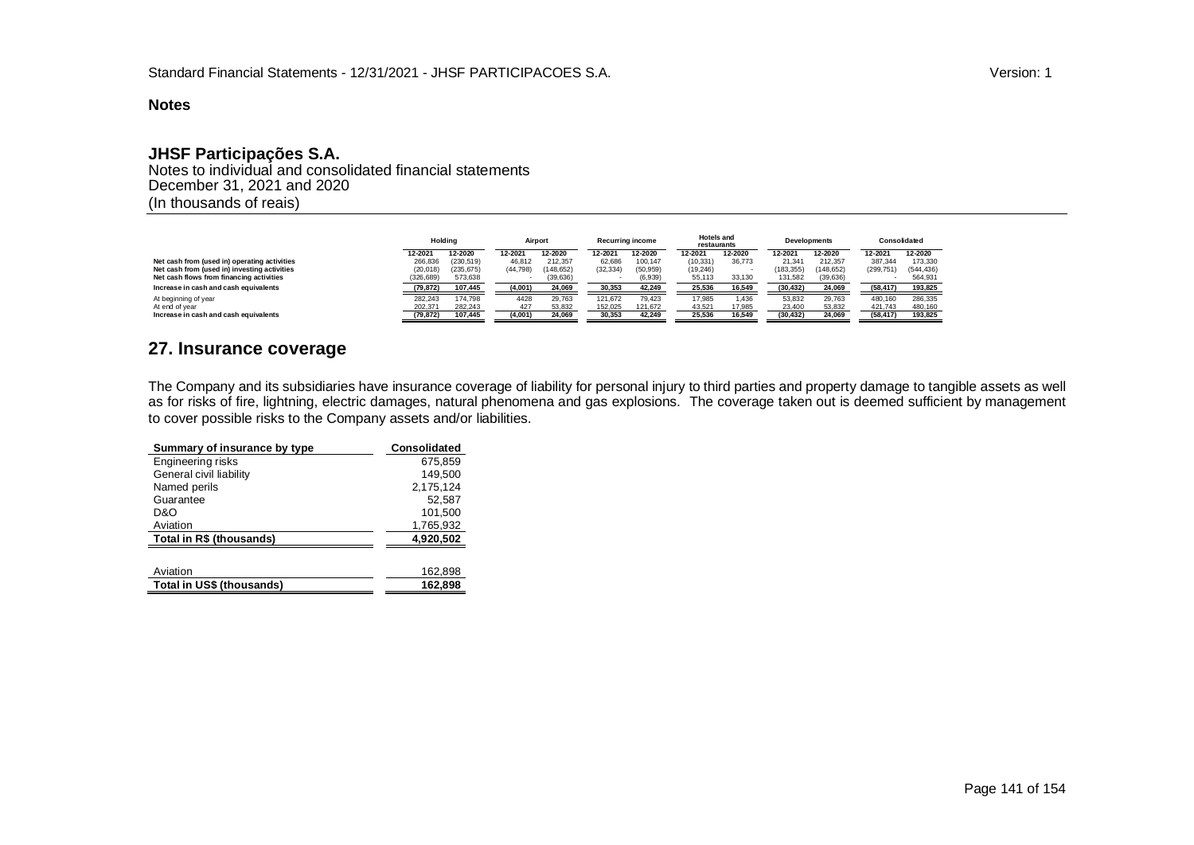**Notes**

**JHSF Participações S.A.**

Notes to individual and consolidated financial statements
December 31, 2021 and 2020
(In thousands of reais)

| | Holding | | Airport | | Recurring income | | Hotels and restaurants | | Developments | | Consolidated | |
|---|---|---|---|---|---|---|---|---|---|---|---|---|
| | 12-2021 | 12-2020 | 12-2021 | 12-2020 | 12-2021 | 12-2020 | 12-2021 | 12-2020 | 12-2021 | 12-2020 | 12-2021 | 12-2020 |
| Net cash from (used in) operating activities | 266,836 | (230,519) | 46,812 | 212,357 | 62,686 | 100,147 | (10,331) | 36,773 | 21,341 | 212,357 | 387,344 | 173,330 |
| Net cash from (used in) investing activities | (20,018) | (235,675) | (44,798) | (148,652) | (32,334) | (50,959) | (19,246) | - | (183,355) | (148,652) | (299,751) | (544,436) |
| Net cash flows from financing activities | (326,689) | 573,638 | - | (39,636) | - | (6,939) | 55,113 | 33,130 | 131,582 | (39,636) | - | 564,931 |
| **Increase in cash and cash equivalents** | **(79,872)** | **107,445** | **(4,001)** | **24,069** | **30,353** | **42,249** | **25,536** | **16,549** | **(30,432)** | **24,069** | **(58,417)** | **193,825** |
| At beginning of year | 282,243 | 174,798 | 4428 | 29,763 | 121,672 | 79,423 | 17,985 | 1,436 | 53,832 | 29,763 | 480,160 | 286,335 |
| At end of year | 202,371 | 282,243 | 427 | 53,832 | 152,025 | 121,672 | 43,521 | 17,985 | 23,400 | 53,832 | 421,743 | 480,160 |
| **Increase in cash and cash equivalents** | **(79,872)** | **107,445** | **(4,001)** | **24,069** | **30,353** | **42,249** | **25,536** | **16,549** | **(30,432)** | **24,069** | **(58,417)** | **193,825** |

## 27. Insurance coverage

The Company and its subsidiaries have insurance coverage of liability for personal injury to third parties and property damage to tangible assets as well as for risks of fire, lightning, electric damages, natural phenomena and gas explosions. The coverage taken out is deemed sufficient by management to cover possible risks to the Company assets and/or liabilities.

| Summary of insurance by type | Consolidated |
|---|---|
| Engineering risks | 675,859 |
| General civil liability | 149,500 |
| Named perils | 2,175,124 |
| Guarantee | 52,587 |
| D&O | 101,500 |
| Aviation | 1,765,932 |
| **Total in R$ (thousands)** | **4,920,502** |
| | |
| Aviation | 162,898 |
| **Total in US$ (thousands)** | **162,898** |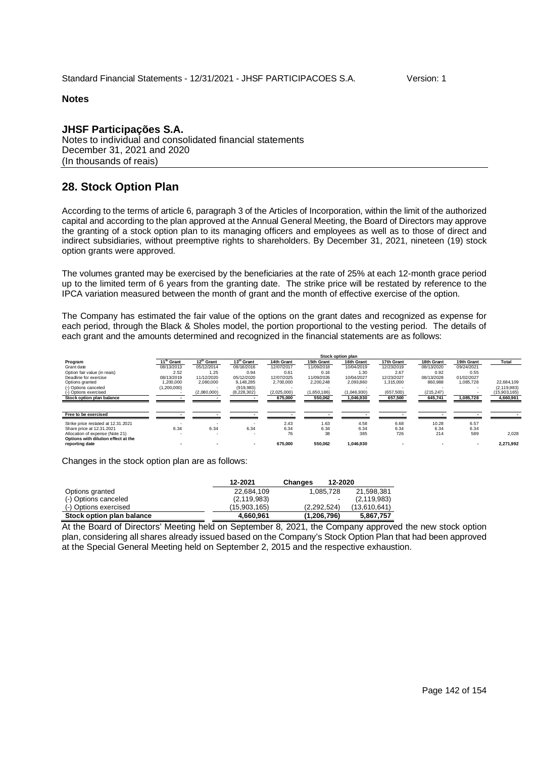**Notes**

**JHSF Participações S.A.**
Notes to individual and consolidated financial statements
December 31, 2021 and 2020
(In thousands of reais)

## 28. Stock Option Plan

According to the terms of article 6, paragraph 3 of the Articles of Incorporation, within the limit of the authorized capital and according to the plan approved at the Annual General Meeting, the Board of Directors may approve the granting of a stock option plan to its managing officers and employees as well as to those of direct and indirect subsidiaries, without preemptive rights to shareholders. By December 31, 2021, nineteen (19) stock option grants were approved.

The volumes granted may be exercised by the beneficiaries at the rate of 25% at each 12-month grace period up to the limited term of 6 years from the granting date. The strike price will be restated by reference to the IPCA variation measured between the month of grant and the month of effective exercise of the option.

The Company has estimated the fair value of the options on the grant dates and recognized as expense for each period, through the Black & Sholes model, the portion proportional to the vesting period. The details of each grant and the amounts determined and recognized in the financial statements are as follows:

| | Stock option plan | | | | | | | | | |
|---|---|---|---|---|---|---|---|---|---|---|
| **Program** | **11th Grant** | **12th Grant** | **13th Grant** | **14th Grant** | **15th Grant** | **16th Grant** | **17th Grant** | **18th Grant** | **19th Grant** | **Total** |
| Grant date | 08/13/2013 | 05/12/2014 | 08/16/2016 | 12/07/2017 | 11/09/2018 | 10/04/2019 | 12/23/2019 | 08/13/2020 | 09/24/2021 | |
| Option fair value (in reais) | 2.52 | 1.25 | 0.94 | 0.61 | 0.16 | 1.30 | 2.67 | 0.92 | 0.55 | |
| Deadline for exercise | 08/13/2019 | 11/12/2020 | 05/12/2020 | 12/07/2025 | 11/09/2026 | 10/04/2027 | 12/23/2027 | 08/13/2028 | 01/02/2027 | |
| Options granted | 1,200,000 | 2,080,000 | 9,148,285 | 2,700,000 | 2,200,248 | 2,093,860 | 1,315,000 | 860,988 | 1,085,728 | 22,684,109 |
| (-) Options canceled | (1,200,000) | - | (919,983) | - | - | - | - | - | - | (2,119,983) |
| (-) Options exercised | - | (2,080,000) | (8,228,302) | (2,025,000) | (1,650,186) | (1,046,930) | (657,500) | (215,247) | - | (15,903,165) |
| **Stock option plan balance** | **-** | **-** | **-** | **675,000** | **550,062** | **1,046,930** | **657,500** | **645,741** | **1,085,728** | **4,660,961** |
| | | | | | | | | | | |
| **Free to be exercised** | **-** | **-** | **-** | **-** | **-** | **-** | **-** | **-** | **-** | **-** |
| | | | | | | | | | | |
| Strike price restated at 12.31.2021 | - | - | - | 2.43 | 1.63 | 4.58 | 6.68 | 10.28 | 6.57 | |
| Share price at 12.31.2021 | 6.34 | 6.34 | 6.34 | 6.34 | 6.34 | 6.34 | 6.34 | 6.34 | 6.34 | |
| Allocation of expense (Note 21) | - | - | - | 76 | 38 | 385 | 726 | 214 | 589 | 2,028 |
| **Options with dilution effect at the reporting date** | **-** | **-** | **-** | **675,000** | **550,062** | **1,046,930** | **-** | **-** | **-** | **2,271,992** |

Changes in the stock option plan are as follows:

| | 12-2021 | Changes | 12-2020 |
|---|---|---|---|
| Options granted | 22,684,109 | 1,085,728 | 21,598,381 |
| (-) Options canceled | (2,119,983) | - | (2,119,983) |
| (-) Options exercised | (15,903,165) | (2,292,524) | (13,610,641) |
| **Stock option plan balance** | **4,660,961** | **(1,206,796)** | **5,867,757** |

At the Board of Directors' Meeting held on September 8, 2021, the Company approved the new stock option plan, considering all shares already issued based on the Company's Stock Option Plan that had been approved at the Special General Meeting held on September 2, 2015 and the respective exhaustion.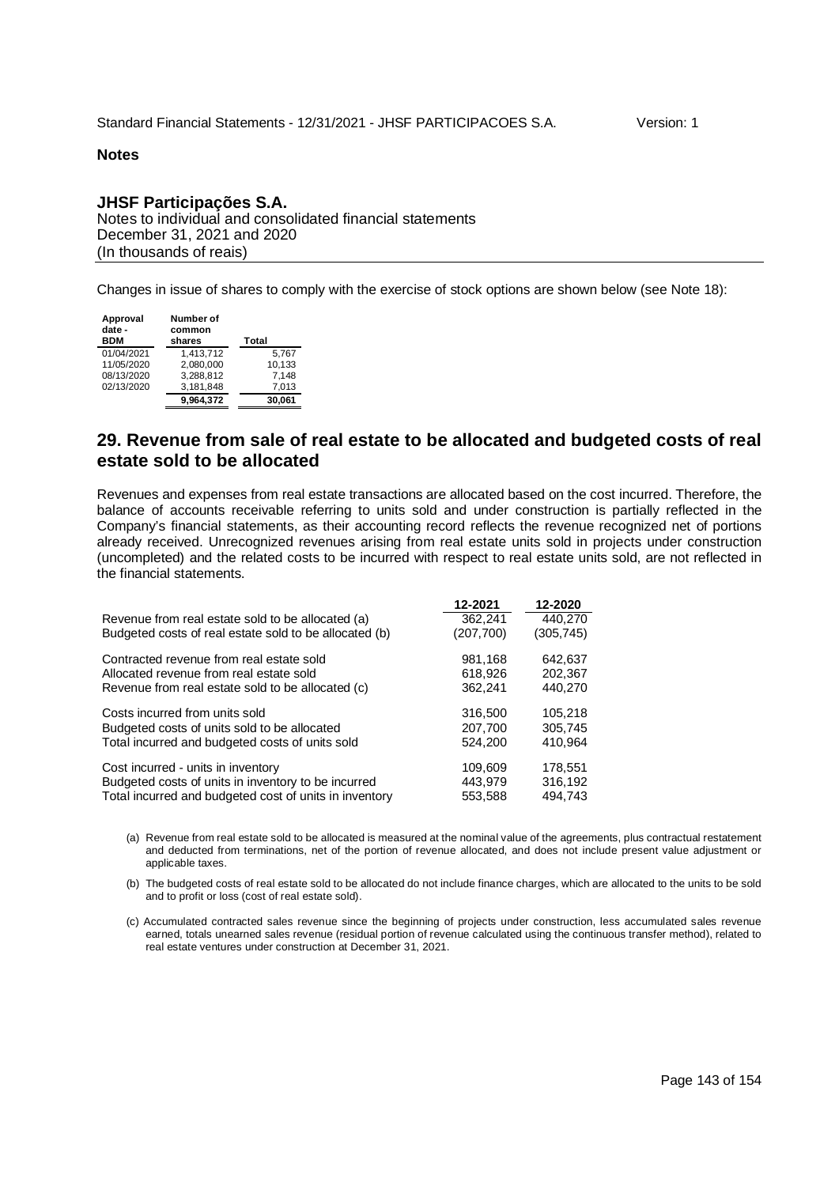**Notes**

**JHSF Participações S.A.**
Notes to individual and consolidated financial statements
December 31, 2021 and 2020
(In thousands of reais)

Changes in issue of shares to comply with the exercise of stock options are shown below (see Note 18):

| Approval date - BDM | Number of common shares | Total |
|---|---|---|
| 01/04/2021 | 1,413,712 | 5,767 |
| 11/05/2020 | 2,080,000 | 10,133 |
| 08/13/2020 | 3,288,812 | 7,148 |
| 02/13/2020 | 3,181,848 | 7,013 |
| | **9,964,372** | **30,061** |

## 29. Revenue from sale of real estate to be allocated and budgeted costs of real estate sold to be allocated

Revenues and expenses from real estate transactions are allocated based on the cost incurred. Therefore, the balance of accounts receivable referring to units sold and under construction is partially reflected in the Company's financial statements, as their accounting record reflects the revenue recognized net of portions already received. Unrecognized revenues arising from real estate units sold in projects under construction (uncompleted) and the related costs to be incurred with respect to real estate units sold, are not reflected in the financial statements.

| | 12-2021 | 12-2020 |
|---|---|---|
| Revenue from real estate sold to be allocated (a) | 362,241 | 440,270 |
| Budgeted costs of real estate sold to be allocated (b) | (207,700) | (305,745) |
| | | |
| Contracted revenue from real estate sold | 981,168 | 642,637 |
| Allocated revenue from real estate sold | 618,926 | 202,367 |
| Revenue from real estate sold to be allocated (c) | 362,241 | 440,270 |
| | | |
| Costs incurred from units sold | 316,500 | 105,218 |
| Budgeted costs of units sold to be allocated | 207,700 | 305,745 |
| Total incurred and budgeted costs of units sold | 524,200 | 410,964 |
| | | |
| Cost incurred - units in inventory | 109,609 | 178,551 |
| Budgeted costs of units in inventory to be incurred | 443,979 | 316,192 |
| Total incurred and budgeted cost of units in inventory | 553,588 | 494,743 |

(a) Revenue from real estate sold to be allocated is measured at the nominal value of the agreements, plus contractual restatement and deducted from terminations, net of the portion of revenue allocated, and does not include present value adjustment or applicable taxes.

(b) The budgeted costs of real estate sold to be allocated do not include finance charges, which are allocated to the units to be sold and to profit or loss (cost of real estate sold).

(c) Accumulated contracted sales revenue since the beginning of projects under construction, less accumulated sales revenue earned, totals unearned sales revenue (residual portion of revenue calculated using the continuous transfer method), related to real estate ventures under construction at December 31, 2021.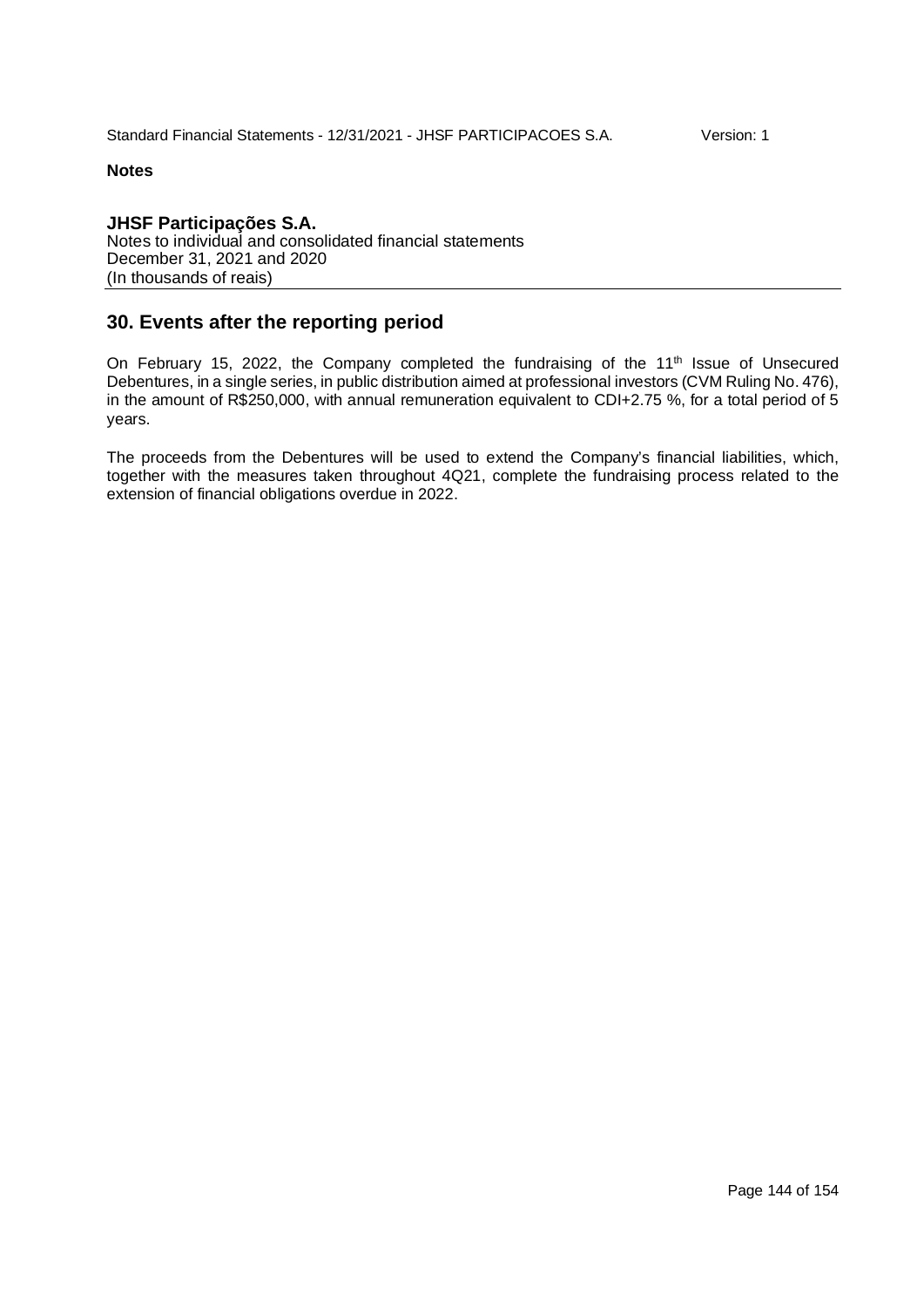**Notes**

**JHSF Participações S.A.**
Notes to individual and consolidated financial statements
December 31, 2021 and 2020
(In thousands of reais)

## 30. Events after the reporting period

On February 15, 2022, the Company completed the fundraising of the 11th Issue of Unsecured Debentures, in a single series, in public distribution aimed at professional investors (CVM Ruling No. 476), in the amount of R$250,000, with annual remuneration equivalent to CDI+2.75 %, for a total period of 5 years.

The proceeds from the Debentures will be used to extend the Company's financial liabilities, which, together with the measures taken throughout 4Q21, complete the fundraising process related to the extension of financial obligations overdue in 2022.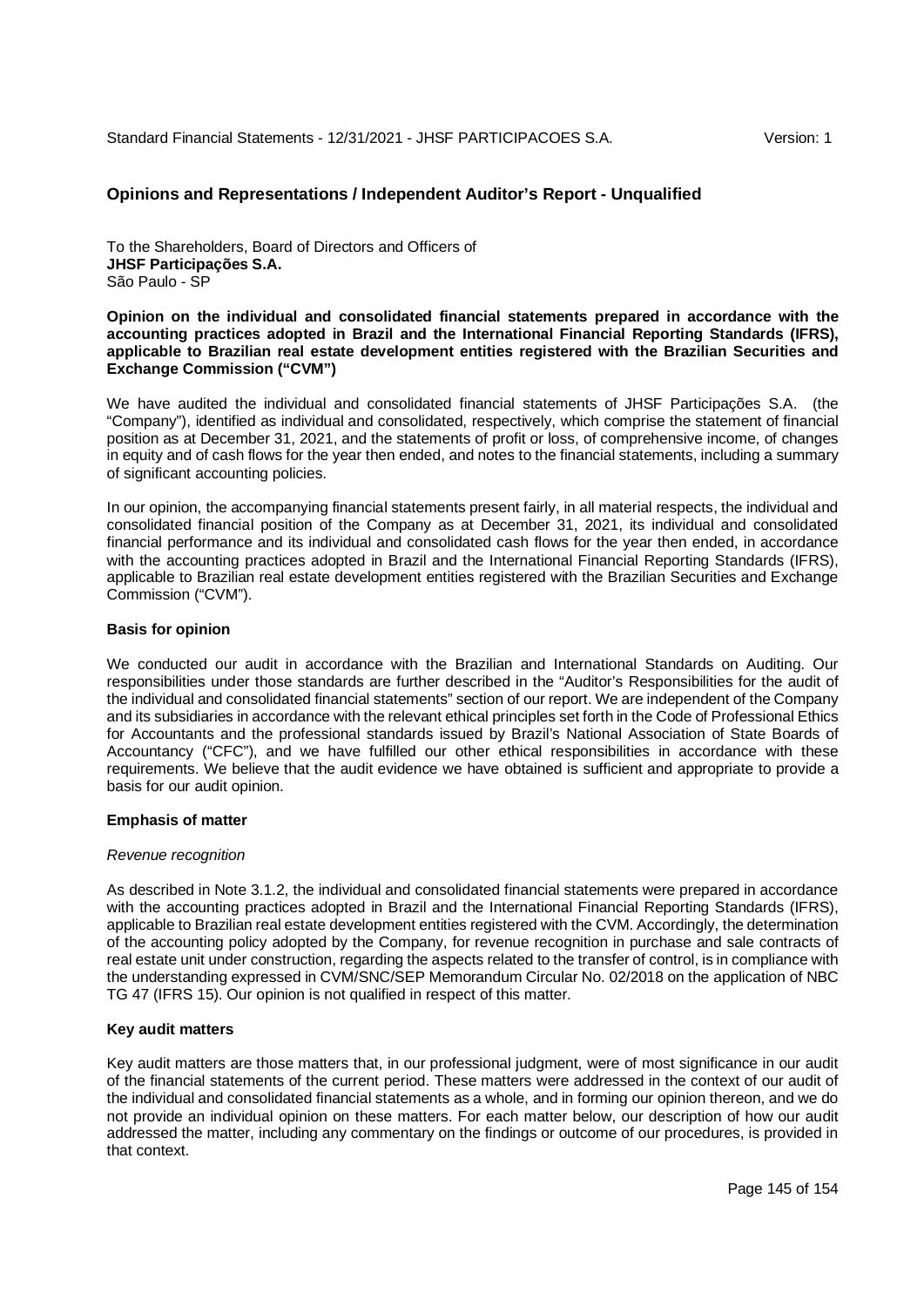## Opinions and Representations / Independent Auditor's Report - Unqualified

To the Shareholders, Board of Directors and Officers of
**JHSF Participações S.A.**
São Paulo - SP

**Opinion on the individual and consolidated financial statements prepared in accordance with the accounting practices adopted in Brazil and the International Financial Reporting Standards (IFRS), applicable to Brazilian real estate development entities registered with the Brazilian Securities and Exchange Commission ("CVM")**

We have audited the individual and consolidated financial statements of JHSF Participações S.A. (the "Company"), identified as individual and consolidated, respectively, which comprise the statement of financial position as at December 31, 2021, and the statements of profit or loss, of comprehensive income, of changes in equity and of cash flows for the year then ended, and notes to the financial statements, including a summary of significant accounting policies.

In our opinion, the accompanying financial statements present fairly, in all material respects, the individual and consolidated financial position of the Company as at December 31, 2021, its individual and consolidated financial performance and its individual and consolidated cash flows for the year then ended, in accordance with the accounting practices adopted in Brazil and the International Financial Reporting Standards (IFRS), applicable to Brazilian real estate development entities registered with the Brazilian Securities and Exchange Commission ("CVM").

**Basis for opinion**

We conducted our audit in accordance with the Brazilian and International Standards on Auditing. Our responsibilities under those standards are further described in the "Auditor's Responsibilities for the audit of the individual and consolidated financial statements" section of our report. We are independent of the Company and its subsidiaries in accordance with the relevant ethical principles set forth in the Code of Professional Ethics for Accountants and the professional standards issued by Brazil's National Association of State Boards of Accountancy ("CFC"), and we have fulfilled our other ethical responsibilities in accordance with these requirements. We believe that the audit evidence we have obtained is sufficient and appropriate to provide a basis for our audit opinion.

**Emphasis of matter**

*Revenue recognition*

As described in Note 3.1.2, the individual and consolidated financial statements were prepared in accordance with the accounting practices adopted in Brazil and the International Financial Reporting Standards (IFRS), applicable to Brazilian real estate development entities registered with the CVM. Accordingly, the determination of the accounting policy adopted by the Company, for revenue recognition in purchase and sale contracts of real estate unit under construction, regarding the aspects related to the transfer of control, is in compliance with the understanding expressed in CVM/SNC/SEP Memorandum Circular No. 02/2018 on the application of NBC TG 47 (IFRS 15). Our opinion is not qualified in respect of this matter.

**Key audit matters**

Key audit matters are those matters that, in our professional judgment, were of most significance in our audit of the financial statements of the current period. These matters were addressed in the context of our audit of the individual and consolidated financial statements as a whole, and in forming our opinion thereon, and we do not provide an individual opinion on these matters. For each matter below, our description of how our audit addressed the matter, including any commentary on the findings or outcome of our procedures, is provided in that context.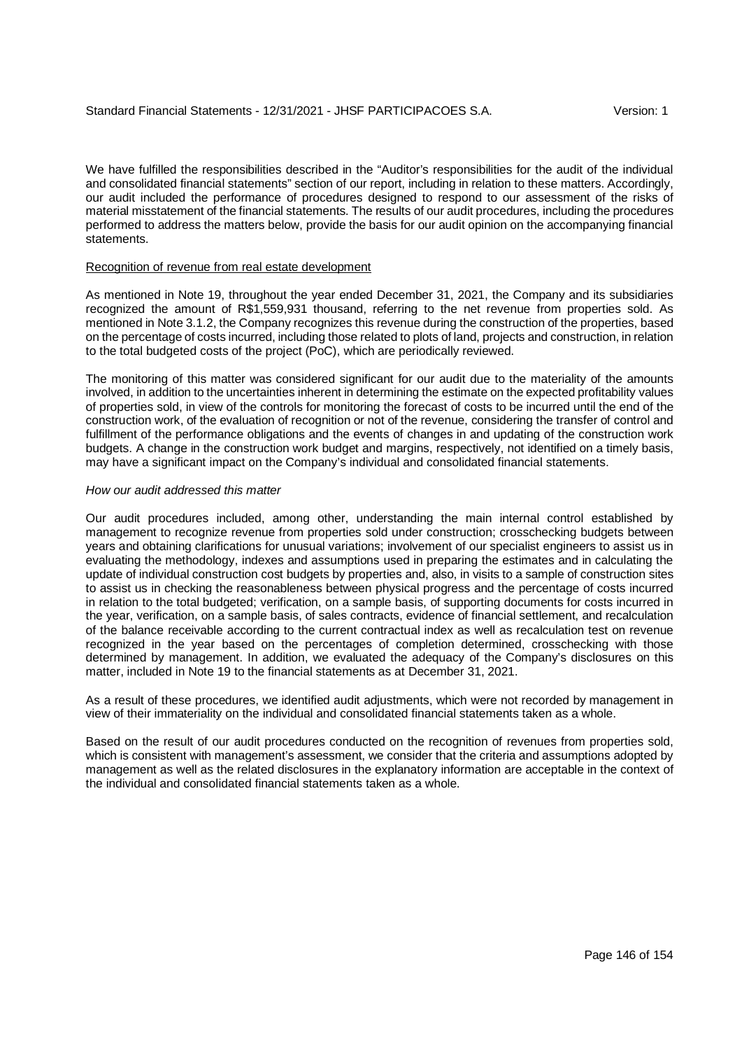We have fulfilled the responsibilities described in the "Auditor's responsibilities for the audit of the individual and consolidated financial statements" section of our report, including in relation to these matters. Accordingly, our audit included the performance of procedures designed to respond to our assessment of the risks of material misstatement of the financial statements. The results of our audit procedures, including the procedures performed to address the matters below, provide the basis for our audit opinion on the accompanying financial statements.

Recognition of revenue from real estate development

As mentioned in Note 19, throughout the year ended December 31, 2021, the Company and its subsidiaries recognized the amount of R$1,559,931 thousand, referring to the net revenue from properties sold. As mentioned in Note 3.1.2, the Company recognizes this revenue during the construction of the properties, based on the percentage of costs incurred, including those related to plots of land, projects and construction, in relation to the total budgeted costs of the project (PoC), which are periodically reviewed.

The monitoring of this matter was considered significant for our audit due to the materiality of the amounts involved, in addition to the uncertainties inherent in determining the estimate on the expected profitability values of properties sold, in view of the controls for monitoring the forecast of costs to be incurred until the end of the construction work, of the evaluation of recognition or not of the revenue, considering the transfer of control and fulfillment of the performance obligations and the events of changes in and updating of the construction work budgets. A change in the construction work budget and margins, respectively, not identified on a timely basis, may have a significant impact on the Company's individual and consolidated financial statements.

*How our audit addressed this matter*

Our audit procedures included, among other, understanding the main internal control established by management to recognize revenue from properties sold under construction; crosschecking budgets between years and obtaining clarifications for unusual variations; involvement of our specialist engineers to assist us in evaluating the methodology, indexes and assumptions used in preparing the estimates and in calculating the update of individual construction cost budgets by properties and, also, in visits to a sample of construction sites to assist us in checking the reasonableness between physical progress and the percentage of costs incurred in relation to the total budgeted; verification, on a sample basis, of supporting documents for costs incurred in the year, verification, on a sample basis, of sales contracts, evidence of financial settlement, and recalculation of the balance receivable according to the current contractual index as well as recalculation test on revenue recognized in the year based on the percentages of completion determined, crosschecking with those determined by management. In addition, we evaluated the adequacy of the Company's disclosures on this matter, included in Note 19 to the financial statements as at December 31, 2021.

As a result of these procedures, we identified audit adjustments, which were not recorded by management in view of their immateriality on the individual and consolidated financial statements taken as a whole.

Based on the result of our audit procedures conducted on the recognition of revenues from properties sold, which is consistent with management's assessment, we consider that the criteria and assumptions adopted by management as well as the related disclosures in the explanatory information are acceptable in the context of the individual and consolidated financial statements taken as a whole.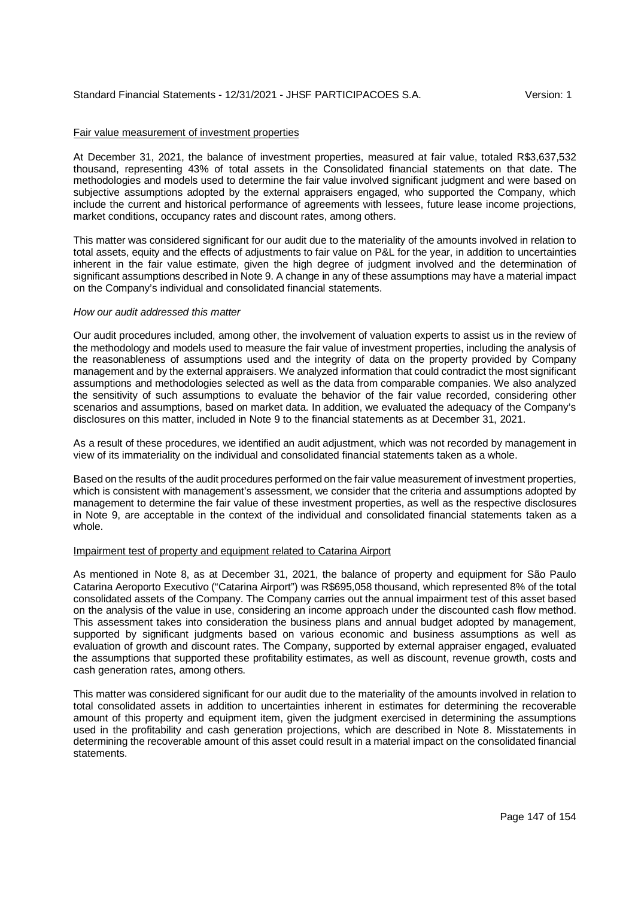Fair value measurement of investment properties

At December 31, 2021, the balance of investment properties, measured at fair value, totaled R$3,637,532 thousand, representing 43% of total assets in the Consolidated financial statements on that date. The methodologies and models used to determine the fair value involved significant judgment and were based on subjective assumptions adopted by the external appraisers engaged, who supported the Company, which include the current and historical performance of agreements with lessees, future lease income projections, market conditions, occupancy rates and discount rates, among others.

This matter was considered significant for our audit due to the materiality of the amounts involved in relation to total assets, equity and the effects of adjustments to fair value on P&L for the year, in addition to uncertainties inherent in the fair value estimate, given the high degree of judgment involved and the determination of significant assumptions described in Note 9. A change in any of these assumptions may have a material impact on the Company's individual and consolidated financial statements.

*How our audit addressed this matter*

Our audit procedures included, among other, the involvement of valuation experts to assist us in the review of the methodology and models used to measure the fair value of investment properties, including the analysis of the reasonableness of assumptions used and the integrity of data on the property provided by Company management and by the external appraisers. We analyzed information that could contradict the most significant assumptions and methodologies selected as well as the data from comparable companies. We also analyzed the sensitivity of such assumptions to evaluate the behavior of the fair value recorded, considering other scenarios and assumptions, based on market data. In addition, we evaluated the adequacy of the Company's disclosures on this matter, included in Note 9 to the financial statements as at December 31, 2021.

As a result of these procedures, we identified an audit adjustment, which was not recorded by management in view of its immateriality on the individual and consolidated financial statements taken as a whole.

Based on the results of the audit procedures performed on the fair value measurement of investment properties, which is consistent with management's assessment, we consider that the criteria and assumptions adopted by management to determine the fair value of these investment properties, as well as the respective disclosures in Note 9, are acceptable in the context of the individual and consolidated financial statements taken as a whole.

Impairment test of property and equipment related to Catarina Airport

As mentioned in Note 8, as at December 31, 2021, the balance of property and equipment for São Paulo Catarina Aeroporto Executivo ("Catarina Airport") was R$695,058 thousand, which represented 8% of the total consolidated assets of the Company. The Company carries out the annual impairment test of this asset based on the analysis of the value in use, considering an income approach under the discounted cash flow method. This assessment takes into consideration the business plans and annual budget adopted by management, supported by significant judgments based on various economic and business assumptions as well as evaluation of growth and discount rates. The Company, supported by external appraiser engaged, evaluated the assumptions that supported these profitability estimates, as well as discount, revenue growth, costs and cash generation rates, among others.

This matter was considered significant for our audit due to the materiality of the amounts involved in relation to total consolidated assets in addition to uncertainties inherent in estimates for determining the recoverable amount of this property and equipment item, given the judgment exercised in determining the assumptions used in the profitability and cash generation projections, which are described in Note 8. Misstatements in determining the recoverable amount of this asset could result in a material impact on the consolidated financial statements.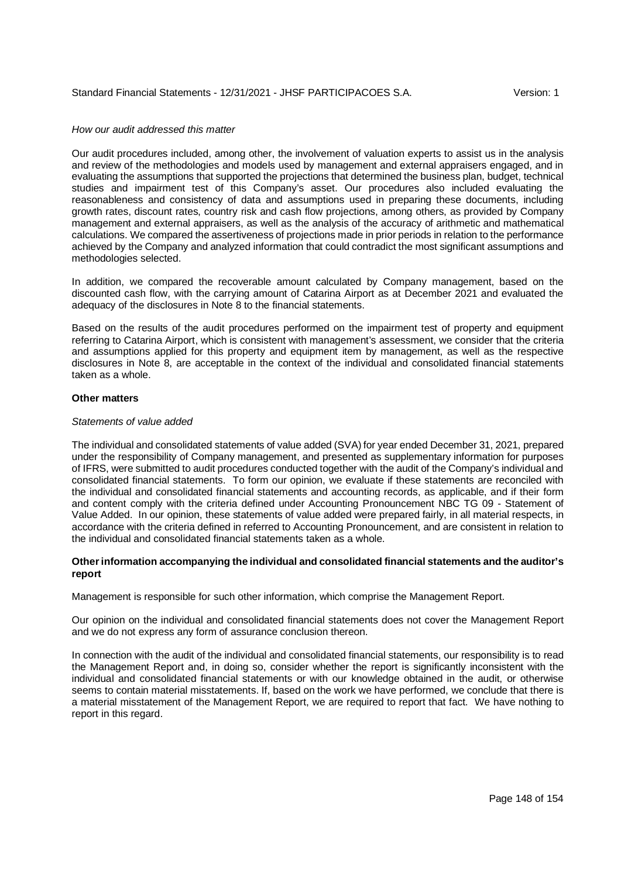*How our audit addressed this matter*

Our audit procedures included, among other, the involvement of valuation experts to assist us in the analysis and review of the methodologies and models used by management and external appraisers engaged, and in evaluating the assumptions that supported the projections that determined the business plan, budget, technical studies and impairment test of this Company's asset. Our procedures also included evaluating the reasonableness and consistency of data and assumptions used in preparing these documents, including growth rates, discount rates, country risk and cash flow projections, among others, as provided by Company management and external appraisers, as well as the analysis of the accuracy of arithmetic and mathematical calculations. We compared the assertiveness of projections made in prior periods in relation to the performance achieved by the Company and analyzed information that could contradict the most significant assumptions and methodologies selected.

In addition, we compared the recoverable amount calculated by Company management, based on the discounted cash flow, with the carrying amount of Catarina Airport as at December 2021 and evaluated the adequacy of the disclosures in Note 8 to the financial statements.

Based on the results of the audit procedures performed on the impairment test of property and equipment referring to Catarina Airport, which is consistent with management's assessment, we consider that the criteria and assumptions applied for this property and equipment item by management, as well as the respective disclosures in Note 8, are acceptable in the context of the individual and consolidated financial statements taken as a whole.

**Other matters**

*Statements of value added*

The individual and consolidated statements of value added (SVA) for year ended December 31, 2021, prepared under the responsibility of Company management, and presented as supplementary information for purposes of IFRS, were submitted to audit procedures conducted together with the audit of the Company's individual and consolidated financial statements. To form our opinion, we evaluate if these statements are reconciled with the individual and consolidated financial statements and accounting records, as applicable, and if their form and content comply with the criteria defined under Accounting Pronouncement NBC TG 09 - Statement of Value Added. In our opinion, these statements of value added were prepared fairly, in all material respects, in accordance with the criteria defined in referred to Accounting Pronouncement, and are consistent in relation to the individual and consolidated financial statements taken as a whole.

**Other information accompanying the individual and consolidated financial statements and the auditor's report**

Management is responsible for such other information, which comprise the Management Report.

Our opinion on the individual and consolidated financial statements does not cover the Management Report and we do not express any form of assurance conclusion thereon.

In connection with the audit of the individual and consolidated financial statements, our responsibility is to read the Management Report and, in doing so, consider whether the report is significantly inconsistent with the individual and consolidated financial statements or with our knowledge obtained in the audit, or otherwise seems to contain material misstatements. If, based on the work we have performed, we conclude that there is a material misstatement of the Management Report, we are required to report that fact. We have nothing to report in this regard.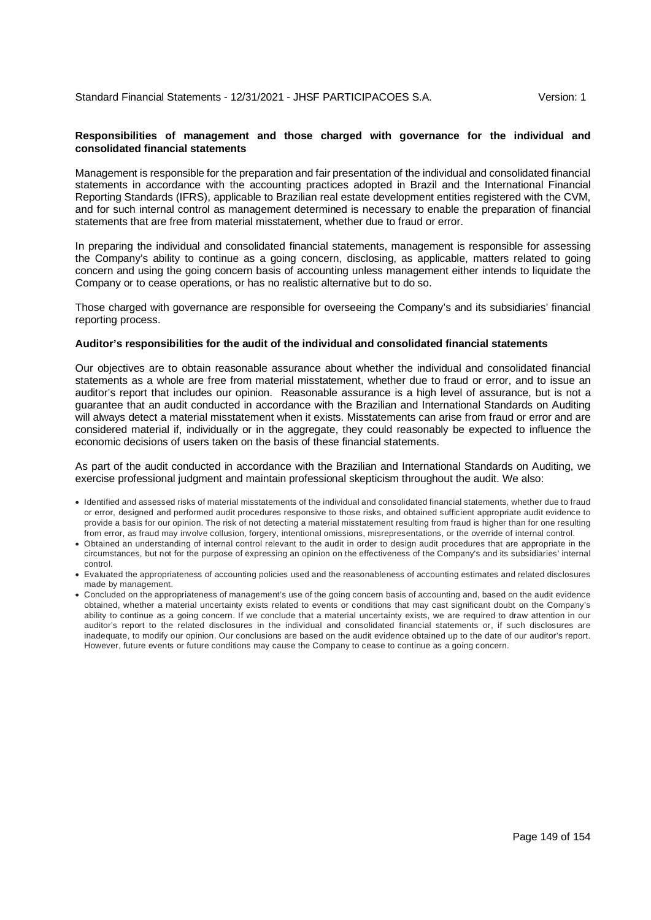**Responsibilities of management and those charged with governance for the individual and consolidated financial statements**

Management is responsible for the preparation and fair presentation of the individual and consolidated financial statements in accordance with the accounting practices adopted in Brazil and the International Financial Reporting Standards (IFRS), applicable to Brazilian real estate development entities registered with the CVM, and for such internal control as management determined is necessary to enable the preparation of financial statements that are free from material misstatement, whether due to fraud or error.

In preparing the individual and consolidated financial statements, management is responsible for assessing the Company's ability to continue as a going concern, disclosing, as applicable, matters related to going concern and using the going concern basis of accounting unless management either intends to liquidate the Company or to cease operations, or has no realistic alternative but to do so.

Those charged with governance are responsible for overseeing the Company's and its subsidiaries' financial reporting process.

**Auditor's responsibilities for the audit of the individual and consolidated financial statements**

Our objectives are to obtain reasonable assurance about whether the individual and consolidated financial statements as a whole are free from material misstatement, whether due to fraud or error, and to issue an auditor's report that includes our opinion. Reasonable assurance is a high level of assurance, but is not a guarantee that an audit conducted in accordance with the Brazilian and International Standards on Auditing will always detect a material misstatement when it exists. Misstatements can arise from fraud or error and are considered material if, individually or in the aggregate, they could reasonably be expected to influence the economic decisions of users taken on the basis of these financial statements.

As part of the audit conducted in accordance with the Brazilian and International Standards on Auditing, we exercise professional judgment and maintain professional skepticism throughout the audit. We also:

- Identified and assessed risks of material misstatements of the individual and consolidated financial statements, whether due to fraud or error, designed and performed audit procedures responsive to those risks, and obtained sufficient appropriate audit evidence to provide a basis for our opinion. The risk of not detecting a material misstatement resulting from fraud is higher than for one resulting from error, as fraud may involve collusion, forgery, intentional omissions, misrepresentations, or the override of internal control.
- Obtained an understanding of internal control relevant to the audit in order to design audit procedures that are appropriate in the circumstances, but not for the purpose of expressing an opinion on the effectiveness of the Company's and its subsidiaries' internal control.
- Evaluated the appropriateness of accounting policies used and the reasonableness of accounting estimates and related disclosures made by management.
- Concluded on the appropriateness of management's use of the going concern basis of accounting and, based on the audit evidence obtained, whether a material uncertainty exists related to events or conditions that may cast significant doubt on the Company's ability to continue as a going concern. If we conclude that a material uncertainty exists, we are required to draw attention in our auditor's report to the related disclosures in the individual and consolidated financial statements or, if such disclosures are inadequate, to modify our opinion. Our conclusions are based on the audit evidence obtained up to the date of our auditor's report. However, future events or future conditions may cause the Company to cease to continue as a going concern.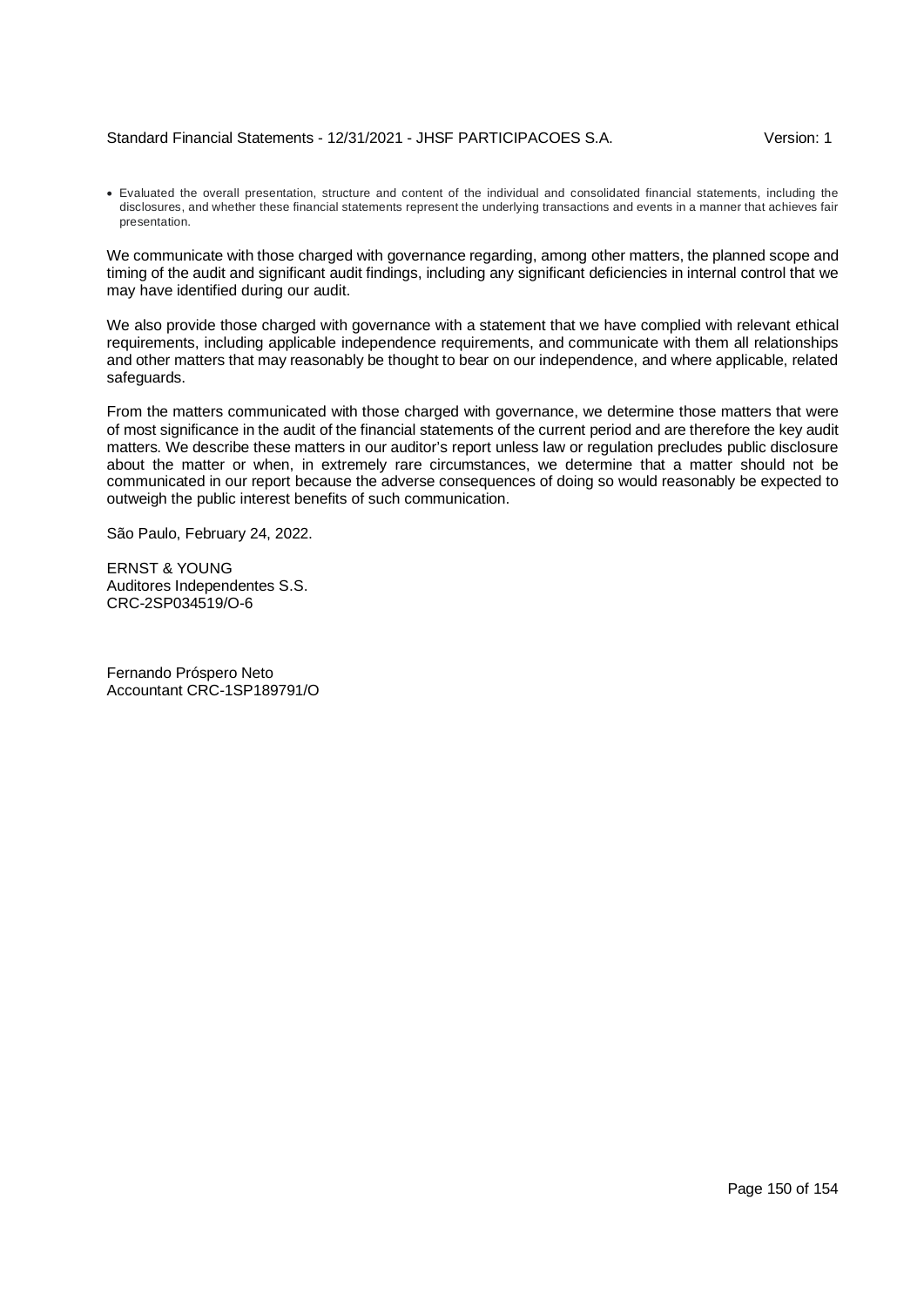- Evaluated the overall presentation, structure and content of the individual and consolidated financial statements, including the disclosures, and whether these financial statements represent the underlying transactions and events in a manner that achieves fair presentation.

We communicate with those charged with governance regarding, among other matters, the planned scope and timing of the audit and significant audit findings, including any significant deficiencies in internal control that we may have identified during our audit.

We also provide those charged with governance with a statement that we have complied with relevant ethical requirements, including applicable independence requirements, and communicate with them all relationships and other matters that may reasonably be thought to bear on our independence, and where applicable, related safeguards.

From the matters communicated with those charged with governance, we determine those matters that were of most significance in the audit of the financial statements of the current period and are therefore the key audit matters. We describe these matters in our auditor's report unless law or regulation precludes public disclosure about the matter or when, in extremely rare circumstances, we determine that a matter should not be communicated in our report because the adverse consequences of doing so would reasonably be expected to outweigh the public interest benefits of such communication.

São Paulo, February 24, 2022.

ERNST & YOUNG
Auditores Independentes S.S.
CRC-2SP034519/O-6

Fernando Próspero Neto
Accountant CRC-1SP189791/O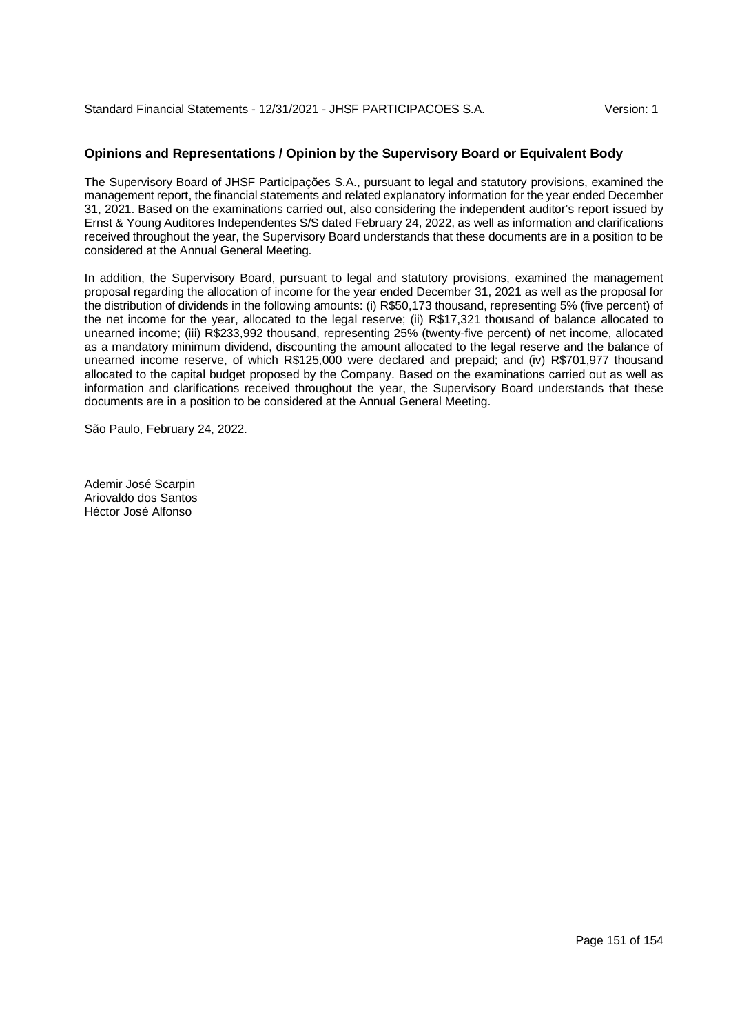## Opinions and Representations / Opinion by the Supervisory Board or Equivalent Body

The Supervisory Board of JHSF Participações S.A., pursuant to legal and statutory provisions, examined the management report, the financial statements and related explanatory information for the year ended December 31, 2021. Based on the examinations carried out, also considering the independent auditor's report issued by Ernst & Young Auditores Independentes S/S dated February 24, 2022, as well as information and clarifications received throughout the year, the Supervisory Board understands that these documents are in a position to be considered at the Annual General Meeting.

In addition, the Supervisory Board, pursuant to legal and statutory provisions, examined the management proposal regarding the allocation of income for the year ended December 31, 2021 as well as the proposal for the distribution of dividends in the following amounts: (i) R$50,173 thousand, representing 5% (five percent) of the net income for the year, allocated to the legal reserve; (ii) R$17,321 thousand of balance allocated to unearned income; (iii) R$233,992 thousand, representing 25% (twenty-five percent) of net income, allocated as a mandatory minimum dividend, discounting the amount allocated to the legal reserve and the balance of unearned income reserve, of which R$125,000 were declared and prepaid; and (iv) R$701,977 thousand allocated to the capital budget proposed by the Company. Based on the examinations carried out as well as information and clarifications received throughout the year, the Supervisory Board understands that these documents are in a position to be considered at the Annual General Meeting.

São Paulo, February 24, 2022.

Ademir José Scarpin
Ariovaldo dos Santos
Héctor José Alfonso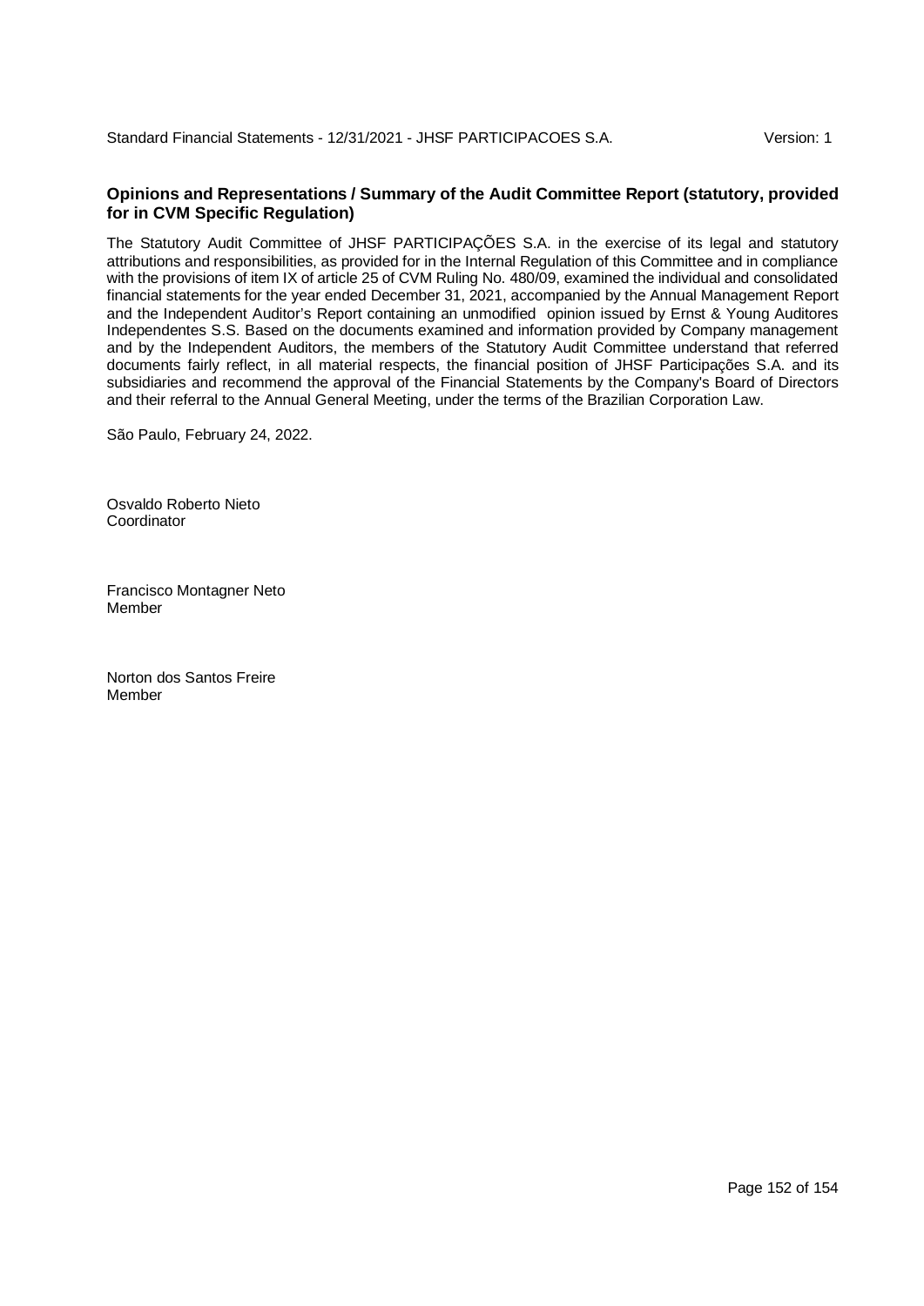## Opinions and Representations / Summary of the Audit Committee Report (statutory, provided for in CVM Specific Regulation)

The Statutory Audit Committee of JHSF PARTICIPAÇÕES S.A. in the exercise of its legal and statutory attributions and responsibilities, as provided for in the Internal Regulation of this Committee and in compliance with the provisions of item IX of article 25 of CVM Ruling No. 480/09, examined the individual and consolidated financial statements for the year ended December 31, 2021, accompanied by the Annual Management Report and the Independent Auditor's Report containing an unmodified opinion issued by Ernst & Young Auditores Independentes S.S. Based on the documents examined and information provided by Company management and by the Independent Auditors, the members of the Statutory Audit Committee understand that referred documents fairly reflect, in all material respects, the financial position of JHSF Participações S.A. and its subsidiaries and recommend the approval of the Financial Statements by the Company's Board of Directors and their referral to the Annual General Meeting, under the terms of the Brazilian Corporation Law.

São Paulo, February 24, 2022.

Osvaldo Roberto Nieto
Coordinator

Francisco Montagner Neto
Member

Norton dos Santos Freire
Member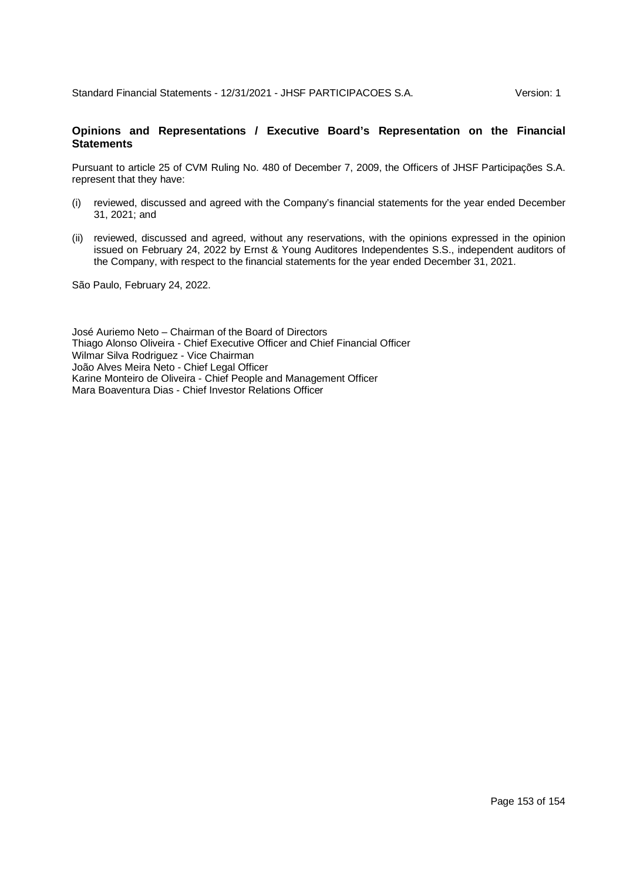## Opinions and Representations / Executive Board's Representation on the Financial Statements

Pursuant to article 25 of CVM Ruling No. 480 of December 7, 2009, the Officers of JHSF Participações S.A. represent that they have:

(i) reviewed, discussed and agreed with the Company's financial statements for the year ended December 31, 2021; and

(ii) reviewed, discussed and agreed, without any reservations, with the opinions expressed in the opinion issued on February 24, 2022 by Ernst & Young Auditores Independentes S.S., independent auditors of the Company, with respect to the financial statements for the year ended December 31, 2021.

São Paulo, February 24, 2022.

José Auriemo Neto – Chairman of the Board of Directors
Thiago Alonso Oliveira - Chief Executive Officer and Chief Financial Officer
Wilmar Silva Rodriguez - Vice Chairman
João Alves Meira Neto - Chief Legal Officer
Karine Monteiro de Oliveira - Chief People and Management Officer
Mara Boaventura Dias - Chief Investor Relations Officer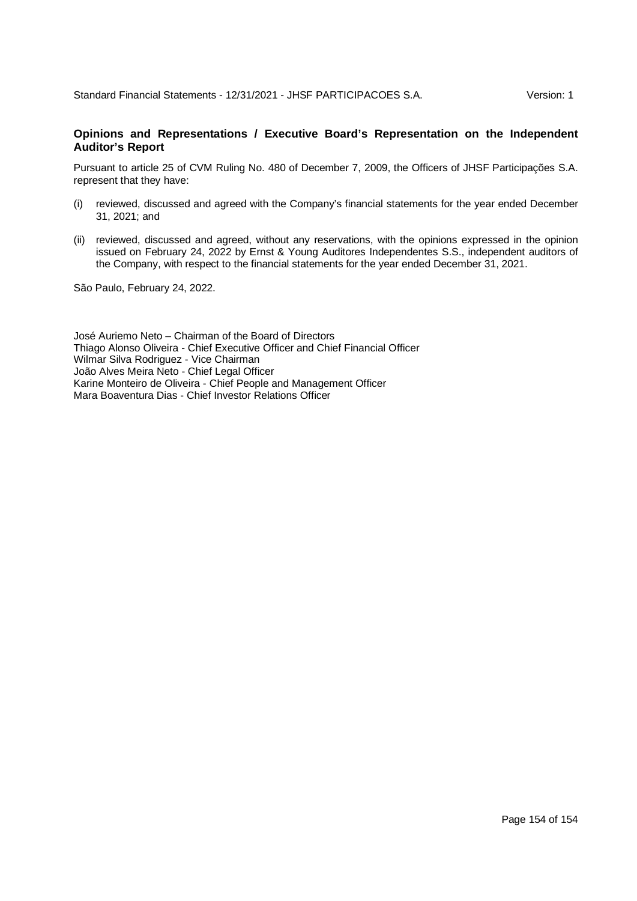## Opinions and Representations / Executive Board's Representation on the Independent Auditor's Report

Pursuant to article 25 of CVM Ruling No. 480 of December 7, 2009, the Officers of JHSF Participações S.A. represent that they have:

(i) reviewed, discussed and agreed with the Company's financial statements for the year ended December 31, 2021; and

(ii) reviewed, discussed and agreed, without any reservations, with the opinions expressed in the opinion issued on February 24, 2022 by Ernst & Young Auditores Independentes S.S., independent auditors of the Company, with respect to the financial statements for the year ended December 31, 2021.

São Paulo, February 24, 2022.

José Auriemo Neto – Chairman of the Board of Directors
Thiago Alonso Oliveira - Chief Executive Officer and Chief Financial Officer
Wilmar Silva Rodriguez - Vice Chairman
João Alves Meira Neto - Chief Legal Officer
Karine Monteiro de Oliveira - Chief People and Management Officer
Mara Boaventura Dias - Chief Investor Relations Officer